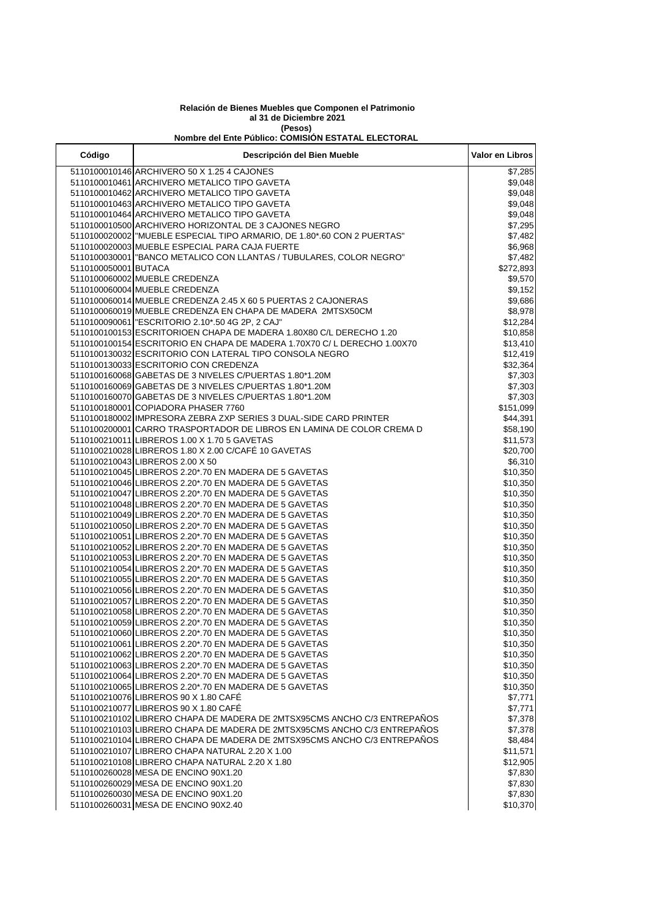**Relación de Bienes Muebles que Componen el Patrimonio**
**al 31 de Diciembre 2021**
**(Pesos)**
**Nombre del Ente Público: COMISIÓN ESTATAL ELECTORAL**

| Código | Descripción del Bien Mueble | Valor en Libros |
|---|---|---|
| 5110100010146 | ARCHIVERO 50 X 1.25 4 CAJONES | $7,285 |
| 5110100010461 | ARCHIVERO METALICO TIPO GAVETA | $9,048 |
| 5110100010462 | ARCHIVERO METALICO TIPO GAVETA | $9,048 |
| 5110100010463 | ARCHIVERO METALICO TIPO GAVETA | $9,048 |
| 5110100010464 | ARCHIVERO METALICO TIPO GAVETA | $9,048 |
| 5110100010500 | ARCHIVERO HORIZONTAL DE 3 CAJONES NEGRO | $7,295 |
| 5110100020002 | "MUEBLE ESPECIAL TIPO ARMARIO, DE 1.80*.60 CON 2 PUERTAS" | $7,482 |
| 5110100020003 | MUEBLE ESPECIAL PARA CAJA FUERTE | $6,968 |
| 5110100030001 | "BANCO METALICO CON LLANTAS / TUBULARES, COLOR NEGRO" | $7,482 |
| 5110100050001 | BUTACA | $272,893 |
| 5110100060002 | MUEBLE CREDENZA | $9,570 |
| 5110100060004 | MUEBLE CREDENZA | $9,152 |
| 5110100060014 | MUEBLE CREDENZA 2.45 X 60 5 PUERTAS 2 CAJONERAS | $9,686 |
| 5110100060019 | MUEBLE CREDENZA EN CHAPA DE MADERA 2MTSX50CM | $8,978 |
| 5110100090061 | "ESCRITORIO 2.10*.50 4G 2P, 2 CAJ" | $12,284 |
| 5110100100153 | ESCRITORIOEN CHAPA DE MADERA 1.80X80 C/L DERECHO 1.20 | $10,858 |
| 5110100100154 | ESCRITORIO EN CHAPA DE MADERA 1.70X70 C/ L DERECHO 1.00X70 | $13,410 |
| 5110100130032 | ESCRITORIO CON LATERAL TIPO CONSOLA NEGRO | $12,419 |
| 5110100130033 | ESCRITORIO CON CREDENZA | $32,364 |
| 5110100160068 | GABETAS DE 3 NIVELES C/PUERTAS 1.80*1.20M | $7,303 |
| 5110100160069 | GABETAS DE 3 NIVELES C/PUERTAS 1.80*1.20M | $7,303 |
| 5110100160070 | GABETAS DE 3 NIVELES C/PUERTAS 1.80*1.20M | $7,303 |
| 5110100180001 | COPIADORA PHASER 7760 | $151,099 |
| 5110100180002 | IMPRESORA ZEBRA ZXP SERIES 3 DUAL-SIDE CARD PRINTER | $44,391 |
| 5110100200001 | CARRO TRASPORTADOR DE LIBROS EN LAMINA DE COLOR CREMA D | $58,190 |
| 5110100210011 | LIBREROS 1.00 X 1.70 5 GAVETAS | $11,573 |
| 5110100210028 | LIBREROS 1.80 X 2.00 C/CAFÉ 10 GAVETAS | $20,700 |
| 5110100210043 | LIBREROS 2.00 X 50 | $6,310 |
| 5110100210045 | LIBREROS 2.20*.70 EN MADERA DE 5 GAVETAS | $10,350 |
| 5110100210046 | LIBREROS 2.20*.70 EN MADERA DE 5 GAVETAS | $10,350 |
| 5110100210047 | LIBREROS 2.20*.70 EN MADERA DE 5 GAVETAS | $10,350 |
| 5110100210048 | LIBREROS 2.20*.70 EN MADERA DE 5 GAVETAS | $10,350 |
| 5110100210049 | LIBREROS 2.20*.70 EN MADERA DE 5 GAVETAS | $10,350 |
| 5110100210050 | LIBREROS 2.20*.70 EN MADERA DE 5 GAVETAS | $10,350 |
| 5110100210051 | LIBREROS 2.20*.70 EN MADERA DE 5 GAVETAS | $10,350 |
| 5110100210052 | LIBREROS 2.20*.70 EN MADERA DE 5 GAVETAS | $10,350 |
| 5110100210053 | LIBREROS 2.20*.70 EN MADERA DE 5 GAVETAS | $10,350 |
| 5110100210054 | LIBREROS 2.20*.70 EN MADERA DE 5 GAVETAS | $10,350 |
| 5110100210055 | LIBREROS 2.20*.70 EN MADERA DE 5 GAVETAS | $10,350 |
| 5110100210056 | LIBREROS 2.20*.70 EN MADERA DE 5 GAVETAS | $10,350 |
| 5110100210057 | LIBREROS 2.20*.70 EN MADERA DE 5 GAVETAS | $10,350 |
| 5110100210058 | LIBREROS 2.20*.70 EN MADERA DE 5 GAVETAS | $10,350 |
| 5110100210059 | LIBREROS 2.20*.70 EN MADERA DE 5 GAVETAS | $10,350 |
| 5110100210060 | LIBREROS 2.20*.70 EN MADERA DE 5 GAVETAS | $10,350 |
| 5110100210061 | LIBREROS 2.20*.70 EN MADERA DE 5 GAVETAS | $10,350 |
| 5110100210062 | LIBREROS 2.20*.70 EN MADERA DE 5 GAVETAS | $10,350 |
| 5110100210063 | LIBREROS 2.20*.70 EN MADERA DE 5 GAVETAS | $10,350 |
| 5110100210064 | LIBREROS 2.20*.70 EN MADERA DE 5 GAVETAS | $10,350 |
| 5110100210065 | LIBREROS 2.20*.70 EN MADERA DE 5 GAVETAS | $10,350 |
| 5110100210076 | LIBREROS 90 X 1.80 CAFÉ | $7,771 |
| 5110100210077 | LIBREROS 90 X 1.80 CAFÉ | $7,771 |
| 5110100210102 | LIBRERO CHAPA DE MADERA DE 2MTSX95CMS ANCHO C/3 ENTREPAÑOS | $7,378 |
| 5110100210103 | LIBRERO CHAPA DE MADERA DE 2MTSX95CMS ANCHO C/3 ENTREPAÑOS | $7,378 |
| 5110100210104 | LIBRERO CHAPA DE MADERA DE 2MTSX95CMS ANCHO C/3 ENTREPAÑOS | $8,484 |
| 5110100210107 | LIBRERO CHAPA NATURAL 2.20 X 1.00 | $11,571 |
| 5110100210108 | LIBRERO CHAPA NATURAL 2.20 X 1.80 | $12,905 |
| 5110100260028 | MESA DE ENCINO 90X1.20 | $7,830 |
| 5110100260029 | MESA DE ENCINO 90X1.20 | $7,830 |
| 5110100260030 | MESA DE ENCINO 90X1.20 | $7,830 |
| 5110100260031 | MESA DE ENCINO 90X2.40 | $10,370 |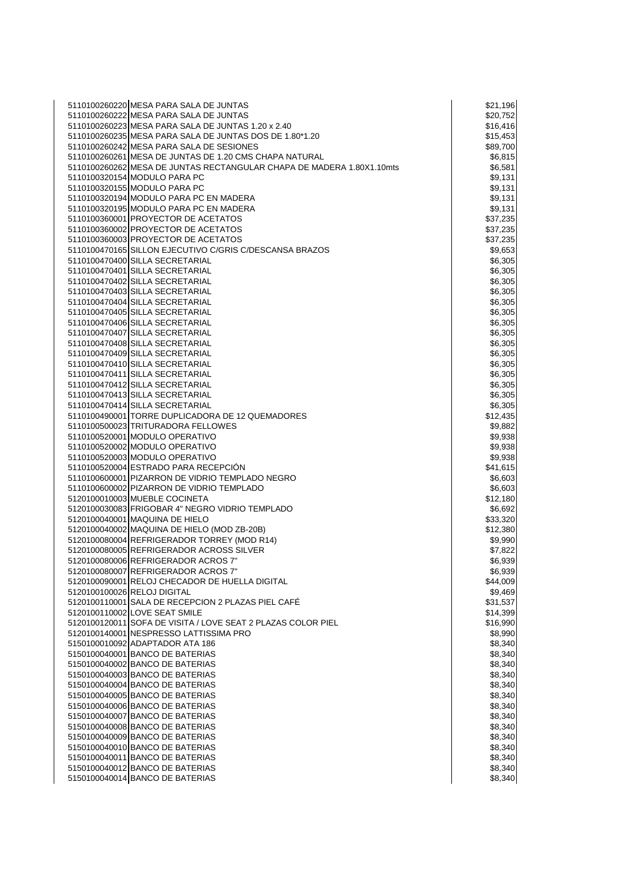| | | | |
|---|---|---|---|
| 5110100260220 | MESA PARA SALA DE JUNTAS | | $21,196 |
| 5110100260222 | MESA PARA SALA DE JUNTAS | | $20,752 |
| 5110100260223 | MESA PARA SALA DE JUNTAS 1.20 x 2.40 | | $16,416 |
| 5110100260235 | MESA PARA SALA DE JUNTAS DOS DE 1.80*1.20 | | $15,453 |
| 5110100260242 | MESA PARA SALA DE SESIONES | | $89,700 |
| 5110100260261 | MESA DE JUNTAS DE 1.20 CMS CHAPA NATURAL | | $6,815 |
| 5110100260262 | MESA DE JUNTAS RECTANGULAR CHAPA DE MADERA 1.80X1.10mts | | $6,581 |
| 5110100320154 | MODULO PARA PC | | $9,131 |
| 5110100320155 | MODULO PARA PC | | $9,131 |
| 5110100320194 | MODULO PARA PC EN MADERA | | $9,131 |
| 5110100320195 | MODULO PARA PC EN MADERA | | $9,131 |
| 5110100360001 | PROYECTOR DE ACETATOS | | $37,235 |
| 5110100360002 | PROYECTOR DE ACETATOS | | $37,235 |
| 5110100360003 | PROYECTOR DE ACETATOS | | $37,235 |
| 5110100470165 | SILLON EJECUTIVO C/GRIS C/DESCANSA BRAZOS | | $9,653 |
| 5110100470400 | SILLA SECRETARIAL | | $6,305 |
| 5110100470401 | SILLA SECRETARIAL | | $6,305 |
| 5110100470402 | SILLA SECRETARIAL | | $6,305 |
| 5110100470403 | SILLA SECRETARIAL | | $6,305 |
| 5110100470404 | SILLA SECRETARIAL | | $6,305 |
| 5110100470405 | SILLA SECRETARIAL | | $6,305 |
| 5110100470406 | SILLA SECRETARIAL | | $6,305 |
| 5110100470407 | SILLA SECRETARIAL | | $6,305 |
| 5110100470408 | SILLA SECRETARIAL | | $6,305 |
| 5110100470409 | SILLA SECRETARIAL | | $6,305 |
| 5110100470410 | SILLA SECRETARIAL | | $6,305 |
| 5110100470411 | SILLA SECRETARIAL | | $6,305 |
| 5110100470412 | SILLA SECRETARIAL | | $6,305 |
| 5110100470413 | SILLA SECRETARIAL | | $6,305 |
| 5110100470414 | SILLA SECRETARIAL | | $6,305 |
| 5110100490001 | TORRE DUPLICADORA DE 12 QUEMADORES | | $12,435 |
| 5110100500023 | TRITURADORA FELLOWES | | $9,882 |
| 5110100520001 | MODULO OPERATIVO | | $9,938 |
| 5110100520002 | MODULO OPERATIVO | | $9,938 |
| 5110100520003 | MODULO OPERATIVO | | $9,938 |
| 5110100520004 | ESTRADO PARA RECEPCIÓN | | $41,615 |
| 5110100600001 | PIZARRON DE VIDRIO TEMPLADO NEGRO | | $6,603 |
| 5110100600002 | PIZARRON DE VIDRIO TEMPLADO | | $6,603 |
| 5120100010003 | MUEBLE COCINETA | | $12,180 |
| 5120100030083 | FRIGOBAR 4" NEGRO VIDRIO TEMPLADO | | $6,692 |
| 5120100040001 | MAQUINA DE HIELO | | $33,320 |
| 5120100040002 | MAQUINA DE HIELO (MOD ZB-20B) | | $12,380 |
| 5120100080004 | REFRIGERADOR TORREY (MOD R14) | | $9,990 |
| 5120100080005 | REFRIGERADOR ACROSS SILVER | | $7,822 |
| 5120100080006 | REFRIGERADOR ACROS 7" | | $6,939 |
| 5120100080007 | REFRIGERADOR ACROS 7" | | $6,939 |
| 5120100090001 | RELOJ CHECADOR DE HUELLA DIGITAL | | $44,009 |
| 5120100100026 | RELOJ DIGITAL | | $9,469 |
| 5120100110001 | SALA DE RECEPCION 2 PLAZAS PIEL CAFÉ | | $31,537 |
| 5120100110002 | LOVE SEAT SMILE | | $14,399 |
| 5120100120011 | SOFA DE VISITA / LOVE SEAT 2 PLAZAS COLOR PIEL | | $16,990 |
| 5120100140001 | NESPRESSO LATTISSIMA PRO | | $8,990 |
| 5150100010092 | ADAPTADOR ATA 186 | | $8,340 |
| 5150100040001 | BANCO DE BATERIAS | | $8,340 |
| 5150100040002 | BANCO DE BATERIAS | | $8,340 |
| 5150100040003 | BANCO DE BATERIAS | | $8,340 |
| 5150100040004 | BANCO DE BATERIAS | | $8,340 |
| 5150100040005 | BANCO DE BATERIAS | | $8,340 |
| 5150100040006 | BANCO DE BATERIAS | | $8,340 |
| 5150100040007 | BANCO DE BATERIAS | | $8,340 |
| 5150100040008 | BANCO DE BATERIAS | | $8,340 |
| 5150100040009 | BANCO DE BATERIAS | | $8,340 |
| 5150100040010 | BANCO DE BATERIAS | | $8,340 |
| 5150100040011 | BANCO DE BATERIAS | | $8,340 |
| 5150100040012 | BANCO DE BATERIAS | | $8,340 |
| 5150100040014 | BANCO DE BATERIAS | | $8,340 |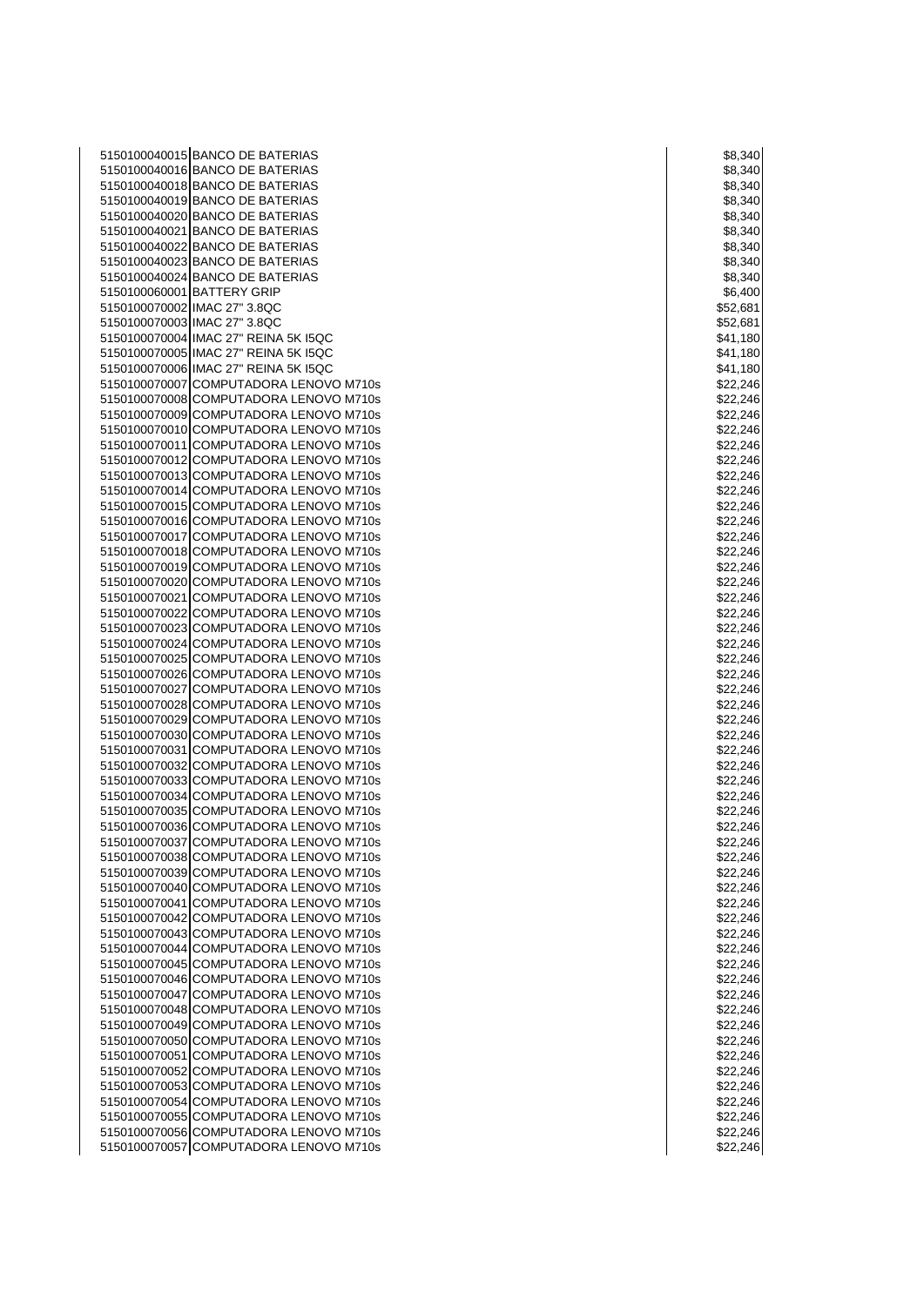| | | |
|---|---|---|
| 5150100040015 | BANCO DE BATERIAS | $8,340 |
| 5150100040016 | BANCO DE BATERIAS | $8,340 |
| 5150100040018 | BANCO DE BATERIAS | $8,340 |
| 5150100040019 | BANCO DE BATERIAS | $8,340 |
| 5150100040020 | BANCO DE BATERIAS | $8,340 |
| 5150100040021 | BANCO DE BATERIAS | $8,340 |
| 5150100040022 | BANCO DE BATERIAS | $8,340 |
| 5150100040023 | BANCO DE BATERIAS | $8,340 |
| 5150100040024 | BANCO DE BATERIAS | $8,340 |
| 5150100060001 | BATTERY GRIP | $6,400 |
| 5150100070002 | IMAC 27" 3.8QC | $52,681 |
| 5150100070003 | IMAC 27" 3.8QC | $52,681 |
| 5150100070004 | IMAC 27" REINA 5K I5QC | $41,180 |
| 5150100070005 | IMAC 27" REINA 5K I5QC | $41,180 |
| 5150100070006 | IMAC 27" REINA 5K I5QC | $41,180 |
| 5150100070007 | COMPUTADORA LENOVO M710s | $22,246 |
| 5150100070008 | COMPUTADORA LENOVO M710s | $22,246 |
| 5150100070009 | COMPUTADORA LENOVO M710s | $22,246 |
| 5150100070010 | COMPUTADORA LENOVO M710s | $22,246 |
| 5150100070011 | COMPUTADORA LENOVO M710s | $22,246 |
| 5150100070012 | COMPUTADORA LENOVO M710s | $22,246 |
| 5150100070013 | COMPUTADORA LENOVO M710s | $22,246 |
| 5150100070014 | COMPUTADORA LENOVO M710s | $22,246 |
| 5150100070015 | COMPUTADORA LENOVO M710s | $22,246 |
| 5150100070016 | COMPUTADORA LENOVO M710s | $22,246 |
| 5150100070017 | COMPUTADORA LENOVO M710s | $22,246 |
| 5150100070018 | COMPUTADORA LENOVO M710s | $22,246 |
| 5150100070019 | COMPUTADORA LENOVO M710s | $22,246 |
| 5150100070020 | COMPUTADORA LENOVO M710s | $22,246 |
| 5150100070021 | COMPUTADORA LENOVO M710s | $22,246 |
| 5150100070022 | COMPUTADORA LENOVO M710s | $22,246 |
| 5150100070023 | COMPUTADORA LENOVO M710s | $22,246 |
| 5150100070024 | COMPUTADORA LENOVO M710s | $22,246 |
| 5150100070025 | COMPUTADORA LENOVO M710s | $22,246 |
| 5150100070026 | COMPUTADORA LENOVO M710s | $22,246 |
| 5150100070027 | COMPUTADORA LENOVO M710s | $22,246 |
| 5150100070028 | COMPUTADORA LENOVO M710s | $22,246 |
| 5150100070029 | COMPUTADORA LENOVO M710s | $22,246 |
| 5150100070030 | COMPUTADORA LENOVO M710s | $22,246 |
| 5150100070031 | COMPUTADORA LENOVO M710s | $22,246 |
| 5150100070032 | COMPUTADORA LENOVO M710s | $22,246 |
| 5150100070033 | COMPUTADORA LENOVO M710s | $22,246 |
| 5150100070034 | COMPUTADORA LENOVO M710s | $22,246 |
| 5150100070035 | COMPUTADORA LENOVO M710s | $22,246 |
| 5150100070036 | COMPUTADORA LENOVO M710s | $22,246 |
| 5150100070037 | COMPUTADORA LENOVO M710s | $22,246 |
| 5150100070038 | COMPUTADORA LENOVO M710s | $22,246 |
| 5150100070039 | COMPUTADORA LENOVO M710s | $22,246 |
| 5150100070040 | COMPUTADORA LENOVO M710s | $22,246 |
| 5150100070041 | COMPUTADORA LENOVO M710s | $22,246 |
| 5150100070042 | COMPUTADORA LENOVO M710s | $22,246 |
| 5150100070043 | COMPUTADORA LENOVO M710s | $22,246 |
| 5150100070044 | COMPUTADORA LENOVO M710s | $22,246 |
| 5150100070045 | COMPUTADORA LENOVO M710s | $22,246 |
| 5150100070046 | COMPUTADORA LENOVO M710s | $22,246 |
| 5150100070047 | COMPUTADORA LENOVO M710s | $22,246 |
| 5150100070048 | COMPUTADORA LENOVO M710s | $22,246 |
| 5150100070049 | COMPUTADORA LENOVO M710s | $22,246 |
| 5150100070050 | COMPUTADORA LENOVO M710s | $22,246 |
| 5150100070051 | COMPUTADORA LENOVO M710s | $22,246 |
| 5150100070052 | COMPUTADORA LENOVO M710s | $22,246 |
| 5150100070053 | COMPUTADORA LENOVO M710s | $22,246 |
| 5150100070054 | COMPUTADORA LENOVO M710s | $22,246 |
| 5150100070055 | COMPUTADORA LENOVO M710s | $22,246 |
| 5150100070056 | COMPUTADORA LENOVO M710s | $22,246 |
| 5150100070057 | COMPUTADORA LENOVO M710s | $22,246 |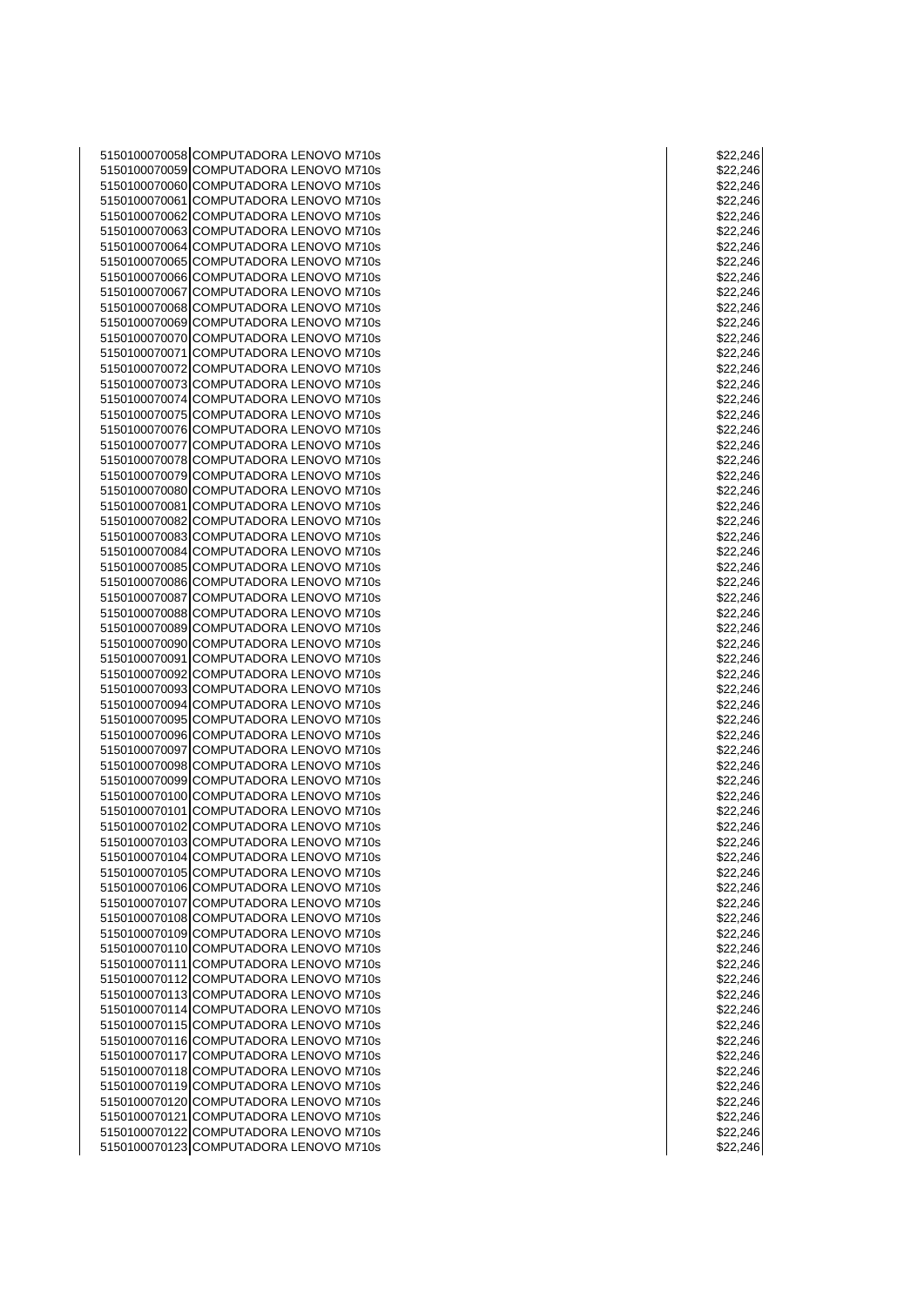| | | | |
|---|---|---|---|
| 5150100070058 | COMPUTADORA LENOVO M710s | | $22,246 |
| 5150100070059 | COMPUTADORA LENOVO M710s | | $22,246 |
| 5150100070060 | COMPUTADORA LENOVO M710s | | $22,246 |
| 5150100070061 | COMPUTADORA LENOVO M710s | | $22,246 |
| 5150100070062 | COMPUTADORA LENOVO M710s | | $22,246 |
| 5150100070063 | COMPUTADORA LENOVO M710s | | $22,246 |
| 5150100070064 | COMPUTADORA LENOVO M710s | | $22,246 |
| 5150100070065 | COMPUTADORA LENOVO M710s | | $22,246 |
| 5150100070066 | COMPUTADORA LENOVO M710s | | $22,246 |
| 5150100070067 | COMPUTADORA LENOVO M710s | | $22,246 |
| 5150100070068 | COMPUTADORA LENOVO M710s | | $22,246 |
| 5150100070069 | COMPUTADORA LENOVO M710s | | $22,246 |
| 5150100070070 | COMPUTADORA LENOVO M710s | | $22,246 |
| 5150100070071 | COMPUTADORA LENOVO M710s | | $22,246 |
| 5150100070072 | COMPUTADORA LENOVO M710s | | $22,246 |
| 5150100070073 | COMPUTADORA LENOVO M710s | | $22,246 |
| 5150100070074 | COMPUTADORA LENOVO M710s | | $22,246 |
| 5150100070075 | COMPUTADORA LENOVO M710s | | $22,246 |
| 5150100070076 | COMPUTADORA LENOVO M710s | | $22,246 |
| 5150100070077 | COMPUTADORA LENOVO M710s | | $22,246 |
| 5150100070078 | COMPUTADORA LENOVO M710s | | $22,246 |
| 5150100070079 | COMPUTADORA LENOVO M710s | | $22,246 |
| 5150100070080 | COMPUTADORA LENOVO M710s | | $22,246 |
| 5150100070081 | COMPUTADORA LENOVO M710s | | $22,246 |
| 5150100070082 | COMPUTADORA LENOVO M710s | | $22,246 |
| 5150100070083 | COMPUTADORA LENOVO M710s | | $22,246 |
| 5150100070084 | COMPUTADORA LENOVO M710s | | $22,246 |
| 5150100070085 | COMPUTADORA LENOVO M710s | | $22,246 |
| 5150100070086 | COMPUTADORA LENOVO M710s | | $22,246 |
| 5150100070087 | COMPUTADORA LENOVO M710s | | $22,246 |
| 5150100070088 | COMPUTADORA LENOVO M710s | | $22,246 |
| 5150100070089 | COMPUTADORA LENOVO M710s | | $22,246 |
| 5150100070090 | COMPUTADORA LENOVO M710s | | $22,246 |
| 5150100070091 | COMPUTADORA LENOVO M710s | | $22,246 |
| 5150100070092 | COMPUTADORA LENOVO M710s | | $22,246 |
| 5150100070093 | COMPUTADORA LENOVO M710s | | $22,246 |
| 5150100070094 | COMPUTADORA LENOVO M710s | | $22,246 |
| 5150100070095 | COMPUTADORA LENOVO M710s | | $22,246 |
| 5150100070096 | COMPUTADORA LENOVO M710s | | $22,246 |
| 5150100070097 | COMPUTADORA LENOVO M710s | | $22,246 |
| 5150100070098 | COMPUTADORA LENOVO M710s | | $22,246 |
| 5150100070099 | COMPUTADORA LENOVO M710s | | $22,246 |
| 5150100070100 | COMPUTADORA LENOVO M710s | | $22,246 |
| 5150100070101 | COMPUTADORA LENOVO M710s | | $22,246 |
| 5150100070102 | COMPUTADORA LENOVO M710s | | $22,246 |
| 5150100070103 | COMPUTADORA LENOVO M710s | | $22,246 |
| 5150100070104 | COMPUTADORA LENOVO M710s | | $22,246 |
| 5150100070105 | COMPUTADORA LENOVO M710s | | $22,246 |
| 5150100070106 | COMPUTADORA LENOVO M710s | | $22,246 |
| 5150100070107 | COMPUTADORA LENOVO M710s | | $22,246 |
| 5150100070108 | COMPUTADORA LENOVO M710s | | $22,246 |
| 5150100070109 | COMPUTADORA LENOVO M710s | | $22,246 |
| 5150100070110 | COMPUTADORA LENOVO M710s | | $22,246 |
| 5150100070111 | COMPUTADORA LENOVO M710s | | $22,246 |
| 5150100070112 | COMPUTADORA LENOVO M710s | | $22,246 |
| 5150100070113 | COMPUTADORA LENOVO M710s | | $22,246 |
| 5150100070114 | COMPUTADORA LENOVO M710s | | $22,246 |
| 5150100070115 | COMPUTADORA LENOVO M710s | | $22,246 |
| 5150100070116 | COMPUTADORA LENOVO M710s | | $22,246 |
| 5150100070117 | COMPUTADORA LENOVO M710s | | $22,246 |
| 5150100070118 | COMPUTADORA LENOVO M710s | | $22,246 |
| 5150100070119 | COMPUTADORA LENOVO M710s | | $22,246 |
| 5150100070120 | COMPUTADORA LENOVO M710s | | $22,246 |
| 5150100070121 | COMPUTADORA LENOVO M710s | | $22,246 |
| 5150100070122 | COMPUTADORA LENOVO M710s | | $22,246 |
| 5150100070123 | COMPUTADORA LENOVO M710s | | $22,246 |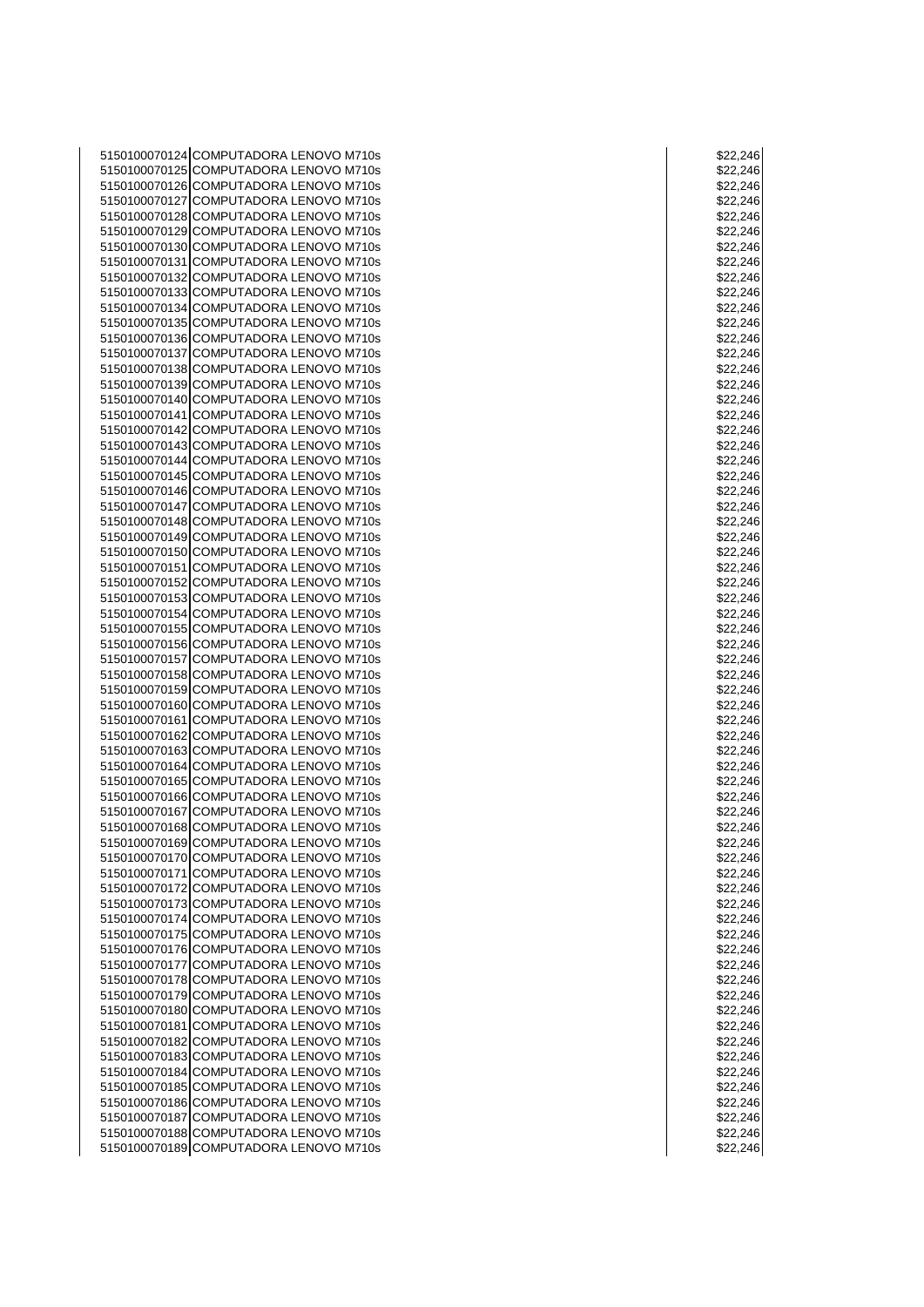| | | |
|---|---|---|
| 5150100070124 | COMPUTADORA LENOVO M710s | $22,246 |
| 5150100070125 | COMPUTADORA LENOVO M710s | $22,246 |
| 5150100070126 | COMPUTADORA LENOVO M710s | $22,246 |
| 5150100070127 | COMPUTADORA LENOVO M710s | $22,246 |
| 5150100070128 | COMPUTADORA LENOVO M710s | $22,246 |
| 5150100070129 | COMPUTADORA LENOVO M710s | $22,246 |
| 5150100070130 | COMPUTADORA LENOVO M710s | $22,246 |
| 5150100070131 | COMPUTADORA LENOVO M710s | $22,246 |
| 5150100070132 | COMPUTADORA LENOVO M710s | $22,246 |
| 5150100070133 | COMPUTADORA LENOVO M710s | $22,246 |
| 5150100070134 | COMPUTADORA LENOVO M710s | $22,246 |
| 5150100070135 | COMPUTADORA LENOVO M710s | $22,246 |
| 5150100070136 | COMPUTADORA LENOVO M710s | $22,246 |
| 5150100070137 | COMPUTADORA LENOVO M710s | $22,246 |
| 5150100070138 | COMPUTADORA LENOVO M710s | $22,246 |
| 5150100070139 | COMPUTADORA LENOVO M710s | $22,246 |
| 5150100070140 | COMPUTADORA LENOVO M710s | $22,246 |
| 5150100070141 | COMPUTADORA LENOVO M710s | $22,246 |
| 5150100070142 | COMPUTADORA LENOVO M710s | $22,246 |
| 5150100070143 | COMPUTADORA LENOVO M710s | $22,246 |
| 5150100070144 | COMPUTADORA LENOVO M710s | $22,246 |
| 5150100070145 | COMPUTADORA LENOVO M710s | $22,246 |
| 5150100070146 | COMPUTADORA LENOVO M710s | $22,246 |
| 5150100070147 | COMPUTADORA LENOVO M710s | $22,246 |
| 5150100070148 | COMPUTADORA LENOVO M710s | $22,246 |
| 5150100070149 | COMPUTADORA LENOVO M710s | $22,246 |
| 5150100070150 | COMPUTADORA LENOVO M710s | $22,246 |
| 5150100070151 | COMPUTADORA LENOVO M710s | $22,246 |
| 5150100070152 | COMPUTADORA LENOVO M710s | $22,246 |
| 5150100070153 | COMPUTADORA LENOVO M710s | $22,246 |
| 5150100070154 | COMPUTADORA LENOVO M710s | $22,246 |
| 5150100070155 | COMPUTADORA LENOVO M710s | $22,246 |
| 5150100070156 | COMPUTADORA LENOVO M710s | $22,246 |
| 5150100070157 | COMPUTADORA LENOVO M710s | $22,246 |
| 5150100070158 | COMPUTADORA LENOVO M710s | $22,246 |
| 5150100070159 | COMPUTADORA LENOVO M710s | $22,246 |
| 5150100070160 | COMPUTADORA LENOVO M710s | $22,246 |
| 5150100070161 | COMPUTADORA LENOVO M710s | $22,246 |
| 5150100070162 | COMPUTADORA LENOVO M710s | $22,246 |
| 5150100070163 | COMPUTADORA LENOVO M710s | $22,246 |
| 5150100070164 | COMPUTADORA LENOVO M710s | $22,246 |
| 5150100070165 | COMPUTADORA LENOVO M710s | $22,246 |
| 5150100070166 | COMPUTADORA LENOVO M710s | $22,246 |
| 5150100070167 | COMPUTADORA LENOVO M710s | $22,246 |
| 5150100070168 | COMPUTADORA LENOVO M710s | $22,246 |
| 5150100070169 | COMPUTADORA LENOVO M710s | $22,246 |
| 5150100070170 | COMPUTADORA LENOVO M710s | $22,246 |
| 5150100070171 | COMPUTADORA LENOVO M710s | $22,246 |
| 5150100070172 | COMPUTADORA LENOVO M710s | $22,246 |
| 5150100070173 | COMPUTADORA LENOVO M710s | $22,246 |
| 5150100070174 | COMPUTADORA LENOVO M710s | $22,246 |
| 5150100070175 | COMPUTADORA LENOVO M710s | $22,246 |
| 5150100070176 | COMPUTADORA LENOVO M710s | $22,246 |
| 5150100070177 | COMPUTADORA LENOVO M710s | $22,246 |
| 5150100070178 | COMPUTADORA LENOVO M710s | $22,246 |
| 5150100070179 | COMPUTADORA LENOVO M710s | $22,246 |
| 5150100070180 | COMPUTADORA LENOVO M710s | $22,246 |
| 5150100070181 | COMPUTADORA LENOVO M710s | $22,246 |
| 5150100070182 | COMPUTADORA LENOVO M710s | $22,246 |
| 5150100070183 | COMPUTADORA LENOVO M710s | $22,246 |
| 5150100070184 | COMPUTADORA LENOVO M710s | $22,246 |
| 5150100070185 | COMPUTADORA LENOVO M710s | $22,246 |
| 5150100070186 | COMPUTADORA LENOVO M710s | $22,246 |
| 5150100070187 | COMPUTADORA LENOVO M710s | $22,246 |
| 5150100070188 | COMPUTADORA LENOVO M710s | $22,246 |
| 5150100070189 | COMPUTADORA LENOVO M710s | $22,246 |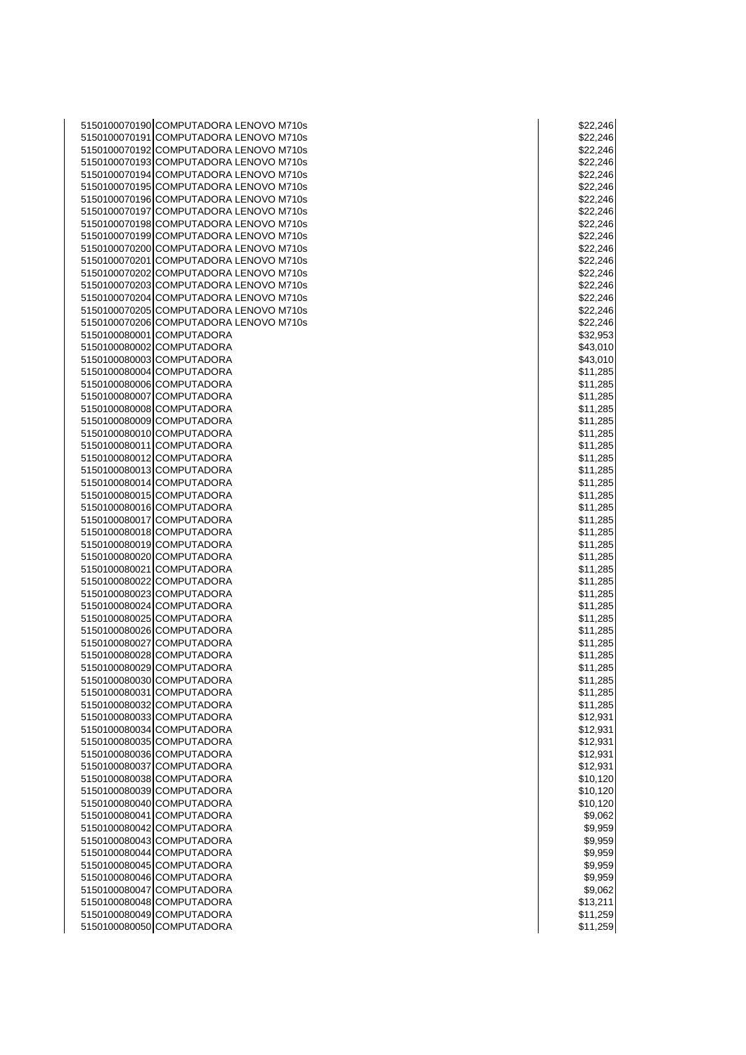| | | |
|---|---|---|
| 5150100070190 | COMPUTADORA LENOVO M710s | $22,246 |
| 5150100070191 | COMPUTADORA LENOVO M710s | $22,246 |
| 5150100070192 | COMPUTADORA LENOVO M710s | $22,246 |
| 5150100070193 | COMPUTADORA LENOVO M710s | $22,246 |
| 5150100070194 | COMPUTADORA LENOVO M710s | $22,246 |
| 5150100070195 | COMPUTADORA LENOVO M710s | $22,246 |
| 5150100070196 | COMPUTADORA LENOVO M710s | $22,246 |
| 5150100070197 | COMPUTADORA LENOVO M710s | $22,246 |
| 5150100070198 | COMPUTADORA LENOVO M710s | $22,246 |
| 5150100070199 | COMPUTADORA LENOVO M710s | $22,246 |
| 5150100070200 | COMPUTADORA LENOVO M710s | $22,246 |
| 5150100070201 | COMPUTADORA LENOVO M710s | $22,246 |
| 5150100070202 | COMPUTADORA LENOVO M710s | $22,246 |
| 5150100070203 | COMPUTADORA LENOVO M710s | $22,246 |
| 5150100070204 | COMPUTADORA LENOVO M710s | $22,246 |
| 5150100070205 | COMPUTADORA LENOVO M710s | $22,246 |
| 5150100070206 | COMPUTADORA LENOVO M710s | $22,246 |
| 5150100080001 | COMPUTADORA | $32,953 |
| 5150100080002 | COMPUTADORA | $43,010 |
| 5150100080003 | COMPUTADORA | $43,010 |
| 5150100080004 | COMPUTADORA | $11,285 |
| 5150100080006 | COMPUTADORA | $11,285 |
| 5150100080007 | COMPUTADORA | $11,285 |
| 5150100080008 | COMPUTADORA | $11,285 |
| 5150100080009 | COMPUTADORA | $11,285 |
| 5150100080010 | COMPUTADORA | $11,285 |
| 5150100080011 | COMPUTADORA | $11,285 |
| 5150100080012 | COMPUTADORA | $11,285 |
| 5150100080013 | COMPUTADORA | $11,285 |
| 5150100080014 | COMPUTADORA | $11,285 |
| 5150100080015 | COMPUTADORA | $11,285 |
| 5150100080016 | COMPUTADORA | $11,285 |
| 5150100080017 | COMPUTADORA | $11,285 |
| 5150100080018 | COMPUTADORA | $11,285 |
| 5150100080019 | COMPUTADORA | $11,285 |
| 5150100080020 | COMPUTADORA | $11,285 |
| 5150100080021 | COMPUTADORA | $11,285 |
| 5150100080022 | COMPUTADORA | $11,285 |
| 5150100080023 | COMPUTADORA | $11,285 |
| 5150100080024 | COMPUTADORA | $11,285 |
| 5150100080025 | COMPUTADORA | $11,285 |
| 5150100080026 | COMPUTADORA | $11,285 |
| 5150100080027 | COMPUTADORA | $11,285 |
| 5150100080028 | COMPUTADORA | $11,285 |
| 5150100080029 | COMPUTADORA | $11,285 |
| 5150100080030 | COMPUTADORA | $11,285 |
| 5150100080031 | COMPUTADORA | $11,285 |
| 5150100080032 | COMPUTADORA | $11,285 |
| 5150100080033 | COMPUTADORA | $12,931 |
| 5150100080034 | COMPUTADORA | $12,931 |
| 5150100080035 | COMPUTADORA | $12,931 |
| 5150100080036 | COMPUTADORA | $12,931 |
| 5150100080037 | COMPUTADORA | $12,931 |
| 5150100080038 | COMPUTADORA | $10,120 |
| 5150100080039 | COMPUTADORA | $10,120 |
| 5150100080040 | COMPUTADORA | $10,120 |
| 5150100080041 | COMPUTADORA | $9,062 |
| 5150100080042 | COMPUTADORA | $9,959 |
| 5150100080043 | COMPUTADORA | $9,959 |
| 5150100080044 | COMPUTADORA | $9,959 |
| 5150100080045 | COMPUTADORA | $9,959 |
| 5150100080046 | COMPUTADORA | $9,959 |
| 5150100080047 | COMPUTADORA | $9,062 |
| 5150100080048 | COMPUTADORA | $13,211 |
| 5150100080049 | COMPUTADORA | $11,259 |
| 5150100080050 | COMPUTADORA | $11,259 |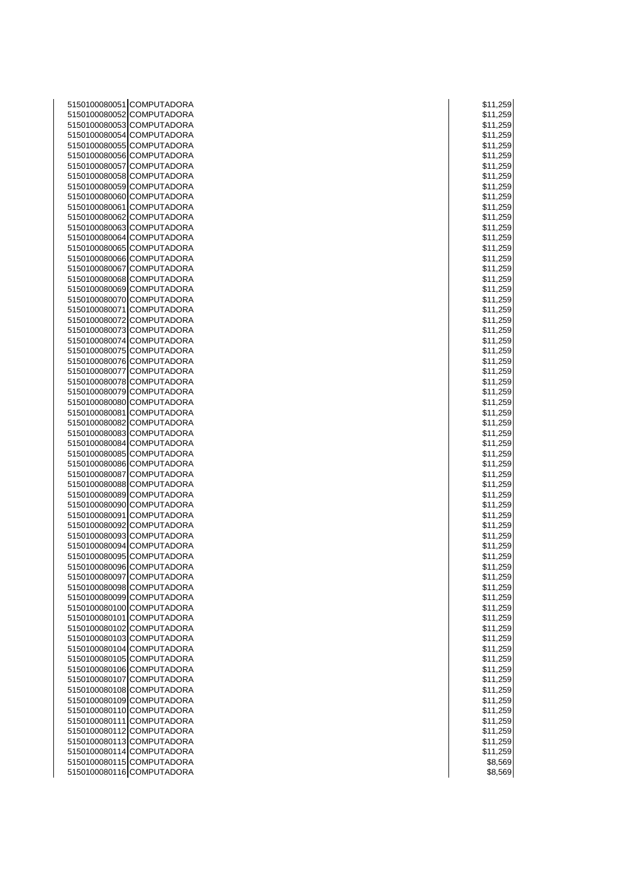| | | |
|---|---|---|
| 5150100080051 | COMPUTADORA | $11,259 |
| 5150100080052 | COMPUTADORA | $11,259 |
| 5150100080053 | COMPUTADORA | $11,259 |
| 5150100080054 | COMPUTADORA | $11,259 |
| 5150100080055 | COMPUTADORA | $11,259 |
| 5150100080056 | COMPUTADORA | $11,259 |
| 5150100080057 | COMPUTADORA | $11,259 |
| 5150100080058 | COMPUTADORA | $11,259 |
| 5150100080059 | COMPUTADORA | $11,259 |
| 5150100080060 | COMPUTADORA | $11,259 |
| 5150100080061 | COMPUTADORA | $11,259 |
| 5150100080062 | COMPUTADORA | $11,259 |
| 5150100080063 | COMPUTADORA | $11,259 |
| 5150100080064 | COMPUTADORA | $11,259 |
| 5150100080065 | COMPUTADORA | $11,259 |
| 5150100080066 | COMPUTADORA | $11,259 |
| 5150100080067 | COMPUTADORA | $11,259 |
| 5150100080068 | COMPUTADORA | $11,259 |
| 5150100080069 | COMPUTADORA | $11,259 |
| 5150100080070 | COMPUTADORA | $11,259 |
| 5150100080071 | COMPUTADORA | $11,259 |
| 5150100080072 | COMPUTADORA | $11,259 |
| 5150100080073 | COMPUTADORA | $11,259 |
| 5150100080074 | COMPUTADORA | $11,259 |
| 5150100080075 | COMPUTADORA | $11,259 |
| 5150100080076 | COMPUTADORA | $11,259 |
| 5150100080077 | COMPUTADORA | $11,259 |
| 5150100080078 | COMPUTADORA | $11,259 |
| 5150100080079 | COMPUTADORA | $11,259 |
| 5150100080080 | COMPUTADORA | $11,259 |
| 5150100080081 | COMPUTADORA | $11,259 |
| 5150100080082 | COMPUTADORA | $11,259 |
| 5150100080083 | COMPUTADORA | $11,259 |
| 5150100080084 | COMPUTADORA | $11,259 |
| 5150100080085 | COMPUTADORA | $11,259 |
| 5150100080086 | COMPUTADORA | $11,259 |
| 5150100080087 | COMPUTADORA | $11,259 |
| 5150100080088 | COMPUTADORA | $11,259 |
| 5150100080089 | COMPUTADORA | $11,259 |
| 5150100080090 | COMPUTADORA | $11,259 |
| 5150100080091 | COMPUTADORA | $11,259 |
| 5150100080092 | COMPUTADORA | $11,259 |
| 5150100080093 | COMPUTADORA | $11,259 |
| 5150100080094 | COMPUTADORA | $11,259 |
| 5150100080095 | COMPUTADORA | $11,259 |
| 5150100080096 | COMPUTADORA | $11,259 |
| 5150100080097 | COMPUTADORA | $11,259 |
| 5150100080098 | COMPUTADORA | $11,259 |
| 5150100080099 | COMPUTADORA | $11,259 |
| 5150100080100 | COMPUTADORA | $11,259 |
| 5150100080101 | COMPUTADORA | $11,259 |
| 5150100080102 | COMPUTADORA | $11,259 |
| 5150100080103 | COMPUTADORA | $11,259 |
| 5150100080104 | COMPUTADORA | $11,259 |
| 5150100080105 | COMPUTADORA | $11,259 |
| 5150100080106 | COMPUTADORA | $11,259 |
| 5150100080107 | COMPUTADORA | $11,259 |
| 5150100080108 | COMPUTADORA | $11,259 |
| 5150100080109 | COMPUTADORA | $11,259 |
| 5150100080110 | COMPUTADORA | $11,259 |
| 5150100080111 | COMPUTADORA | $11,259 |
| 5150100080112 | COMPUTADORA | $11,259 |
| 5150100080113 | COMPUTADORA | $11,259 |
| 5150100080114 | COMPUTADORA | $11,259 |
| 5150100080115 | COMPUTADORA | $8,569 |
| 5150100080116 | COMPUTADORA | $8,569 |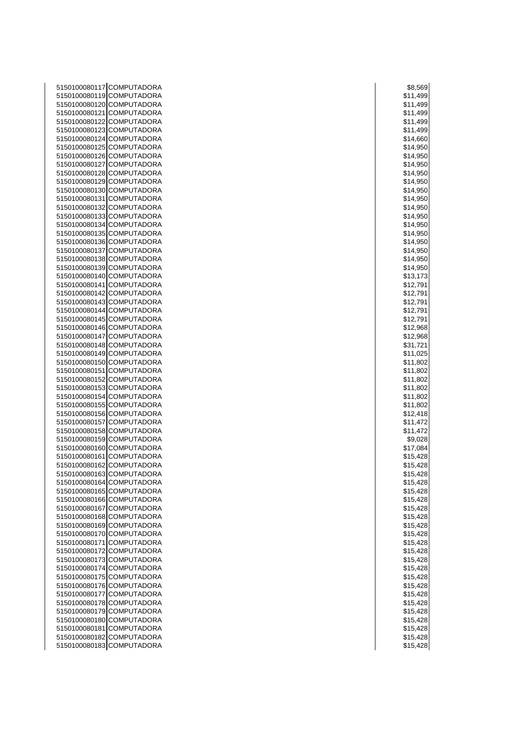| | | |
|---|---|---|
| 5150100080117 | COMPUTADORA | $8,569 |
| 5150100080119 | COMPUTADORA | $11,499 |
| 5150100080120 | COMPUTADORA | $11,499 |
| 5150100080121 | COMPUTADORA | $11,499 |
| 5150100080122 | COMPUTADORA | $11,499 |
| 5150100080123 | COMPUTADORA | $11,499 |
| 5150100080124 | COMPUTADORA | $14,660 |
| 5150100080125 | COMPUTADORA | $14,950 |
| 5150100080126 | COMPUTADORA | $14,950 |
| 5150100080127 | COMPUTADORA | $14,950 |
| 5150100080128 | COMPUTADORA | $14,950 |
| 5150100080129 | COMPUTADORA | $14,950 |
| 5150100080130 | COMPUTADORA | $14,950 |
| 5150100080131 | COMPUTADORA | $14,950 |
| 5150100080132 | COMPUTADORA | $14,950 |
| 5150100080133 | COMPUTADORA | $14,950 |
| 5150100080134 | COMPUTADORA | $14,950 |
| 5150100080135 | COMPUTADORA | $14,950 |
| 5150100080136 | COMPUTADORA | $14,950 |
| 5150100080137 | COMPUTADORA | $14,950 |
| 5150100080138 | COMPUTADORA | $14,950 |
| 5150100080139 | COMPUTADORA | $14,950 |
| 5150100080140 | COMPUTADORA | $13,173 |
| 5150100080141 | COMPUTADORA | $12,791 |
| 5150100080142 | COMPUTADORA | $12,791 |
| 5150100080143 | COMPUTADORA | $12,791 |
| 5150100080144 | COMPUTADORA | $12,791 |
| 5150100080145 | COMPUTADORA | $12,791 |
| 5150100080146 | COMPUTADORA | $12,968 |
| 5150100080147 | COMPUTADORA | $12,968 |
| 5150100080148 | COMPUTADORA | $31,721 |
| 5150100080149 | COMPUTADORA | $11,025 |
| 5150100080150 | COMPUTADORA | $11,802 |
| 5150100080151 | COMPUTADORA | $11,802 |
| 5150100080152 | COMPUTADORA | $11,802 |
| 5150100080153 | COMPUTADORA | $11,802 |
| 5150100080154 | COMPUTADORA | $11,802 |
| 5150100080155 | COMPUTADORA | $11,802 |
| 5150100080156 | COMPUTADORA | $12,418 |
| 5150100080157 | COMPUTADORA | $11,472 |
| 5150100080158 | COMPUTADORA | $11,472 |
| 5150100080159 | COMPUTADORA | $9,028 |
| 5150100080160 | COMPUTADORA | $17,084 |
| 5150100080161 | COMPUTADORA | $15,428 |
| 5150100080162 | COMPUTADORA | $15,428 |
| 5150100080163 | COMPUTADORA | $15,428 |
| 5150100080164 | COMPUTADORA | $15,428 |
| 5150100080165 | COMPUTADORA | $15,428 |
| 5150100080166 | COMPUTADORA | $15,428 |
| 5150100080167 | COMPUTADORA | $15,428 |
| 5150100080168 | COMPUTADORA | $15,428 |
| 5150100080169 | COMPUTADORA | $15,428 |
| 5150100080170 | COMPUTADORA | $15,428 |
| 5150100080171 | COMPUTADORA | $15,428 |
| 5150100080172 | COMPUTADORA | $15,428 |
| 5150100080173 | COMPUTADORA | $15,428 |
| 5150100080174 | COMPUTADORA | $15,428 |
| 5150100080175 | COMPUTADORA | $15,428 |
| 5150100080176 | COMPUTADORA | $15,428 |
| 5150100080177 | COMPUTADORA | $15,428 |
| 5150100080178 | COMPUTADORA | $15,428 |
| 5150100080179 | COMPUTADORA | $15,428 |
| 5150100080180 | COMPUTADORA | $15,428 |
| 5150100080181 | COMPUTADORA | $15,428 |
| 5150100080182 | COMPUTADORA | $15,428 |
| 5150100080183 | COMPUTADORA | $15,428 |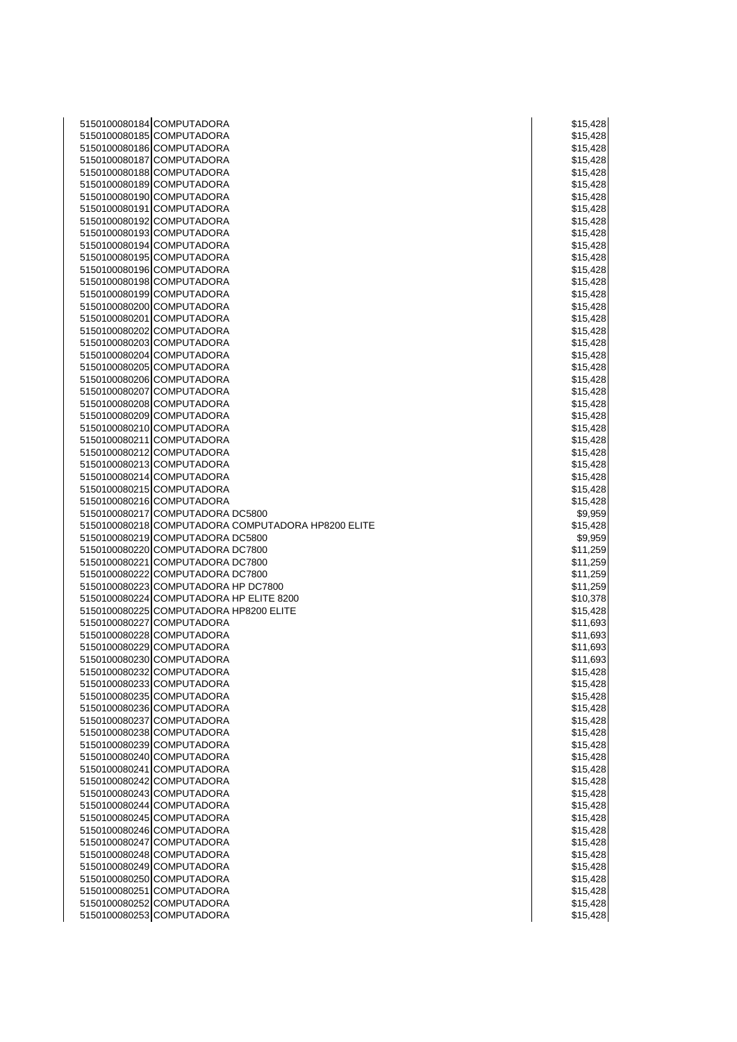| | | |
|---|---|---|
| 5150100080184 | COMPUTADORA | $15,428 |
| 5150100080185 | COMPUTADORA | $15,428 |
| 5150100080186 | COMPUTADORA | $15,428 |
| 5150100080187 | COMPUTADORA | $15,428 |
| 5150100080188 | COMPUTADORA | $15,428 |
| 5150100080189 | COMPUTADORA | $15,428 |
| 5150100080190 | COMPUTADORA | $15,428 |
| 5150100080191 | COMPUTADORA | $15,428 |
| 5150100080192 | COMPUTADORA | $15,428 |
| 5150100080193 | COMPUTADORA | $15,428 |
| 5150100080194 | COMPUTADORA | $15,428 |
| 5150100080195 | COMPUTADORA | $15,428 |
| 5150100080196 | COMPUTADORA | $15,428 |
| 5150100080198 | COMPUTADORA | $15,428 |
| 5150100080199 | COMPUTADORA | $15,428 |
| 5150100080200 | COMPUTADORA | $15,428 |
| 5150100080201 | COMPUTADORA | $15,428 |
| 5150100080202 | COMPUTADORA | $15,428 |
| 5150100080203 | COMPUTADORA | $15,428 |
| 5150100080204 | COMPUTADORA | $15,428 |
| 5150100080205 | COMPUTADORA | $15,428 |
| 5150100080206 | COMPUTADORA | $15,428 |
| 5150100080207 | COMPUTADORA | $15,428 |
| 5150100080208 | COMPUTADORA | $15,428 |
| 5150100080209 | COMPUTADORA | $15,428 |
| 5150100080210 | COMPUTADORA | $15,428 |
| 5150100080211 | COMPUTADORA | $15,428 |
| 5150100080212 | COMPUTADORA | $15,428 |
| 5150100080213 | COMPUTADORA | $15,428 |
| 5150100080214 | COMPUTADORA | $15,428 |
| 5150100080215 | COMPUTADORA | $15,428 |
| 5150100080216 | COMPUTADORA | $15,428 |
| 5150100080217 | COMPUTADORA DC5800 | $9,959 |
| 5150100080218 | COMPUTADORA COMPUTADORA HP8200 ELITE | $15,428 |
| 5150100080219 | COMPUTADORA DC5800 | $9,959 |
| 5150100080220 | COMPUTADORA DC7800 | $11,259 |
| 5150100080221 | COMPUTADORA DC7800 | $11,259 |
| 5150100080222 | COMPUTADORA DC7800 | $11,259 |
| 5150100080223 | COMPUTADORA HP DC7800 | $11,259 |
| 5150100080224 | COMPUTADORA HP ELITE 8200 | $10,378 |
| 5150100080225 | COMPUTADORA HP8200 ELITE | $15,428 |
| 5150100080227 | COMPUTADORA | $11,693 |
| 5150100080228 | COMPUTADORA | $11,693 |
| 5150100080229 | COMPUTADORA | $11,693 |
| 5150100080230 | COMPUTADORA | $11,693 |
| 5150100080232 | COMPUTADORA | $15,428 |
| 5150100080233 | COMPUTADORA | $15,428 |
| 5150100080235 | COMPUTADORA | $15,428 |
| 5150100080236 | COMPUTADORA | $15,428 |
| 5150100080237 | COMPUTADORA | $15,428 |
| 5150100080238 | COMPUTADORA | $15,428 |
| 5150100080239 | COMPUTADORA | $15,428 |
| 5150100080240 | COMPUTADORA | $15,428 |
| 5150100080241 | COMPUTADORA | $15,428 |
| 5150100080242 | COMPUTADORA | $15,428 |
| 5150100080243 | COMPUTADORA | $15,428 |
| 5150100080244 | COMPUTADORA | $15,428 |
| 5150100080245 | COMPUTADORA | $15,428 |
| 5150100080246 | COMPUTADORA | $15,428 |
| 5150100080247 | COMPUTADORA | $15,428 |
| 5150100080248 | COMPUTADORA | $15,428 |
| 5150100080249 | COMPUTADORA | $15,428 |
| 5150100080250 | COMPUTADORA | $15,428 |
| 5150100080251 | COMPUTADORA | $15,428 |
| 5150100080252 | COMPUTADORA | $15,428 |
| 5150100080253 | COMPUTADORA | $15,428 |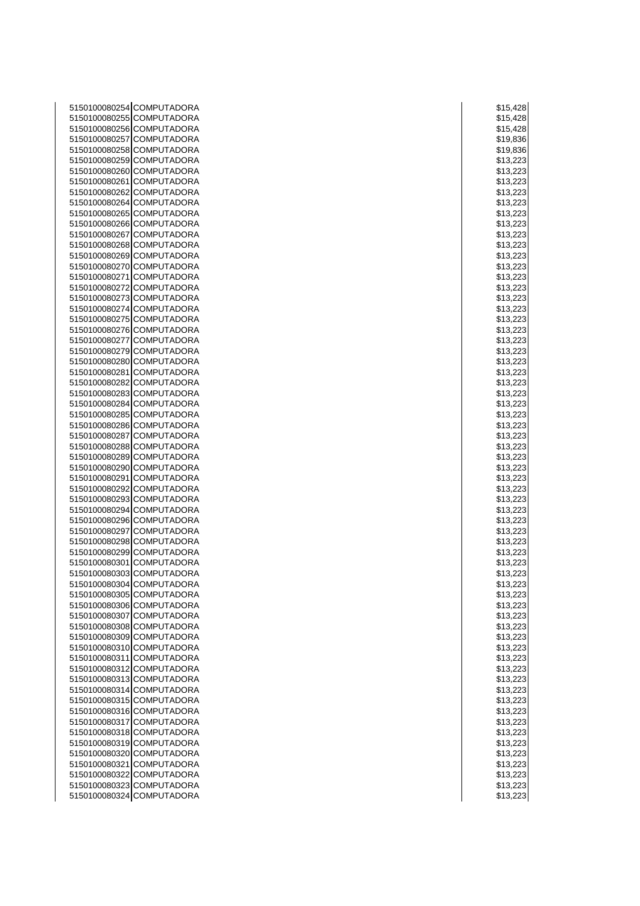| | | |
|---|---|---|
| 5150100080254 | COMPUTADORA | $15,428 |
| 5150100080255 | COMPUTADORA | $15,428 |
| 5150100080256 | COMPUTADORA | $15,428 |
| 5150100080257 | COMPUTADORA | $19,836 |
| 5150100080258 | COMPUTADORA | $19,836 |
| 5150100080259 | COMPUTADORA | $13,223 |
| 5150100080260 | COMPUTADORA | $13,223 |
| 5150100080261 | COMPUTADORA | $13,223 |
| 5150100080262 | COMPUTADORA | $13,223 |
| 5150100080264 | COMPUTADORA | $13,223 |
| 5150100080265 | COMPUTADORA | $13,223 |
| 5150100080266 | COMPUTADORA | $13,223 |
| 5150100080267 | COMPUTADORA | $13,223 |
| 5150100080268 | COMPUTADORA | $13,223 |
| 5150100080269 | COMPUTADORA | $13,223 |
| 5150100080270 | COMPUTADORA | $13,223 |
| 5150100080271 | COMPUTADORA | $13,223 |
| 5150100080272 | COMPUTADORA | $13,223 |
| 5150100080273 | COMPUTADORA | $13,223 |
| 5150100080274 | COMPUTADORA | $13,223 |
| 5150100080275 | COMPUTADORA | $13,223 |
| 5150100080276 | COMPUTADORA | $13,223 |
| 5150100080277 | COMPUTADORA | $13,223 |
| 5150100080279 | COMPUTADORA | $13,223 |
| 5150100080280 | COMPUTADORA | $13,223 |
| 5150100080281 | COMPUTADORA | $13,223 |
| 5150100080282 | COMPUTADORA | $13,223 |
| 5150100080283 | COMPUTADORA | $13,223 |
| 5150100080284 | COMPUTADORA | $13,223 |
| 5150100080285 | COMPUTADORA | $13,223 |
| 5150100080286 | COMPUTADORA | $13,223 |
| 5150100080287 | COMPUTADORA | $13,223 |
| 5150100080288 | COMPUTADORA | $13,223 |
| 5150100080289 | COMPUTADORA | $13,223 |
| 5150100080290 | COMPUTADORA | $13,223 |
| 5150100080291 | COMPUTADORA | $13,223 |
| 5150100080292 | COMPUTADORA | $13,223 |
| 5150100080293 | COMPUTADORA | $13,223 |
| 5150100080294 | COMPUTADORA | $13,223 |
| 5150100080296 | COMPUTADORA | $13,223 |
| 5150100080297 | COMPUTADORA | $13,223 |
| 5150100080298 | COMPUTADORA | $13,223 |
| 5150100080299 | COMPUTADORA | $13,223 |
| 5150100080301 | COMPUTADORA | $13,223 |
| 5150100080303 | COMPUTADORA | $13,223 |
| 5150100080304 | COMPUTADORA | $13,223 |
| 5150100080305 | COMPUTADORA | $13,223 |
| 5150100080306 | COMPUTADORA | $13,223 |
| 5150100080307 | COMPUTADORA | $13,223 |
| 5150100080308 | COMPUTADORA | $13,223 |
| 5150100080309 | COMPUTADORA | $13,223 |
| 5150100080310 | COMPUTADORA | $13,223 |
| 5150100080311 | COMPUTADORA | $13,223 |
| 5150100080312 | COMPUTADORA | $13,223 |
| 5150100080313 | COMPUTADORA | $13,223 |
| 5150100080314 | COMPUTADORA | $13,223 |
| 5150100080315 | COMPUTADORA | $13,223 |
| 5150100080316 | COMPUTADORA | $13,223 |
| 5150100080317 | COMPUTADORA | $13,223 |
| 5150100080318 | COMPUTADORA | $13,223 |
| 5150100080319 | COMPUTADORA | $13,223 |
| 5150100080320 | COMPUTADORA | $13,223 |
| 5150100080321 | COMPUTADORA | $13,223 |
| 5150100080322 | COMPUTADORA | $13,223 |
| 5150100080323 | COMPUTADORA | $13,223 |
| 5150100080324 | COMPUTADORA | $13,223 |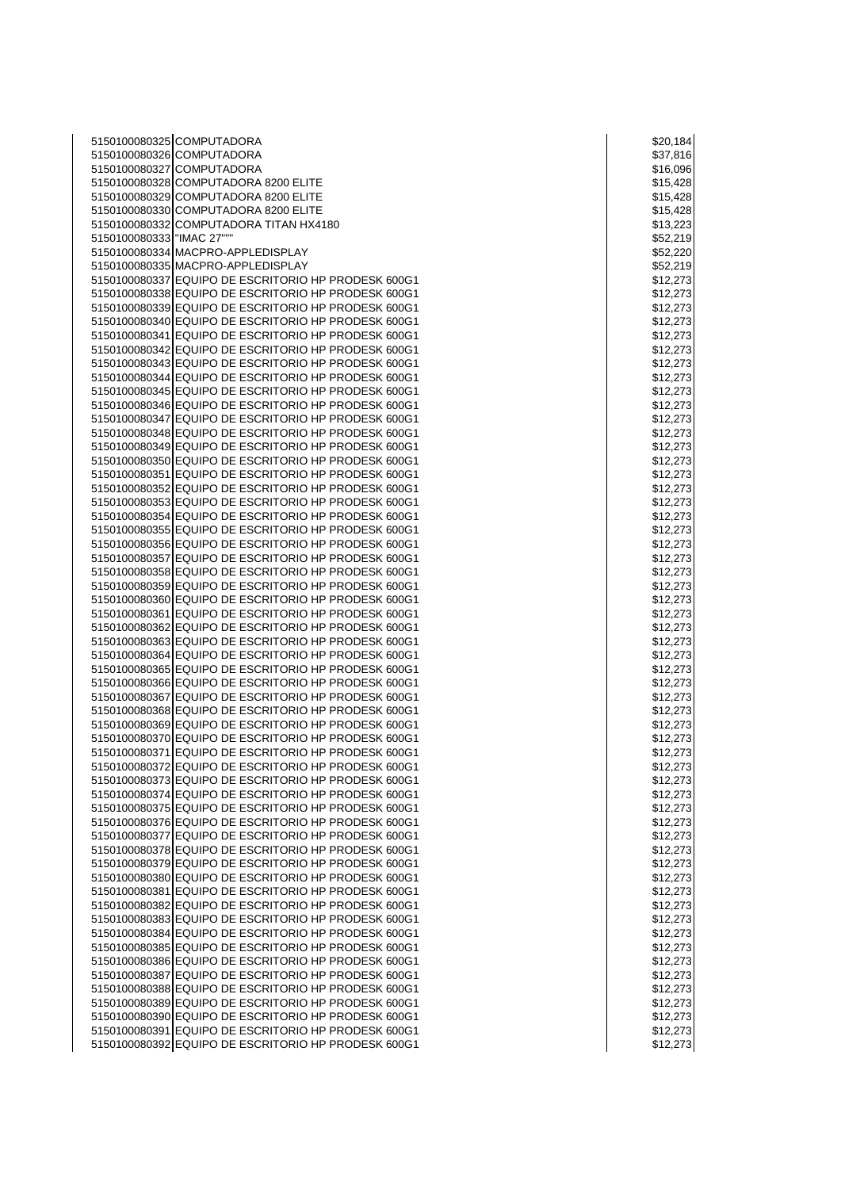| | | |
|---|---|---|
| 5150100080325 | COMPUTADORA | $20,184 |
| 5150100080326 | COMPUTADORA | $37,816 |
| 5150100080327 | COMPUTADORA | $16,096 |
| 5150100080328 | COMPUTADORA 8200 ELITE | $15,428 |
| 5150100080329 | COMPUTADORA 8200 ELITE | $15,428 |
| 5150100080330 | COMPUTADORA 8200 ELITE | $15,428 |
| 5150100080332 | COMPUTADORA TITAN HX4180 | $13,223 |
| 5150100080333 | "IMAC 27""" | $52,219 |
| 5150100080334 | MACPRO-APPLEDISPLAY | $52,220 |
| 5150100080335 | MACPRO-APPLEDISPLAY | $52,219 |
| 5150100080337 | EQUIPO DE ESCRITORIO HP PRODESK 600G1 | $12,273 |
| 5150100080338 | EQUIPO DE ESCRITORIO HP PRODESK 600G1 | $12,273 |
| 5150100080339 | EQUIPO DE ESCRITORIO HP PRODESK 600G1 | $12,273 |
| 5150100080340 | EQUIPO DE ESCRITORIO HP PRODESK 600G1 | $12,273 |
| 5150100080341 | EQUIPO DE ESCRITORIO HP PRODESK 600G1 | $12,273 |
| 5150100080342 | EQUIPO DE ESCRITORIO HP PRODESK 600G1 | $12,273 |
| 5150100080343 | EQUIPO DE ESCRITORIO HP PRODESK 600G1 | $12,273 |
| 5150100080344 | EQUIPO DE ESCRITORIO HP PRODESK 600G1 | $12,273 |
| 5150100080345 | EQUIPO DE ESCRITORIO HP PRODESK 600G1 | $12,273 |
| 5150100080346 | EQUIPO DE ESCRITORIO HP PRODESK 600G1 | $12,273 |
| 5150100080347 | EQUIPO DE ESCRITORIO HP PRODESK 600G1 | $12,273 |
| 5150100080348 | EQUIPO DE ESCRITORIO HP PRODESK 600G1 | $12,273 |
| 5150100080349 | EQUIPO DE ESCRITORIO HP PRODESK 600G1 | $12,273 |
| 5150100080350 | EQUIPO DE ESCRITORIO HP PRODESK 600G1 | $12,273 |
| 5150100080351 | EQUIPO DE ESCRITORIO HP PRODESK 600G1 | $12,273 |
| 5150100080352 | EQUIPO DE ESCRITORIO HP PRODESK 600G1 | $12,273 |
| 5150100080353 | EQUIPO DE ESCRITORIO HP PRODESK 600G1 | $12,273 |
| 5150100080354 | EQUIPO DE ESCRITORIO HP PRODESK 600G1 | $12,273 |
| 5150100080355 | EQUIPO DE ESCRITORIO HP PRODESK 600G1 | $12,273 |
| 5150100080356 | EQUIPO DE ESCRITORIO HP PRODESK 600G1 | $12,273 |
| 5150100080357 | EQUIPO DE ESCRITORIO HP PRODESK 600G1 | $12,273 |
| 5150100080358 | EQUIPO DE ESCRITORIO HP PRODESK 600G1 | $12,273 |
| 5150100080359 | EQUIPO DE ESCRITORIO HP PRODESK 600G1 | $12,273 |
| 5150100080360 | EQUIPO DE ESCRITORIO HP PRODESK 600G1 | $12,273 |
| 5150100080361 | EQUIPO DE ESCRITORIO HP PRODESK 600G1 | $12,273 |
| 5150100080362 | EQUIPO DE ESCRITORIO HP PRODESK 600G1 | $12,273 |
| 5150100080363 | EQUIPO DE ESCRITORIO HP PRODESK 600G1 | $12,273 |
| 5150100080364 | EQUIPO DE ESCRITORIO HP PRODESK 600G1 | $12,273 |
| 5150100080365 | EQUIPO DE ESCRITORIO HP PRODESK 600G1 | $12,273 |
| 5150100080366 | EQUIPO DE ESCRITORIO HP PRODESK 600G1 | $12,273 |
| 5150100080367 | EQUIPO DE ESCRITORIO HP PRODESK 600G1 | $12,273 |
| 5150100080368 | EQUIPO DE ESCRITORIO HP PRODESK 600G1 | $12,273 |
| 5150100080369 | EQUIPO DE ESCRITORIO HP PRODESK 600G1 | $12,273 |
| 5150100080370 | EQUIPO DE ESCRITORIO HP PRODESK 600G1 | $12,273 |
| 5150100080371 | EQUIPO DE ESCRITORIO HP PRODESK 600G1 | $12,273 |
| 5150100080372 | EQUIPO DE ESCRITORIO HP PRODESK 600G1 | $12,273 |
| 5150100080373 | EQUIPO DE ESCRITORIO HP PRODESK 600G1 | $12,273 |
| 5150100080374 | EQUIPO DE ESCRITORIO HP PRODESK 600G1 | $12,273 |
| 5150100080375 | EQUIPO DE ESCRITORIO HP PRODESK 600G1 | $12,273 |
| 5150100080376 | EQUIPO DE ESCRITORIO HP PRODESK 600G1 | $12,273 |
| 5150100080377 | EQUIPO DE ESCRITORIO HP PRODESK 600G1 | $12,273 |
| 5150100080378 | EQUIPO DE ESCRITORIO HP PRODESK 600G1 | $12,273 |
| 5150100080379 | EQUIPO DE ESCRITORIO HP PRODESK 600G1 | $12,273 |
| 5150100080380 | EQUIPO DE ESCRITORIO HP PRODESK 600G1 | $12,273 |
| 5150100080381 | EQUIPO DE ESCRITORIO HP PRODESK 600G1 | $12,273 |
| 5150100080382 | EQUIPO DE ESCRITORIO HP PRODESK 600G1 | $12,273 |
| 5150100080383 | EQUIPO DE ESCRITORIO HP PRODESK 600G1 | $12,273 |
| 5150100080384 | EQUIPO DE ESCRITORIO HP PRODESK 600G1 | $12,273 |
| 5150100080385 | EQUIPO DE ESCRITORIO HP PRODESK 600G1 | $12,273 |
| 5150100080386 | EQUIPO DE ESCRITORIO HP PRODESK 600G1 | $12,273 |
| 5150100080387 | EQUIPO DE ESCRITORIO HP PRODESK 600G1 | $12,273 |
| 5150100080388 | EQUIPO DE ESCRITORIO HP PRODESK 600G1 | $12,273 |
| 5150100080389 | EQUIPO DE ESCRITORIO HP PRODESK 600G1 | $12,273 |
| 5150100080390 | EQUIPO DE ESCRITORIO HP PRODESK 600G1 | $12,273 |
| 5150100080391 | EQUIPO DE ESCRITORIO HP PRODESK 600G1 | $12,273 |
| 5150100080392 | EQUIPO DE ESCRITORIO HP PRODESK 600G1 | $12,273 |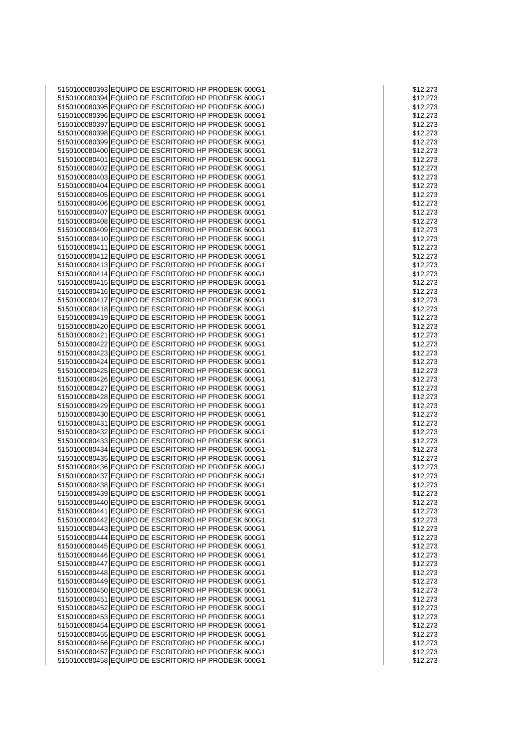| | | |
|---|---|---|
| 5150100080393 | EQUIPO DE ESCRITORIO HP PRODESK 600G1 | $12,273 |
| 5150100080394 | EQUIPO DE ESCRITORIO HP PRODESK 600G1 | $12,273 |
| 5150100080395 | EQUIPO DE ESCRITORIO HP PRODESK 600G1 | $12,273 |
| 5150100080396 | EQUIPO DE ESCRITORIO HP PRODESK 600G1 | $12,273 |
| 5150100080397 | EQUIPO DE ESCRITORIO HP PRODESK 600G1 | $12,273 |
| 5150100080398 | EQUIPO DE ESCRITORIO HP PRODESK 600G1 | $12,273 |
| 5150100080399 | EQUIPO DE ESCRITORIO HP PRODESK 600G1 | $12,273 |
| 5150100080400 | EQUIPO DE ESCRITORIO HP PRODESK 600G1 | $12,273 |
| 5150100080401 | EQUIPO DE ESCRITORIO HP PRODESK 600G1 | $12,273 |
| 5150100080402 | EQUIPO DE ESCRITORIO HP PRODESK 600G1 | $12,273 |
| 5150100080403 | EQUIPO DE ESCRITORIO HP PRODESK 600G1 | $12,273 |
| 5150100080404 | EQUIPO DE ESCRITORIO HP PRODESK 600G1 | $12,273 |
| 5150100080405 | EQUIPO DE ESCRITORIO HP PRODESK 600G1 | $12,273 |
| 5150100080406 | EQUIPO DE ESCRITORIO HP PRODESK 600G1 | $12,273 |
| 5150100080407 | EQUIPO DE ESCRITORIO HP PRODESK 600G1 | $12,273 |
| 5150100080408 | EQUIPO DE ESCRITORIO HP PRODESK 600G1 | $12,273 |
| 5150100080409 | EQUIPO DE ESCRITORIO HP PRODESK 600G1 | $12,273 |
| 5150100080410 | EQUIPO DE ESCRITORIO HP PRODESK 600G1 | $12,273 |
| 5150100080411 | EQUIPO DE ESCRITORIO HP PRODESK 600G1 | $12,273 |
| 5150100080412 | EQUIPO DE ESCRITORIO HP PRODESK 600G1 | $12,273 |
| 5150100080413 | EQUIPO DE ESCRITORIO HP PRODESK 600G1 | $12,273 |
| 5150100080414 | EQUIPO DE ESCRITORIO HP PRODESK 600G1 | $12,273 |
| 5150100080415 | EQUIPO DE ESCRITORIO HP PRODESK 600G1 | $12,273 |
| 5150100080416 | EQUIPO DE ESCRITORIO HP PRODESK 600G1 | $12,273 |
| 5150100080417 | EQUIPO DE ESCRITORIO HP PRODESK 600G1 | $12,273 |
| 5150100080418 | EQUIPO DE ESCRITORIO HP PRODESK 600G1 | $12,273 |
| 5150100080419 | EQUIPO DE ESCRITORIO HP PRODESK 600G1 | $12,273 |
| 5150100080420 | EQUIPO DE ESCRITORIO HP PRODESK 600G1 | $12,273 |
| 5150100080421 | EQUIPO DE ESCRITORIO HP PRODESK 600G1 | $12,273 |
| 5150100080422 | EQUIPO DE ESCRITORIO HP PRODESK 600G1 | $12,273 |
| 5150100080423 | EQUIPO DE ESCRITORIO HP PRODESK 600G1 | $12,273 |
| 5150100080424 | EQUIPO DE ESCRITORIO HP PRODESK 600G1 | $12,273 |
| 5150100080425 | EQUIPO DE ESCRITORIO HP PRODESK 600G1 | $12,273 |
| 5150100080426 | EQUIPO DE ESCRITORIO HP PRODESK 600G1 | $12,273 |
| 5150100080427 | EQUIPO DE ESCRITORIO HP PRODESK 600G1 | $12,273 |
| 5150100080428 | EQUIPO DE ESCRITORIO HP PRODESK 600G1 | $12,273 |
| 5150100080429 | EQUIPO DE ESCRITORIO HP PRODESK 600G1 | $12,273 |
| 5150100080430 | EQUIPO DE ESCRITORIO HP PRODESK 600G1 | $12,273 |
| 5150100080431 | EQUIPO DE ESCRITORIO HP PRODESK 600G1 | $12,273 |
| 5150100080432 | EQUIPO DE ESCRITORIO HP PRODESK 600G1 | $12,273 |
| 5150100080433 | EQUIPO DE ESCRITORIO HP PRODESK 600G1 | $12,273 |
| 5150100080434 | EQUIPO DE ESCRITORIO HP PRODESK 600G1 | $12,273 |
| 5150100080435 | EQUIPO DE ESCRITORIO HP PRODESK 600G1 | $12,273 |
| 5150100080436 | EQUIPO DE ESCRITORIO HP PRODESK 600G1 | $12,273 |
| 5150100080437 | EQUIPO DE ESCRITORIO HP PRODESK 600G1 | $12,273 |
| 5150100080438 | EQUIPO DE ESCRITORIO HP PRODESK 600G1 | $12,273 |
| 5150100080439 | EQUIPO DE ESCRITORIO HP PRODESK 600G1 | $12,273 |
| 5150100080440 | EQUIPO DE ESCRITORIO HP PRODESK 600G1 | $12,273 |
| 5150100080441 | EQUIPO DE ESCRITORIO HP PRODESK 600G1 | $12,273 |
| 5150100080442 | EQUIPO DE ESCRITORIO HP PRODESK 600G1 | $12,273 |
| 5150100080443 | EQUIPO DE ESCRITORIO HP PRODESK 600G1 | $12,273 |
| 5150100080444 | EQUIPO DE ESCRITORIO HP PRODESK 600G1 | $12,273 |
| 5150100080445 | EQUIPO DE ESCRITORIO HP PRODESK 600G1 | $12,273 |
| 5150100080446 | EQUIPO DE ESCRITORIO HP PRODESK 600G1 | $12,273 |
| 5150100080447 | EQUIPO DE ESCRITORIO HP PRODESK 600G1 | $12,273 |
| 5150100080448 | EQUIPO DE ESCRITORIO HP PRODESK 600G1 | $12,273 |
| 5150100080449 | EQUIPO DE ESCRITORIO HP PRODESK 600G1 | $12,273 |
| 5150100080450 | EQUIPO DE ESCRITORIO HP PRODESK 600G1 | $12,273 |
| 5150100080451 | EQUIPO DE ESCRITORIO HP PRODESK 600G1 | $12,273 |
| 5150100080452 | EQUIPO DE ESCRITORIO HP PRODESK 600G1 | $12,273 |
| 5150100080453 | EQUIPO DE ESCRITORIO HP PRODESK 600G1 | $12,273 |
| 5150100080454 | EQUIPO DE ESCRITORIO HP PRODESK 600G1 | $12,273 |
| 5150100080455 | EQUIPO DE ESCRITORIO HP PRODESK 600G1 | $12,273 |
| 5150100080456 | EQUIPO DE ESCRITORIO HP PRODESK 600G1 | $12,273 |
| 5150100080457 | EQUIPO DE ESCRITORIO HP PRODESK 600G1 | $12,273 |
| 5150100080458 | EQUIPO DE ESCRITORIO HP PRODESK 600G1 | $12,273 |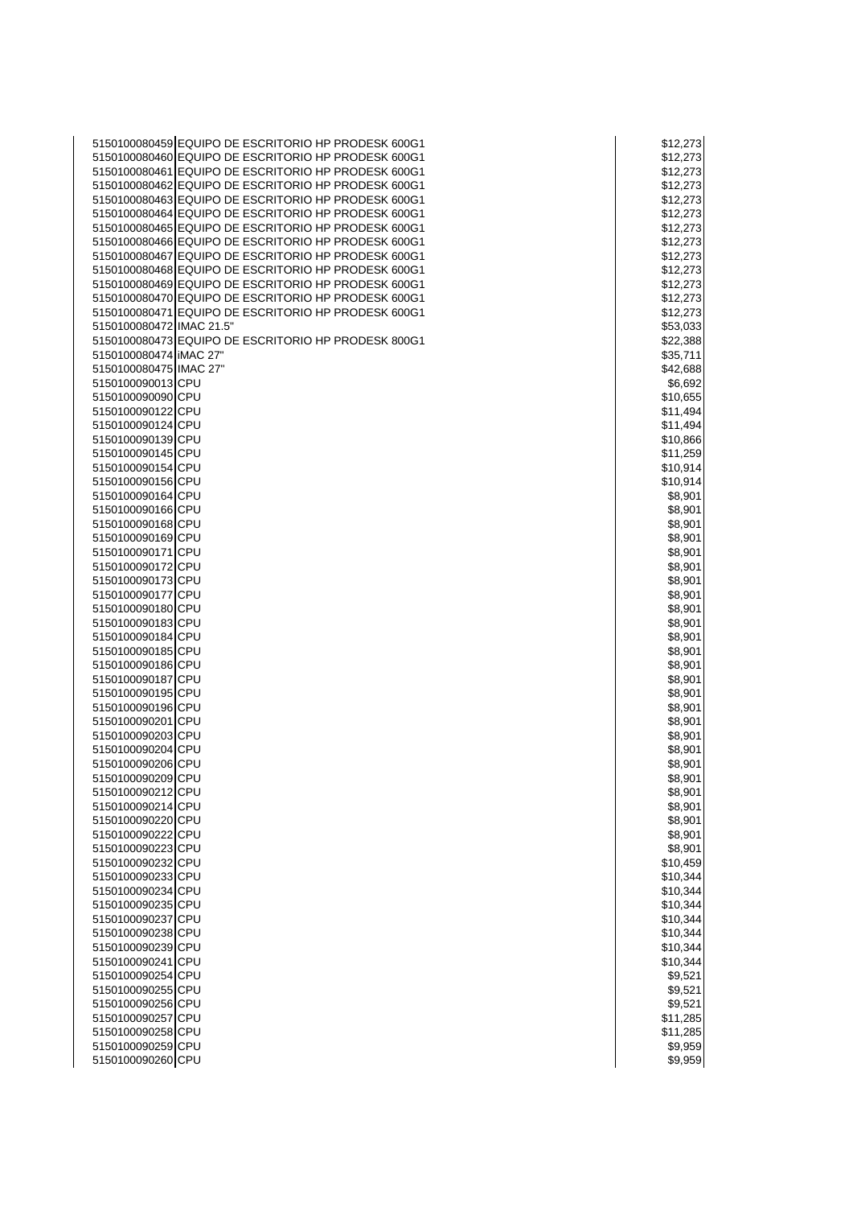| | | |
|---|---|---|
| 5150100080459 | EQUIPO DE ESCRITORIO HP PRODESK 600G1 | $12,273 |
| 5150100080460 | EQUIPO DE ESCRITORIO HP PRODESK 600G1 | $12,273 |
| 5150100080461 | EQUIPO DE ESCRITORIO HP PRODESK 600G1 | $12,273 |
| 5150100080462 | EQUIPO DE ESCRITORIO HP PRODESK 600G1 | $12,273 |
| 5150100080463 | EQUIPO DE ESCRITORIO HP PRODESK 600G1 | $12,273 |
| 5150100080464 | EQUIPO DE ESCRITORIO HP PRODESK 600G1 | $12,273 |
| 5150100080465 | EQUIPO DE ESCRITORIO HP PRODESK 600G1 | $12,273 |
| 5150100080466 | EQUIPO DE ESCRITORIO HP PRODESK 600G1 | $12,273 |
| 5150100080467 | EQUIPO DE ESCRITORIO HP PRODESK 600G1 | $12,273 |
| 5150100080468 | EQUIPO DE ESCRITORIO HP PRODESK 600G1 | $12,273 |
| 5150100080469 | EQUIPO DE ESCRITORIO HP PRODESK 600G1 | $12,273 |
| 5150100080470 | EQUIPO DE ESCRITORIO HP PRODESK 600G1 | $12,273 |
| 5150100080471 | EQUIPO DE ESCRITORIO HP PRODESK 600G1 | $12,273 |
| 5150100080472 | IMAC 21.5" | $53,033 |
| 5150100080473 | EQUIPO DE ESCRITORIO HP PRODESK 800G1 | $22,388 |
| 5150100080474 | iMAC 27" | $35,711 |
| 5150100080475 | IMAC 27" | $42,688 |
| 5150100090013 | CPU | $6,692 |
| 5150100090090 | CPU | $10,655 |
| 5150100090122 | CPU | $11,494 |
| 5150100090124 | CPU | $11,494 |
| 5150100090139 | CPU | $10,866 |
| 5150100090145 | CPU | $11,259 |
| 5150100090154 | CPU | $10,914 |
| 5150100090156 | CPU | $10,914 |
| 5150100090164 | CPU | $8,901 |
| 5150100090166 | CPU | $8,901 |
| 5150100090168 | CPU | $8,901 |
| 5150100090169 | CPU | $8,901 |
| 5150100090171 | CPU | $8,901 |
| 5150100090172 | CPU | $8,901 |
| 5150100090173 | CPU | $8,901 |
| 5150100090177 | CPU | $8,901 |
| 5150100090180 | CPU | $8,901 |
| 5150100090183 | CPU | $8,901 |
| 5150100090184 | CPU | $8,901 |
| 5150100090185 | CPU | $8,901 |
| 5150100090186 | CPU | $8,901 |
| 5150100090187 | CPU | $8,901 |
| 5150100090195 | CPU | $8,901 |
| 5150100090196 | CPU | $8,901 |
| 5150100090201 | CPU | $8,901 |
| 5150100090203 | CPU | $8,901 |
| 5150100090204 | CPU | $8,901 |
| 5150100090206 | CPU | $8,901 |
| 5150100090209 | CPU | $8,901 |
| 5150100090212 | CPU | $8,901 |
| 5150100090214 | CPU | $8,901 |
| 5150100090220 | CPU | $8,901 |
| 5150100090222 | CPU | $8,901 |
| 5150100090223 | CPU | $8,901 |
| 5150100090232 | CPU | $10,459 |
| 5150100090233 | CPU | $10,344 |
| 5150100090234 | CPU | $10,344 |
| 5150100090235 | CPU | $10,344 |
| 5150100090237 | CPU | $10,344 |
| 5150100090238 | CPU | $10,344 |
| 5150100090239 | CPU | $10,344 |
| 5150100090241 | CPU | $10,344 |
| 5150100090254 | CPU | $9,521 |
| 5150100090255 | CPU | $9,521 |
| 5150100090256 | CPU | $9,521 |
| 5150100090257 | CPU | $11,285 |
| 5150100090258 | CPU | $11,285 |
| 5150100090259 | CPU | $9,959 |
| 5150100090260 | CPU | $9,959 |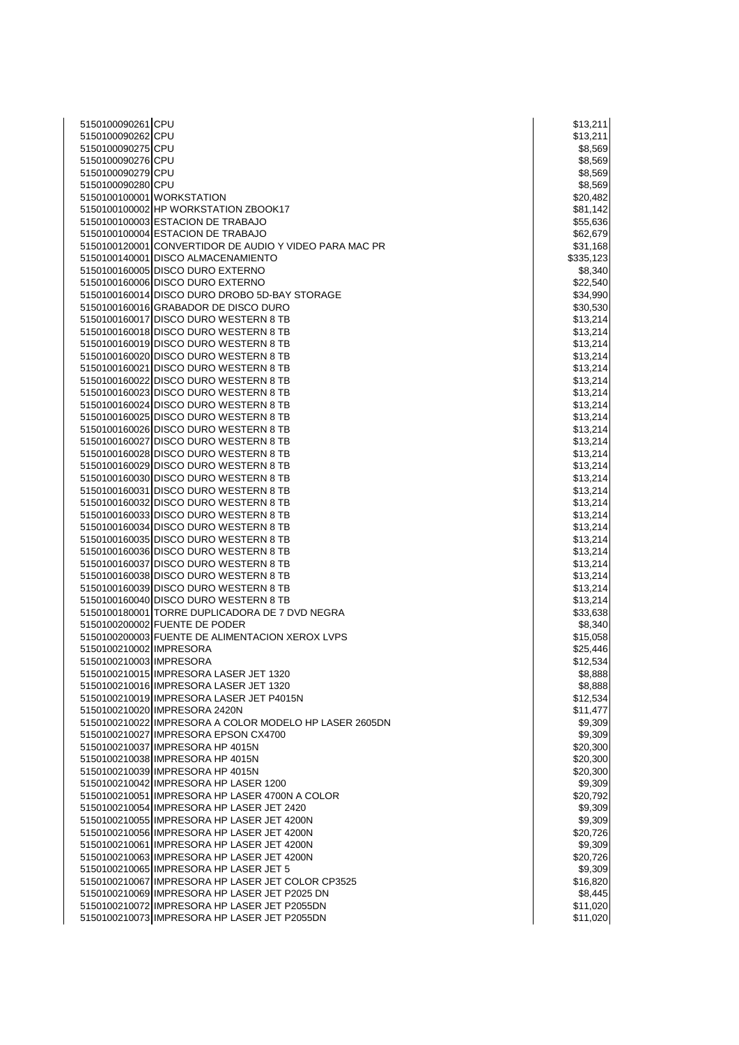| | | |
|---|---|---|
| 5150100090261 | CPU | $13,211 |
| 5150100090262 | CPU | $13,211 |
| 5150100090275 | CPU | $8,569 |
| 5150100090276 | CPU | $8,569 |
| 5150100090279 | CPU | $8,569 |
| 5150100090280 | CPU | $8,569 |
| 5150100100001 | WORKSTATION | $20,482 |
| 5150100100002 | HP WORKSTATION ZBOOK17 | $81,142 |
| 5150100100003 | ESTACION DE TRABAJO | $55,636 |
| 5150100100004 | ESTACION DE TRABAJO | $62,679 |
| 5150100120001 | CONVERTIDOR DE AUDIO Y VIDEO PARA MAC PR | $31,168 |
| 5150100140001 | DISCO ALMACENAMIENTO | $335,123 |
| 5150100160005 | DISCO DURO EXTERNO | $8,340 |
| 5150100160006 | DISCO DURO EXTERNO | $22,540 |
| 5150100160014 | DISCO DURO DROBO 5D-BAY STORAGE | $34,990 |
| 5150100160016 | GRABADOR DE DISCO DURO | $30,530 |
| 5150100160017 | DISCO DURO WESTERN 8 TB | $13,214 |
| 5150100160018 | DISCO DURO WESTERN 8 TB | $13,214 |
| 5150100160019 | DISCO DURO WESTERN 8 TB | $13,214 |
| 5150100160020 | DISCO DURO WESTERN 8 TB | $13,214 |
| 5150100160021 | DISCO DURO WESTERN 8 TB | $13,214 |
| 5150100160022 | DISCO DURO WESTERN 8 TB | $13,214 |
| 5150100160023 | DISCO DURO WESTERN 8 TB | $13,214 |
| 5150100160024 | DISCO DURO WESTERN 8 TB | $13,214 |
| 5150100160025 | DISCO DURO WESTERN 8 TB | $13,214 |
| 5150100160026 | DISCO DURO WESTERN 8 TB | $13,214 |
| 5150100160027 | DISCO DURO WESTERN 8 TB | $13,214 |
| 5150100160028 | DISCO DURO WESTERN 8 TB | $13,214 |
| 5150100160029 | DISCO DURO WESTERN 8 TB | $13,214 |
| 5150100160030 | DISCO DURO WESTERN 8 TB | $13,214 |
| 5150100160031 | DISCO DURO WESTERN 8 TB | $13,214 |
| 5150100160032 | DISCO DURO WESTERN 8 TB | $13,214 |
| 5150100160033 | DISCO DURO WESTERN 8 TB | $13,214 |
| 5150100160034 | DISCO DURO WESTERN 8 TB | $13,214 |
| 5150100160035 | DISCO DURO WESTERN 8 TB | $13,214 |
| 5150100160036 | DISCO DURO WESTERN 8 TB | $13,214 |
| 5150100160037 | DISCO DURO WESTERN 8 TB | $13,214 |
| 5150100160038 | DISCO DURO WESTERN 8 TB | $13,214 |
| 5150100160039 | DISCO DURO WESTERN 8 TB | $13,214 |
| 5150100160040 | DISCO DURO WESTERN 8 TB | $13,214 |
| 5150100180001 | TORRE DUPLICADORA DE 7 DVD NEGRA | $33,638 |
| 5150100200002 | FUENTE DE PODER | $8,340 |
| 5150100200003 | FUENTE DE ALIMENTACION XEROX LVPS | $15,058 |
| 5150100210002 | IMPRESORA | $25,446 |
| 5150100210003 | IMPRESORA | $12,534 |
| 5150100210015 | IMPRESORA LASER JET 1320 | $8,888 |
| 5150100210016 | IMPRESORA LASER JET 1320 | $8,888 |
| 5150100210019 | IMPRESORA LASER JET P4015N | $12,534 |
| 5150100210020 | IMPRESORA 2420N | $11,477 |
| 5150100210022 | IMPRESORA A COLOR MODELO HP LASER 2605DN | $9,309 |
| 5150100210027 | IMPRESORA EPSON CX4700 | $9,309 |
| 5150100210037 | IMPRESORA HP 4015N | $20,300 |
| 5150100210038 | IMPRESORA HP 4015N | $20,300 |
| 5150100210039 | IMPRESORA HP 4015N | $20,300 |
| 5150100210042 | IMPRESORA HP LASER 1200 | $9,309 |
| 5150100210051 | IMPRESORA HP LASER 4700N A COLOR | $20,792 |
| 5150100210054 | IMPRESORA HP LASER JET 2420 | $9,309 |
| 5150100210055 | IMPRESORA HP LASER JET 4200N | $9,309 |
| 5150100210056 | IMPRESORA HP LASER JET 4200N | $20,726 |
| 5150100210061 | IMPRESORA HP LASER JET 4200N | $9,309 |
| 5150100210063 | IMPRESORA HP LASER JET 4200N | $20,726 |
| 5150100210065 | IMPRESORA HP LASER JET 5 | $9,309 |
| 5150100210067 | IMPRESORA HP LASER JET COLOR CP3525 | $16,820 |
| 5150100210069 | IMPRESORA HP LASER JET P2025 DN | $8,445 |
| 5150100210072 | IMPRESORA HP LASER JET P2055DN | $11,020 |
| 5150100210073 | IMPRESORA HP LASER JET P2055DN | $11,020 |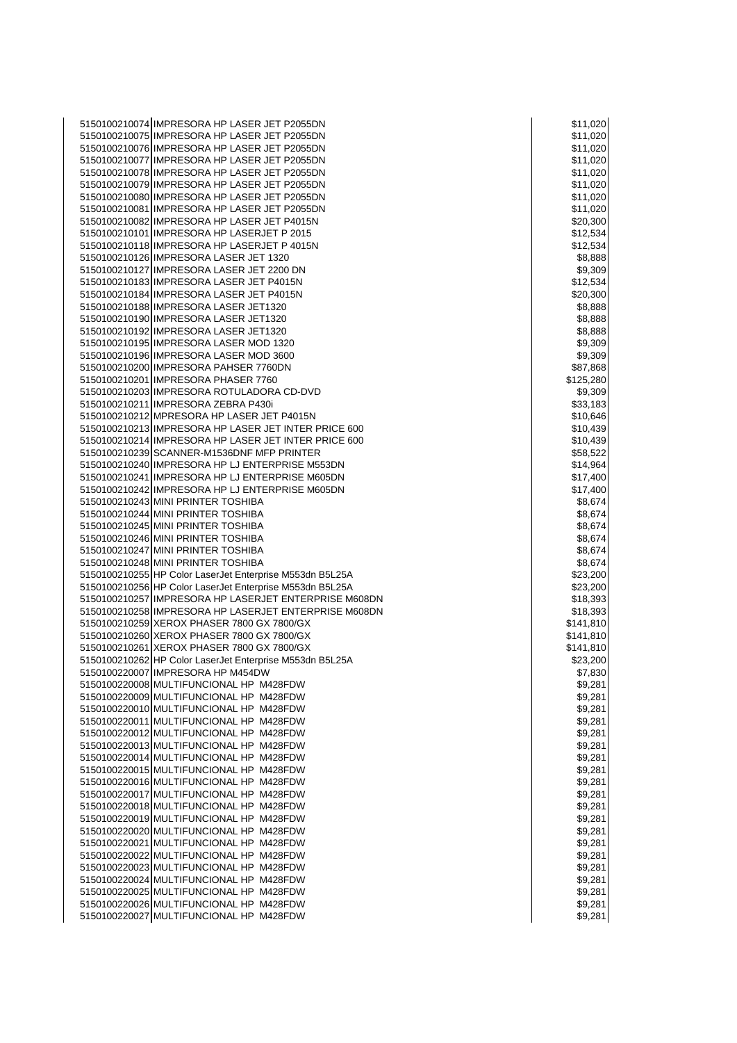| | | |
|---|---|---|
| 5150100210074 | IMPRESORA HP LASER JET P2055DN | $11,020 |
| 5150100210075 | IMPRESORA HP LASER JET P2055DN | $11,020 |
| 5150100210076 | IMPRESORA HP LASER JET P2055DN | $11,020 |
| 5150100210077 | IMPRESORA HP LASER JET P2055DN | $11,020 |
| 5150100210078 | IMPRESORA HP LASER JET P2055DN | $11,020 |
| 5150100210079 | IMPRESORA HP LASER JET P2055DN | $11,020 |
| 5150100210080 | IMPRESORA HP LASER JET P2055DN | $11,020 |
| 5150100210081 | IMPRESORA HP LASER JET P2055DN | $11,020 |
| 5150100210082 | IMPRESORA HP LASER JET P4015N | $20,300 |
| 5150100210101 | IMPRESORA HP LASERJET P 2015 | $12,534 |
| 5150100210118 | IMPRESORA HP LASERJET P 4015N | $12,534 |
| 5150100210126 | IMPRESORA LASER JET 1320 | $8,888 |
| 5150100210127 | IMPRESORA LASER JET 2200 DN | $9,309 |
| 5150100210183 | IMPRESORA LASER JET P4015N | $12,534 |
| 5150100210184 | IMPRESORA LASER JET P4015N | $20,300 |
| 5150100210188 | IMPRESORA LASER JET1320 | $8,888 |
| 5150100210190 | IMPRESORA LASER JET1320 | $8,888 |
| 5150100210192 | IMPRESORA LASER JET1320 | $8,888 |
| 5150100210195 | IMPRESORA LASER MOD 1320 | $9,309 |
| 5150100210196 | IMPRESORA LASER MOD 3600 | $9,309 |
| 5150100210200 | IMPRESORA PAHSER 7760DN | $87,868 |
| 5150100210201 | IMPRESORA PHASER 7760 | $125,280 |
| 5150100210203 | IMPRESORA ROTULADORA CD-DVD | $9,309 |
| 5150100210211 | IMPRESORA ZEBRA P430i | $33,183 |
| 5150100210212 | MPRESORA HP LASER JET P4015N | $10,646 |
| 5150100210213 | IMPRESORA HP LASER JET INTER PRICE 600 | $10,439 |
| 5150100210214 | IMPRESORA HP LASER JET INTER PRICE 600 | $10,439 |
| 5150100210239 | SCANNER-M1536DNF MFP PRINTER | $58,522 |
| 5150100210240 | IMPRESORA HP LJ ENTERPRISE M553DN | $14,964 |
| 5150100210241 | IMPRESORA HP LJ ENTERPRISE M605DN | $17,400 |
| 5150100210242 | IMPRESORA HP LJ ENTERPRISE M605DN | $17,400 |
| 5150100210243 | MINI PRINTER TOSHIBA | $8,674 |
| 5150100210244 | MINI PRINTER TOSHIBA | $8,674 |
| 5150100210245 | MINI PRINTER TOSHIBA | $8,674 |
| 5150100210246 | MINI PRINTER TOSHIBA | $8,674 |
| 5150100210247 | MINI PRINTER TOSHIBA | $8,674 |
| 5150100210248 | MINI PRINTER TOSHIBA | $8,674 |
| 5150100210255 | HP Color LaserJet Enterprise M553dn B5L25A | $23,200 |
| 5150100210256 | HP Color LaserJet Enterprise M553dn B5L25A | $23,200 |
| 5150100210257 | IMPRESORA HP LASERJET ENTERPRISE M608DN | $18,393 |
| 5150100210258 | IMPRESORA HP LASERJET ENTERPRISE M608DN | $18,393 |
| 5150100210259 | XEROX PHASER 7800 GX 7800/GX | $141,810 |
| 5150100210260 | XEROX PHASER 7800 GX 7800/GX | $141,810 |
| 5150100210261 | XEROX PHASER 7800 GX 7800/GX | $141,810 |
| 5150100210262 | HP Color LaserJet Enterprise M553dn B5L25A | $23,200 |
| 5150100220007 | IMPRESORA HP M454DW | $7,830 |
| 5150100220008 | MULTIFUNCIONAL HP M428FDW | $9,281 |
| 5150100220009 | MULTIFUNCIONAL HP M428FDW | $9,281 |
| 5150100220010 | MULTIFUNCIONAL HP M428FDW | $9,281 |
| 5150100220011 | MULTIFUNCIONAL HP M428FDW | $9,281 |
| 5150100220012 | MULTIFUNCIONAL HP M428FDW | $9,281 |
| 5150100220013 | MULTIFUNCIONAL HP M428FDW | $9,281 |
| 5150100220014 | MULTIFUNCIONAL HP M428FDW | $9,281 |
| 5150100220015 | MULTIFUNCIONAL HP M428FDW | $9,281 |
| 5150100220016 | MULTIFUNCIONAL HP M428FDW | $9,281 |
| 5150100220017 | MULTIFUNCIONAL HP M428FDW | $9,281 |
| 5150100220018 | MULTIFUNCIONAL HP M428FDW | $9,281 |
| 5150100220019 | MULTIFUNCIONAL HP M428FDW | $9,281 |
| 5150100220020 | MULTIFUNCIONAL HP M428FDW | $9,281 |
| 5150100220021 | MULTIFUNCIONAL HP M428FDW | $9,281 |
| 5150100220022 | MULTIFUNCIONAL HP M428FDW | $9,281 |
| 5150100220023 | MULTIFUNCIONAL HP M428FDW | $9,281 |
| 5150100220024 | MULTIFUNCIONAL HP M428FDW | $9,281 |
| 5150100220025 | MULTIFUNCIONAL HP M428FDW | $9,281 |
| 5150100220026 | MULTIFUNCIONAL HP M428FDW | $9,281 |
| 5150100220027 | MULTIFUNCIONAL HP M428FDW | $9,281 |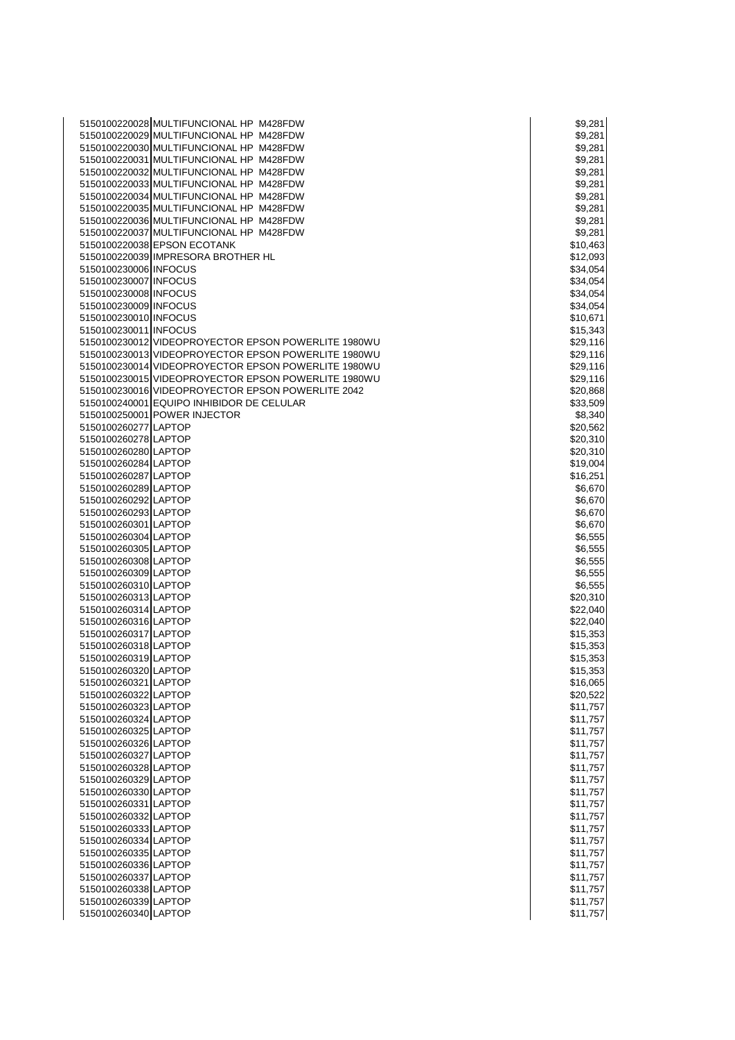| | | |
|---|---|---|
| 5150100220028 | MULTIFUNCIONAL HP M428FDW | $9,281 |
| 5150100220029 | MULTIFUNCIONAL HP M428FDW | $9,281 |
| 5150100220030 | MULTIFUNCIONAL HP M428FDW | $9,281 |
| 5150100220031 | MULTIFUNCIONAL HP M428FDW | $9,281 |
| 5150100220032 | MULTIFUNCIONAL HP M428FDW | $9,281 |
| 5150100220033 | MULTIFUNCIONAL HP M428FDW | $9,281 |
| 5150100220034 | MULTIFUNCIONAL HP M428FDW | $9,281 |
| 5150100220035 | MULTIFUNCIONAL HP M428FDW | $9,281 |
| 5150100220036 | MULTIFUNCIONAL HP M428FDW | $9,281 |
| 5150100220037 | MULTIFUNCIONAL HP M428FDW | $9,281 |
| 5150100220038 | EPSON ECOTANK | $10,463 |
| 5150100220039 | IMPRESORA BROTHER HL | $12,093 |
| 5150100230006 | INFOCUS | $34,054 |
| 5150100230007 | INFOCUS | $34,054 |
| 5150100230008 | INFOCUS | $34,054 |
| 5150100230009 | INFOCUS | $34,054 |
| 5150100230010 | INFOCUS | $10,671 |
| 5150100230011 | INFOCUS | $15,343 |
| 5150100230012 | VIDEOPROYECTOR EPSON POWERLITE 1980WU | $29,116 |
| 5150100230013 | VIDEOPROYECTOR EPSON POWERLITE 1980WU | $29,116 |
| 5150100230014 | VIDEOPROYECTOR EPSON POWERLITE 1980WU | $29,116 |
| 5150100230015 | VIDEOPROYECTOR EPSON POWERLITE 1980WU | $29,116 |
| 5150100230016 | VIDEOPROYECTOR EPSON POWERLITE 2042 | $20,868 |
| 5150100240001 | EQUIPO INHIBIDOR DE CELULAR | $33,509 |
| 5150100250001 | POWER INJECTOR | $8,340 |
| 5150100260277 | LAPTOP | $20,562 |
| 5150100260278 | LAPTOP | $20,310 |
| 5150100260280 | LAPTOP | $20,310 |
| 5150100260284 | LAPTOP | $19,004 |
| 5150100260287 | LAPTOP | $16,251 |
| 5150100260289 | LAPTOP | $6,670 |
| 5150100260292 | LAPTOP | $6,670 |
| 5150100260293 | LAPTOP | $6,670 |
| 5150100260301 | LAPTOP | $6,670 |
| 5150100260304 | LAPTOP | $6,555 |
| 5150100260305 | LAPTOP | $6,555 |
| 5150100260308 | LAPTOP | $6,555 |
| 5150100260309 | LAPTOP | $6,555 |
| 5150100260310 | LAPTOP | $6,555 |
| 5150100260313 | LAPTOP | $20,310 |
| 5150100260314 | LAPTOP | $22,040 |
| 5150100260316 | LAPTOP | $22,040 |
| 5150100260317 | LAPTOP | $15,353 |
| 5150100260318 | LAPTOP | $15,353 |
| 5150100260319 | LAPTOP | $15,353 |
| 5150100260320 | LAPTOP | $15,353 |
| 5150100260321 | LAPTOP | $16,065 |
| 5150100260322 | LAPTOP | $20,522 |
| 5150100260323 | LAPTOP | $11,757 |
| 5150100260324 | LAPTOP | $11,757 |
| 5150100260325 | LAPTOP | $11,757 |
| 5150100260326 | LAPTOP | $11,757 |
| 5150100260327 | LAPTOP | $11,757 |
| 5150100260328 | LAPTOP | $11,757 |
| 5150100260329 | LAPTOP | $11,757 |
| 5150100260330 | LAPTOP | $11,757 |
| 5150100260331 | LAPTOP | $11,757 |
| 5150100260332 | LAPTOP | $11,757 |
| 5150100260333 | LAPTOP | $11,757 |
| 5150100260334 | LAPTOP | $11,757 |
| 5150100260335 | LAPTOP | $11,757 |
| 5150100260336 | LAPTOP | $11,757 |
| 5150100260337 | LAPTOP | $11,757 |
| 5150100260338 | LAPTOP | $11,757 |
| 5150100260339 | LAPTOP | $11,757 |
| 5150100260340 | LAPTOP | $11,757 |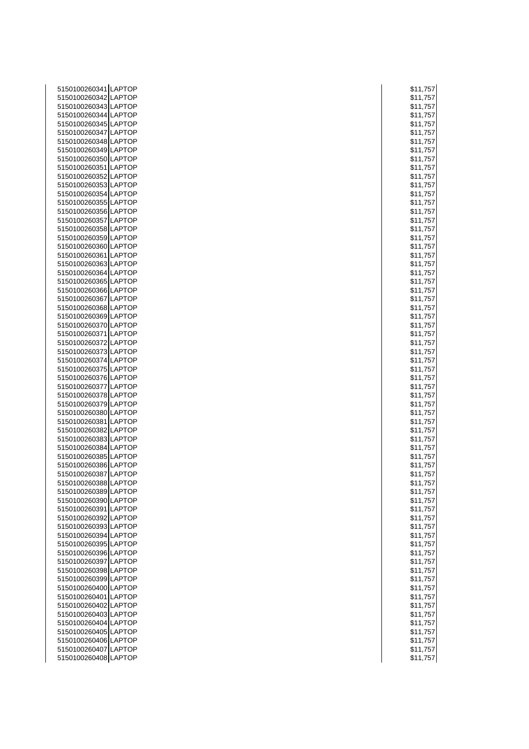| | | |
|---|---|---|
| 5150100260341 | LAPTOP | $11,757 |
| 5150100260342 | LAPTOP | $11,757 |
| 5150100260343 | LAPTOP | $11,757 |
| 5150100260344 | LAPTOP | $11,757 |
| 5150100260345 | LAPTOP | $11,757 |
| 5150100260347 | LAPTOP | $11,757 |
| 5150100260348 | LAPTOP | $11,757 |
| 5150100260349 | LAPTOP | $11,757 |
| 5150100260350 | LAPTOP | $11,757 |
| 5150100260351 | LAPTOP | $11,757 |
| 5150100260352 | LAPTOP | $11,757 |
| 5150100260353 | LAPTOP | $11,757 |
| 5150100260354 | LAPTOP | $11,757 |
| 5150100260355 | LAPTOP | $11,757 |
| 5150100260356 | LAPTOP | $11,757 |
| 5150100260357 | LAPTOP | $11,757 |
| 5150100260358 | LAPTOP | $11,757 |
| 5150100260359 | LAPTOP | $11,757 |
| 5150100260360 | LAPTOP | $11,757 |
| 5150100260361 | LAPTOP | $11,757 |
| 5150100260363 | LAPTOP | $11,757 |
| 5150100260364 | LAPTOP | $11,757 |
| 5150100260365 | LAPTOP | $11,757 |
| 5150100260366 | LAPTOP | $11,757 |
| 5150100260367 | LAPTOP | $11,757 |
| 5150100260368 | LAPTOP | $11,757 |
| 5150100260369 | LAPTOP | $11,757 |
| 5150100260370 | LAPTOP | $11,757 |
| 5150100260371 | LAPTOP | $11,757 |
| 5150100260372 | LAPTOP | $11,757 |
| 5150100260373 | LAPTOP | $11,757 |
| 5150100260374 | LAPTOP | $11,757 |
| 5150100260375 | LAPTOP | $11,757 |
| 5150100260376 | LAPTOP | $11,757 |
| 5150100260377 | LAPTOP | $11,757 |
| 5150100260378 | LAPTOP | $11,757 |
| 5150100260379 | LAPTOP | $11,757 |
| 5150100260380 | LAPTOP | $11,757 |
| 5150100260381 | LAPTOP | $11,757 |
| 5150100260382 | LAPTOP | $11,757 |
| 5150100260383 | LAPTOP | $11,757 |
| 5150100260384 | LAPTOP | $11,757 |
| 5150100260385 | LAPTOP | $11,757 |
| 5150100260386 | LAPTOP | $11,757 |
| 5150100260387 | LAPTOP | $11,757 |
| 5150100260388 | LAPTOP | $11,757 |
| 5150100260389 | LAPTOP | $11,757 |
| 5150100260390 | LAPTOP | $11,757 |
| 5150100260391 | LAPTOP | $11,757 |
| 5150100260392 | LAPTOP | $11,757 |
| 5150100260393 | LAPTOP | $11,757 |
| 5150100260394 | LAPTOP | $11,757 |
| 5150100260395 | LAPTOP | $11,757 |
| 5150100260396 | LAPTOP | $11,757 |
| 5150100260397 | LAPTOP | $11,757 |
| 5150100260398 | LAPTOP | $11,757 |
| 5150100260399 | LAPTOP | $11,757 |
| 5150100260400 | LAPTOP | $11,757 |
| 5150100260401 | LAPTOP | $11,757 |
| 5150100260402 | LAPTOP | $11,757 |
| 5150100260403 | LAPTOP | $11,757 |
| 5150100260404 | LAPTOP | $11,757 |
| 5150100260405 | LAPTOP | $11,757 |
| 5150100260406 | LAPTOP | $11,757 |
| 5150100260407 | LAPTOP | $11,757 |
| 5150100260408 | LAPTOP | $11,757 |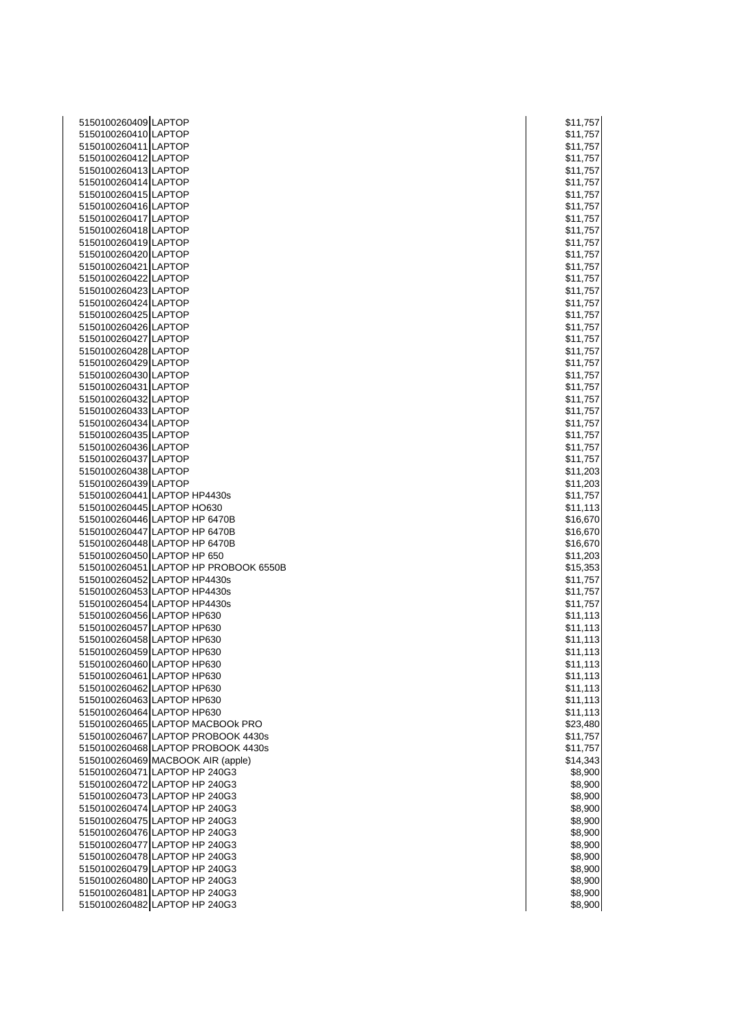| | | |
|---|---|---|
| 5150100260409 | LAPTOP | $11,757 |
| 5150100260410 | LAPTOP | $11,757 |
| 5150100260411 | LAPTOP | $11,757 |
| 5150100260412 | LAPTOP | $11,757 |
| 5150100260413 | LAPTOP | $11,757 |
| 5150100260414 | LAPTOP | $11,757 |
| 5150100260415 | LAPTOP | $11,757 |
| 5150100260416 | LAPTOP | $11,757 |
| 5150100260417 | LAPTOP | $11,757 |
| 5150100260418 | LAPTOP | $11,757 |
| 5150100260419 | LAPTOP | $11,757 |
| 5150100260420 | LAPTOP | $11,757 |
| 5150100260421 | LAPTOP | $11,757 |
| 5150100260422 | LAPTOP | $11,757 |
| 5150100260423 | LAPTOP | $11,757 |
| 5150100260424 | LAPTOP | $11,757 |
| 5150100260425 | LAPTOP | $11,757 |
| 5150100260426 | LAPTOP | $11,757 |
| 5150100260427 | LAPTOP | $11,757 |
| 5150100260428 | LAPTOP | $11,757 |
| 5150100260429 | LAPTOP | $11,757 |
| 5150100260430 | LAPTOP | $11,757 |
| 5150100260431 | LAPTOP | $11,757 |
| 5150100260432 | LAPTOP | $11,757 |
| 5150100260433 | LAPTOP | $11,757 |
| 5150100260434 | LAPTOP | $11,757 |
| 5150100260435 | LAPTOP | $11,757 |
| 5150100260436 | LAPTOP | $11,757 |
| 5150100260437 | LAPTOP | $11,757 |
| 5150100260438 | LAPTOP | $11,203 |
| 5150100260439 | LAPTOP | $11,203 |
| 5150100260441 | LAPTOP HP4430s | $11,757 |
| 5150100260445 | LAPTOP HO630 | $11,113 |
| 5150100260446 | LAPTOP HP 6470B | $16,670 |
| 5150100260447 | LAPTOP HP 6470B | $16,670 |
| 5150100260448 | LAPTOP HP 6470B | $16,670 |
| 5150100260450 | LAPTOP HP 650 | $11,203 |
| 5150100260451 | LAPTOP HP PROBOOK 6550B | $15,353 |
| 5150100260452 | LAPTOP HP4430s | $11,757 |
| 5150100260453 | LAPTOP HP4430s | $11,757 |
| 5150100260454 | LAPTOP HP4430s | $11,757 |
| 5150100260456 | LAPTOP HP630 | $11,113 |
| 5150100260457 | LAPTOP HP630 | $11,113 |
| 5150100260458 | LAPTOP HP630 | $11,113 |
| 5150100260459 | LAPTOP HP630 | $11,113 |
| 5150100260460 | LAPTOP HP630 | $11,113 |
| 5150100260461 | LAPTOP HP630 | $11,113 |
| 5150100260462 | LAPTOP HP630 | $11,113 |
| 5150100260463 | LAPTOP HP630 | $11,113 |
| 5150100260464 | LAPTOP HP630 | $11,113 |
| 5150100260465 | LAPTOP MACBOOk PRO | $23,480 |
| 5150100260467 | LAPTOP PROBOOK 4430s | $11,757 |
| 5150100260468 | LAPTOP PROBOOK 4430s | $11,757 |
| 5150100260469 | MACBOOK AIR (apple) | $14,343 |
| 5150100260471 | LAPTOP HP 240G3 | $8,900 |
| 5150100260472 | LAPTOP HP 240G3 | $8,900 |
| 5150100260473 | LAPTOP HP 240G3 | $8,900 |
| 5150100260474 | LAPTOP HP 240G3 | $8,900 |
| 5150100260475 | LAPTOP HP 240G3 | $8,900 |
| 5150100260476 | LAPTOP HP 240G3 | $8,900 |
| 5150100260477 | LAPTOP HP 240G3 | $8,900 |
| 5150100260478 | LAPTOP HP 240G3 | $8,900 |
| 5150100260479 | LAPTOP HP 240G3 | $8,900 |
| 5150100260480 | LAPTOP HP 240G3 | $8,900 |
| 5150100260481 | LAPTOP HP 240G3 | $8,900 |
| 5150100260482 | LAPTOP HP 240G3 | $8,900 |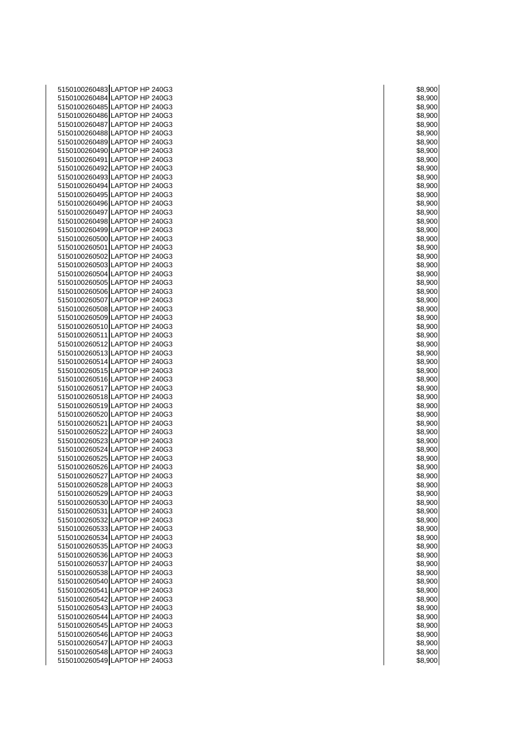| | | |
|---|---|---|
| 5150100260483 | LAPTOP HP 240G3 | $8,900 |
| 5150100260484 | LAPTOP HP 240G3 | $8,900 |
| 5150100260485 | LAPTOP HP 240G3 | $8,900 |
| 5150100260486 | LAPTOP HP 240G3 | $8,900 |
| 5150100260487 | LAPTOP HP 240G3 | $8,900 |
| 5150100260488 | LAPTOP HP 240G3 | $8,900 |
| 5150100260489 | LAPTOP HP 240G3 | $8,900 |
| 5150100260490 | LAPTOP HP 240G3 | $8,900 |
| 5150100260491 | LAPTOP HP 240G3 | $8,900 |
| 5150100260492 | LAPTOP HP 240G3 | $8,900 |
| 5150100260493 | LAPTOP HP 240G3 | $8,900 |
| 5150100260494 | LAPTOP HP 240G3 | $8,900 |
| 5150100260495 | LAPTOP HP 240G3 | $8,900 |
| 5150100260496 | LAPTOP HP 240G3 | $8,900 |
| 5150100260497 | LAPTOP HP 240G3 | $8,900 |
| 5150100260498 | LAPTOP HP 240G3 | $8,900 |
| 5150100260499 | LAPTOP HP 240G3 | $8,900 |
| 5150100260500 | LAPTOP HP 240G3 | $8,900 |
| 5150100260501 | LAPTOP HP 240G3 | $8,900 |
| 5150100260502 | LAPTOP HP 240G3 | $8,900 |
| 5150100260503 | LAPTOP HP 240G3 | $8,900 |
| 5150100260504 | LAPTOP HP 240G3 | $8,900 |
| 5150100260505 | LAPTOP HP 240G3 | $8,900 |
| 5150100260506 | LAPTOP HP 240G3 | $8,900 |
| 5150100260507 | LAPTOP HP 240G3 | $8,900 |
| 5150100260508 | LAPTOP HP 240G3 | $8,900 |
| 5150100260509 | LAPTOP HP 240G3 | $8,900 |
| 5150100260510 | LAPTOP HP 240G3 | $8,900 |
| 5150100260511 | LAPTOP HP 240G3 | $8,900 |
| 5150100260512 | LAPTOP HP 240G3 | $8,900 |
| 5150100260513 | LAPTOP HP 240G3 | $8,900 |
| 5150100260514 | LAPTOP HP 240G3 | $8,900 |
| 5150100260515 | LAPTOP HP 240G3 | $8,900 |
| 5150100260516 | LAPTOP HP 240G3 | $8,900 |
| 5150100260517 | LAPTOP HP 240G3 | $8,900 |
| 5150100260518 | LAPTOP HP 240G3 | $8,900 |
| 5150100260519 | LAPTOP HP 240G3 | $8,900 |
| 5150100260520 | LAPTOP HP 240G3 | $8,900 |
| 5150100260521 | LAPTOP HP 240G3 | $8,900 |
| 5150100260522 | LAPTOP HP 240G3 | $8,900 |
| 5150100260523 | LAPTOP HP 240G3 | $8,900 |
| 5150100260524 | LAPTOP HP 240G3 | $8,900 |
| 5150100260525 | LAPTOP HP 240G3 | $8,900 |
| 5150100260526 | LAPTOP HP 240G3 | $8,900 |
| 5150100260527 | LAPTOP HP 240G3 | $8,900 |
| 5150100260528 | LAPTOP HP 240G3 | $8,900 |
| 5150100260529 | LAPTOP HP 240G3 | $8,900 |
| 5150100260530 | LAPTOP HP 240G3 | $8,900 |
| 5150100260531 | LAPTOP HP 240G3 | $8,900 |
| 5150100260532 | LAPTOP HP 240G3 | $8,900 |
| 5150100260533 | LAPTOP HP 240G3 | $8,900 |
| 5150100260534 | LAPTOP HP 240G3 | $8,900 |
| 5150100260535 | LAPTOP HP 240G3 | $8,900 |
| 5150100260536 | LAPTOP HP 240G3 | $8,900 |
| 5150100260537 | LAPTOP HP 240G3 | $8,900 |
| 5150100260538 | LAPTOP HP 240G3 | $8,900 |
| 5150100260540 | LAPTOP HP 240G3 | $8,900 |
| 5150100260541 | LAPTOP HP 240G3 | $8,900 |
| 5150100260542 | LAPTOP HP 240G3 | $8,900 |
| 5150100260543 | LAPTOP HP 240G3 | $8,900 |
| 5150100260544 | LAPTOP HP 240G3 | $8,900 |
| 5150100260545 | LAPTOP HP 240G3 | $8,900 |
| 5150100260546 | LAPTOP HP 240G3 | $8,900 |
| 5150100260547 | LAPTOP HP 240G3 | $8,900 |
| 5150100260548 | LAPTOP HP 240G3 | $8,900 |
| 5150100260549 | LAPTOP HP 240G3 | $8,900 |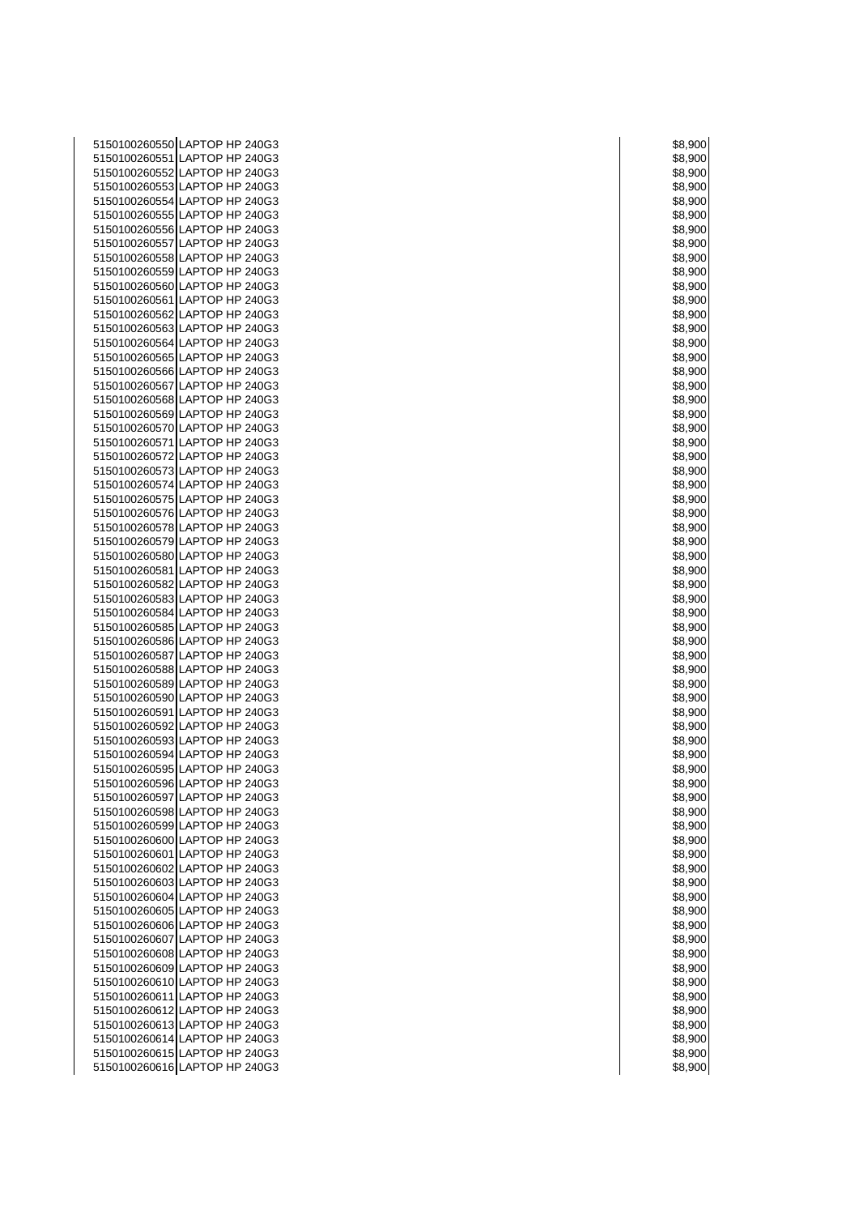| | | |
|---|---|---|
| 5150100260550 | LAPTOP HP 240G3 | $8,900 |
| 5150100260551 | LAPTOP HP 240G3 | $8,900 |
| 5150100260552 | LAPTOP HP 240G3 | $8,900 |
| 5150100260553 | LAPTOP HP 240G3 | $8,900 |
| 5150100260554 | LAPTOP HP 240G3 | $8,900 |
| 5150100260555 | LAPTOP HP 240G3 | $8,900 |
| 5150100260556 | LAPTOP HP 240G3 | $8,900 |
| 5150100260557 | LAPTOP HP 240G3 | $8,900 |
| 5150100260558 | LAPTOP HP 240G3 | $8,900 |
| 5150100260559 | LAPTOP HP 240G3 | $8,900 |
| 5150100260560 | LAPTOP HP 240G3 | $8,900 |
| 5150100260561 | LAPTOP HP 240G3 | $8,900 |
| 5150100260562 | LAPTOP HP 240G3 | $8,900 |
| 5150100260563 | LAPTOP HP 240G3 | $8,900 |
| 5150100260564 | LAPTOP HP 240G3 | $8,900 |
| 5150100260565 | LAPTOP HP 240G3 | $8,900 |
| 5150100260566 | LAPTOP HP 240G3 | $8,900 |
| 5150100260567 | LAPTOP HP 240G3 | $8,900 |
| 5150100260568 | LAPTOP HP 240G3 | $8,900 |
| 5150100260569 | LAPTOP HP 240G3 | $8,900 |
| 5150100260570 | LAPTOP HP 240G3 | $8,900 |
| 5150100260571 | LAPTOP HP 240G3 | $8,900 |
| 5150100260572 | LAPTOP HP 240G3 | $8,900 |
| 5150100260573 | LAPTOP HP 240G3 | $8,900 |
| 5150100260574 | LAPTOP HP 240G3 | $8,900 |
| 5150100260575 | LAPTOP HP 240G3 | $8,900 |
| 5150100260576 | LAPTOP HP 240G3 | $8,900 |
| 5150100260578 | LAPTOP HP 240G3 | $8,900 |
| 5150100260579 | LAPTOP HP 240G3 | $8,900 |
| 5150100260580 | LAPTOP HP 240G3 | $8,900 |
| 5150100260581 | LAPTOP HP 240G3 | $8,900 |
| 5150100260582 | LAPTOP HP 240G3 | $8,900 |
| 5150100260583 | LAPTOP HP 240G3 | $8,900 |
| 5150100260584 | LAPTOP HP 240G3 | $8,900 |
| 5150100260585 | LAPTOP HP 240G3 | $8,900 |
| 5150100260586 | LAPTOP HP 240G3 | $8,900 |
| 5150100260587 | LAPTOP HP 240G3 | $8,900 |
| 5150100260588 | LAPTOP HP 240G3 | $8,900 |
| 5150100260589 | LAPTOP HP 240G3 | $8,900 |
| 5150100260590 | LAPTOP HP 240G3 | $8,900 |
| 5150100260591 | LAPTOP HP 240G3 | $8,900 |
| 5150100260592 | LAPTOP HP 240G3 | $8,900 |
| 5150100260593 | LAPTOP HP 240G3 | $8,900 |
| 5150100260594 | LAPTOP HP 240G3 | $8,900 |
| 5150100260595 | LAPTOP HP 240G3 | $8,900 |
| 5150100260596 | LAPTOP HP 240G3 | $8,900 |
| 5150100260597 | LAPTOP HP 240G3 | $8,900 |
| 5150100260598 | LAPTOP HP 240G3 | $8,900 |
| 5150100260599 | LAPTOP HP 240G3 | $8,900 |
| 5150100260600 | LAPTOP HP 240G3 | $8,900 |
| 5150100260601 | LAPTOP HP 240G3 | $8,900 |
| 5150100260602 | LAPTOP HP 240G3 | $8,900 |
| 5150100260603 | LAPTOP HP 240G3 | $8,900 |
| 5150100260604 | LAPTOP HP 240G3 | $8,900 |
| 5150100260605 | LAPTOP HP 240G3 | $8,900 |
| 5150100260606 | LAPTOP HP 240G3 | $8,900 |
| 5150100260607 | LAPTOP HP 240G3 | $8,900 |
| 5150100260608 | LAPTOP HP 240G3 | $8,900 |
| 5150100260609 | LAPTOP HP 240G3 | $8,900 |
| 5150100260610 | LAPTOP HP 240G3 | $8,900 |
| 5150100260611 | LAPTOP HP 240G3 | $8,900 |
| 5150100260612 | LAPTOP HP 240G3 | $8,900 |
| 5150100260613 | LAPTOP HP 240G3 | $8,900 |
| 5150100260614 | LAPTOP HP 240G3 | $8,900 |
| 5150100260615 | LAPTOP HP 240G3 | $8,900 |
| 5150100260616 | LAPTOP HP 240G3 | $8,900 |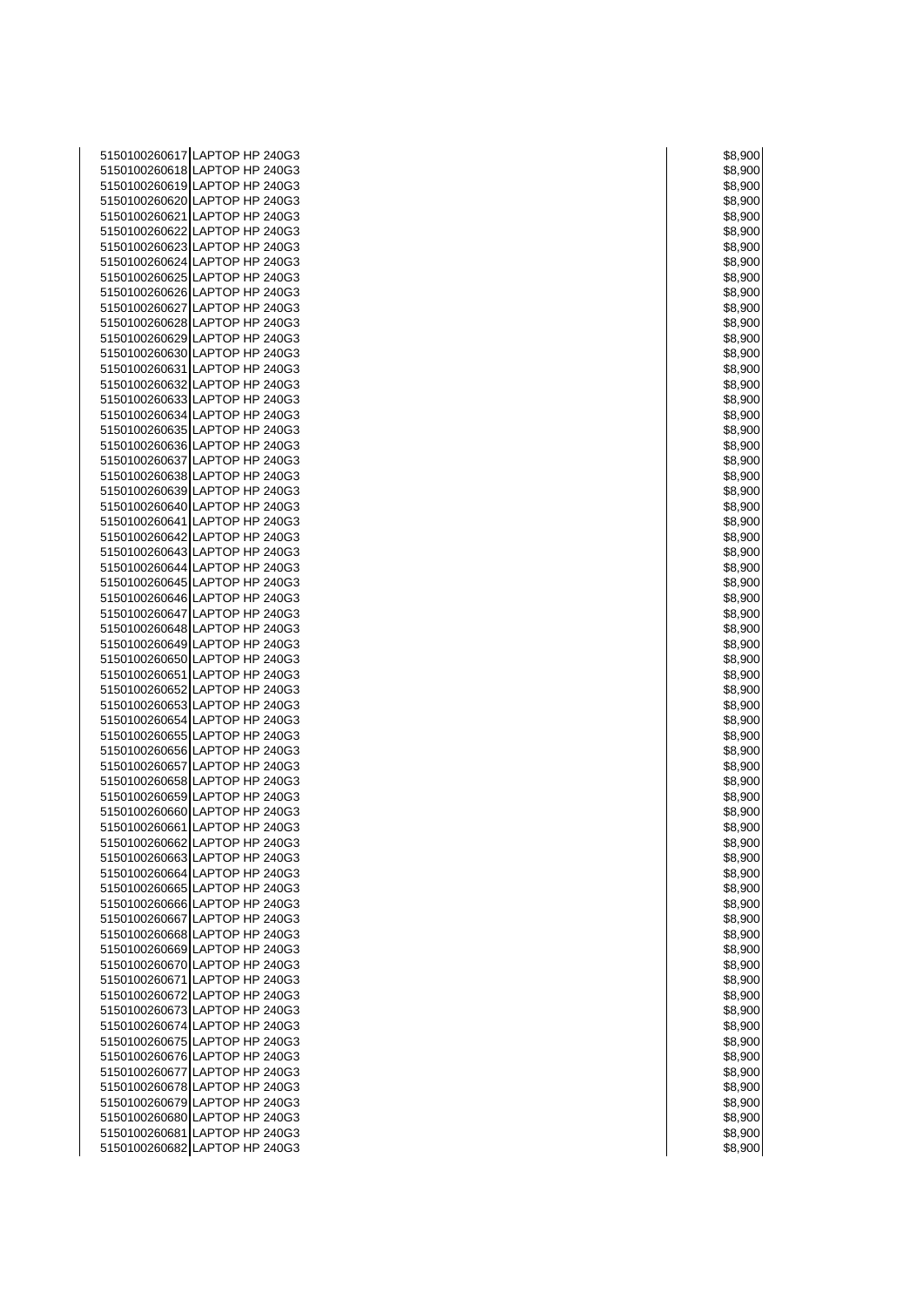| | | |
|---|---|---|
| 5150100260617 | LAPTOP HP 240G3 | $8,900 |
| 5150100260618 | LAPTOP HP 240G3 | $8,900 |
| 5150100260619 | LAPTOP HP 240G3 | $8,900 |
| 5150100260620 | LAPTOP HP 240G3 | $8,900 |
| 5150100260621 | LAPTOP HP 240G3 | $8,900 |
| 5150100260622 | LAPTOP HP 240G3 | $8,900 |
| 5150100260623 | LAPTOP HP 240G3 | $8,900 |
| 5150100260624 | LAPTOP HP 240G3 | $8,900 |
| 5150100260625 | LAPTOP HP 240G3 | $8,900 |
| 5150100260626 | LAPTOP HP 240G3 | $8,900 |
| 5150100260627 | LAPTOP HP 240G3 | $8,900 |
| 5150100260628 | LAPTOP HP 240G3 | $8,900 |
| 5150100260629 | LAPTOP HP 240G3 | $8,900 |
| 5150100260630 | LAPTOP HP 240G3 | $8,900 |
| 5150100260631 | LAPTOP HP 240G3 | $8,900 |
| 5150100260632 | LAPTOP HP 240G3 | $8,900 |
| 5150100260633 | LAPTOP HP 240G3 | $8,900 |
| 5150100260634 | LAPTOP HP 240G3 | $8,900 |
| 5150100260635 | LAPTOP HP 240G3 | $8,900 |
| 5150100260636 | LAPTOP HP 240G3 | $8,900 |
| 5150100260637 | LAPTOP HP 240G3 | $8,900 |
| 5150100260638 | LAPTOP HP 240G3 | $8,900 |
| 5150100260639 | LAPTOP HP 240G3 | $8,900 |
| 5150100260640 | LAPTOP HP 240G3 | $8,900 |
| 5150100260641 | LAPTOP HP 240G3 | $8,900 |
| 5150100260642 | LAPTOP HP 240G3 | $8,900 |
| 5150100260643 | LAPTOP HP 240G3 | $8,900 |
| 5150100260644 | LAPTOP HP 240G3 | $8,900 |
| 5150100260645 | LAPTOP HP 240G3 | $8,900 |
| 5150100260646 | LAPTOP HP 240G3 | $8,900 |
| 5150100260647 | LAPTOP HP 240G3 | $8,900 |
| 5150100260648 | LAPTOP HP 240G3 | $8,900 |
| 5150100260649 | LAPTOP HP 240G3 | $8,900 |
| 5150100260650 | LAPTOP HP 240G3 | $8,900 |
| 5150100260651 | LAPTOP HP 240G3 | $8,900 |
| 5150100260652 | LAPTOP HP 240G3 | $8,900 |
| 5150100260653 | LAPTOP HP 240G3 | $8,900 |
| 5150100260654 | LAPTOP HP 240G3 | $8,900 |
| 5150100260655 | LAPTOP HP 240G3 | $8,900 |
| 5150100260656 | LAPTOP HP 240G3 | $8,900 |
| 5150100260657 | LAPTOP HP 240G3 | $8,900 |
| 5150100260658 | LAPTOP HP 240G3 | $8,900 |
| 5150100260659 | LAPTOP HP 240G3 | $8,900 |
| 5150100260660 | LAPTOP HP 240G3 | $8,900 |
| 5150100260661 | LAPTOP HP 240G3 | $8,900 |
| 5150100260662 | LAPTOP HP 240G3 | $8,900 |
| 5150100260663 | LAPTOP HP 240G3 | $8,900 |
| 5150100260664 | LAPTOP HP 240G3 | $8,900 |
| 5150100260665 | LAPTOP HP 240G3 | $8,900 |
| 5150100260666 | LAPTOP HP 240G3 | $8,900 |
| 5150100260667 | LAPTOP HP 240G3 | $8,900 |
| 5150100260668 | LAPTOP HP 240G3 | $8,900 |
| 5150100260669 | LAPTOP HP 240G3 | $8,900 |
| 5150100260670 | LAPTOP HP 240G3 | $8,900 |
| 5150100260671 | LAPTOP HP 240G3 | $8,900 |
| 5150100260672 | LAPTOP HP 240G3 | $8,900 |
| 5150100260673 | LAPTOP HP 240G3 | $8,900 |
| 5150100260674 | LAPTOP HP 240G3 | $8,900 |
| 5150100260675 | LAPTOP HP 240G3 | $8,900 |
| 5150100260676 | LAPTOP HP 240G3 | $8,900 |
| 5150100260677 | LAPTOP HP 240G3 | $8,900 |
| 5150100260678 | LAPTOP HP 240G3 | $8,900 |
| 5150100260679 | LAPTOP HP 240G3 | $8,900 |
| 5150100260680 | LAPTOP HP 240G3 | $8,900 |
| 5150100260681 | LAPTOP HP 240G3 | $8,900 |
| 5150100260682 | LAPTOP HP 240G3 | $8,900 |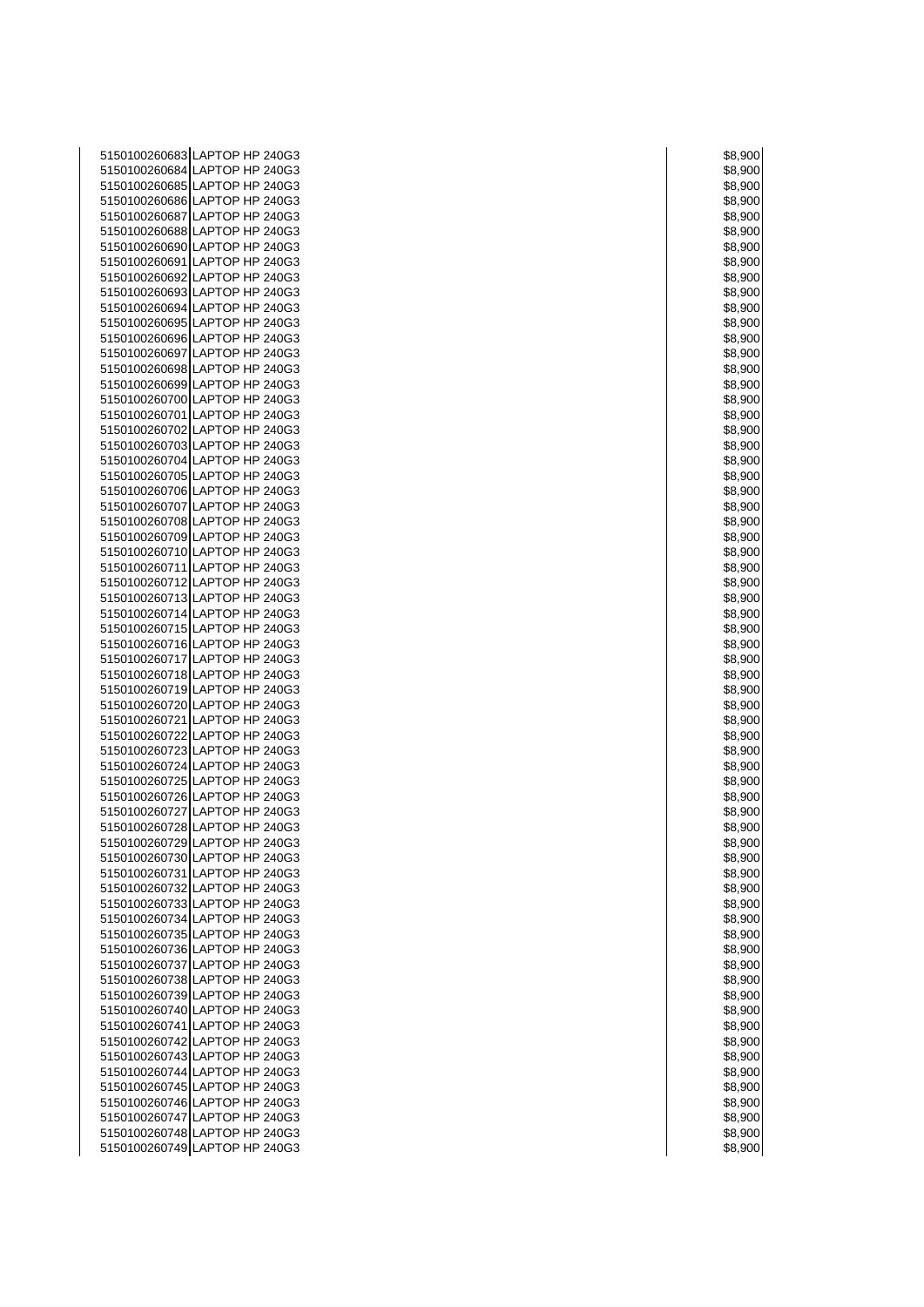| | | |
|---|---|---|
| 5150100260683 | LAPTOP HP 240G3 | $8,900 |
| 5150100260684 | LAPTOP HP 240G3 | $8,900 |
| 5150100260685 | LAPTOP HP 240G3 | $8,900 |
| 5150100260686 | LAPTOP HP 240G3 | $8,900 |
| 5150100260687 | LAPTOP HP 240G3 | $8,900 |
| 5150100260688 | LAPTOP HP 240G3 | $8,900 |
| 5150100260690 | LAPTOP HP 240G3 | $8,900 |
| 5150100260691 | LAPTOP HP 240G3 | $8,900 |
| 5150100260692 | LAPTOP HP 240G3 | $8,900 |
| 5150100260693 | LAPTOP HP 240G3 | $8,900 |
| 5150100260694 | LAPTOP HP 240G3 | $8,900 |
| 5150100260695 | LAPTOP HP 240G3 | $8,900 |
| 5150100260696 | LAPTOP HP 240G3 | $8,900 |
| 5150100260697 | LAPTOP HP 240G3 | $8,900 |
| 5150100260698 | LAPTOP HP 240G3 | $8,900 |
| 5150100260699 | LAPTOP HP 240G3 | $8,900 |
| 5150100260700 | LAPTOP HP 240G3 | $8,900 |
| 5150100260701 | LAPTOP HP 240G3 | $8,900 |
| 5150100260702 | LAPTOP HP 240G3 | $8,900 |
| 5150100260703 | LAPTOP HP 240G3 | $8,900 |
| 5150100260704 | LAPTOP HP 240G3 | $8,900 |
| 5150100260705 | LAPTOP HP 240G3 | $8,900 |
| 5150100260706 | LAPTOP HP 240G3 | $8,900 |
| 5150100260707 | LAPTOP HP 240G3 | $8,900 |
| 5150100260708 | LAPTOP HP 240G3 | $8,900 |
| 5150100260709 | LAPTOP HP 240G3 | $8,900 |
| 5150100260710 | LAPTOP HP 240G3 | $8,900 |
| 5150100260711 | LAPTOP HP 240G3 | $8,900 |
| 5150100260712 | LAPTOP HP 240G3 | $8,900 |
| 5150100260713 | LAPTOP HP 240G3 | $8,900 |
| 5150100260714 | LAPTOP HP 240G3 | $8,900 |
| 5150100260715 | LAPTOP HP 240G3 | $8,900 |
| 5150100260716 | LAPTOP HP 240G3 | $8,900 |
| 5150100260717 | LAPTOP HP 240G3 | $8,900 |
| 5150100260718 | LAPTOP HP 240G3 | $8,900 |
| 5150100260719 | LAPTOP HP 240G3 | $8,900 |
| 5150100260720 | LAPTOP HP 240G3 | $8,900 |
| 5150100260721 | LAPTOP HP 240G3 | $8,900 |
| 5150100260722 | LAPTOP HP 240G3 | $8,900 |
| 5150100260723 | LAPTOP HP 240G3 | $8,900 |
| 5150100260724 | LAPTOP HP 240G3 | $8,900 |
| 5150100260725 | LAPTOP HP 240G3 | $8,900 |
| 5150100260726 | LAPTOP HP 240G3 | $8,900 |
| 5150100260727 | LAPTOP HP 240G3 | $8,900 |
| 5150100260728 | LAPTOP HP 240G3 | $8,900 |
| 5150100260729 | LAPTOP HP 240G3 | $8,900 |
| 5150100260730 | LAPTOP HP 240G3 | $8,900 |
| 5150100260731 | LAPTOP HP 240G3 | $8,900 |
| 5150100260732 | LAPTOP HP 240G3 | $8,900 |
| 5150100260733 | LAPTOP HP 240G3 | $8,900 |
| 5150100260734 | LAPTOP HP 240G3 | $8,900 |
| 5150100260735 | LAPTOP HP 240G3 | $8,900 |
| 5150100260736 | LAPTOP HP 240G3 | $8,900 |
| 5150100260737 | LAPTOP HP 240G3 | $8,900 |
| 5150100260738 | LAPTOP HP 240G3 | $8,900 |
| 5150100260739 | LAPTOP HP 240G3 | $8,900 |
| 5150100260740 | LAPTOP HP 240G3 | $8,900 |
| 5150100260741 | LAPTOP HP 240G3 | $8,900 |
| 5150100260742 | LAPTOP HP 240G3 | $8,900 |
| 5150100260743 | LAPTOP HP 240G3 | $8,900 |
| 5150100260744 | LAPTOP HP 240G3 | $8,900 |
| 5150100260745 | LAPTOP HP 240G3 | $8,900 |
| 5150100260746 | LAPTOP HP 240G3 | $8,900 |
| 5150100260747 | LAPTOP HP 240G3 | $8,900 |
| 5150100260748 | LAPTOP HP 240G3 | $8,900 |
| 5150100260749 | LAPTOP HP 240G3 | $8,900 |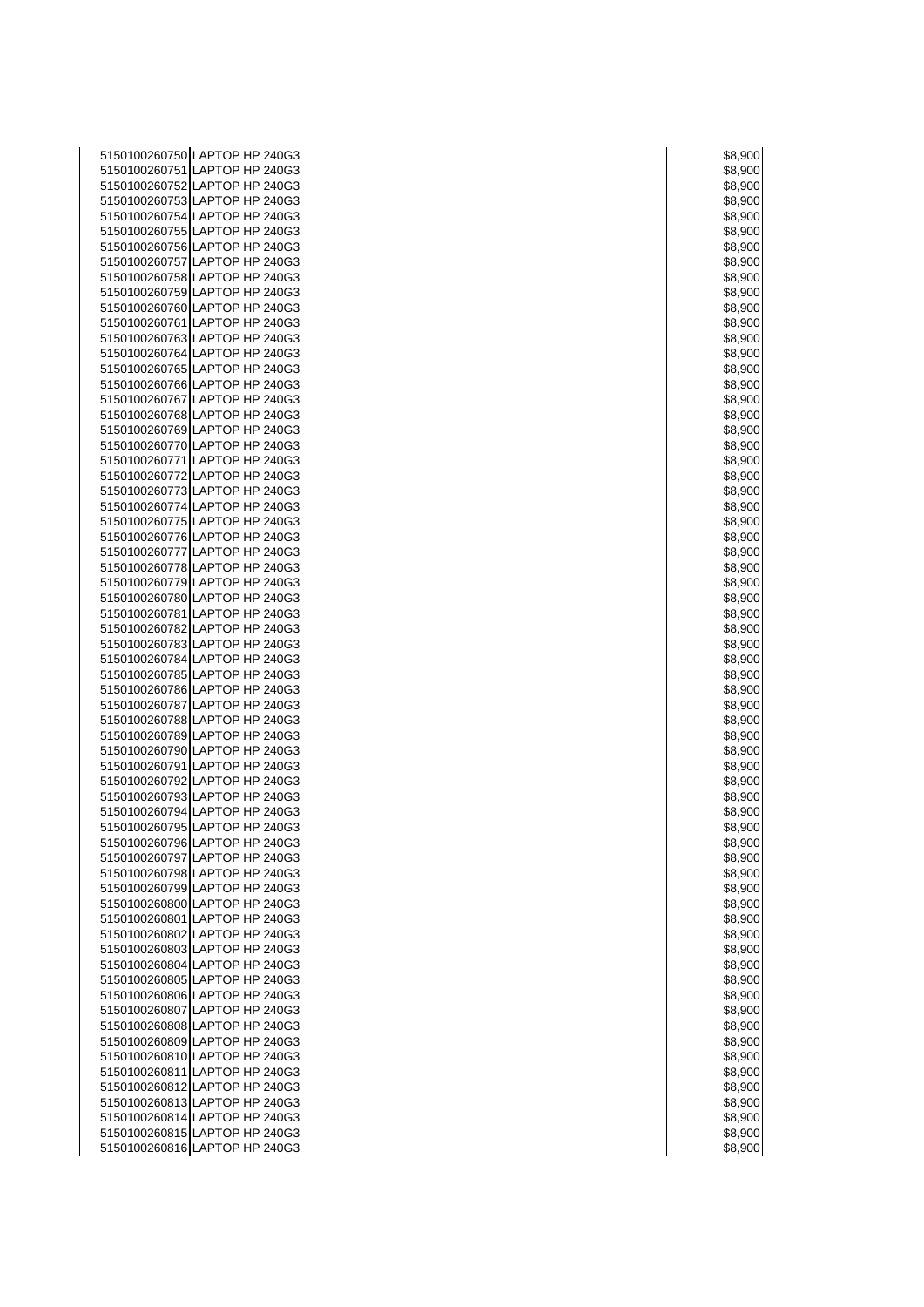| | | |
|---|---|---|
| 5150100260750 | LAPTOP HP 240G3 | $8,900 |
| 5150100260751 | LAPTOP HP 240G3 | $8,900 |
| 5150100260752 | LAPTOP HP 240G3 | $8,900 |
| 5150100260753 | LAPTOP HP 240G3 | $8,900 |
| 5150100260754 | LAPTOP HP 240G3 | $8,900 |
| 5150100260755 | LAPTOP HP 240G3 | $8,900 |
| 5150100260756 | LAPTOP HP 240G3 | $8,900 |
| 5150100260757 | LAPTOP HP 240G3 | $8,900 |
| 5150100260758 | LAPTOP HP 240G3 | $8,900 |
| 5150100260759 | LAPTOP HP 240G3 | $8,900 |
| 5150100260760 | LAPTOP HP 240G3 | $8,900 |
| 5150100260761 | LAPTOP HP 240G3 | $8,900 |
| 5150100260763 | LAPTOP HP 240G3 | $8,900 |
| 5150100260764 | LAPTOP HP 240G3 | $8,900 |
| 5150100260765 | LAPTOP HP 240G3 | $8,900 |
| 5150100260766 | LAPTOP HP 240G3 | $8,900 |
| 5150100260767 | LAPTOP HP 240G3 | $8,900 |
| 5150100260768 | LAPTOP HP 240G3 | $8,900 |
| 5150100260769 | LAPTOP HP 240G3 | $8,900 |
| 5150100260770 | LAPTOP HP 240G3 | $8,900 |
| 5150100260771 | LAPTOP HP 240G3 | $8,900 |
| 5150100260772 | LAPTOP HP 240G3 | $8,900 |
| 5150100260773 | LAPTOP HP 240G3 | $8,900 |
| 5150100260774 | LAPTOP HP 240G3 | $8,900 |
| 5150100260775 | LAPTOP HP 240G3 | $8,900 |
| 5150100260776 | LAPTOP HP 240G3 | $8,900 |
| 5150100260777 | LAPTOP HP 240G3 | $8,900 |
| 5150100260778 | LAPTOP HP 240G3 | $8,900 |
| 5150100260779 | LAPTOP HP 240G3 | $8,900 |
| 5150100260780 | LAPTOP HP 240G3 | $8,900 |
| 5150100260781 | LAPTOP HP 240G3 | $8,900 |
| 5150100260782 | LAPTOP HP 240G3 | $8,900 |
| 5150100260783 | LAPTOP HP 240G3 | $8,900 |
| 5150100260784 | LAPTOP HP 240G3 | $8,900 |
| 5150100260785 | LAPTOP HP 240G3 | $8,900 |
| 5150100260786 | LAPTOP HP 240G3 | $8,900 |
| 5150100260787 | LAPTOP HP 240G3 | $8,900 |
| 5150100260788 | LAPTOP HP 240G3 | $8,900 |
| 5150100260789 | LAPTOP HP 240G3 | $8,900 |
| 5150100260790 | LAPTOP HP 240G3 | $8,900 |
| 5150100260791 | LAPTOP HP 240G3 | $8,900 |
| 5150100260792 | LAPTOP HP 240G3 | $8,900 |
| 5150100260793 | LAPTOP HP 240G3 | $8,900 |
| 5150100260794 | LAPTOP HP 240G3 | $8,900 |
| 5150100260795 | LAPTOP HP 240G3 | $8,900 |
| 5150100260796 | LAPTOP HP 240G3 | $8,900 |
| 5150100260797 | LAPTOP HP 240G3 | $8,900 |
| 5150100260798 | LAPTOP HP 240G3 | $8,900 |
| 5150100260799 | LAPTOP HP 240G3 | $8,900 |
| 5150100260800 | LAPTOP HP 240G3 | $8,900 |
| 5150100260801 | LAPTOP HP 240G3 | $8,900 |
| 5150100260802 | LAPTOP HP 240G3 | $8,900 |
| 5150100260803 | LAPTOP HP 240G3 | $8,900 |
| 5150100260804 | LAPTOP HP 240G3 | $8,900 |
| 5150100260805 | LAPTOP HP 240G3 | $8,900 |
| 5150100260806 | LAPTOP HP 240G3 | $8,900 |
| 5150100260807 | LAPTOP HP 240G3 | $8,900 |
| 5150100260808 | LAPTOP HP 240G3 | $8,900 |
| 5150100260809 | LAPTOP HP 240G3 | $8,900 |
| 5150100260810 | LAPTOP HP 240G3 | $8,900 |
| 5150100260811 | LAPTOP HP 240G3 | $8,900 |
| 5150100260812 | LAPTOP HP 240G3 | $8,900 |
| 5150100260813 | LAPTOP HP 240G3 | $8,900 |
| 5150100260814 | LAPTOP HP 240G3 | $8,900 |
| 5150100260815 | LAPTOP HP 240G3 | $8,900 |
| 5150100260816 | LAPTOP HP 240G3 | $8,900 |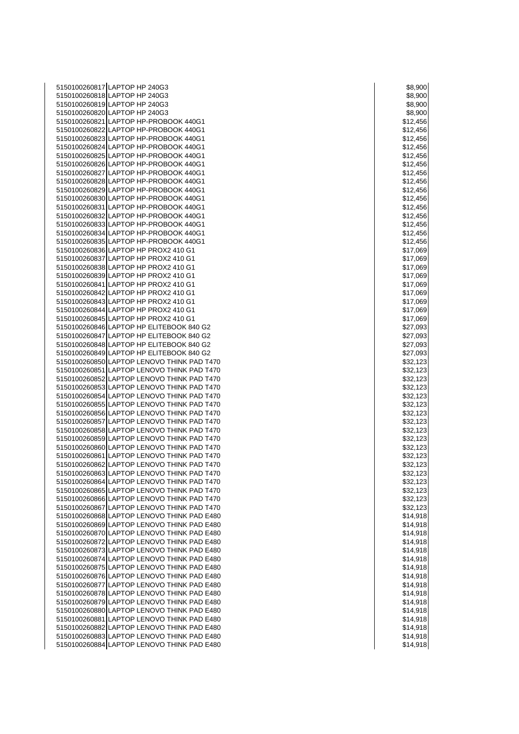| | | | |
|---|---|---|---|
| 5150100260817 | LAPTOP HP 240G3 | | $8,900 |
| 5150100260818 | LAPTOP HP 240G3 | | $8,900 |
| 5150100260819 | LAPTOP HP 240G3 | | $8,900 |
| 5150100260820 | LAPTOP HP 240G3 | | $8,900 |
| 5150100260821 | LAPTOP HP-PROBOOK 440G1 | | $12,456 |
| 5150100260822 | LAPTOP HP-PROBOOK 440G1 | | $12,456 |
| 5150100260823 | LAPTOP HP-PROBOOK 440G1 | | $12,456 |
| 5150100260824 | LAPTOP HP-PROBOOK 440G1 | | $12,456 |
| 5150100260825 | LAPTOP HP-PROBOOK 440G1 | | $12,456 |
| 5150100260826 | LAPTOP HP-PROBOOK 440G1 | | $12,456 |
| 5150100260827 | LAPTOP HP-PROBOOK 440G1 | | $12,456 |
| 5150100260828 | LAPTOP HP-PROBOOK 440G1 | | $12,456 |
| 5150100260829 | LAPTOP HP-PROBOOK 440G1 | | $12,456 |
| 5150100260830 | LAPTOP HP-PROBOOK 440G1 | | $12,456 |
| 5150100260831 | LAPTOP HP-PROBOOK 440G1 | | $12,456 |
| 5150100260832 | LAPTOP HP-PROBOOK 440G1 | | $12,456 |
| 5150100260833 | LAPTOP HP-PROBOOK 440G1 | | $12,456 |
| 5150100260834 | LAPTOP HP-PROBOOK 440G1 | | $12,456 |
| 5150100260835 | LAPTOP HP-PROBOOK 440G1 | | $12,456 |
| 5150100260836 | LAPTOP HP PROX2 410 G1 | | $17,069 |
| 5150100260837 | LAPTOP HP PROX2 410 G1 | | $17,069 |
| 5150100260838 | LAPTOP HP PROX2 410 G1 | | $17,069 |
| 5150100260839 | LAPTOP HP PROX2 410 G1 | | $17,069 |
| 5150100260841 | LAPTOP HP PROX2 410 G1 | | $17,069 |
| 5150100260842 | LAPTOP HP PROX2 410 G1 | | $17,069 |
| 5150100260843 | LAPTOP HP PROX2 410 G1 | | $17,069 |
| 5150100260844 | LAPTOP HP PROX2 410 G1 | | $17,069 |
| 5150100260845 | LAPTOP HP PROX2 410 G1 | | $17,069 |
| 5150100260846 | LAPTOP HP ELITEBOOK 840 G2 | | $27,093 |
| 5150100260847 | LAPTOP HP ELITEBOOK 840 G2 | | $27,093 |
| 5150100260848 | LAPTOP HP ELITEBOOK 840 G2 | | $27,093 |
| 5150100260849 | LAPTOP HP ELITEBOOK 840 G2 | | $27,093 |
| 5150100260850 | LAPTOP LENOVO THINK PAD T470 | | $32,123 |
| 5150100260851 | LAPTOP LENOVO THINK PAD T470 | | $32,123 |
| 5150100260852 | LAPTOP LENOVO THINK PAD T470 | | $32,123 |
| 5150100260853 | LAPTOP LENOVO THINK PAD T470 | | $32,123 |
| 5150100260854 | LAPTOP LENOVO THINK PAD T470 | | $32,123 |
| 5150100260855 | LAPTOP LENOVO THINK PAD T470 | | $32,123 |
| 5150100260856 | LAPTOP LENOVO THINK PAD T470 | | $32,123 |
| 5150100260857 | LAPTOP LENOVO THINK PAD T470 | | $32,123 |
| 5150100260858 | LAPTOP LENOVO THINK PAD T470 | | $32,123 |
| 5150100260859 | LAPTOP LENOVO THINK PAD T470 | | $32,123 |
| 5150100260860 | LAPTOP LENOVO THINK PAD T470 | | $32,123 |
| 5150100260861 | LAPTOP LENOVO THINK PAD T470 | | $32,123 |
| 5150100260862 | LAPTOP LENOVO THINK PAD T470 | | $32,123 |
| 5150100260863 | LAPTOP LENOVO THINK PAD T470 | | $32,123 |
| 5150100260864 | LAPTOP LENOVO THINK PAD T470 | | $32,123 |
| 5150100260865 | LAPTOP LENOVO THINK PAD T470 | | $32,123 |
| 5150100260866 | LAPTOP LENOVO THINK PAD T470 | | $32,123 |
| 5150100260867 | LAPTOP LENOVO THINK PAD T470 | | $32,123 |
| 5150100260868 | LAPTOP LENOVO THINK PAD E480 | | $14,918 |
| 5150100260869 | LAPTOP LENOVO THINK PAD E480 | | $14,918 |
| 5150100260870 | LAPTOP LENOVO THINK PAD E480 | | $14,918 |
| 5150100260872 | LAPTOP LENOVO THINK PAD E480 | | $14,918 |
| 5150100260873 | LAPTOP LENOVO THINK PAD E480 | | $14,918 |
| 5150100260874 | LAPTOP LENOVO THINK PAD E480 | | $14,918 |
| 5150100260875 | LAPTOP LENOVO THINK PAD E480 | | $14,918 |
| 5150100260876 | LAPTOP LENOVO THINK PAD E480 | | $14,918 |
| 5150100260877 | LAPTOP LENOVO THINK PAD E480 | | $14,918 |
| 5150100260878 | LAPTOP LENOVO THINK PAD E480 | | $14,918 |
| 5150100260879 | LAPTOP LENOVO THINK PAD E480 | | $14,918 |
| 5150100260880 | LAPTOP LENOVO THINK PAD E480 | | $14,918 |
| 5150100260881 | LAPTOP LENOVO THINK PAD E480 | | $14,918 |
| 5150100260882 | LAPTOP LENOVO THINK PAD E480 | | $14,918 |
| 5150100260883 | LAPTOP LENOVO THINK PAD E480 | | $14,918 |
| 5150100260884 | LAPTOP LENOVO THINK PAD E480 | | $14,918 |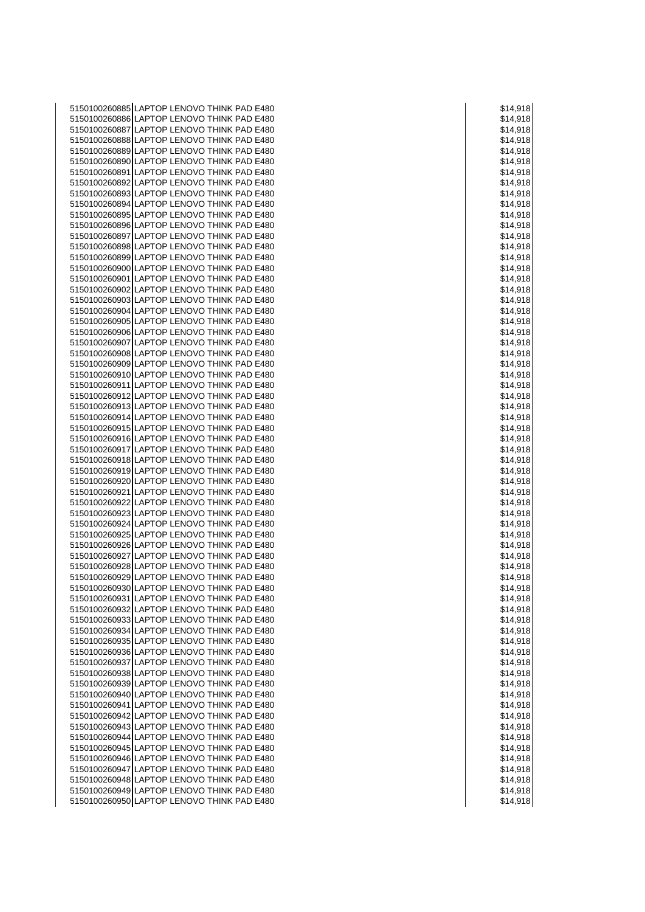| | | |
|---|---|---|
| 5150100260885 | LAPTOP LENOVO THINK PAD E480 | $14,918 |
| 5150100260886 | LAPTOP LENOVO THINK PAD E480 | $14,918 |
| 5150100260887 | LAPTOP LENOVO THINK PAD E480 | $14,918 |
| 5150100260888 | LAPTOP LENOVO THINK PAD E480 | $14,918 |
| 5150100260889 | LAPTOP LENOVO THINK PAD E480 | $14,918 |
| 5150100260890 | LAPTOP LENOVO THINK PAD E480 | $14,918 |
| 5150100260891 | LAPTOP LENOVO THINK PAD E480 | $14,918 |
| 5150100260892 | LAPTOP LENOVO THINK PAD E480 | $14,918 |
| 5150100260893 | LAPTOP LENOVO THINK PAD E480 | $14,918 |
| 5150100260894 | LAPTOP LENOVO THINK PAD E480 | $14,918 |
| 5150100260895 | LAPTOP LENOVO THINK PAD E480 | $14,918 |
| 5150100260896 | LAPTOP LENOVO THINK PAD E480 | $14,918 |
| 5150100260897 | LAPTOP LENOVO THINK PAD E480 | $14,918 |
| 5150100260898 | LAPTOP LENOVO THINK PAD E480 | $14,918 |
| 5150100260899 | LAPTOP LENOVO THINK PAD E480 | $14,918 |
| 5150100260900 | LAPTOP LENOVO THINK PAD E480 | $14,918 |
| 5150100260901 | LAPTOP LENOVO THINK PAD E480 | $14,918 |
| 5150100260902 | LAPTOP LENOVO THINK PAD E480 | $14,918 |
| 5150100260903 | LAPTOP LENOVO THINK PAD E480 | $14,918 |
| 5150100260904 | LAPTOP LENOVO THINK PAD E480 | $14,918 |
| 5150100260905 | LAPTOP LENOVO THINK PAD E480 | $14,918 |
| 5150100260906 | LAPTOP LENOVO THINK PAD E480 | $14,918 |
| 5150100260907 | LAPTOP LENOVO THINK PAD E480 | $14,918 |
| 5150100260908 | LAPTOP LENOVO THINK PAD E480 | $14,918 |
| 5150100260909 | LAPTOP LENOVO THINK PAD E480 | $14,918 |
| 5150100260910 | LAPTOP LENOVO THINK PAD E480 | $14,918 |
| 5150100260911 | LAPTOP LENOVO THINK PAD E480 | $14,918 |
| 5150100260912 | LAPTOP LENOVO THINK PAD E480 | $14,918 |
| 5150100260913 | LAPTOP LENOVO THINK PAD E480 | $14,918 |
| 5150100260914 | LAPTOP LENOVO THINK PAD E480 | $14,918 |
| 5150100260915 | LAPTOP LENOVO THINK PAD E480 | $14,918 |
| 5150100260916 | LAPTOP LENOVO THINK PAD E480 | $14,918 |
| 5150100260917 | LAPTOP LENOVO THINK PAD E480 | $14,918 |
| 5150100260918 | LAPTOP LENOVO THINK PAD E480 | $14,918 |
| 5150100260919 | LAPTOP LENOVO THINK PAD E480 | $14,918 |
| 5150100260920 | LAPTOP LENOVO THINK PAD E480 | $14,918 |
| 5150100260921 | LAPTOP LENOVO THINK PAD E480 | $14,918 |
| 5150100260922 | LAPTOP LENOVO THINK PAD E480 | $14,918 |
| 5150100260923 | LAPTOP LENOVO THINK PAD E480 | $14,918 |
| 5150100260924 | LAPTOP LENOVO THINK PAD E480 | $14,918 |
| 5150100260925 | LAPTOP LENOVO THINK PAD E480 | $14,918 |
| 5150100260926 | LAPTOP LENOVO THINK PAD E480 | $14,918 |
| 5150100260927 | LAPTOP LENOVO THINK PAD E480 | $14,918 |
| 5150100260928 | LAPTOP LENOVO THINK PAD E480 | $14,918 |
| 5150100260929 | LAPTOP LENOVO THINK PAD E480 | $14,918 |
| 5150100260930 | LAPTOP LENOVO THINK PAD E480 | $14,918 |
| 5150100260931 | LAPTOP LENOVO THINK PAD E480 | $14,918 |
| 5150100260932 | LAPTOP LENOVO THINK PAD E480 | $14,918 |
| 5150100260933 | LAPTOP LENOVO THINK PAD E480 | $14,918 |
| 5150100260934 | LAPTOP LENOVO THINK PAD E480 | $14,918 |
| 5150100260935 | LAPTOP LENOVO THINK PAD E480 | $14,918 |
| 5150100260936 | LAPTOP LENOVO THINK PAD E480 | $14,918 |
| 5150100260937 | LAPTOP LENOVO THINK PAD E480 | $14,918 |
| 5150100260938 | LAPTOP LENOVO THINK PAD E480 | $14,918 |
| 5150100260939 | LAPTOP LENOVO THINK PAD E480 | $14,918 |
| 5150100260940 | LAPTOP LENOVO THINK PAD E480 | $14,918 |
| 5150100260941 | LAPTOP LENOVO THINK PAD E480 | $14,918 |
| 5150100260942 | LAPTOP LENOVO THINK PAD E480 | $14,918 |
| 5150100260943 | LAPTOP LENOVO THINK PAD E480 | $14,918 |
| 5150100260944 | LAPTOP LENOVO THINK PAD E480 | $14,918 |
| 5150100260945 | LAPTOP LENOVO THINK PAD E480 | $14,918 |
| 5150100260946 | LAPTOP LENOVO THINK PAD E480 | $14,918 |
| 5150100260947 | LAPTOP LENOVO THINK PAD E480 | $14,918 |
| 5150100260948 | LAPTOP LENOVO THINK PAD E480 | $14,918 |
| 5150100260949 | LAPTOP LENOVO THINK PAD E480 | $14,918 |
| 5150100260950 | LAPTOP LENOVO THINK PAD E480 | $14,918 |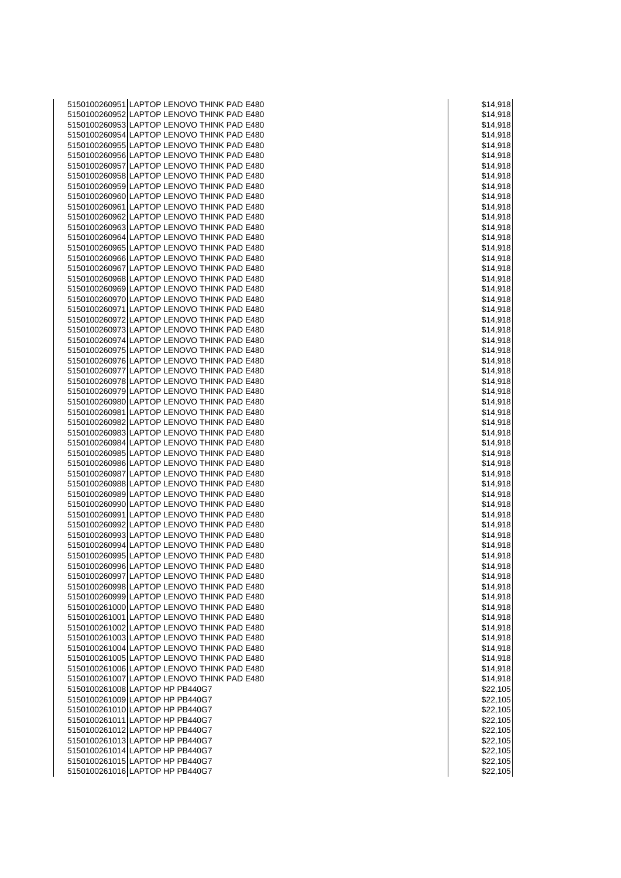| | | | |
|---|---|---|---|
| 5150100260951 | LAPTOP LENOVO THINK PAD E480 | | $14,918 |
| 5150100260952 | LAPTOP LENOVO THINK PAD E480 | | $14,918 |
| 5150100260953 | LAPTOP LENOVO THINK PAD E480 | | $14,918 |
| 5150100260954 | LAPTOP LENOVO THINK PAD E480 | | $14,918 |
| 5150100260955 | LAPTOP LENOVO THINK PAD E480 | | $14,918 |
| 5150100260956 | LAPTOP LENOVO THINK PAD E480 | | $14,918 |
| 5150100260957 | LAPTOP LENOVO THINK PAD E480 | | $14,918 |
| 5150100260958 | LAPTOP LENOVO THINK PAD E480 | | $14,918 |
| 5150100260959 | LAPTOP LENOVO THINK PAD E480 | | $14,918 |
| 5150100260960 | LAPTOP LENOVO THINK PAD E480 | | $14,918 |
| 5150100260961 | LAPTOP LENOVO THINK PAD E480 | | $14,918 |
| 5150100260962 | LAPTOP LENOVO THINK PAD E480 | | $14,918 |
| 5150100260963 | LAPTOP LENOVO THINK PAD E480 | | $14,918 |
| 5150100260964 | LAPTOP LENOVO THINK PAD E480 | | $14,918 |
| 5150100260965 | LAPTOP LENOVO THINK PAD E480 | | $14,918 |
| 5150100260966 | LAPTOP LENOVO THINK PAD E480 | | $14,918 |
| 5150100260967 | LAPTOP LENOVO THINK PAD E480 | | $14,918 |
| 5150100260968 | LAPTOP LENOVO THINK PAD E480 | | $14,918 |
| 5150100260969 | LAPTOP LENOVO THINK PAD E480 | | $14,918 |
| 5150100260970 | LAPTOP LENOVO THINK PAD E480 | | $14,918 |
| 5150100260971 | LAPTOP LENOVO THINK PAD E480 | | $14,918 |
| 5150100260972 | LAPTOP LENOVO THINK PAD E480 | | $14,918 |
| 5150100260973 | LAPTOP LENOVO THINK PAD E480 | | $14,918 |
| 5150100260974 | LAPTOP LENOVO THINK PAD E480 | | $14,918 |
| 5150100260975 | LAPTOP LENOVO THINK PAD E480 | | $14,918 |
| 5150100260976 | LAPTOP LENOVO THINK PAD E480 | | $14,918 |
| 5150100260977 | LAPTOP LENOVO THINK PAD E480 | | $14,918 |
| 5150100260978 | LAPTOP LENOVO THINK PAD E480 | | $14,918 |
| 5150100260979 | LAPTOP LENOVO THINK PAD E480 | | $14,918 |
| 5150100260980 | LAPTOP LENOVO THINK PAD E480 | | $14,918 |
| 5150100260981 | LAPTOP LENOVO THINK PAD E480 | | $14,918 |
| 5150100260982 | LAPTOP LENOVO THINK PAD E480 | | $14,918 |
| 5150100260983 | LAPTOP LENOVO THINK PAD E480 | | $14,918 |
| 5150100260984 | LAPTOP LENOVO THINK PAD E480 | | $14,918 |
| 5150100260985 | LAPTOP LENOVO THINK PAD E480 | | $14,918 |
| 5150100260986 | LAPTOP LENOVO THINK PAD E480 | | $14,918 |
| 5150100260987 | LAPTOP LENOVO THINK PAD E480 | | $14,918 |
| 5150100260988 | LAPTOP LENOVO THINK PAD E480 | | $14,918 |
| 5150100260989 | LAPTOP LENOVO THINK PAD E480 | | $14,918 |
| 5150100260990 | LAPTOP LENOVO THINK PAD E480 | | $14,918 |
| 5150100260991 | LAPTOP LENOVO THINK PAD E480 | | $14,918 |
| 5150100260992 | LAPTOP LENOVO THINK PAD E480 | | $14,918 |
| 5150100260993 | LAPTOP LENOVO THINK PAD E480 | | $14,918 |
| 5150100260994 | LAPTOP LENOVO THINK PAD E480 | | $14,918 |
| 5150100260995 | LAPTOP LENOVO THINK PAD E480 | | $14,918 |
| 5150100260996 | LAPTOP LENOVO THINK PAD E480 | | $14,918 |
| 5150100260997 | LAPTOP LENOVO THINK PAD E480 | | $14,918 |
| 5150100260998 | LAPTOP LENOVO THINK PAD E480 | | $14,918 |
| 5150100260999 | LAPTOP LENOVO THINK PAD E480 | | $14,918 |
| 5150100261000 | LAPTOP LENOVO THINK PAD E480 | | $14,918 |
| 5150100261001 | LAPTOP LENOVO THINK PAD E480 | | $14,918 |
| 5150100261002 | LAPTOP LENOVO THINK PAD E480 | | $14,918 |
| 5150100261003 | LAPTOP LENOVO THINK PAD E480 | | $14,918 |
| 5150100261004 | LAPTOP LENOVO THINK PAD E480 | | $14,918 |
| 5150100261005 | LAPTOP LENOVO THINK PAD E480 | | $14,918 |
| 5150100261006 | LAPTOP LENOVO THINK PAD E480 | | $14,918 |
| 5150100261007 | LAPTOP LENOVO THINK PAD E480 | | $14,918 |
| 5150100261008 | LAPTOP HP PB440G7 | | $22,105 |
| 5150100261009 | LAPTOP HP PB440G7 | | $22,105 |
| 5150100261010 | LAPTOP HP PB440G7 | | $22,105 |
| 5150100261011 | LAPTOP HP PB440G7 | | $22,105 |
| 5150100261012 | LAPTOP HP PB440G7 | | $22,105 |
| 5150100261013 | LAPTOP HP PB440G7 | | $22,105 |
| 5150100261014 | LAPTOP HP PB440G7 | | $22,105 |
| 5150100261015 | LAPTOP HP PB440G7 | | $22,105 |
| 5150100261016 | LAPTOP HP PB440G7 | | $22,105 |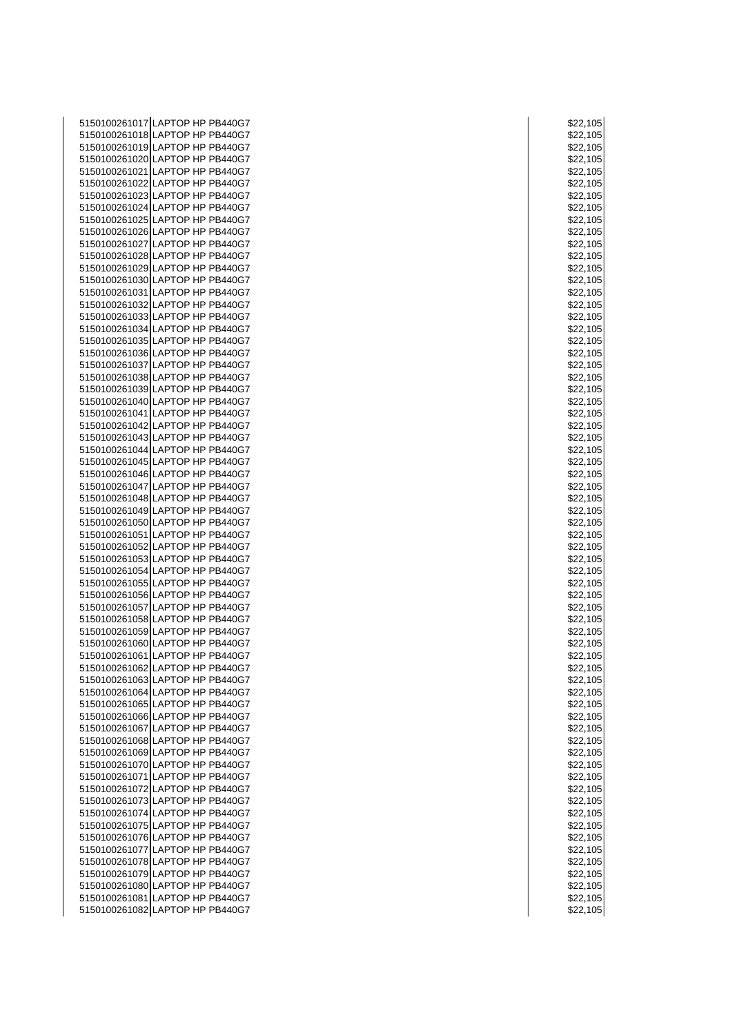| | | | |
|---|---|---|---|
| 5150100261017 | LAPTOP HP PB440G7 | | $22,105 |
| 5150100261018 | LAPTOP HP PB440G7 | | $22,105 |
| 5150100261019 | LAPTOP HP PB440G7 | | $22,105 |
| 5150100261020 | LAPTOP HP PB440G7 | | $22,105 |
| 5150100261021 | LAPTOP HP PB440G7 | | $22,105 |
| 5150100261022 | LAPTOP HP PB440G7 | | $22,105 |
| 5150100261023 | LAPTOP HP PB440G7 | | $22,105 |
| 5150100261024 | LAPTOP HP PB440G7 | | $22,105 |
| 5150100261025 | LAPTOP HP PB440G7 | | $22,105 |
| 5150100261026 | LAPTOP HP PB440G7 | | $22,105 |
| 5150100261027 | LAPTOP HP PB440G7 | | $22,105 |
| 5150100261028 | LAPTOP HP PB440G7 | | $22,105 |
| 5150100261029 | LAPTOP HP PB440G7 | | $22,105 |
| 5150100261030 | LAPTOP HP PB440G7 | | $22,105 |
| 5150100261031 | LAPTOP HP PB440G7 | | $22,105 |
| 5150100261032 | LAPTOP HP PB440G7 | | $22,105 |
| 5150100261033 | LAPTOP HP PB440G7 | | $22,105 |
| 5150100261034 | LAPTOP HP PB440G7 | | $22,105 |
| 5150100261035 | LAPTOP HP PB440G7 | | $22,105 |
| 5150100261036 | LAPTOP HP PB440G7 | | $22,105 |
| 5150100261037 | LAPTOP HP PB440G7 | | $22,105 |
| 5150100261038 | LAPTOP HP PB440G7 | | $22,105 |
| 5150100261039 | LAPTOP HP PB440G7 | | $22,105 |
| 5150100261040 | LAPTOP HP PB440G7 | | $22,105 |
| 5150100261041 | LAPTOP HP PB440G7 | | $22,105 |
| 5150100261042 | LAPTOP HP PB440G7 | | $22,105 |
| 5150100261043 | LAPTOP HP PB440G7 | | $22,105 |
| 5150100261044 | LAPTOP HP PB440G7 | | $22,105 |
| 5150100261045 | LAPTOP HP PB440G7 | | $22,105 |
| 5150100261046 | LAPTOP HP PB440G7 | | $22,105 |
| 5150100261047 | LAPTOP HP PB440G7 | | $22,105 |
| 5150100261048 | LAPTOP HP PB440G7 | | $22,105 |
| 5150100261049 | LAPTOP HP PB440G7 | | $22,105 |
| 5150100261050 | LAPTOP HP PB440G7 | | $22,105 |
| 5150100261051 | LAPTOP HP PB440G7 | | $22,105 |
| 5150100261052 | LAPTOP HP PB440G7 | | $22,105 |
| 5150100261053 | LAPTOP HP PB440G7 | | $22,105 |
| 5150100261054 | LAPTOP HP PB440G7 | | $22,105 |
| 5150100261055 | LAPTOP HP PB440G7 | | $22,105 |
| 5150100261056 | LAPTOP HP PB440G7 | | $22,105 |
| 5150100261057 | LAPTOP HP PB440G7 | | $22,105 |
| 5150100261058 | LAPTOP HP PB440G7 | | $22,105 |
| 5150100261059 | LAPTOP HP PB440G7 | | $22,105 |
| 5150100261060 | LAPTOP HP PB440G7 | | $22,105 |
| 5150100261061 | LAPTOP HP PB440G7 | | $22,105 |
| 5150100261062 | LAPTOP HP PB440G7 | | $22,105 |
| 5150100261063 | LAPTOP HP PB440G7 | | $22,105 |
| 5150100261064 | LAPTOP HP PB440G7 | | $22,105 |
| 5150100261065 | LAPTOP HP PB440G7 | | $22,105 |
| 5150100261066 | LAPTOP HP PB440G7 | | $22,105 |
| 5150100261067 | LAPTOP HP PB440G7 | | $22,105 |
| 5150100261068 | LAPTOP HP PB440G7 | | $22,105 |
| 5150100261069 | LAPTOP HP PB440G7 | | $22,105 |
| 5150100261070 | LAPTOP HP PB440G7 | | $22,105 |
| 5150100261071 | LAPTOP HP PB440G7 | | $22,105 |
| 5150100261072 | LAPTOP HP PB440G7 | | $22,105 |
| 5150100261073 | LAPTOP HP PB440G7 | | $22,105 |
| 5150100261074 | LAPTOP HP PB440G7 | | $22,105 |
| 5150100261075 | LAPTOP HP PB440G7 | | $22,105 |
| 5150100261076 | LAPTOP HP PB440G7 | | $22,105 |
| 5150100261077 | LAPTOP HP PB440G7 | | $22,105 |
| 5150100261078 | LAPTOP HP PB440G7 | | $22,105 |
| 5150100261079 | LAPTOP HP PB440G7 | | $22,105 |
| 5150100261080 | LAPTOP HP PB440G7 | | $22,105 |
| 5150100261081 | LAPTOP HP PB440G7 | | $22,105 |
| 5150100261082 | LAPTOP HP PB440G7 | | $22,105 |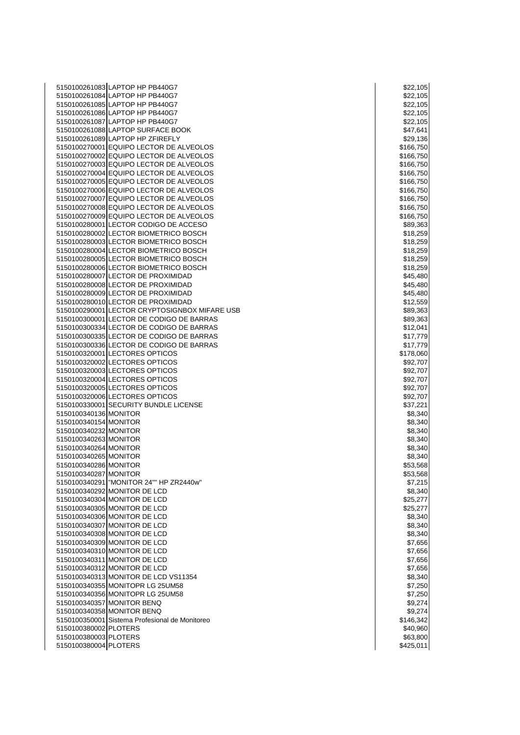| | | |
|---|---|---|
| 5150100261083 | LAPTOP HP PB440G7 | $22,105 |
| 5150100261084 | LAPTOP HP PB440G7 | $22,105 |
| 5150100261085 | LAPTOP HP PB440G7 | $22,105 |
| 5150100261086 | LAPTOP HP PB440G7 | $22,105 |
| 5150100261087 | LAPTOP HP PB440G7 | $22,105 |
| 5150100261088 | LAPTOP SURFACE BOOK | $47,641 |
| 5150100261089 | LAPTOP HP ZFIREFLY | $29,136 |
| 5150100270001 | EQUIPO LECTOR DE ALVEOLOS | $166,750 |
| 5150100270002 | EQUIPO LECTOR DE ALVEOLOS | $166,750 |
| 5150100270003 | EQUIPO LECTOR DE ALVEOLOS | $166,750 |
| 5150100270004 | EQUIPO LECTOR DE ALVEOLOS | $166,750 |
| 5150100270005 | EQUIPO LECTOR DE ALVEOLOS | $166,750 |
| 5150100270006 | EQUIPO LECTOR DE ALVEOLOS | $166,750 |
| 5150100270007 | EQUIPO LECTOR DE ALVEOLOS | $166,750 |
| 5150100270008 | EQUIPO LECTOR DE ALVEOLOS | $166,750 |
| 5150100270009 | EQUIPO LECTOR DE ALVEOLOS | $166,750 |
| 5150100280001 | LECTOR CODIGO DE ACCESO | $89,363 |
| 5150100280002 | LECTOR BIOMETRICO BOSCH | $18,259 |
| 5150100280003 | LECTOR BIOMETRICO BOSCH | $18,259 |
| 5150100280004 | LECTOR BIOMETRICO BOSCH | $18,259 |
| 5150100280005 | LECTOR BIOMETRICO BOSCH | $18,259 |
| 5150100280006 | LECTOR BIOMETRICO BOSCH | $18,259 |
| 5150100280007 | LECTOR DE PROXIMIDAD | $45,480 |
| 5150100280008 | LECTOR DE PROXIMIDAD | $45,480 |
| 5150100280009 | LECTOR DE PROXIMIDAD | $45,480 |
| 5150100280010 | LECTOR DE PROXIMIDAD | $12,559 |
| 5150100290001 | LECTOR CRYPTOSIGNBOX MIFARE USB | $89,363 |
| 5150100300001 | LECTOR DE CODIGO DE BARRAS | $89,363 |
| 5150100300334 | LECTOR DE CODIGO DE BARRAS | $12,041 |
| 5150100300335 | LECTOR DE CODIGO DE BARRAS | $17,779 |
| 5150100300336 | LECTOR DE CODIGO DE BARRAS | $17,779 |
| 5150100320001 | LECTORES OPTICOS | $178,060 |
| 5150100320002 | LECTORES OPTICOS | $92,707 |
| 5150100320003 | LECTORES OPTICOS | $92,707 |
| 5150100320004 | LECTORES OPTICOS | $92,707 |
| 5150100320005 | LECTORES OPTICOS | $92,707 |
| 5150100320006 | LECTORES OPTICOS | $92,707 |
| 5150100330001 | SECURITY BUNDLE LICENSE | $37,221 |
| 5150100340136 | MONITOR | $8,340 |
| 5150100340154 | MONITOR | $8,340 |
| 5150100340232 | MONITOR | $8,340 |
| 5150100340263 | MONITOR | $8,340 |
| 5150100340264 | MONITOR | $8,340 |
| 5150100340265 | MONITOR | $8,340 |
| 5150100340286 | MONITOR | $53,568 |
| 5150100340287 | MONITOR | $53,568 |
| 5150100340291 | "MONITOR 24"" HP ZR2440w" | $7,215 |
| 5150100340292 | MONITOR DE LCD | $8,340 |
| 5150100340304 | MONITOR DE LCD | $25,277 |
| 5150100340305 | MONITOR DE LCD | $25,277 |
| 5150100340306 | MONITOR DE LCD | $8,340 |
| 5150100340307 | MONITOR DE LCD | $8,340 |
| 5150100340308 | MONITOR DE LCD | $8,340 |
| 5150100340309 | MONITOR DE LCD | $7,656 |
| 5150100340310 | MONITOR DE LCD | $7,656 |
| 5150100340311 | MONITOR DE LCD | $7,656 |
| 5150100340312 | MONITOR DE LCD | $7,656 |
| 5150100340313 | MONITOR DE LCD VS11354 | $8,340 |
| 5150100340355 | MONITOPR LG 25UM58 | $7,250 |
| 5150100340356 | MONITOPR LG 25UM58 | $7,250 |
| 5150100340357 | MONITOR BENQ | $9,274 |
| 5150100340358 | MONITOR BENQ | $9,274 |
| 5150100350001 | Sistema Profesional de Monitoreo | $146,342 |
| 5150100380002 | PLOTERS | $40,960 |
| 5150100380003 | PLOTERS | $63,800 |
| 5150100380004 | PLOTERS | $425,011 |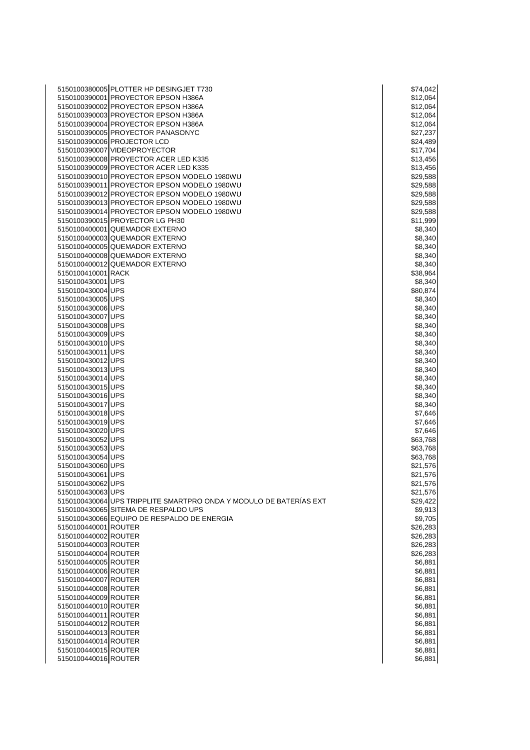| | | |
|---|---|---|
| 5150100380005 | PLOTTER HP DESINGJET T730 | $74,042 |
| 5150100390001 | PROYECTOR EPSON H386A | $12,064 |
| 5150100390002 | PROYECTOR EPSON H386A | $12,064 |
| 5150100390003 | PROYECTOR EPSON H386A | $12,064 |
| 5150100390004 | PROYECTOR EPSON H386A | $12,064 |
| 5150100390005 | PROYECTOR PANASONYC | $27,237 |
| 5150100390006 | PROJECTOR LCD | $24,489 |
| 5150100390007 | VIDEOPROYECTOR | $17,704 |
| 5150100390008 | PROYECTOR ACER LED K335 | $13,456 |
| 5150100390009 | PROYECTOR ACER LED K335 | $13,456 |
| 5150100390010 | PROYECTOR EPSON MODELO 1980WU | $29,588 |
| 5150100390011 | PROYECTOR EPSON MODELO 1980WU | $29,588 |
| 5150100390012 | PROYECTOR EPSON MODELO 1980WU | $29,588 |
| 5150100390013 | PROYECTOR EPSON MODELO 1980WU | $29,588 |
| 5150100390014 | PROYECTOR EPSON MODELO 1980WU | $29,588 |
| 5150100390015 | PROYECTOR LG PH30 | $11,999 |
| 5150100400001 | QUEMADOR EXTERNO | $8,340 |
| 5150100400003 | QUEMADOR EXTERNO | $8,340 |
| 5150100400005 | QUEMADOR EXTERNO | $8,340 |
| 5150100400008 | QUEMADOR EXTERNO | $8,340 |
| 5150100400012 | QUEMADOR EXTERNO | $8,340 |
| 5150100410001 | RACK | $38,964 |
| 5150100430001 | UPS | $8,340 |
| 5150100430004 | UPS | $80,874 |
| 5150100430005 | UPS | $8,340 |
| 5150100430006 | UPS | $8,340 |
| 5150100430007 | UPS | $8,340 |
| 5150100430008 | UPS | $8,340 |
| 5150100430009 | UPS | $8,340 |
| 5150100430010 | UPS | $8,340 |
| 5150100430011 | UPS | $8,340 |
| 5150100430012 | UPS | $8,340 |
| 5150100430013 | UPS | $8,340 |
| 5150100430014 | UPS | $8,340 |
| 5150100430015 | UPS | $8,340 |
| 5150100430016 | UPS | $8,340 |
| 5150100430017 | UPS | $8,340 |
| 5150100430018 | UPS | $7,646 |
| 5150100430019 | UPS | $7,646 |
| 5150100430020 | UPS | $7,646 |
| 5150100430052 | UPS | $63,768 |
| 5150100430053 | UPS | $63,768 |
| 5150100430054 | UPS | $63,768 |
| 5150100430060 | UPS | $21,576 |
| 5150100430061 | UPS | $21,576 |
| 5150100430062 | UPS | $21,576 |
| 5150100430063 | UPS | $21,576 |
| 5150100430064 | UPS TRIPPLITE SMARTPRO ONDA Y MODULO DE BATERÍAS EXT | $29,422 |
| 5150100430065 | SITEMA DE RESPALDO UPS | $9,913 |
| 5150100430066 | EQUIPO DE RESPALDO DE ENERGIA | $9,705 |
| 5150100440001 | ROUTER | $26,283 |
| 5150100440002 | ROUTER | $26,283 |
| 5150100440003 | ROUTER | $26,283 |
| 5150100440004 | ROUTER | $26,283 |
| 5150100440005 | ROUTER | $6,881 |
| 5150100440006 | ROUTER | $6,881 |
| 5150100440007 | ROUTER | $6,881 |
| 5150100440008 | ROUTER | $6,881 |
| 5150100440009 | ROUTER | $6,881 |
| 5150100440010 | ROUTER | $6,881 |
| 5150100440011 | ROUTER | $6,881 |
| 5150100440012 | ROUTER | $6,881 |
| 5150100440013 | ROUTER | $6,881 |
| 5150100440014 | ROUTER | $6,881 |
| 5150100440015 | ROUTER | $6,881 |
| 5150100440016 | ROUTER | $6,881 |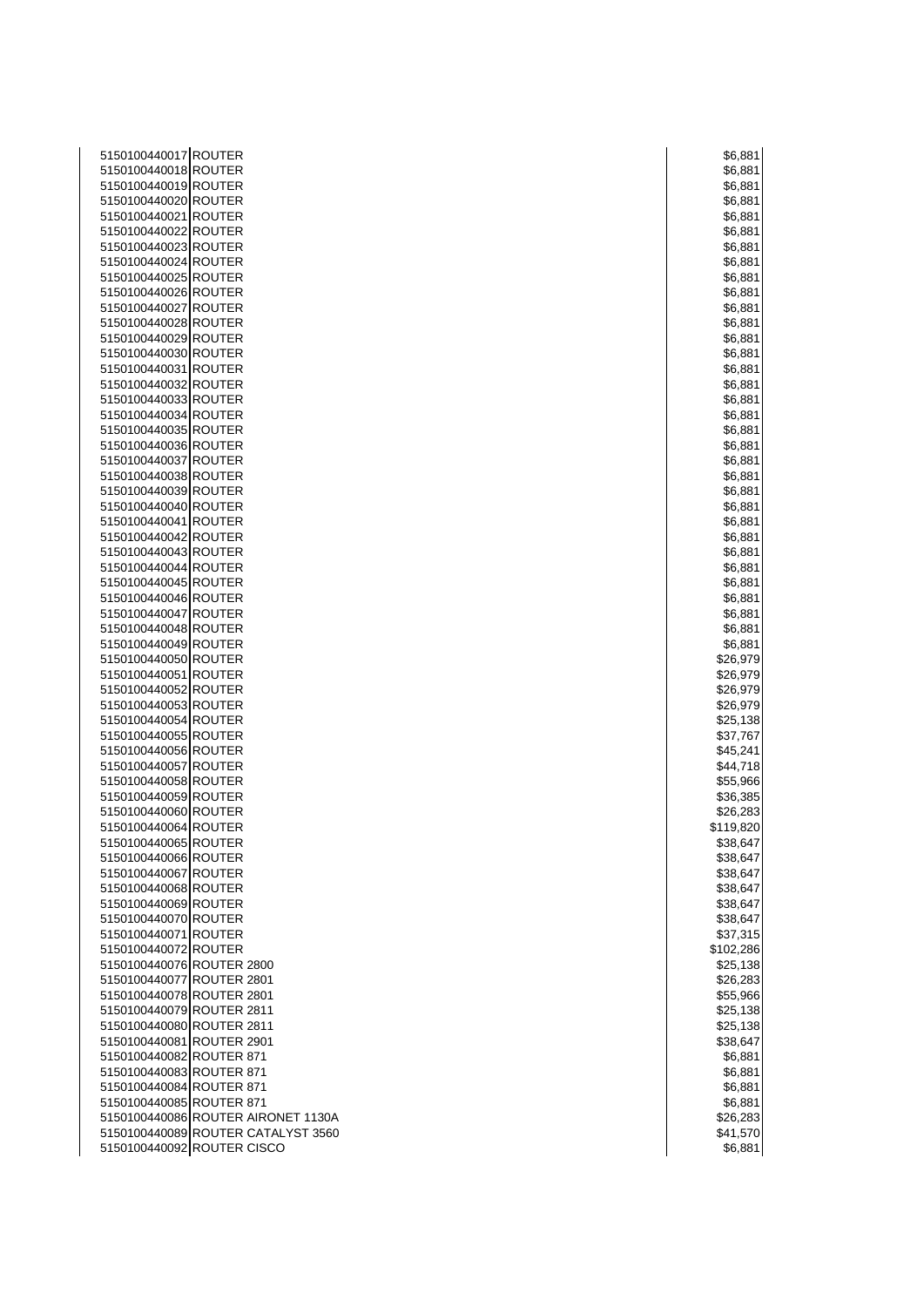| | | |
|---|---|---|
| 5150100440017 | ROUTER | $6,881 |
| 5150100440018 | ROUTER | $6,881 |
| 5150100440019 | ROUTER | $6,881 |
| 5150100440020 | ROUTER | $6,881 |
| 5150100440021 | ROUTER | $6,881 |
| 5150100440022 | ROUTER | $6,881 |
| 5150100440023 | ROUTER | $6,881 |
| 5150100440024 | ROUTER | $6,881 |
| 5150100440025 | ROUTER | $6,881 |
| 5150100440026 | ROUTER | $6,881 |
| 5150100440027 | ROUTER | $6,881 |
| 5150100440028 | ROUTER | $6,881 |
| 5150100440029 | ROUTER | $6,881 |
| 5150100440030 | ROUTER | $6,881 |
| 5150100440031 | ROUTER | $6,881 |
| 5150100440032 | ROUTER | $6,881 |
| 5150100440033 | ROUTER | $6,881 |
| 5150100440034 | ROUTER | $6,881 |
| 5150100440035 | ROUTER | $6,881 |
| 5150100440036 | ROUTER | $6,881 |
| 5150100440037 | ROUTER | $6,881 |
| 5150100440038 | ROUTER | $6,881 |
| 5150100440039 | ROUTER | $6,881 |
| 5150100440040 | ROUTER | $6,881 |
| 5150100440041 | ROUTER | $6,881 |
| 5150100440042 | ROUTER | $6,881 |
| 5150100440043 | ROUTER | $6,881 |
| 5150100440044 | ROUTER | $6,881 |
| 5150100440045 | ROUTER | $6,881 |
| 5150100440046 | ROUTER | $6,881 |
| 5150100440047 | ROUTER | $6,881 |
| 5150100440048 | ROUTER | $6,881 |
| 5150100440049 | ROUTER | $6,881 |
| 5150100440050 | ROUTER | $26,979 |
| 5150100440051 | ROUTER | $26,979 |
| 5150100440052 | ROUTER | $26,979 |
| 5150100440053 | ROUTER | $26,979 |
| 5150100440054 | ROUTER | $25,138 |
| 5150100440055 | ROUTER | $37,767 |
| 5150100440056 | ROUTER | $45,241 |
| 5150100440057 | ROUTER | $44,718 |
| 5150100440058 | ROUTER | $55,966 |
| 5150100440059 | ROUTER | $36,385 |
| 5150100440060 | ROUTER | $26,283 |
| 5150100440064 | ROUTER | $119,820 |
| 5150100440065 | ROUTER | $38,647 |
| 5150100440066 | ROUTER | $38,647 |
| 5150100440067 | ROUTER | $38,647 |
| 5150100440068 | ROUTER | $38,647 |
| 5150100440069 | ROUTER | $38,647 |
| 5150100440070 | ROUTER | $38,647 |
| 5150100440071 | ROUTER | $37,315 |
| 5150100440072 | ROUTER | $102,286 |
| 5150100440076 | ROUTER 2800 | $25,138 |
| 5150100440077 | ROUTER 2801 | $26,283 |
| 5150100440078 | ROUTER 2801 | $55,966 |
| 5150100440079 | ROUTER 2811 | $25,138 |
| 5150100440080 | ROUTER 2811 | $25,138 |
| 5150100440081 | ROUTER 2901 | $38,647 |
| 5150100440082 | ROUTER 871 | $6,881 |
| 5150100440083 | ROUTER 871 | $6,881 |
| 5150100440084 | ROUTER 871 | $6,881 |
| 5150100440085 | ROUTER 871 | $6,881 |
| 5150100440086 | ROUTER AIRONET 1130A | $26,283 |
| 5150100440089 | ROUTER CATALYST 3560 | $41,570 |
| 5150100440092 | ROUTER CISCO | $6,881 |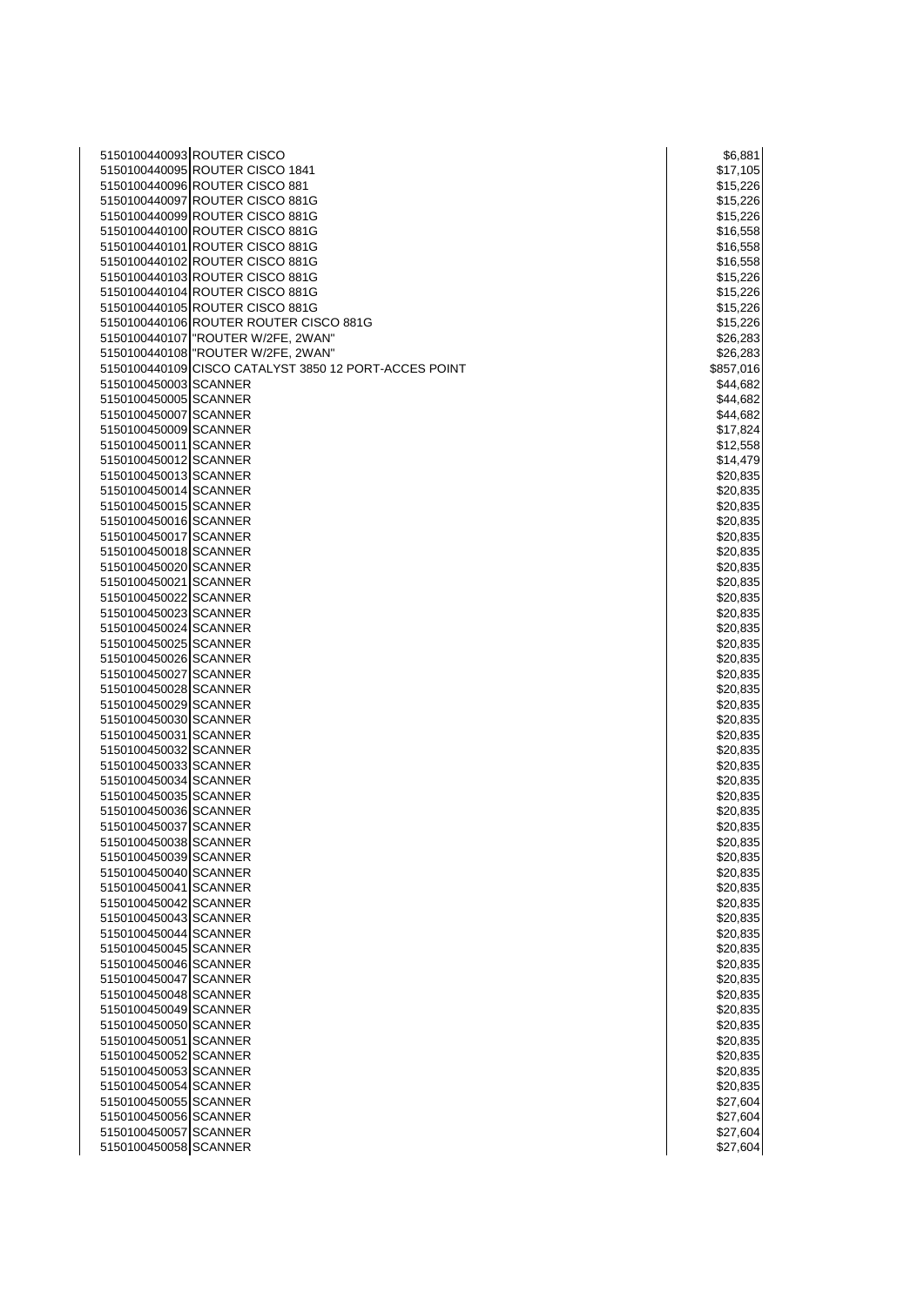| | | |
|---|---|---|
| 5150100440093 | ROUTER CISCO | $6,881 |
| 5150100440095 | ROUTER CISCO 1841 | $17,105 |
| 5150100440096 | ROUTER CISCO 881 | $15,226 |
| 5150100440097 | ROUTER CISCO 881G | $15,226 |
| 5150100440099 | ROUTER CISCO 881G | $15,226 |
| 5150100440100 | ROUTER CISCO 881G | $16,558 |
| 5150100440101 | ROUTER CISCO 881G | $16,558 |
| 5150100440102 | ROUTER CISCO 881G | $16,558 |
| 5150100440103 | ROUTER CISCO 881G | $15,226 |
| 5150100440104 | ROUTER CISCO 881G | $15,226 |
| 5150100440105 | ROUTER CISCO 881G | $15,226 |
| 5150100440106 | ROUTER ROUTER CISCO 881G | $15,226 |
| 5150100440107 | "ROUTER W/2FE, 2WAN" | $26,283 |
| 5150100440108 | "ROUTER W/2FE, 2WAN" | $26,283 |
| 5150100440109 | CISCO CATALYST 3850 12 PORT-ACCES POINT | $857,016 |
| 5150100450003 | SCANNER | $44,682 |
| 5150100450005 | SCANNER | $44,682 |
| 5150100450007 | SCANNER | $44,682 |
| 5150100450009 | SCANNER | $17,824 |
| 5150100450011 | SCANNER | $12,558 |
| 5150100450012 | SCANNER | $14,479 |
| 5150100450013 | SCANNER | $20,835 |
| 5150100450014 | SCANNER | $20,835 |
| 5150100450015 | SCANNER | $20,835 |
| 5150100450016 | SCANNER | $20,835 |
| 5150100450017 | SCANNER | $20,835 |
| 5150100450018 | SCANNER | $20,835 |
| 5150100450020 | SCANNER | $20,835 |
| 5150100450021 | SCANNER | $20,835 |
| 5150100450022 | SCANNER | $20,835 |
| 5150100450023 | SCANNER | $20,835 |
| 5150100450024 | SCANNER | $20,835 |
| 5150100450025 | SCANNER | $20,835 |
| 5150100450026 | SCANNER | $20,835 |
| 5150100450027 | SCANNER | $20,835 |
| 5150100450028 | SCANNER | $20,835 |
| 5150100450029 | SCANNER | $20,835 |
| 5150100450030 | SCANNER | $20,835 |
| 5150100450031 | SCANNER | $20,835 |
| 5150100450032 | SCANNER | $20,835 |
| 5150100450033 | SCANNER | $20,835 |
| 5150100450034 | SCANNER | $20,835 |
| 5150100450035 | SCANNER | $20,835 |
| 5150100450036 | SCANNER | $20,835 |
| 5150100450037 | SCANNER | $20,835 |
| 5150100450038 | SCANNER | $20,835 |
| 5150100450039 | SCANNER | $20,835 |
| 5150100450040 | SCANNER | $20,835 |
| 5150100450041 | SCANNER | $20,835 |
| 5150100450042 | SCANNER | $20,835 |
| 5150100450043 | SCANNER | $20,835 |
| 5150100450044 | SCANNER | $20,835 |
| 5150100450045 | SCANNER | $20,835 |
| 5150100450046 | SCANNER | $20,835 |
| 5150100450047 | SCANNER | $20,835 |
| 5150100450048 | SCANNER | $20,835 |
| 5150100450049 | SCANNER | $20,835 |
| 5150100450050 | SCANNER | $20,835 |
| 5150100450051 | SCANNER | $20,835 |
| 5150100450052 | SCANNER | $20,835 |
| 5150100450053 | SCANNER | $20,835 |
| 5150100450054 | SCANNER | $20,835 |
| 5150100450055 | SCANNER | $27,604 |
| 5150100450056 | SCANNER | $27,604 |
| 5150100450057 | SCANNER | $27,604 |
| 5150100450058 | SCANNER | $27,604 |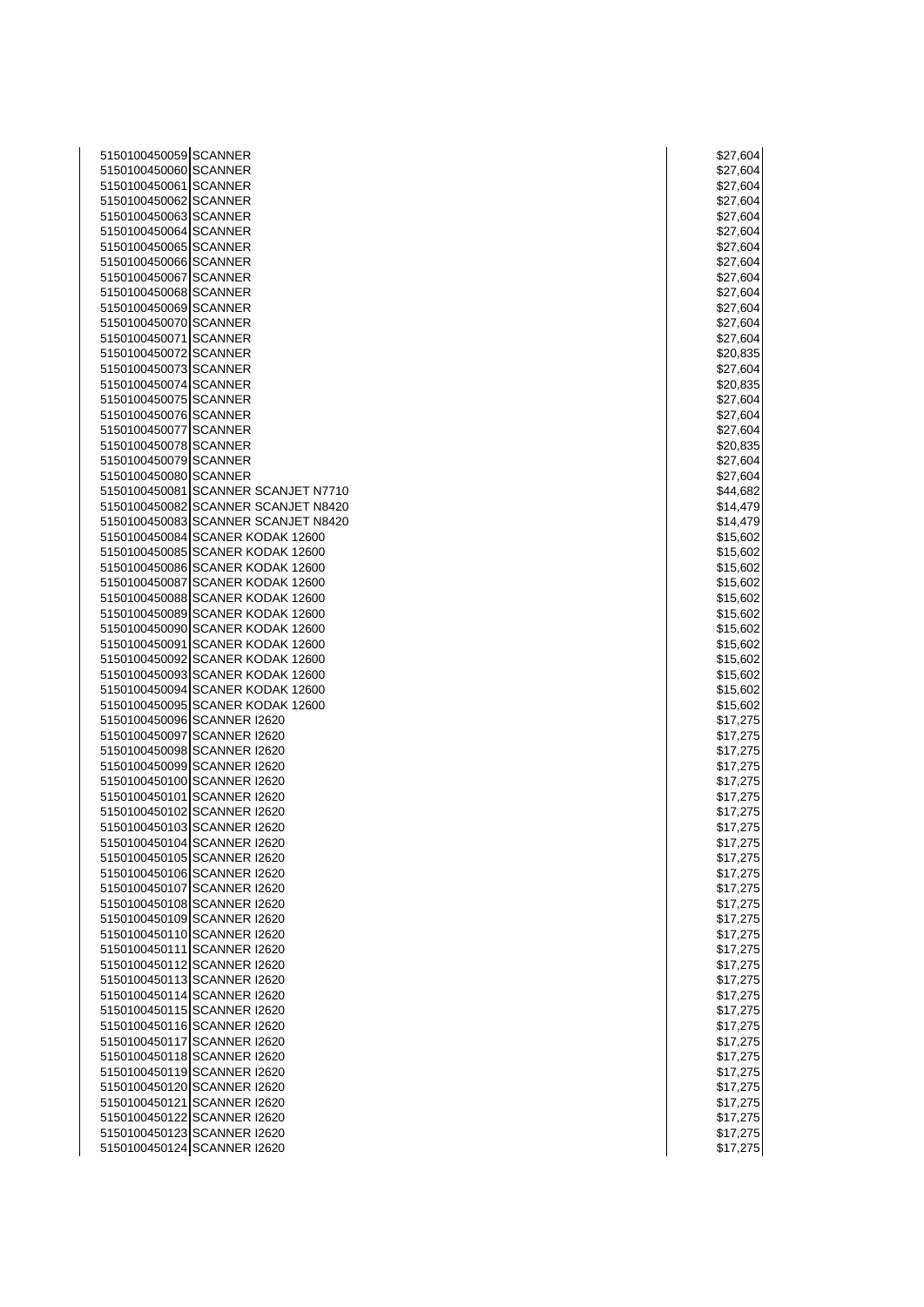| | | | |
|---|---|---|---|
| 5150100450059 | SCANNER | | $27,604 |
| 5150100450060 | SCANNER | | $27,604 |
| 5150100450061 | SCANNER | | $27,604 |
| 5150100450062 | SCANNER | | $27,604 |
| 5150100450063 | SCANNER | | $27,604 |
| 5150100450064 | SCANNER | | $27,604 |
| 5150100450065 | SCANNER | | $27,604 |
| 5150100450066 | SCANNER | | $27,604 |
| 5150100450067 | SCANNER | | $27,604 |
| 5150100450068 | SCANNER | | $27,604 |
| 5150100450069 | SCANNER | | $27,604 |
| 5150100450070 | SCANNER | | $27,604 |
| 5150100450071 | SCANNER | | $27,604 |
| 5150100450072 | SCANNER | | $20,835 |
| 5150100450073 | SCANNER | | $27,604 |
| 5150100450074 | SCANNER | | $20,835 |
| 5150100450075 | SCANNER | | $27,604 |
| 5150100450076 | SCANNER | | $27,604 |
| 5150100450077 | SCANNER | | $27,604 |
| 5150100450078 | SCANNER | | $20,835 |
| 5150100450079 | SCANNER | | $27,604 |
| 5150100450080 | SCANNER | | $27,604 |
| 5150100450081 | SCANNER SCANJET N7710 | | $44,682 |
| 5150100450082 | SCANNER SCANJET N8420 | | $14,479 |
| 5150100450083 | SCANNER SCANJET N8420 | | $14,479 |
| 5150100450084 | SCANER KODAK 12600 | | $15,602 |
| 5150100450085 | SCANER KODAK 12600 | | $15,602 |
| 5150100450086 | SCANER KODAK 12600 | | $15,602 |
| 5150100450087 | SCANER KODAK 12600 | | $15,602 |
| 5150100450088 | SCANER KODAK 12600 | | $15,602 |
| 5150100450089 | SCANER KODAK 12600 | | $15,602 |
| 5150100450090 | SCANER KODAK 12600 | | $15,602 |
| 5150100450091 | SCANER KODAK 12600 | | $15,602 |
| 5150100450092 | SCANER KODAK 12600 | | $15,602 |
| 5150100450093 | SCANER KODAK 12600 | | $15,602 |
| 5150100450094 | SCANER KODAK 12600 | | $15,602 |
| 5150100450095 | SCANER KODAK 12600 | | $15,602 |
| 5150100450096 | SCANNER I2620 | | $17,275 |
| 5150100450097 | SCANNER I2620 | | $17,275 |
| 5150100450098 | SCANNER I2620 | | $17,275 |
| 5150100450099 | SCANNER I2620 | | $17,275 |
| 5150100450100 | SCANNER I2620 | | $17,275 |
| 5150100450101 | SCANNER I2620 | | $17,275 |
| 5150100450102 | SCANNER I2620 | | $17,275 |
| 5150100450103 | SCANNER I2620 | | $17,275 |
| 5150100450104 | SCANNER I2620 | | $17,275 |
| 5150100450105 | SCANNER I2620 | | $17,275 |
| 5150100450106 | SCANNER I2620 | | $17,275 |
| 5150100450107 | SCANNER I2620 | | $17,275 |
| 5150100450108 | SCANNER I2620 | | $17,275 |
| 5150100450109 | SCANNER I2620 | | $17,275 |
| 5150100450110 | SCANNER I2620 | | $17,275 |
| 5150100450111 | SCANNER I2620 | | $17,275 |
| 5150100450112 | SCANNER I2620 | | $17,275 |
| 5150100450113 | SCANNER I2620 | | $17,275 |
| 5150100450114 | SCANNER I2620 | | $17,275 |
| 5150100450115 | SCANNER I2620 | | $17,275 |
| 5150100450116 | SCANNER I2620 | | $17,275 |
| 5150100450117 | SCANNER I2620 | | $17,275 |
| 5150100450118 | SCANNER I2620 | | $17,275 |
| 5150100450119 | SCANNER I2620 | | $17,275 |
| 5150100450120 | SCANNER I2620 | | $17,275 |
| 5150100450121 | SCANNER I2620 | | $17,275 |
| 5150100450122 | SCANNER I2620 | | $17,275 |
| 5150100450123 | SCANNER I2620 | | $17,275 |
| 5150100450124 | SCANNER I2620 | | $17,275 |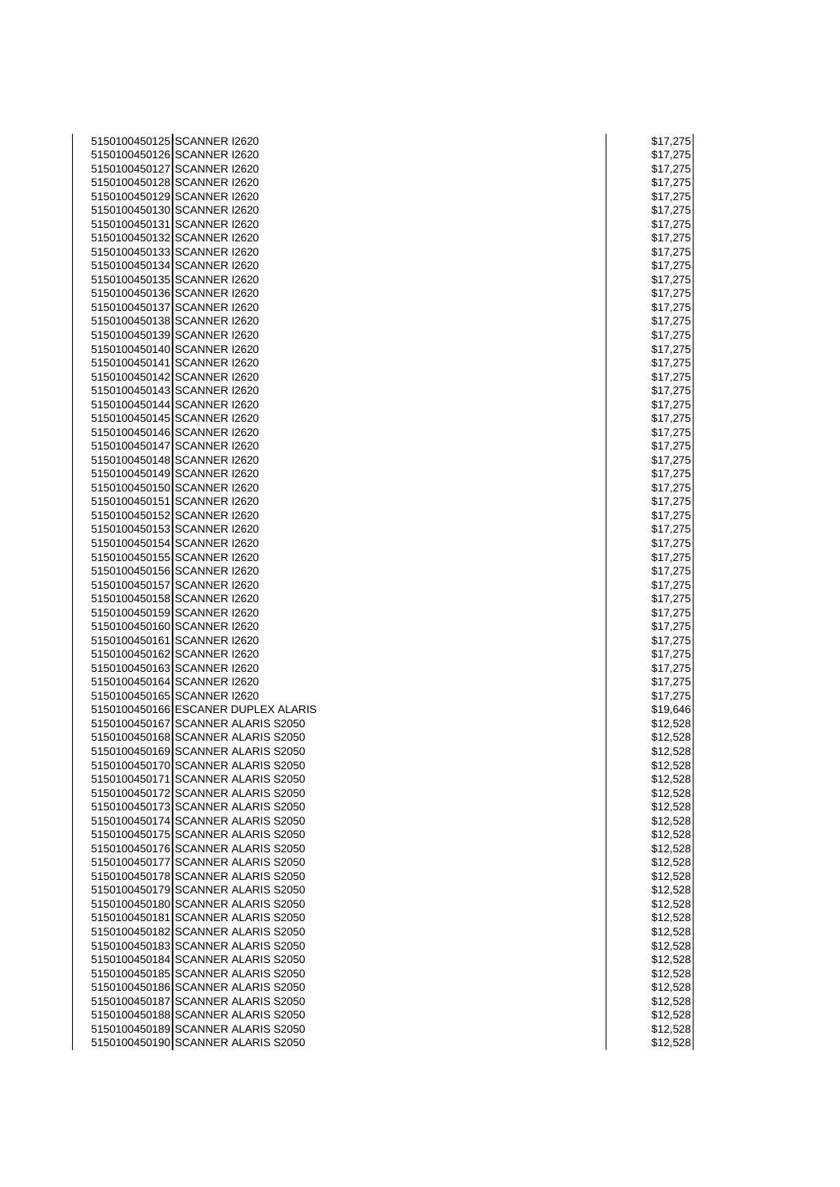| | | | |
|---|---|---|---|
| 5150100450125 | SCANNER I2620 | | $17,275 |
| 5150100450126 | SCANNER I2620 | | $17,275 |
| 5150100450127 | SCANNER I2620 | | $17,275 |
| 5150100450128 | SCANNER I2620 | | $17,275 |
| 5150100450129 | SCANNER I2620 | | $17,275 |
| 5150100450130 | SCANNER I2620 | | $17,275 |
| 5150100450131 | SCANNER I2620 | | $17,275 |
| 5150100450132 | SCANNER I2620 | | $17,275 |
| 5150100450133 | SCANNER I2620 | | $17,275 |
| 5150100450134 | SCANNER I2620 | | $17,275 |
| 5150100450135 | SCANNER I2620 | | $17,275 |
| 5150100450136 | SCANNER I2620 | | $17,275 |
| 5150100450137 | SCANNER I2620 | | $17,275 |
| 5150100450138 | SCANNER I2620 | | $17,275 |
| 5150100450139 | SCANNER I2620 | | $17,275 |
| 5150100450140 | SCANNER I2620 | | $17,275 |
| 5150100450141 | SCANNER I2620 | | $17,275 |
| 5150100450142 | SCANNER I2620 | | $17,275 |
| 5150100450143 | SCANNER I2620 | | $17,275 |
| 5150100450144 | SCANNER I2620 | | $17,275 |
| 5150100450145 | SCANNER I2620 | | $17,275 |
| 5150100450146 | SCANNER I2620 | | $17,275 |
| 5150100450147 | SCANNER I2620 | | $17,275 |
| 5150100450148 | SCANNER I2620 | | $17,275 |
| 5150100450149 | SCANNER I2620 | | $17,275 |
| 5150100450150 | SCANNER I2620 | | $17,275 |
| 5150100450151 | SCANNER I2620 | | $17,275 |
| 5150100450152 | SCANNER I2620 | | $17,275 |
| 5150100450153 | SCANNER I2620 | | $17,275 |
| 5150100450154 | SCANNER I2620 | | $17,275 |
| 5150100450155 | SCANNER I2620 | | $17,275 |
| 5150100450156 | SCANNER I2620 | | $17,275 |
| 5150100450157 | SCANNER I2620 | | $17,275 |
| 5150100450158 | SCANNER I2620 | | $17,275 |
| 5150100450159 | SCANNER I2620 | | $17,275 |
| 5150100450160 | SCANNER I2620 | | $17,275 |
| 5150100450161 | SCANNER I2620 | | $17,275 |
| 5150100450162 | SCANNER I2620 | | $17,275 |
| 5150100450163 | SCANNER I2620 | | $17,275 |
| 5150100450164 | SCANNER I2620 | | $17,275 |
| 5150100450165 | SCANNER I2620 | | $17,275 |
| 5150100450166 | ESCANER DUPLEX ALARIS | | $19,646 |
| 5150100450167 | SCANNER ALARIS S2050 | | $12,528 |
| 5150100450168 | SCANNER ALARIS S2050 | | $12,528 |
| 5150100450169 | SCANNER ALARIS S2050 | | $12,528 |
| 5150100450170 | SCANNER ALARIS S2050 | | $12,528 |
| 5150100450171 | SCANNER ALARIS S2050 | | $12,528 |
| 5150100450172 | SCANNER ALARIS S2050 | | $12,528 |
| 5150100450173 | SCANNER ALARIS S2050 | | $12,528 |
| 5150100450174 | SCANNER ALARIS S2050 | | $12,528 |
| 5150100450175 | SCANNER ALARIS S2050 | | $12,528 |
| 5150100450176 | SCANNER ALARIS S2050 | | $12,528 |
| 5150100450177 | SCANNER ALARIS S2050 | | $12,528 |
| 5150100450178 | SCANNER ALARIS S2050 | | $12,528 |
| 5150100450179 | SCANNER ALARIS S2050 | | $12,528 |
| 5150100450180 | SCANNER ALARIS S2050 | | $12,528 |
| 5150100450181 | SCANNER ALARIS S2050 | | $12,528 |
| 5150100450182 | SCANNER ALARIS S2050 | | $12,528 |
| 5150100450183 | SCANNER ALARIS S2050 | | $12,528 |
| 5150100450184 | SCANNER ALARIS S2050 | | $12,528 |
| 5150100450185 | SCANNER ALARIS S2050 | | $12,528 |
| 5150100450186 | SCANNER ALARIS S2050 | | $12,528 |
| 5150100450187 | SCANNER ALARIS S2050 | | $12,528 |
| 5150100450188 | SCANNER ALARIS S2050 | | $12,528 |
| 5150100450189 | SCANNER ALARIS S2050 | | $12,528 |
| 5150100450190 | SCANNER ALARIS S2050 | | $12,528 |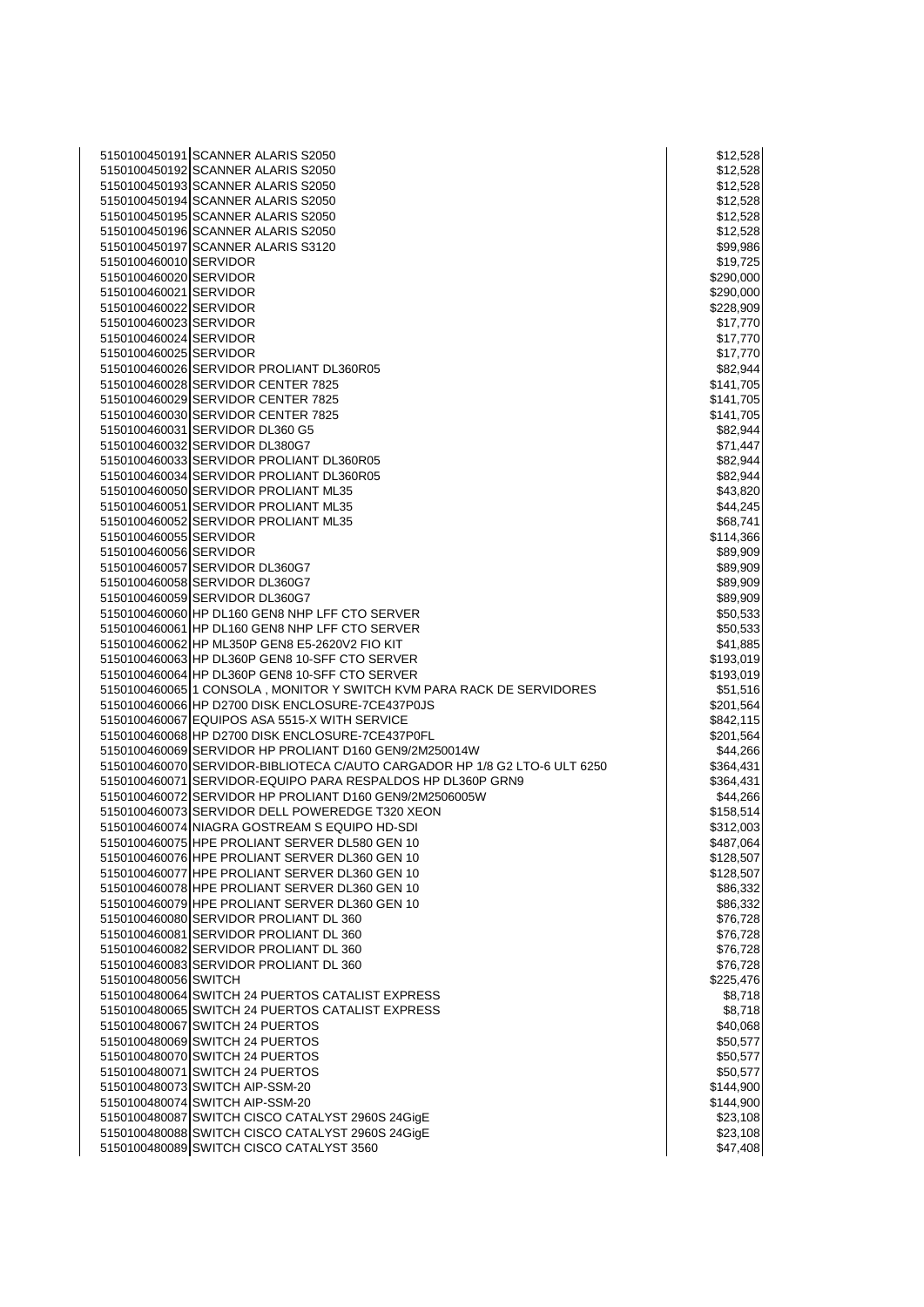| | | |
|---|---|---|
| 5150100450191 | SCANNER ALARIS S2050 | $12,528 |
| 5150100450192 | SCANNER ALARIS S2050 | $12,528 |
| 5150100450193 | SCANNER ALARIS S2050 | $12,528 |
| 5150100450194 | SCANNER ALARIS S2050 | $12,528 |
| 5150100450195 | SCANNER ALARIS S2050 | $12,528 |
| 5150100450196 | SCANNER ALARIS S2050 | $12,528 |
| 5150100450197 | SCANNER ALARIS S3120 | $99,986 |
| 5150100460010 | SERVIDOR | $19,725 |
| 5150100460020 | SERVIDOR | $290,000 |
| 5150100460021 | SERVIDOR | $290,000 |
| 5150100460022 | SERVIDOR | $228,909 |
| 5150100460023 | SERVIDOR | $17,770 |
| 5150100460024 | SERVIDOR | $17,770 |
| 5150100460025 | SERVIDOR | $17,770 |
| 5150100460026 | SERVIDOR PROLIANT DL360R05 | $82,944 |
| 5150100460028 | SERVIDOR CENTER 7825 | $141,705 |
| 5150100460029 | SERVIDOR CENTER 7825 | $141,705 |
| 5150100460030 | SERVIDOR CENTER 7825 | $141,705 |
| 5150100460031 | SERVIDOR DL360 G5 | $82,944 |
| 5150100460032 | SERVIDOR DL380G7 | $71,447 |
| 5150100460033 | SERVIDOR PROLIANT DL360R05 | $82,944 |
| 5150100460034 | SERVIDOR PROLIANT DL360R05 | $82,944 |
| 5150100460050 | SERVIDOR PROLIANT ML35 | $43,820 |
| 5150100460051 | SERVIDOR PROLIANT ML35 | $44,245 |
| 5150100460052 | SERVIDOR PROLIANT ML35 | $68,741 |
| 5150100460055 | SERVIDOR | $114,366 |
| 5150100460056 | SERVIDOR | $89,909 |
| 5150100460057 | SERVIDOR DL360G7 | $89,909 |
| 5150100460058 | SERVIDOR DL360G7 | $89,909 |
| 5150100460059 | SERVIDOR DL360G7 | $89,909 |
| 5150100460060 | HP DL160 GEN8 NHP LFF CTO SERVER | $50,533 |
| 5150100460061 | HP DL160 GEN8 NHP LFF CTO SERVER | $50,533 |
| 5150100460062 | HP ML350P GEN8 E5-2620V2 FIO KIT | $41,885 |
| 5150100460063 | HP DL360P GEN8 10-SFF CTO SERVER | $193,019 |
| 5150100460064 | HP DL360P GEN8 10-SFF CTO SERVER | $193,019 |
| 5150100460065 | 1 CONSOLA , MONITOR Y SWITCH KVM PARA RACK DE SERVIDORES | $51,516 |
| 5150100460066 | HP D2700 DISK ENCLOSURE-7CE437P0JS | $201,564 |
| 5150100460067 | EQUIPOS ASA 5515-X WITH SERVICE | $842,115 |
| 5150100460068 | HP D2700 DISK ENCLOSURE-7CE437P0FL | $201,564 |
| 5150100460069 | SERVIDOR HP PROLIANT D160 GEN9/2M250014W | $44,266 |
| 5150100460070 | SERVIDOR-BIBLIOTECA C/AUTO CARGADOR HP 1/8 G2 LTO-6 ULT 6250 | $364,431 |
| 5150100460071 | SERVIDOR-EQUIPO PARA RESPALDOS HP DL360P GRN9 | $364,431 |
| 5150100460072 | SERVIDOR HP PROLIANT D160 GEN9/2M2506005W | $44,266 |
| 5150100460073 | SERVIDOR DELL POWEREDGE T320 XEON | $158,514 |
| 5150100460074 | NIAGRA GOSTREAM S EQUIPO HD-SDI | $312,003 |
| 5150100460075 | HPE PROLIANT SERVER DL580 GEN 10 | $487,064 |
| 5150100460076 | HPE PROLIANT SERVER DL360 GEN 10 | $128,507 |
| 5150100460077 | HPE PROLIANT SERVER DL360 GEN 10 | $128,507 |
| 5150100460078 | HPE PROLIANT SERVER DL360 GEN 10 | $86,332 |
| 5150100460079 | HPE PROLIANT SERVER DL360 GEN 10 | $86,332 |
| 5150100460080 | SERVIDOR PROLIANT DL 360 | $76,728 |
| 5150100460081 | SERVIDOR PROLIANT DL 360 | $76,728 |
| 5150100460082 | SERVIDOR PROLIANT DL 360 | $76,728 |
| 5150100460083 | SERVIDOR PROLIANT DL 360 | $76,728 |
| 5150100480056 | SWITCH | $225,476 |
| 5150100480064 | SWITCH 24 PUERTOS CATALIST EXPRESS | $8,718 |
| 5150100480065 | SWITCH 24 PUERTOS CATALIST EXPRESS | $8,718 |
| 5150100480067 | SWITCH 24 PUERTOS | $40,068 |
| 5150100480069 | SWITCH 24 PUERTOS | $50,577 |
| 5150100480070 | SWITCH 24 PUERTOS | $50,577 |
| 5150100480071 | SWITCH 24 PUERTOS | $50,577 |
| 5150100480073 | SWITCH AIP-SSM-20 | $144,900 |
| 5150100480074 | SWITCH AIP-SSM-20 | $144,900 |
| 5150100480087 | SWITCH CISCO CATALYST 2960S 24GigE | $23,108 |
| 5150100480088 | SWITCH CISCO CATALYST 2960S 24GigE | $23,108 |
| 5150100480089 | SWITCH CISCO CATALYST 3560 | $47,408 |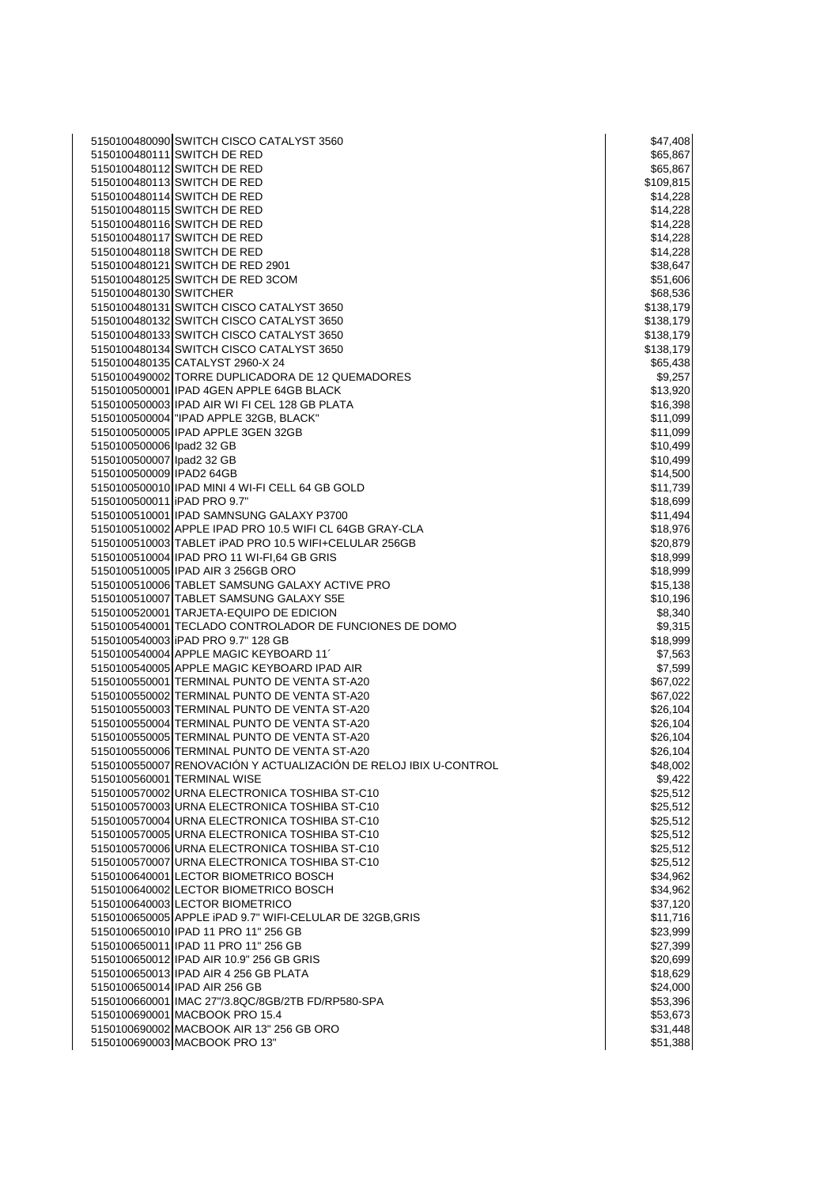| | | |
|---|---|---|
| 5150100480090 | SWITCH CISCO CATALYST 3560 | $47,408 |
| 5150100480111 | SWITCH DE RED | $65,867 |
| 5150100480112 | SWITCH DE RED | $65,867 |
| 5150100480113 | SWITCH DE RED | $109,815 |
| 5150100480114 | SWITCH DE RED | $14,228 |
| 5150100480115 | SWITCH DE RED | $14,228 |
| 5150100480116 | SWITCH DE RED | $14,228 |
| 5150100480117 | SWITCH DE RED | $14,228 |
| 5150100480118 | SWITCH DE RED | $14,228 |
| 5150100480121 | SWITCH DE RED 2901 | $38,647 |
| 5150100480125 | SWITCH DE RED 3COM | $51,606 |
| 5150100480130 | SWITCHER | $68,536 |
| 5150100480131 | SWITCH CISCO CATALYST 3650 | $138,179 |
| 5150100480132 | SWITCH CISCO CATALYST 3650 | $138,179 |
| 5150100480133 | SWITCH CISCO CATALYST 3650 | $138,179 |
| 5150100480134 | SWITCH CISCO CATALYST 3650 | $138,179 |
| 5150100480135 | CATALYST 2960-X 24 | $65,438 |
| 5150100490002 | TORRE DUPLICADORA DE 12 QUEMADORES | $9,257 |
| 5150100500001 | IPAD 4GEN APPLE 64GB BLACK | $13,920 |
| 5150100500003 | IPAD AIR WI FI CEL 128 GB PLATA | $16,398 |
| 5150100500004 | "IPAD APPLE 32GB, BLACK" | $11,099 |
| 5150100500005 | IPAD APPLE 3GEN 32GB | $11,099 |
| 5150100500006 | Ipad2 32 GB | $10,499 |
| 5150100500007 | Ipad2 32 GB | $10,499 |
| 5150100500009 | IPAD2 64GB | $14,500 |
| 5150100500010 | IPAD MINI 4 WI-FI CELL 64 GB GOLD | $11,739 |
| 5150100500011 | iPAD PRO 9.7" | $18,699 |
| 5150100510001 | IPAD SAMNSUNG GALAXY P3700 | $11,494 |
| 5150100510002 | APPLE IPAD PRO 10.5 WIFI CL 64GB GRAY-CLA | $18,976 |
| 5150100510003 | TABLET iPAD PRO 10.5 WIFI+CELULAR 256GB | $20,879 |
| 5150100510004 | IPAD PRO 11 WI-FI,64 GB GRIS | $18,999 |
| 5150100510005 | IPAD AIR 3 256GB ORO | $18,999 |
| 5150100510006 | TABLET SAMSUNG GALAXY ACTIVE PRO | $15,138 |
| 5150100510007 | TABLET SAMSUNG GALAXY S5E | $10,196 |
| 5150100520001 | TARJETA-EQUIPO DE EDICION | $8,340 |
| 5150100540001 | TECLADO CONTROLADOR DE FUNCIONES DE DOMO | $9,315 |
| 5150100540003 | iPAD PRO 9.7" 128 GB | $18,999 |
| 5150100540004 | APPLE MAGIC KEYBOARD 11´ | $7,563 |
| 5150100540005 | APPLE MAGIC KEYBOARD IPAD AIR | $7,599 |
| 5150100550001 | TERMINAL PUNTO DE VENTA ST-A20 | $67,022 |
| 5150100550002 | TERMINAL PUNTO DE VENTA ST-A20 | $67,022 |
| 5150100550003 | TERMINAL PUNTO DE VENTA ST-A20 | $26,104 |
| 5150100550004 | TERMINAL PUNTO DE VENTA ST-A20 | $26,104 |
| 5150100550005 | TERMINAL PUNTO DE VENTA ST-A20 | $26,104 |
| 5150100550006 | TERMINAL PUNTO DE VENTA ST-A20 | $26,104 |
| 5150100550007 | RENOVACIÓN Y ACTUALIZACIÓN DE RELOJ IBIX U-CONTROL | $48,002 |
| 5150100560001 | TERMINAL WISE | $9,422 |
| 5150100570002 | URNA ELECTRONICA TOSHIBA ST-C10 | $25,512 |
| 5150100570003 | URNA ELECTRONICA TOSHIBA ST-C10 | $25,512 |
| 5150100570004 | URNA ELECTRONICA TOSHIBA ST-C10 | $25,512 |
| 5150100570005 | URNA ELECTRONICA TOSHIBA ST-C10 | $25,512 |
| 5150100570006 | URNA ELECTRONICA TOSHIBA ST-C10 | $25,512 |
| 5150100570007 | URNA ELECTRONICA TOSHIBA ST-C10 | $25,512 |
| 5150100640001 | LECTOR BIOMETRICO BOSCH | $34,962 |
| 5150100640002 | LECTOR BIOMETRICO BOSCH | $34,962 |
| 5150100640003 | LECTOR BIOMETRICO | $37,120 |
| 5150100650005 | APPLE iPAD 9.7" WIFI-CELULAR DE 32GB,GRIS | $11,716 |
| 5150100650010 | IPAD 11 PRO 11" 256 GB | $23,999 |
| 5150100650011 | IPAD 11 PRO 11" 256 GB | $27,399 |
| 5150100650012 | IPAD AIR 10.9" 256 GB GRIS | $20,699 |
| 5150100650013 | IPAD AIR 4 256 GB PLATA | $18,629 |
| 5150100650014 | IPAD AIR 256 GB | $24,000 |
| 5150100660001 | IMAC 27"/3.8QC/8GB/2TB FD/RP580-SPA | $53,396 |
| 5150100690001 | MACBOOK PRO 15.4 | $53,673 |
| 5150100690002 | MACBOOK AIR 13" 256 GB ORO | $31,448 |
| 5150100690003 | MACBOOK PRO 13" | $51,388 |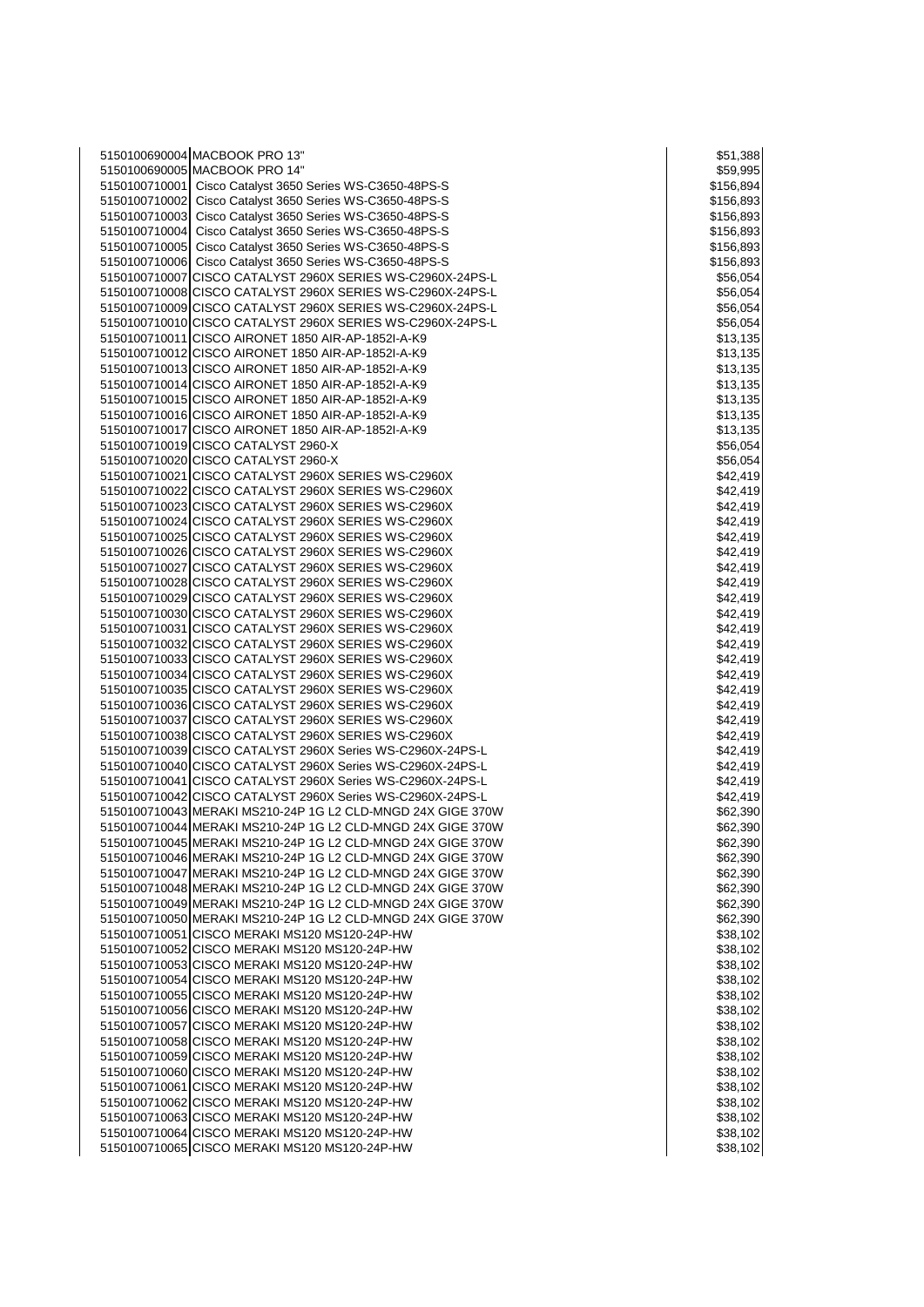| | | |
|---|---|---|
| 5150100690004 | MACBOOK PRO 13" | $51,388 |
| 5150100690005 | MACBOOK PRO 14" | $59,995 |
| 5150100710001 | Cisco Catalyst 3650 Series WS-C3650-48PS-S | $156,894 |
| 5150100710002 | Cisco Catalyst 3650 Series WS-C3650-48PS-S | $156,893 |
| 5150100710003 | Cisco Catalyst 3650 Series WS-C3650-48PS-S | $156,893 |
| 5150100710004 | Cisco Catalyst 3650 Series WS-C3650-48PS-S | $156,893 |
| 5150100710005 | Cisco Catalyst 3650 Series WS-C3650-48PS-S | $156,893 |
| 5150100710006 | Cisco Catalyst 3650 Series WS-C3650-48PS-S | $156,893 |
| 5150100710007 | CISCO CATALYST 2960X SERIES WS-C2960X-24PS-L | $56,054 |
| 5150100710008 | CISCO CATALYST 2960X SERIES WS-C2960X-24PS-L | $56,054 |
| 5150100710009 | CISCO CATALYST 2960X SERIES WS-C2960X-24PS-L | $56,054 |
| 5150100710010 | CISCO CATALYST 2960X SERIES WS-C2960X-24PS-L | $56,054 |
| 5150100710011 | CISCO AIRONET 1850 AIR-AP-1852I-A-K9 | $13,135 |
| 5150100710012 | CISCO AIRONET 1850 AIR-AP-1852I-A-K9 | $13,135 |
| 5150100710013 | CISCO AIRONET 1850 AIR-AP-1852I-A-K9 | $13,135 |
| 5150100710014 | CISCO AIRONET 1850 AIR-AP-1852I-A-K9 | $13,135 |
| 5150100710015 | CISCO AIRONET 1850 AIR-AP-1852I-A-K9 | $13,135 |
| 5150100710016 | CISCO AIRONET 1850 AIR-AP-1852I-A-K9 | $13,135 |
| 5150100710017 | CISCO AIRONET 1850 AIR-AP-1852I-A-K9 | $13,135 |
| 5150100710019 | CISCO CATALYST 2960-X | $56,054 |
| 5150100710020 | CISCO CATALYST 2960-X | $56,054 |
| 5150100710021 | CISCO CATALYST 2960X SERIES WS-C2960X | $42,419 |
| 5150100710022 | CISCO CATALYST 2960X SERIES WS-C2960X | $42,419 |
| 5150100710023 | CISCO CATALYST 2960X SERIES WS-C2960X | $42,419 |
| 5150100710024 | CISCO CATALYST 2960X SERIES WS-C2960X | $42,419 |
| 5150100710025 | CISCO CATALYST 2960X SERIES WS-C2960X | $42,419 |
| 5150100710026 | CISCO CATALYST 2960X SERIES WS-C2960X | $42,419 |
| 5150100710027 | CISCO CATALYST 2960X SERIES WS-C2960X | $42,419 |
| 5150100710028 | CISCO CATALYST 2960X SERIES WS-C2960X | $42,419 |
| 5150100710029 | CISCO CATALYST 2960X SERIES WS-C2960X | $42,419 |
| 5150100710030 | CISCO CATALYST 2960X SERIES WS-C2960X | $42,419 |
| 5150100710031 | CISCO CATALYST 2960X SERIES WS-C2960X | $42,419 |
| 5150100710032 | CISCO CATALYST 2960X SERIES WS-C2960X | $42,419 |
| 5150100710033 | CISCO CATALYST 2960X SERIES WS-C2960X | $42,419 |
| 5150100710034 | CISCO CATALYST 2960X SERIES WS-C2960X | $42,419 |
| 5150100710035 | CISCO CATALYST 2960X SERIES WS-C2960X | $42,419 |
| 5150100710036 | CISCO CATALYST 2960X SERIES WS-C2960X | $42,419 |
| 5150100710037 | CISCO CATALYST 2960X SERIES WS-C2960X | $42,419 |
| 5150100710038 | CISCO CATALYST 2960X SERIES WS-C2960X | $42,419 |
| 5150100710039 | CISCO CATALYST 2960X Series WS-C2960X-24PS-L | $42,419 |
| 5150100710040 | CISCO CATALYST 2960X Series WS-C2960X-24PS-L | $42,419 |
| 5150100710041 | CISCO CATALYST 2960X Series WS-C2960X-24PS-L | $42,419 |
| 5150100710042 | CISCO CATALYST 2960X Series WS-C2960X-24PS-L | $42,419 |
| 5150100710043 | MERAKI MS210-24P 1G L2 CLD-MNGD 24X GIGE 370W | $62,390 |
| 5150100710044 | MERAKI MS210-24P 1G L2 CLD-MNGD 24X GIGE 370W | $62,390 |
| 5150100710045 | MERAKI MS210-24P 1G L2 CLD-MNGD 24X GIGE 370W | $62,390 |
| 5150100710046 | MERAKI MS210-24P 1G L2 CLD-MNGD 24X GIGE 370W | $62,390 |
| 5150100710047 | MERAKI MS210-24P 1G L2 CLD-MNGD 24X GIGE 370W | $62,390 |
| 5150100710048 | MERAKI MS210-24P 1G L2 CLD-MNGD 24X GIGE 370W | $62,390 |
| 5150100710049 | MERAKI MS210-24P 1G L2 CLD-MNGD 24X GIGE 370W | $62,390 |
| 5150100710050 | MERAKI MS210-24P 1G L2 CLD-MNGD 24X GIGE 370W | $62,390 |
| 5150100710051 | CISCO MERAKI MS120 MS120-24P-HW | $38,102 |
| 5150100710052 | CISCO MERAKI MS120 MS120-24P-HW | $38,102 |
| 5150100710053 | CISCO MERAKI MS120 MS120-24P-HW | $38,102 |
| 5150100710054 | CISCO MERAKI MS120 MS120-24P-HW | $38,102 |
| 5150100710055 | CISCO MERAKI MS120 MS120-24P-HW | $38,102 |
| 5150100710056 | CISCO MERAKI MS120 MS120-24P-HW | $38,102 |
| 5150100710057 | CISCO MERAKI MS120 MS120-24P-HW | $38,102 |
| 5150100710058 | CISCO MERAKI MS120 MS120-24P-HW | $38,102 |
| 5150100710059 | CISCO MERAKI MS120 MS120-24P-HW | $38,102 |
| 5150100710060 | CISCO MERAKI MS120 MS120-24P-HW | $38,102 |
| 5150100710061 | CISCO MERAKI MS120 MS120-24P-HW | $38,102 |
| 5150100710062 | CISCO MERAKI MS120 MS120-24P-HW | $38,102 |
| 5150100710063 | CISCO MERAKI MS120 MS120-24P-HW | $38,102 |
| 5150100710064 | CISCO MERAKI MS120 MS120-24P-HW | $38,102 |
| 5150100710065 | CISCO MERAKI MS120 MS120-24P-HW | $38,102 |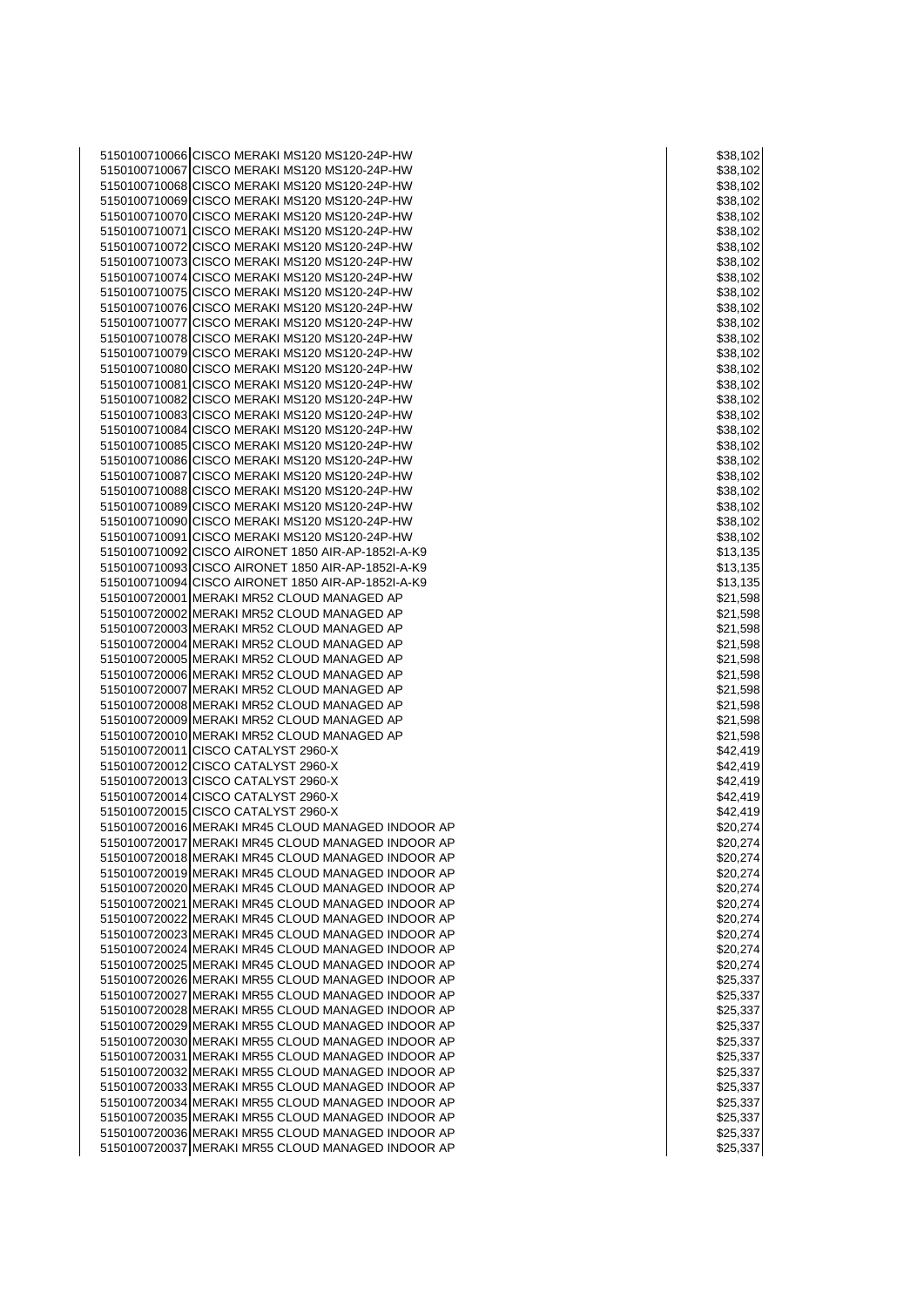| | | | |
|---|---|---|---|
| 5150100710066 | CISCO MERAKI MS120 MS120-24P-HW | | $38,102 |
| 5150100710067 | CISCO MERAKI MS120 MS120-24P-HW | | $38,102 |
| 5150100710068 | CISCO MERAKI MS120 MS120-24P-HW | | $38,102 |
| 5150100710069 | CISCO MERAKI MS120 MS120-24P-HW | | $38,102 |
| 5150100710070 | CISCO MERAKI MS120 MS120-24P-HW | | $38,102 |
| 5150100710071 | CISCO MERAKI MS120 MS120-24P-HW | | $38,102 |
| 5150100710072 | CISCO MERAKI MS120 MS120-24P-HW | | $38,102 |
| 5150100710073 | CISCO MERAKI MS120 MS120-24P-HW | | $38,102 |
| 5150100710074 | CISCO MERAKI MS120 MS120-24P-HW | | $38,102 |
| 5150100710075 | CISCO MERAKI MS120 MS120-24P-HW | | $38,102 |
| 5150100710076 | CISCO MERAKI MS120 MS120-24P-HW | | $38,102 |
| 5150100710077 | CISCO MERAKI MS120 MS120-24P-HW | | $38,102 |
| 5150100710078 | CISCO MERAKI MS120 MS120-24P-HW | | $38,102 |
| 5150100710079 | CISCO MERAKI MS120 MS120-24P-HW | | $38,102 |
| 5150100710080 | CISCO MERAKI MS120 MS120-24P-HW | | $38,102 |
| 5150100710081 | CISCO MERAKI MS120 MS120-24P-HW | | $38,102 |
| 5150100710082 | CISCO MERAKI MS120 MS120-24P-HW | | $38,102 |
| 5150100710083 | CISCO MERAKI MS120 MS120-24P-HW | | $38,102 |
| 5150100710084 | CISCO MERAKI MS120 MS120-24P-HW | | $38,102 |
| 5150100710085 | CISCO MERAKI MS120 MS120-24P-HW | | $38,102 |
| 5150100710086 | CISCO MERAKI MS120 MS120-24P-HW | | $38,102 |
| 5150100710087 | CISCO MERAKI MS120 MS120-24P-HW | | $38,102 |
| 5150100710088 | CISCO MERAKI MS120 MS120-24P-HW | | $38,102 |
| 5150100710089 | CISCO MERAKI MS120 MS120-24P-HW | | $38,102 |
| 5150100710090 | CISCO MERAKI MS120 MS120-24P-HW | | $38,102 |
| 5150100710091 | CISCO MERAKI MS120 MS120-24P-HW | | $38,102 |
| 5150100710092 | CISCO AIRONET 1850 AIR-AP-1852I-A-K9 | | $13,135 |
| 5150100710093 | CISCO AIRONET 1850 AIR-AP-1852I-A-K9 | | $13,135 |
| 5150100710094 | CISCO AIRONET 1850 AIR-AP-1852I-A-K9 | | $13,135 |
| 5150100720001 | MERAKI MR52 CLOUD MANAGED AP | | $21,598 |
| 5150100720002 | MERAKI MR52 CLOUD MANAGED AP | | $21,598 |
| 5150100720003 | MERAKI MR52 CLOUD MANAGED AP | | $21,598 |
| 5150100720004 | MERAKI MR52 CLOUD MANAGED AP | | $21,598 |
| 5150100720005 | MERAKI MR52 CLOUD MANAGED AP | | $21,598 |
| 5150100720006 | MERAKI MR52 CLOUD MANAGED AP | | $21,598 |
| 5150100720007 | MERAKI MR52 CLOUD MANAGED AP | | $21,598 |
| 5150100720008 | MERAKI MR52 CLOUD MANAGED AP | | $21,598 |
| 5150100720009 | MERAKI MR52 CLOUD MANAGED AP | | $21,598 |
| 5150100720010 | MERAKI MR52 CLOUD MANAGED AP | | $21,598 |
| 5150100720011 | CISCO CATALYST 2960-X | | $42,419 |
| 5150100720012 | CISCO CATALYST 2960-X | | $42,419 |
| 5150100720013 | CISCO CATALYST 2960-X | | $42,419 |
| 5150100720014 | CISCO CATALYST 2960-X | | $42,419 |
| 5150100720015 | CISCO CATALYST 2960-X | | $42,419 |
| 5150100720016 | MERAKI MR45 CLOUD MANAGED INDOOR AP | | $20,274 |
| 5150100720017 | MERAKI MR45 CLOUD MANAGED INDOOR AP | | $20,274 |
| 5150100720018 | MERAKI MR45 CLOUD MANAGED INDOOR AP | | $20,274 |
| 5150100720019 | MERAKI MR45 CLOUD MANAGED INDOOR AP | | $20,274 |
| 5150100720020 | MERAKI MR45 CLOUD MANAGED INDOOR AP | | $20,274 |
| 5150100720021 | MERAKI MR45 CLOUD MANAGED INDOOR AP | | $20,274 |
| 5150100720022 | MERAKI MR45 CLOUD MANAGED INDOOR AP | | $20,274 |
| 5150100720023 | MERAKI MR45 CLOUD MANAGED INDOOR AP | | $20,274 |
| 5150100720024 | MERAKI MR45 CLOUD MANAGED INDOOR AP | | $20,274 |
| 5150100720025 | MERAKI MR45 CLOUD MANAGED INDOOR AP | | $20,274 |
| 5150100720026 | MERAKI MR55 CLOUD MANAGED INDOOR AP | | $25,337 |
| 5150100720027 | MERAKI MR55 CLOUD MANAGED INDOOR AP | | $25,337 |
| 5150100720028 | MERAKI MR55 CLOUD MANAGED INDOOR AP | | $25,337 |
| 5150100720029 | MERAKI MR55 CLOUD MANAGED INDOOR AP | | $25,337 |
| 5150100720030 | MERAKI MR55 CLOUD MANAGED INDOOR AP | | $25,337 |
| 5150100720031 | MERAKI MR55 CLOUD MANAGED INDOOR AP | | $25,337 |
| 5150100720032 | MERAKI MR55 CLOUD MANAGED INDOOR AP | | $25,337 |
| 5150100720033 | MERAKI MR55 CLOUD MANAGED INDOOR AP | | $25,337 |
| 5150100720034 | MERAKI MR55 CLOUD MANAGED INDOOR AP | | $25,337 |
| 5150100720035 | MERAKI MR55 CLOUD MANAGED INDOOR AP | | $25,337 |
| 5150100720036 | MERAKI MR55 CLOUD MANAGED INDOOR AP | | $25,337 |
| 5150100720037 | MERAKI MR55 CLOUD MANAGED INDOOR AP | | $25,337 |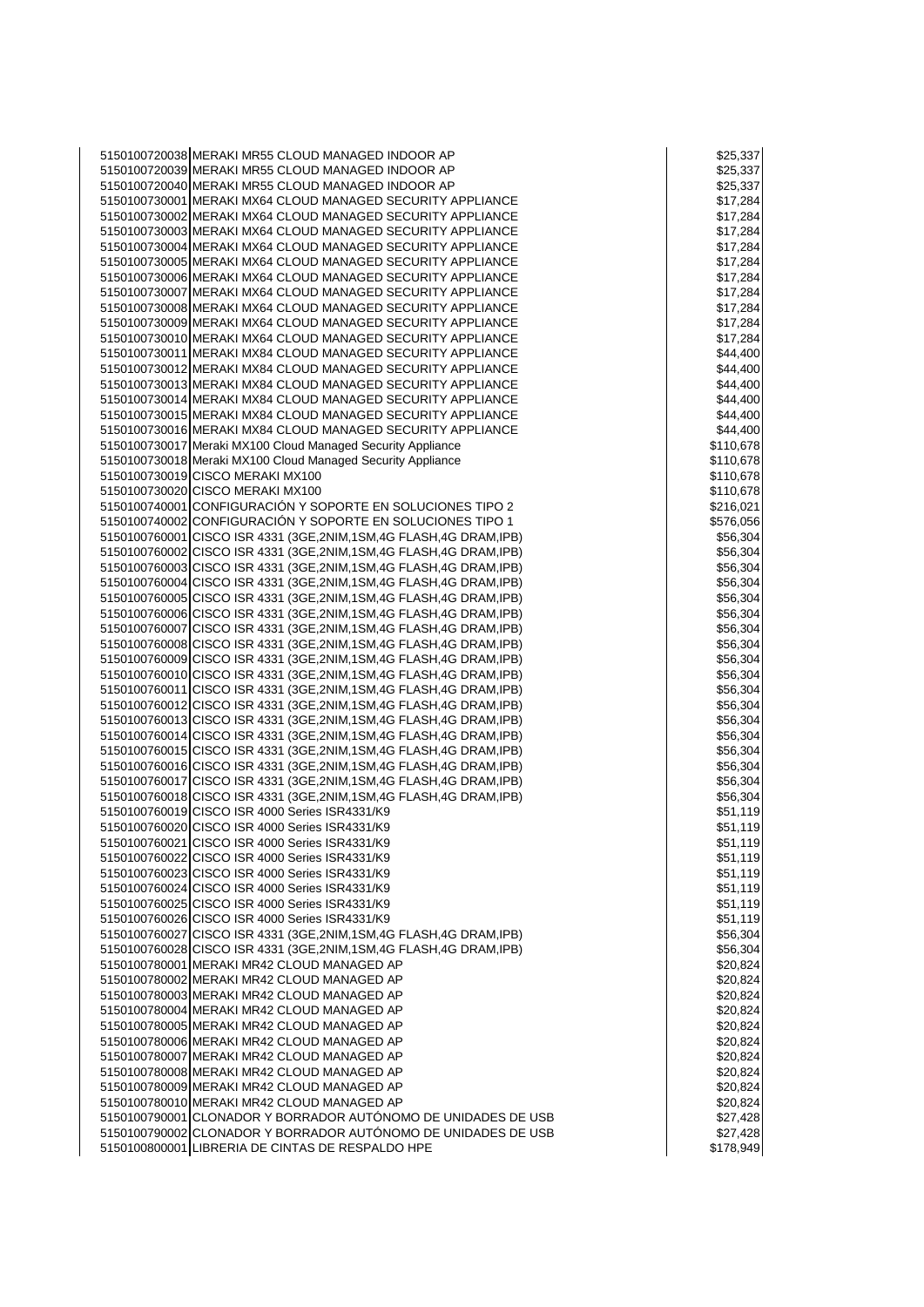| | | |
|---|---|---|
| 5150100720038 | MERAKI MR55 CLOUD MANAGED INDOOR AP | $25,337 |
| 5150100720039 | MERAKI MR55 CLOUD MANAGED INDOOR AP | $25,337 |
| 5150100720040 | MERAKI MR55 CLOUD MANAGED INDOOR AP | $25,337 |
| 5150100730001 | MERAKI MX64 CLOUD MANAGED SECURITY APPLIANCE | $17,284 |
| 5150100730002 | MERAKI MX64 CLOUD MANAGED SECURITY APPLIANCE | $17,284 |
| 5150100730003 | MERAKI MX64 CLOUD MANAGED SECURITY APPLIANCE | $17,284 |
| 5150100730004 | MERAKI MX64 CLOUD MANAGED SECURITY APPLIANCE | $17,284 |
| 5150100730005 | MERAKI MX64 CLOUD MANAGED SECURITY APPLIANCE | $17,284 |
| 5150100730006 | MERAKI MX64 CLOUD MANAGED SECURITY APPLIANCE | $17,284 |
| 5150100730007 | MERAKI MX64 CLOUD MANAGED SECURITY APPLIANCE | $17,284 |
| 5150100730008 | MERAKI MX64 CLOUD MANAGED SECURITY APPLIANCE | $17,284 |
| 5150100730009 | MERAKI MX64 CLOUD MANAGED SECURITY APPLIANCE | $17,284 |
| 5150100730010 | MERAKI MX64 CLOUD MANAGED SECURITY APPLIANCE | $17,284 |
| 5150100730011 | MERAKI MX84 CLOUD MANAGED SECURITY APPLIANCE | $44,400 |
| 5150100730012 | MERAKI MX84 CLOUD MANAGED SECURITY APPLIANCE | $44,400 |
| 5150100730013 | MERAKI MX84 CLOUD MANAGED SECURITY APPLIANCE | $44,400 |
| 5150100730014 | MERAKI MX84 CLOUD MANAGED SECURITY APPLIANCE | $44,400 |
| 5150100730015 | MERAKI MX84 CLOUD MANAGED SECURITY APPLIANCE | $44,400 |
| 5150100730016 | MERAKI MX84 CLOUD MANAGED SECURITY APPLIANCE | $44,400 |
| 5150100730017 | Meraki MX100 Cloud Managed Security Appliance | $110,678 |
| 5150100730018 | Meraki MX100 Cloud Managed Security Appliance | $110,678 |
| 5150100730019 | CISCO MERAKI MX100 | $110,678 |
| 5150100730020 | CISCO MERAKI MX100 | $110,678 |
| 5150100740001 | CONFIGURACIÓN Y SOPORTE EN SOLUCIONES TIPO 2 | $216,021 |
| 5150100740002 | CONFIGURACIÓN Y SOPORTE EN SOLUCIONES TIPO 1 | $576,056 |
| 5150100760001 | CISCO ISR 4331 (3GE,2NIM,1SM,4G FLASH,4G DRAM,IPB) | $56,304 |
| 5150100760002 | CISCO ISR 4331 (3GE,2NIM,1SM,4G FLASH,4G DRAM,IPB) | $56,304 |
| 5150100760003 | CISCO ISR 4331 (3GE,2NIM,1SM,4G FLASH,4G DRAM,IPB) | $56,304 |
| 5150100760004 | CISCO ISR 4331 (3GE,2NIM,1SM,4G FLASH,4G DRAM,IPB) | $56,304 |
| 5150100760005 | CISCO ISR 4331 (3GE,2NIM,1SM,4G FLASH,4G DRAM,IPB) | $56,304 |
| 5150100760006 | CISCO ISR 4331 (3GE,2NIM,1SM,4G FLASH,4G DRAM,IPB) | $56,304 |
| 5150100760007 | CISCO ISR 4331 (3GE,2NIM,1SM,4G FLASH,4G DRAM,IPB) | $56,304 |
| 5150100760008 | CISCO ISR 4331 (3GE,2NIM,1SM,4G FLASH,4G DRAM,IPB) | $56,304 |
| 5150100760009 | CISCO ISR 4331 (3GE,2NIM,1SM,4G FLASH,4G DRAM,IPB) | $56,304 |
| 5150100760010 | CISCO ISR 4331 (3GE,2NIM,1SM,4G FLASH,4G DRAM,IPB) | $56,304 |
| 5150100760011 | CISCO ISR 4331 (3GE,2NIM,1SM,4G FLASH,4G DRAM,IPB) | $56,304 |
| 5150100760012 | CISCO ISR 4331 (3GE,2NIM,1SM,4G FLASH,4G DRAM,IPB) | $56,304 |
| 5150100760013 | CISCO ISR 4331 (3GE,2NIM,1SM,4G FLASH,4G DRAM,IPB) | $56,304 |
| 5150100760014 | CISCO ISR 4331 (3GE,2NIM,1SM,4G FLASH,4G DRAM,IPB) | $56,304 |
| 5150100760015 | CISCO ISR 4331 (3GE,2NIM,1SM,4G FLASH,4G DRAM,IPB) | $56,304 |
| 5150100760016 | CISCO ISR 4331 (3GE,2NIM,1SM,4G FLASH,4G DRAM,IPB) | $56,304 |
| 5150100760017 | CISCO ISR 4331 (3GE,2NIM,1SM,4G FLASH,4G DRAM,IPB) | $56,304 |
| 5150100760018 | CISCO ISR 4331 (3GE,2NIM,1SM,4G FLASH,4G DRAM,IPB) | $56,304 |
| 5150100760019 | CISCO ISR 4000 Series ISR4331/K9 | $51,119 |
| 5150100760020 | CISCO ISR 4000 Series ISR4331/K9 | $51,119 |
| 5150100760021 | CISCO ISR 4000 Series ISR4331/K9 | $51,119 |
| 5150100760022 | CISCO ISR 4000 Series ISR4331/K9 | $51,119 |
| 5150100760023 | CISCO ISR 4000 Series ISR4331/K9 | $51,119 |
| 5150100760024 | CISCO ISR 4000 Series ISR4331/K9 | $51,119 |
| 5150100760025 | CISCO ISR 4000 Series ISR4331/K9 | $51,119 |
| 5150100760026 | CISCO ISR 4000 Series ISR4331/K9 | $51,119 |
| 5150100760027 | CISCO ISR 4331 (3GE,2NIM,1SM,4G FLASH,4G DRAM,IPB) | $56,304 |
| 5150100760028 | CISCO ISR 4331 (3GE,2NIM,1SM,4G FLASH,4G DRAM,IPB) | $56,304 |
| 5150100780001 | MERAKI MR42 CLOUD MANAGED AP | $20,824 |
| 5150100780002 | MERAKI MR42 CLOUD MANAGED AP | $20,824 |
| 5150100780003 | MERAKI MR42 CLOUD MANAGED AP | $20,824 |
| 5150100780004 | MERAKI MR42 CLOUD MANAGED AP | $20,824 |
| 5150100780005 | MERAKI MR42 CLOUD MANAGED AP | $20,824 |
| 5150100780006 | MERAKI MR42 CLOUD MANAGED AP | $20,824 |
| 5150100780007 | MERAKI MR42 CLOUD MANAGED AP | $20,824 |
| 5150100780008 | MERAKI MR42 CLOUD MANAGED AP | $20,824 |
| 5150100780009 | MERAKI MR42 CLOUD MANAGED AP | $20,824 |
| 5150100780010 | MERAKI MR42 CLOUD MANAGED AP | $20,824 |
| 5150100790001 | CLONADOR Y BORRADOR AUTÓNOMO DE UNIDADES DE USB | $27,428 |
| 5150100790002 | CLONADOR Y BORRADOR AUTÓNOMO DE UNIDADES DE USB | $27,428 |
| 5150100800001 | LIBRERIA DE CINTAS DE RESPALDO HPE | $178,949 |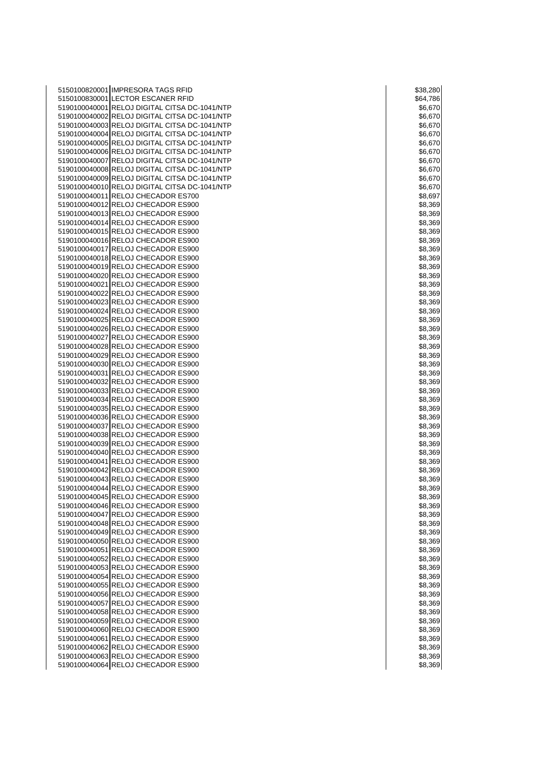| | | |
|---|---|---|
| 5150100820001 | IMPRESORA TAGS RFID | $38,280 |
| 5150100830001 | LECTOR ESCANER RFID | $64,786 |
| 5190100040001 | RELOJ DIGITAL CITSA DC-1041/NTP | $6,670 |
| 5190100040002 | RELOJ DIGITAL CITSA DC-1041/NTP | $6,670 |
| 5190100040003 | RELOJ DIGITAL CITSA DC-1041/NTP | $6,670 |
| 5190100040004 | RELOJ DIGITAL CITSA DC-1041/NTP | $6,670 |
| 5190100040005 | RELOJ DIGITAL CITSA DC-1041/NTP | $6,670 |
| 5190100040006 | RELOJ DIGITAL CITSA DC-1041/NTP | $6,670 |
| 5190100040007 | RELOJ DIGITAL CITSA DC-1041/NTP | $6,670 |
| 5190100040008 | RELOJ DIGITAL CITSA DC-1041/NTP | $6,670 |
| 5190100040009 | RELOJ DIGITAL CITSA DC-1041/NTP | $6,670 |
| 5190100040010 | RELOJ DIGITAL CITSA DC-1041/NTP | $6,670 |
| 5190100040011 | RELOJ CHECADOR ES700 | $8,697 |
| 5190100040012 | RELOJ CHECADOR ES900 | $8,369 |
| 5190100040013 | RELOJ CHECADOR ES900 | $8,369 |
| 5190100040014 | RELOJ CHECADOR ES900 | $8,369 |
| 5190100040015 | RELOJ CHECADOR ES900 | $8,369 |
| 5190100040016 | RELOJ CHECADOR ES900 | $8,369 |
| 5190100040017 | RELOJ CHECADOR ES900 | $8,369 |
| 5190100040018 | RELOJ CHECADOR ES900 | $8,369 |
| 5190100040019 | RELOJ CHECADOR ES900 | $8,369 |
| 5190100040020 | RELOJ CHECADOR ES900 | $8,369 |
| 5190100040021 | RELOJ CHECADOR ES900 | $8,369 |
| 5190100040022 | RELOJ CHECADOR ES900 | $8,369 |
| 5190100040023 | RELOJ CHECADOR ES900 | $8,369 |
| 5190100040024 | RELOJ CHECADOR ES900 | $8,369 |
| 5190100040025 | RELOJ CHECADOR ES900 | $8,369 |
| 5190100040026 | RELOJ CHECADOR ES900 | $8,369 |
| 5190100040027 | RELOJ CHECADOR ES900 | $8,369 |
| 5190100040028 | RELOJ CHECADOR ES900 | $8,369 |
| 5190100040029 | RELOJ CHECADOR ES900 | $8,369 |
| 5190100040030 | RELOJ CHECADOR ES900 | $8,369 |
| 5190100040031 | RELOJ CHECADOR ES900 | $8,369 |
| 5190100040032 | RELOJ CHECADOR ES900 | $8,369 |
| 5190100040033 | RELOJ CHECADOR ES900 | $8,369 |
| 5190100040034 | RELOJ CHECADOR ES900 | $8,369 |
| 5190100040035 | RELOJ CHECADOR ES900 | $8,369 |
| 5190100040036 | RELOJ CHECADOR ES900 | $8,369 |
| 5190100040037 | RELOJ CHECADOR ES900 | $8,369 |
| 5190100040038 | RELOJ CHECADOR ES900 | $8,369 |
| 5190100040039 | RELOJ CHECADOR ES900 | $8,369 |
| 5190100040040 | RELOJ CHECADOR ES900 | $8,369 |
| 5190100040041 | RELOJ CHECADOR ES900 | $8,369 |
| 5190100040042 | RELOJ CHECADOR ES900 | $8,369 |
| 5190100040043 | RELOJ CHECADOR ES900 | $8,369 |
| 5190100040044 | RELOJ CHECADOR ES900 | $8,369 |
| 5190100040045 | RELOJ CHECADOR ES900 | $8,369 |
| 5190100040046 | RELOJ CHECADOR ES900 | $8,369 |
| 5190100040047 | RELOJ CHECADOR ES900 | $8,369 |
| 5190100040048 | RELOJ CHECADOR ES900 | $8,369 |
| 5190100040049 | RELOJ CHECADOR ES900 | $8,369 |
| 5190100040050 | RELOJ CHECADOR ES900 | $8,369 |
| 5190100040051 | RELOJ CHECADOR ES900 | $8,369 |
| 5190100040052 | RELOJ CHECADOR ES900 | $8,369 |
| 5190100040053 | RELOJ CHECADOR ES900 | $8,369 |
| 5190100040054 | RELOJ CHECADOR ES900 | $8,369 |
| 5190100040055 | RELOJ CHECADOR ES900 | $8,369 |
| 5190100040056 | RELOJ CHECADOR ES900 | $8,369 |
| 5190100040057 | RELOJ CHECADOR ES900 | $8,369 |
| 5190100040058 | RELOJ CHECADOR ES900 | $8,369 |
| 5190100040059 | RELOJ CHECADOR ES900 | $8,369 |
| 5190100040060 | RELOJ CHECADOR ES900 | $8,369 |
| 5190100040061 | RELOJ CHECADOR ES900 | $8,369 |
| 5190100040062 | RELOJ CHECADOR ES900 | $8,369 |
| 5190100040063 | RELOJ CHECADOR ES900 | $8,369 |
| 5190100040064 | RELOJ CHECADOR ES900 | $8,369 |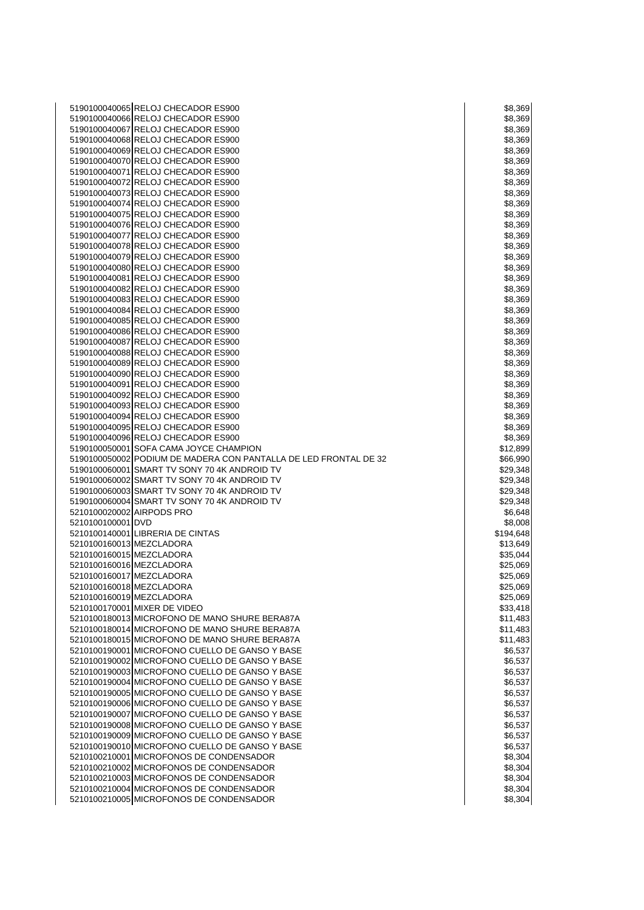| | | |
|---|---|---|
| 5190100040065 | RELOJ CHECADOR ES900 | $8,369 |
| 5190100040066 | RELOJ CHECADOR ES900 | $8,369 |
| 5190100040067 | RELOJ CHECADOR ES900 | $8,369 |
| 5190100040068 | RELOJ CHECADOR ES900 | $8,369 |
| 5190100040069 | RELOJ CHECADOR ES900 | $8,369 |
| 5190100040070 | RELOJ CHECADOR ES900 | $8,369 |
| 5190100040071 | RELOJ CHECADOR ES900 | $8,369 |
| 5190100040072 | RELOJ CHECADOR ES900 | $8,369 |
| 5190100040073 | RELOJ CHECADOR ES900 | $8,369 |
| 5190100040074 | RELOJ CHECADOR ES900 | $8,369 |
| 5190100040075 | RELOJ CHECADOR ES900 | $8,369 |
| 5190100040076 | RELOJ CHECADOR ES900 | $8,369 |
| 5190100040077 | RELOJ CHECADOR ES900 | $8,369 |
| 5190100040078 | RELOJ CHECADOR ES900 | $8,369 |
| 5190100040079 | RELOJ CHECADOR ES900 | $8,369 |
| 5190100040080 | RELOJ CHECADOR ES900 | $8,369 |
| 5190100040081 | RELOJ CHECADOR ES900 | $8,369 |
| 5190100040082 | RELOJ CHECADOR ES900 | $8,369 |
| 5190100040083 | RELOJ CHECADOR ES900 | $8,369 |
| 5190100040084 | RELOJ CHECADOR ES900 | $8,369 |
| 5190100040085 | RELOJ CHECADOR ES900 | $8,369 |
| 5190100040086 | RELOJ CHECADOR ES900 | $8,369 |
| 5190100040087 | RELOJ CHECADOR ES900 | $8,369 |
| 5190100040088 | RELOJ CHECADOR ES900 | $8,369 |
| 5190100040089 | RELOJ CHECADOR ES900 | $8,369 |
| 5190100040090 | RELOJ CHECADOR ES900 | $8,369 |
| 5190100040091 | RELOJ CHECADOR ES900 | $8,369 |
| 5190100040092 | RELOJ CHECADOR ES900 | $8,369 |
| 5190100040093 | RELOJ CHECADOR ES900 | $8,369 |
| 5190100040094 | RELOJ CHECADOR ES900 | $8,369 |
| 5190100040095 | RELOJ CHECADOR ES900 | $8,369 |
| 5190100040096 | RELOJ CHECADOR ES900 | $8,369 |
| 5190100050001 | SOFA CAMA JOYCE CHAMPION | $12,899 |
| 5190100050002 | PODIUM DE MADERA CON PANTALLA DE LED FRONTAL DE 32 | $66,990 |
| 5190100060001 | SMART TV SONY 70 4K ANDROID TV | $29,348 |
| 5190100060002 | SMART TV SONY 70 4K ANDROID TV | $29,348 |
| 5190100060003 | SMART TV SONY 70 4K ANDROID TV | $29,348 |
| 5190100060004 | SMART TV SONY 70 4K ANDROID TV | $29,348 |
| 5210100020002 | AIRPODS PRO | $6,648 |
| 5210100100001 | DVD | $8,008 |
| 5210100140001 | LIBRERIA DE CINTAS | $194,648 |
| 5210100160013 | MEZCLADORA | $13,649 |
| 5210100160015 | MEZCLADORA | $35,044 |
| 5210100160016 | MEZCLADORA | $25,069 |
| 5210100160017 | MEZCLADORA | $25,069 |
| 5210100160018 | MEZCLADORA | $25,069 |
| 5210100160019 | MEZCLADORA | $25,069 |
| 5210100170001 | MIXER DE VIDEO | $33,418 |
| 5210100180013 | MICROFONO DE MANO SHURE BERA87A | $11,483 |
| 5210100180014 | MICROFONO DE MANO SHURE BERA87A | $11,483 |
| 5210100180015 | MICROFONO DE MANO SHURE BERA87A | $11,483 |
| 5210100190001 | MICROFONO CUELLO DE GANSO Y BASE | $6,537 |
| 5210100190002 | MICROFONO CUELLO DE GANSO Y BASE | $6,537 |
| 5210100190003 | MICROFONO CUELLO DE GANSO Y BASE | $6,537 |
| 5210100190004 | MICROFONO CUELLO DE GANSO Y BASE | $6,537 |
| 5210100190005 | MICROFONO CUELLO DE GANSO Y BASE | $6,537 |
| 5210100190006 | MICROFONO CUELLO DE GANSO Y BASE | $6,537 |
| 5210100190007 | MICROFONO CUELLO DE GANSO Y BASE | $6,537 |
| 5210100190008 | MICROFONO CUELLO DE GANSO Y BASE | $6,537 |
| 5210100190009 | MICROFONO CUELLO DE GANSO Y BASE | $6,537 |
| 5210100190010 | MICROFONO CUELLO DE GANSO Y BASE | $6,537 |
| 5210100210001 | MICROFONOS DE CONDENSADOR | $8,304 |
| 5210100210002 | MICROFONOS DE CONDENSADOR | $8,304 |
| 5210100210003 | MICROFONOS DE CONDENSADOR | $8,304 |
| 5210100210004 | MICROFONOS DE CONDENSADOR | $8,304 |
| 5210100210005 | MICROFONOS DE CONDENSADOR | $8,304 |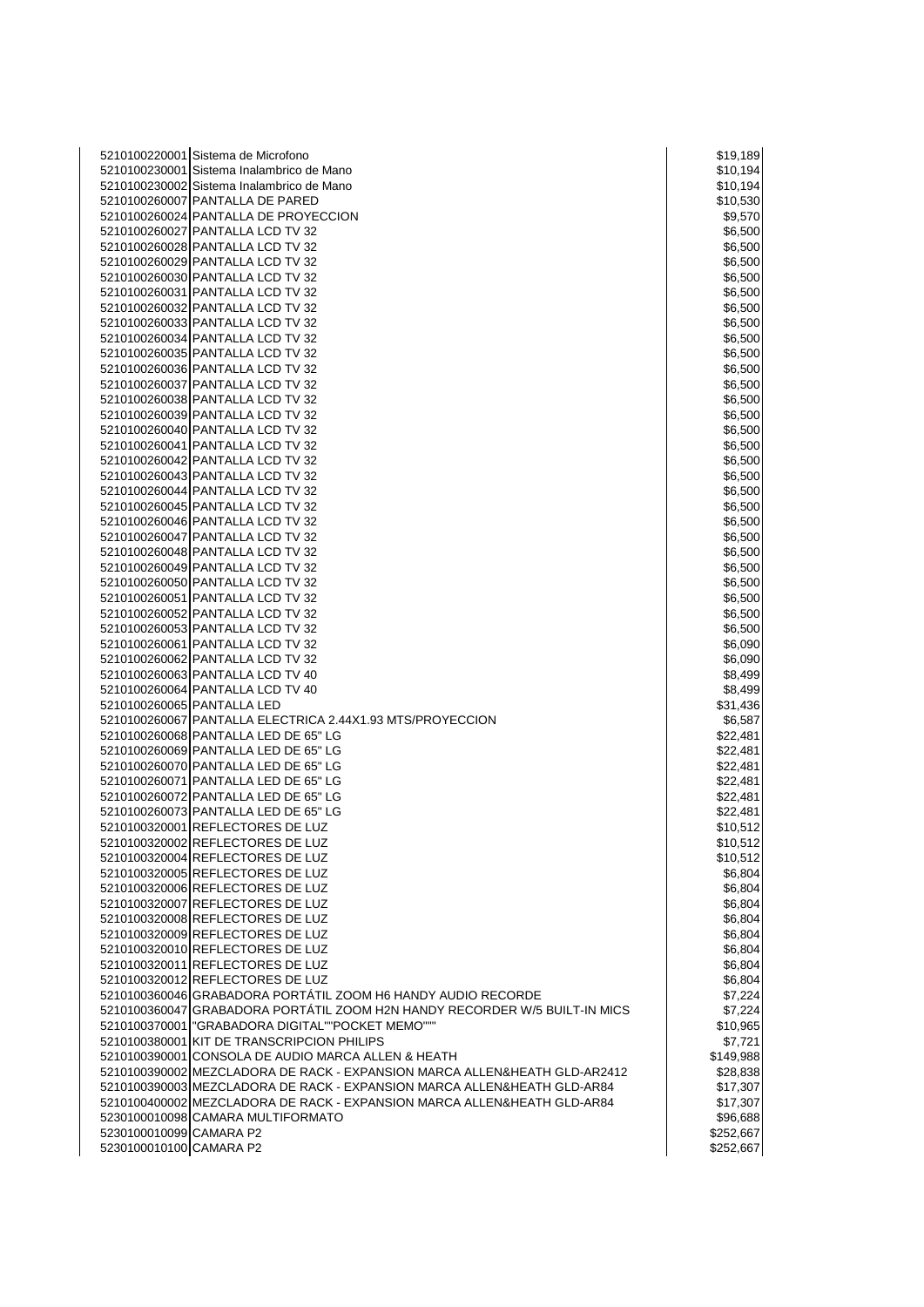| | | |
|---|---|---|
| 5210100220001 | Sistema de Microfono | $19,189 |
| 5210100230001 | Sistema Inalambrico de Mano | $10,194 |
| 5210100230002 | Sistema Inalambrico de Mano | $10,194 |
| 5210100260007 | PANTALLA DE PARED | $10,530 |
| 5210100260024 | PANTALLA DE PROYECCION | $9,570 |
| 5210100260027 | PANTALLA LCD TV 32 | $6,500 |
| 5210100260028 | PANTALLA LCD TV 32 | $6,500 |
| 5210100260029 | PANTALLA LCD TV 32 | $6,500 |
| 5210100260030 | PANTALLA LCD TV 32 | $6,500 |
| 5210100260031 | PANTALLA LCD TV 32 | $6,500 |
| 5210100260032 | PANTALLA LCD TV 32 | $6,500 |
| 5210100260033 | PANTALLA LCD TV 32 | $6,500 |
| 5210100260034 | PANTALLA LCD TV 32 | $6,500 |
| 5210100260035 | PANTALLA LCD TV 32 | $6,500 |
| 5210100260036 | PANTALLA LCD TV 32 | $6,500 |
| 5210100260037 | PANTALLA LCD TV 32 | $6,500 |
| 5210100260038 | PANTALLA LCD TV 32 | $6,500 |
| 5210100260039 | PANTALLA LCD TV 32 | $6,500 |
| 5210100260040 | PANTALLA LCD TV 32 | $6,500 |
| 5210100260041 | PANTALLA LCD TV 32 | $6,500 |
| 5210100260042 | PANTALLA LCD TV 32 | $6,500 |
| 5210100260043 | PANTALLA LCD TV 32 | $6,500 |
| 5210100260044 | PANTALLA LCD TV 32 | $6,500 |
| 5210100260045 | PANTALLA LCD TV 32 | $6,500 |
| 5210100260046 | PANTALLA LCD TV 32 | $6,500 |
| 5210100260047 | PANTALLA LCD TV 32 | $6,500 |
| 5210100260048 | PANTALLA LCD TV 32 | $6,500 |
| 5210100260049 | PANTALLA LCD TV 32 | $6,500 |
| 5210100260050 | PANTALLA LCD TV 32 | $6,500 |
| 5210100260051 | PANTALLA LCD TV 32 | $6,500 |
| 5210100260052 | PANTALLA LCD TV 32 | $6,500 |
| 5210100260053 | PANTALLA LCD TV 32 | $6,500 |
| 5210100260061 | PANTALLA LCD TV 32 | $6,090 |
| 5210100260062 | PANTALLA LCD TV 32 | $6,090 |
| 5210100260063 | PANTALLA LCD TV 40 | $8,499 |
| 5210100260064 | PANTALLA LCD TV 40 | $8,499 |
| 5210100260065 | PANTALLA LED | $31,436 |
| 5210100260067 | PANTALLA ELECTRICA 2.44X1.93 MTS/PROYECCION | $6,587 |
| 5210100260068 | PANTALLA LED DE 65" LG | $22,481 |
| 5210100260069 | PANTALLA LED DE 65" LG | $22,481 |
| 5210100260070 | PANTALLA LED DE 65" LG | $22,481 |
| 5210100260071 | PANTALLA LED DE 65" LG | $22,481 |
| 5210100260072 | PANTALLA LED DE 65" LG | $22,481 |
| 5210100260073 | PANTALLA LED DE 65" LG | $22,481 |
| 5210100320001 | REFLECTORES DE LUZ | $10,512 |
| 5210100320002 | REFLECTORES DE LUZ | $10,512 |
| 5210100320004 | REFLECTORES DE LUZ | $10,512 |
| 5210100320005 | REFLECTORES DE LUZ | $6,804 |
| 5210100320006 | REFLECTORES DE LUZ | $6,804 |
| 5210100320007 | REFLECTORES DE LUZ | $6,804 |
| 5210100320008 | REFLECTORES DE LUZ | $6,804 |
| 5210100320009 | REFLECTORES DE LUZ | $6,804 |
| 5210100320010 | REFLECTORES DE LUZ | $6,804 |
| 5210100320011 | REFLECTORES DE LUZ | $6,804 |
| 5210100320012 | REFLECTORES DE LUZ | $6,804 |
| 5210100360046 | GRABADORA PORTÁTIL ZOOM H6 HANDY AUDIO RECORDE | $7,224 |
| 5210100360047 | GRABADORA PORTÁTIL ZOOM H2N HANDY RECORDER W/5 BUILT-IN MICS | $7,224 |
| 5210100370001 | "GRABADORA DIGITAL""POCKET MEMO""" | $10,965 |
| 5210100380001 | KIT DE TRANSCRIPCION PHILIPS | $7,721 |
| 5210100390001 | CONSOLA DE AUDIO MARCA ALLEN & HEATH | $149,988 |
| 5210100390002 | MEZCLADORA DE RACK - EXPANSION MARCA ALLEN&HEATH GLD-AR2412 | $28,838 |
| 5210100390003 | MEZCLADORA DE RACK - EXPANSION MARCA ALLEN&HEATH GLD-AR84 | $17,307 |
| 5210100400002 | MEZCLADORA DE RACK - EXPANSION MARCA ALLEN&HEATH GLD-AR84 | $17,307 |
| 5230100010098 | CAMARA MULTIFORMATO | $96,688 |
| 5230100010099 | CAMARA P2 | $252,667 |
| 5230100010100 | CAMARA P2 | $252,667 |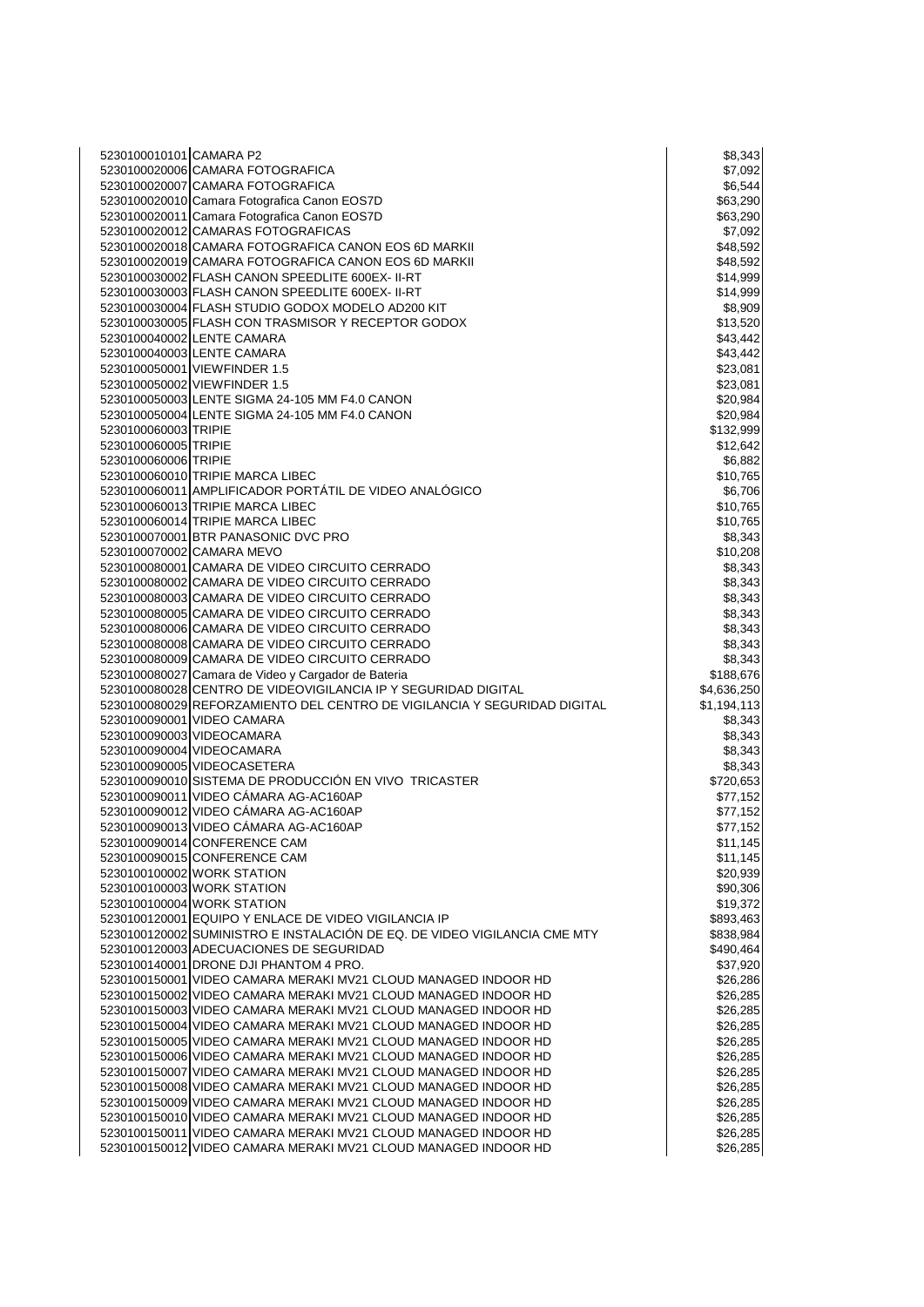| | | |
|---|---|---|
| 5230100010101 | CAMARA P2 | $8,343 |
| 5230100020006 | CAMARA FOTOGRAFICA | $7,092 |
| 5230100020007 | CAMARA FOTOGRAFICA | $6,544 |
| 5230100020010 | Camara Fotografica Canon EOS7D | $63,290 |
| 5230100020011 | Camara Fotografica Canon EOS7D | $63,290 |
| 5230100020012 | CAMARAS FOTOGRAFICAS | $7,092 |
| 5230100020018 | CAMARA FOTOGRAFICA CANON EOS 6D MARKII | $48,592 |
| 5230100020019 | CAMARA FOTOGRAFICA CANON EOS 6D MARKII | $48,592 |
| 5230100030002 | FLASH CANON SPEEDLITE 600EX- II-RT | $14,999 |
| 5230100030003 | FLASH CANON SPEEDLITE 600EX- II-RT | $14,999 |
| 5230100030004 | FLASH STUDIO GODOX MODELO AD200 KIT | $8,909 |
| 5230100030005 | FLASH CON TRASMISOR Y RECEPTOR GODOX | $13,520 |
| 5230100040002 | LENTE CAMARA | $43,442 |
| 5230100040003 | LENTE CAMARA | $43,442 |
| 5230100050001 | VIEWFINDER 1.5 | $23,081 |
| 5230100050002 | VIEWFINDER 1.5 | $23,081 |
| 5230100050003 | LENTE SIGMA 24-105 MM F4.0 CANON | $20,984 |
| 5230100050004 | LENTE SIGMA 24-105 MM F4.0 CANON | $20,984 |
| 5230100060003 | TRIPIE | $132,999 |
| 5230100060005 | TRIPIE | $12,642 |
| 5230100060006 | TRIPIE | $6,882 |
| 5230100060010 | TRIPIE MARCA LIBEC | $10,765 |
| 5230100060011 | AMPLIFICADOR PORTÁTIL DE VIDEO ANALÓGICO | $6,706 |
| 5230100060013 | TRIPIE MARCA LIBEC | $10,765 |
| 5230100060014 | TRIPIE MARCA LIBEC | $10,765 |
| 5230100070001 | BTR PANASONIC DVC PRO | $8,343 |
| 5230100070002 | CAMARA MEVO | $10,208 |
| 5230100080001 | CAMARA DE VIDEO CIRCUITO CERRADO | $8,343 |
| 5230100080002 | CAMARA DE VIDEO CIRCUITO CERRADO | $8,343 |
| 5230100080003 | CAMARA DE VIDEO CIRCUITO CERRADO | $8,343 |
| 5230100080005 | CAMARA DE VIDEO CIRCUITO CERRADO | $8,343 |
| 5230100080006 | CAMARA DE VIDEO CIRCUITO CERRADO | $8,343 |
| 5230100080008 | CAMARA DE VIDEO CIRCUITO CERRADO | $8,343 |
| 5230100080009 | CAMARA DE VIDEO CIRCUITO CERRADO | $8,343 |
| 5230100080027 | Camara de Video y Cargador de Bateria | $188,676 |
| 5230100080028 | CENTRO DE VIDEOVIGILANCIA IP Y SEGURIDAD DIGITAL | $4,636,250 |
| 5230100080029 | REFORZAMIENTO DEL CENTRO DE VIGILANCIA Y SEGURIDAD DIGITAL | $1,194,113 |
| 5230100090001 | VIDEO CAMARA | $8,343 |
| 5230100090003 | VIDEOCAMARA | $8,343 |
| 5230100090004 | VIDEOCAMARA | $8,343 |
| 5230100090005 | VIDEOCASETERA | $8,343 |
| 5230100090010 | SISTEMA DE PRODUCCIÓN EN VIVO TRICASTER | $720,653 |
| 5230100090011 | VIDEO CÁMARA AG-AC160AP | $77,152 |
| 5230100090012 | VIDEO CÁMARA AG-AC160AP | $77,152 |
| 5230100090013 | VIDEO CÁMARA AG-AC160AP | $77,152 |
| 5230100090014 | CONFERENCE CAM | $11,145 |
| 5230100090015 | CONFERENCE CAM | $11,145 |
| 5230100100002 | WORK STATION | $20,939 |
| 5230100100003 | WORK STATION | $90,306 |
| 5230100100004 | WORK STATION | $19,372 |
| 5230100120001 | EQUIPO Y ENLACE DE VIDEO VIGILANCIA IP | $893,463 |
| 5230100120002 | SUMINISTRO E INSTALACIÓN DE EQ. DE VIDEO VIGILANCIA CME MTY | $838,984 |
| 5230100120003 | ADECUACIONES DE SEGURIDAD | $490,464 |
| 5230100140001 | DRONE DJI PHANTOM 4 PRO. | $37,920 |
| 5230100150001 | VIDEO CAMARA MERAKI MV21 CLOUD MANAGED INDOOR HD | $26,286 |
| 5230100150002 | VIDEO CAMARA MERAKI MV21 CLOUD MANAGED INDOOR HD | $26,285 |
| 5230100150003 | VIDEO CAMARA MERAKI MV21 CLOUD MANAGED INDOOR HD | $26,285 |
| 5230100150004 | VIDEO CAMARA MERAKI MV21 CLOUD MANAGED INDOOR HD | $26,285 |
| 5230100150005 | VIDEO CAMARA MERAKI MV21 CLOUD MANAGED INDOOR HD | $26,285 |
| 5230100150006 | VIDEO CAMARA MERAKI MV21 CLOUD MANAGED INDOOR HD | $26,285 |
| 5230100150007 | VIDEO CAMARA MERAKI MV21 CLOUD MANAGED INDOOR HD | $26,285 |
| 5230100150008 | VIDEO CAMARA MERAKI MV21 CLOUD MANAGED INDOOR HD | $26,285 |
| 5230100150009 | VIDEO CAMARA MERAKI MV21 CLOUD MANAGED INDOOR HD | $26,285 |
| 5230100150010 | VIDEO CAMARA MERAKI MV21 CLOUD MANAGED INDOOR HD | $26,285 |
| 5230100150011 | VIDEO CAMARA MERAKI MV21 CLOUD MANAGED INDOOR HD | $26,285 |
| 5230100150012 | VIDEO CAMARA MERAKI MV21 CLOUD MANAGED INDOOR HD | $26,285 |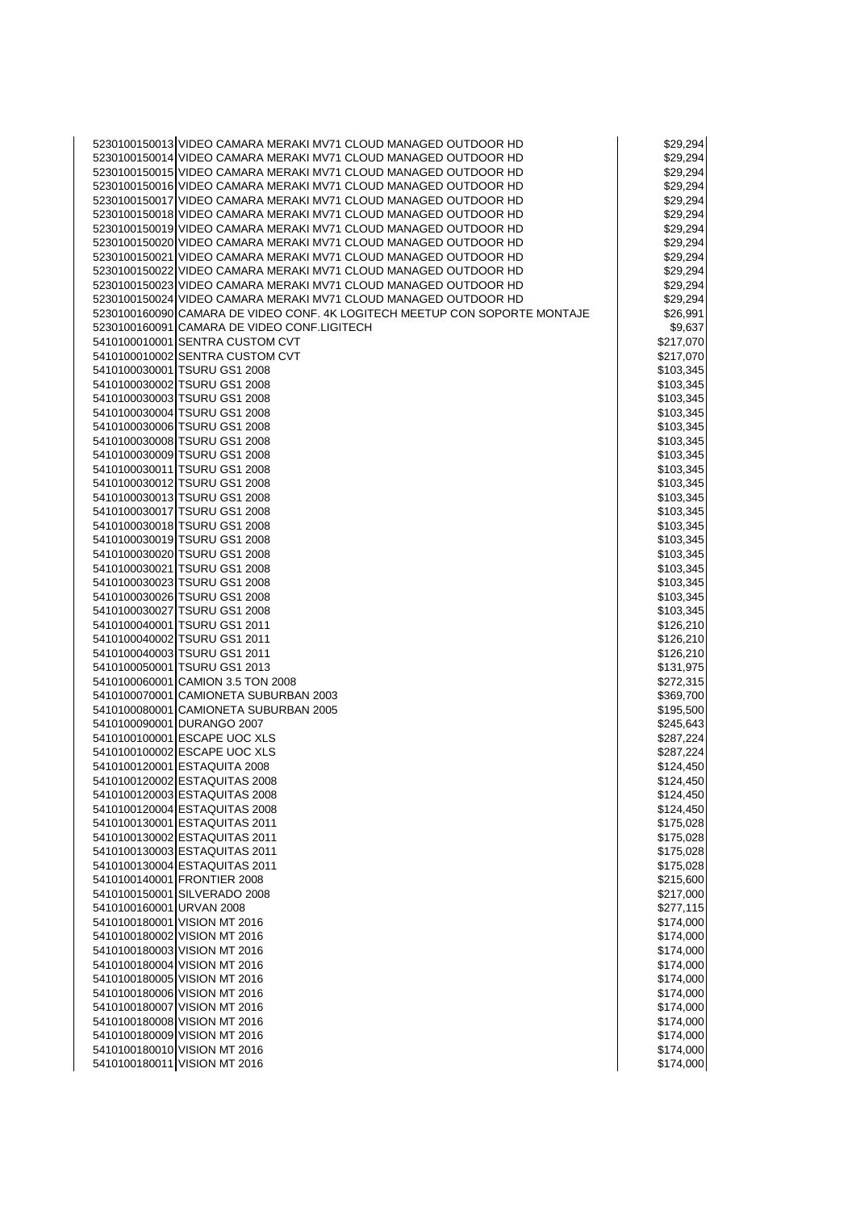| | | |
|---|---|---|
| 5230100150013 | VIDEO CAMARA MERAKI MV71 CLOUD MANAGED OUTDOOR HD | $29,294 |
| 5230100150014 | VIDEO CAMARA MERAKI MV71 CLOUD MANAGED OUTDOOR HD | $29,294 |
| 5230100150015 | VIDEO CAMARA MERAKI MV71 CLOUD MANAGED OUTDOOR HD | $29,294 |
| 5230100150016 | VIDEO CAMARA MERAKI MV71 CLOUD MANAGED OUTDOOR HD | $29,294 |
| 5230100150017 | VIDEO CAMARA MERAKI MV71 CLOUD MANAGED OUTDOOR HD | $29,294 |
| 5230100150018 | VIDEO CAMARA MERAKI MV71 CLOUD MANAGED OUTDOOR HD | $29,294 |
| 5230100150019 | VIDEO CAMARA MERAKI MV71 CLOUD MANAGED OUTDOOR HD | $29,294 |
| 5230100150020 | VIDEO CAMARA MERAKI MV71 CLOUD MANAGED OUTDOOR HD | $29,294 |
| 5230100150021 | VIDEO CAMARA MERAKI MV71 CLOUD MANAGED OUTDOOR HD | $29,294 |
| 5230100150022 | VIDEO CAMARA MERAKI MV71 CLOUD MANAGED OUTDOOR HD | $29,294 |
| 5230100150023 | VIDEO CAMARA MERAKI MV71 CLOUD MANAGED OUTDOOR HD | $29,294 |
| 5230100150024 | VIDEO CAMARA MERAKI MV71 CLOUD MANAGED OUTDOOR HD | $29,294 |
| 5230100160090 | CAMARA DE VIDEO CONF. 4K LOGITECH MEETUP CON SOPORTE MONTAJE | $26,991 |
| 5230100160091 | CAMARA DE VIDEO CONF.LIGITECH | $9,637 |
| 5410100010001 | SENTRA CUSTOM CVT | $217,070 |
| 5410100010002 | SENTRA CUSTOM CVT | $217,070 |
| 5410100030001 | TSURU GS1 2008 | $103,345 |
| 5410100030002 | TSURU GS1 2008 | $103,345 |
| 5410100030003 | TSURU GS1 2008 | $103,345 |
| 5410100030004 | TSURU GS1 2008 | $103,345 |
| 5410100030006 | TSURU GS1 2008 | $103,345 |
| 5410100030008 | TSURU GS1 2008 | $103,345 |
| 5410100030009 | TSURU GS1 2008 | $103,345 |
| 5410100030011 | TSURU GS1 2008 | $103,345 |
| 5410100030012 | TSURU GS1 2008 | $103,345 |
| 5410100030013 | TSURU GS1 2008 | $103,345 |
| 5410100030017 | TSURU GS1 2008 | $103,345 |
| 5410100030018 | TSURU GS1 2008 | $103,345 |
| 5410100030019 | TSURU GS1 2008 | $103,345 |
| 5410100030020 | TSURU GS1 2008 | $103,345 |
| 5410100030021 | TSURU GS1 2008 | $103,345 |
| 5410100030023 | TSURU GS1 2008 | $103,345 |
| 5410100030026 | TSURU GS1 2008 | $103,345 |
| 5410100030027 | TSURU GS1 2008 | $103,345 |
| 5410100040001 | TSURU GS1 2011 | $126,210 |
| 5410100040002 | TSURU GS1 2011 | $126,210 |
| 5410100040003 | TSURU GS1 2011 | $126,210 |
| 5410100050001 | TSURU GS1 2013 | $131,975 |
| 5410100060001 | CAMION 3.5 TON 2008 | $272,315 |
| 5410100070001 | CAMIONETA SUBURBAN 2003 | $369,700 |
| 5410100080001 | CAMIONETA SUBURBAN 2005 | $195,500 |
| 5410100090001 | DURANGO 2007 | $245,643 |
| 5410100100001 | ESCAPE UOC XLS | $287,224 |
| 5410100100002 | ESCAPE UOC XLS | $287,224 |
| 5410100120001 | ESTAQUITA 2008 | $124,450 |
| 5410100120002 | ESTAQUITAS 2008 | $124,450 |
| 5410100120003 | ESTAQUITAS 2008 | $124,450 |
| 5410100120004 | ESTAQUITAS 2008 | $124,450 |
| 5410100130001 | ESTAQUITAS 2011 | $175,028 |
| 5410100130002 | ESTAQUITAS 2011 | $175,028 |
| 5410100130003 | ESTAQUITAS 2011 | $175,028 |
| 5410100130004 | ESTAQUITAS 2011 | $175,028 |
| 5410100140001 | FRONTIER 2008 | $215,600 |
| 5410100150001 | SILVERADO 2008 | $217,000 |
| 5410100160001 | URVAN 2008 | $277,115 |
| 5410100180001 | VISION MT 2016 | $174,000 |
| 5410100180002 | VISION MT 2016 | $174,000 |
| 5410100180003 | VISION MT 2016 | $174,000 |
| 5410100180004 | VISION MT 2016 | $174,000 |
| 5410100180005 | VISION MT 2016 | $174,000 |
| 5410100180006 | VISION MT 2016 | $174,000 |
| 5410100180007 | VISION MT 2016 | $174,000 |
| 5410100180008 | VISION MT 2016 | $174,000 |
| 5410100180009 | VISION MT 2016 | $174,000 |
| 5410100180010 | VISION MT 2016 | $174,000 |
| 5410100180011 | VISION MT 2016 | $174,000 |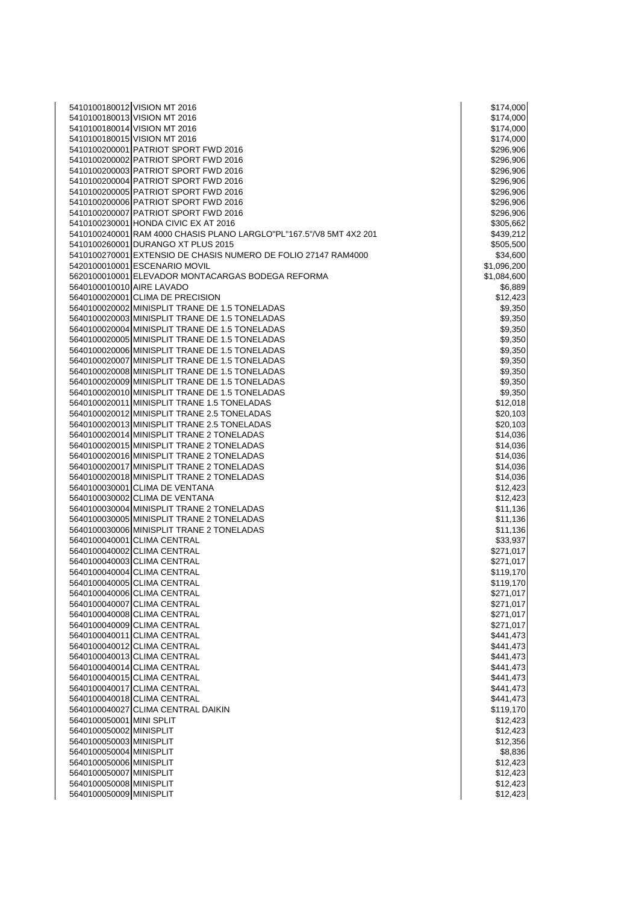| | | |
|---|---|---|
| 5410100180012 | VISION MT 2016 | $174,000 |
| 5410100180013 | VISION MT 2016 | $174,000 |
| 5410100180014 | VISION MT 2016 | $174,000 |
| 5410100180015 | VISION MT 2016 | $174,000 |
| 5410100200001 | PATRIOT SPORT FWD 2016 | $296,906 |
| 5410100200002 | PATRIOT SPORT FWD 2016 | $296,906 |
| 5410100200003 | PATRIOT SPORT FWD 2016 | $296,906 |
| 5410100200004 | PATRIOT SPORT FWD 2016 | $296,906 |
| 5410100200005 | PATRIOT SPORT FWD 2016 | $296,906 |
| 5410100200006 | PATRIOT SPORT FWD 2016 | $296,906 |
| 5410100200007 | PATRIOT SPORT FWD 2016 | $296,906 |
| 5410100230001 | HONDA CIVIC EX AT 2016 | $305,662 |
| 5410100240001 | RAM 4000 CHASIS PLANO LARGLO"PL"167.5"/V8 5MT 4X2 201 | $439,212 |
| 5410100260001 | DURANGO XT PLUS 2015 | $505,500 |
| 5410100270001 | EXTENSIO DE CHASIS NUMERO DE FOLIO 27147 RAM4000 | $34,600 |
| 5420100010001 | ESCENARIO MOVIL | $1,096,200 |
| 5620100010001 | ELEVADOR MONTACARGAS BODEGA REFORMA | $1,084,600 |
| 5640100010010 | AIRE LAVADO | $6,889 |
| 5640100020001 | CLIMA DE PRECISION | $12,423 |
| 5640100020002 | MINISPLIT TRANE DE 1.5 TONELADAS | $9,350 |
| 5640100020003 | MINISPLIT TRANE DE 1.5 TONELADAS | $9,350 |
| 5640100020004 | MINISPLIT TRANE DE 1.5 TONELADAS | $9,350 |
| 5640100020005 | MINISPLIT TRANE DE 1.5 TONELADAS | $9,350 |
| 5640100020006 | MINISPLIT TRANE DE 1.5 TONELADAS | $9,350 |
| 5640100020007 | MINISPLIT TRANE DE 1.5 TONELADAS | $9,350 |
| 5640100020008 | MINISPLIT TRANE DE 1.5 TONELADAS | $9,350 |
| 5640100020009 | MINISPLIT TRANE DE 1.5 TONELADAS | $9,350 |
| 5640100020010 | MINISPLIT TRANE DE 1.5 TONELADAS | $9,350 |
| 5640100020011 | MINISPLIT TRANE 1.5 TONELADAS | $12,018 |
| 5640100020012 | MINISPLIT TRANE 2.5 TONELADAS | $20,103 |
| 5640100020013 | MINISPLIT TRANE 2.5 TONELADAS | $20,103 |
| 5640100020014 | MINISPLIT TRANE 2 TONELADAS | $14,036 |
| 5640100020015 | MINISPLIT TRANE 2 TONELADAS | $14,036 |
| 5640100020016 | MINISPLIT TRANE 2 TONELADAS | $14,036 |
| 5640100020017 | MINISPLIT TRANE 2 TONELADAS | $14,036 |
| 5640100020018 | MINISPLIT TRANE 2 TONELADAS | $14,036 |
| 5640100030001 | CLIMA DE VENTANA | $12,423 |
| 5640100030002 | CLIMA DE VENTANA | $12,423 |
| 5640100030004 | MINISPLIT TRANE 2 TONELADAS | $11,136 |
| 5640100030005 | MINISPLIT TRANE 2 TONELADAS | $11,136 |
| 5640100030006 | MINISPLIT TRANE 2 TONELADAS | $11,136 |
| 5640100040001 | CLIMA CENTRAL | $33,937 |
| 5640100040002 | CLIMA CENTRAL | $271,017 |
| 5640100040003 | CLIMA CENTRAL | $271,017 |
| 5640100040004 | CLIMA CENTRAL | $119,170 |
| 5640100040005 | CLIMA CENTRAL | $119,170 |
| 5640100040006 | CLIMA CENTRAL | $271,017 |
| 5640100040007 | CLIMA CENTRAL | $271,017 |
| 5640100040008 | CLIMA CENTRAL | $271,017 |
| 5640100040009 | CLIMA CENTRAL | $271,017 |
| 5640100040011 | CLIMA CENTRAL | $441,473 |
| 5640100040012 | CLIMA CENTRAL | $441,473 |
| 5640100040013 | CLIMA CENTRAL | $441,473 |
| 5640100040014 | CLIMA CENTRAL | $441,473 |
| 5640100040015 | CLIMA CENTRAL | $441,473 |
| 5640100040017 | CLIMA CENTRAL | $441,473 |
| 5640100040018 | CLIMA CENTRAL | $441,473 |
| 5640100040027 | CLIMA CENTRAL DAIKIN | $119,170 |
| 5640100050001 | MINI SPLIT | $12,423 |
| 5640100050002 | MINISPLIT | $12,423 |
| 5640100050003 | MINISPLIT | $12,356 |
| 5640100050004 | MINISPLIT | $8,836 |
| 5640100050006 | MINISPLIT | $12,423 |
| 5640100050007 | MINISPLIT | $12,423 |
| 5640100050008 | MINISPLIT | $12,423 |
| 5640100050009 | MINISPLIT | $12,423 |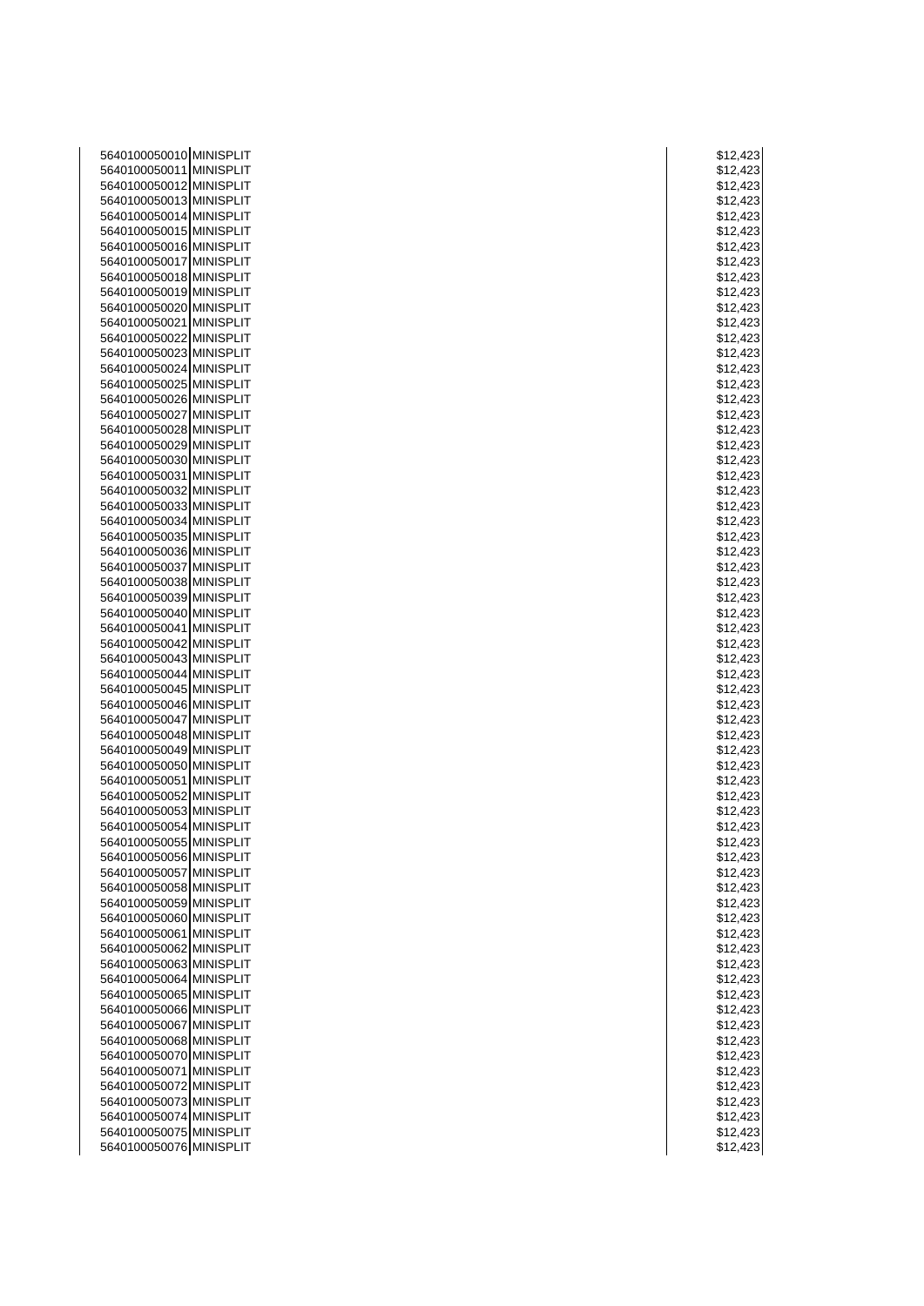| | | |
|---|---|---|
| 5640100050010 | MINISPLIT | $12,423 |
| 5640100050011 | MINISPLIT | $12,423 |
| 5640100050012 | MINISPLIT | $12,423 |
| 5640100050013 | MINISPLIT | $12,423 |
| 5640100050014 | MINISPLIT | $12,423 |
| 5640100050015 | MINISPLIT | $12,423 |
| 5640100050016 | MINISPLIT | $12,423 |
| 5640100050017 | MINISPLIT | $12,423 |
| 5640100050018 | MINISPLIT | $12,423 |
| 5640100050019 | MINISPLIT | $12,423 |
| 5640100050020 | MINISPLIT | $12,423 |
| 5640100050021 | MINISPLIT | $12,423 |
| 5640100050022 | MINISPLIT | $12,423 |
| 5640100050023 | MINISPLIT | $12,423 |
| 5640100050024 | MINISPLIT | $12,423 |
| 5640100050025 | MINISPLIT | $12,423 |
| 5640100050026 | MINISPLIT | $12,423 |
| 5640100050027 | MINISPLIT | $12,423 |
| 5640100050028 | MINISPLIT | $12,423 |
| 5640100050029 | MINISPLIT | $12,423 |
| 5640100050030 | MINISPLIT | $12,423 |
| 5640100050031 | MINISPLIT | $12,423 |
| 5640100050032 | MINISPLIT | $12,423 |
| 5640100050033 | MINISPLIT | $12,423 |
| 5640100050034 | MINISPLIT | $12,423 |
| 5640100050035 | MINISPLIT | $12,423 |
| 5640100050036 | MINISPLIT | $12,423 |
| 5640100050037 | MINISPLIT | $12,423 |
| 5640100050038 | MINISPLIT | $12,423 |
| 5640100050039 | MINISPLIT | $12,423 |
| 5640100050040 | MINISPLIT | $12,423 |
| 5640100050041 | MINISPLIT | $12,423 |
| 5640100050042 | MINISPLIT | $12,423 |
| 5640100050043 | MINISPLIT | $12,423 |
| 5640100050044 | MINISPLIT | $12,423 |
| 5640100050045 | MINISPLIT | $12,423 |
| 5640100050046 | MINISPLIT | $12,423 |
| 5640100050047 | MINISPLIT | $12,423 |
| 5640100050048 | MINISPLIT | $12,423 |
| 5640100050049 | MINISPLIT | $12,423 |
| 5640100050050 | MINISPLIT | $12,423 |
| 5640100050051 | MINISPLIT | $12,423 |
| 5640100050052 | MINISPLIT | $12,423 |
| 5640100050053 | MINISPLIT | $12,423 |
| 5640100050054 | MINISPLIT | $12,423 |
| 5640100050055 | MINISPLIT | $12,423 |
| 5640100050056 | MINISPLIT | $12,423 |
| 5640100050057 | MINISPLIT | $12,423 |
| 5640100050058 | MINISPLIT | $12,423 |
| 5640100050059 | MINISPLIT | $12,423 |
| 5640100050060 | MINISPLIT | $12,423 |
| 5640100050061 | MINISPLIT | $12,423 |
| 5640100050062 | MINISPLIT | $12,423 |
| 5640100050063 | MINISPLIT | $12,423 |
| 5640100050064 | MINISPLIT | $12,423 |
| 5640100050065 | MINISPLIT | $12,423 |
| 5640100050066 | MINISPLIT | $12,423 |
| 5640100050067 | MINISPLIT | $12,423 |
| 5640100050068 | MINISPLIT | $12,423 |
| 5640100050070 | MINISPLIT | $12,423 |
| 5640100050071 | MINISPLIT | $12,423 |
| 5640100050072 | MINISPLIT | $12,423 |
| 5640100050073 | MINISPLIT | $12,423 |
| 5640100050074 | MINISPLIT | $12,423 |
| 5640100050075 | MINISPLIT | $12,423 |
| 5640100050076 | MINISPLIT | $12,423 |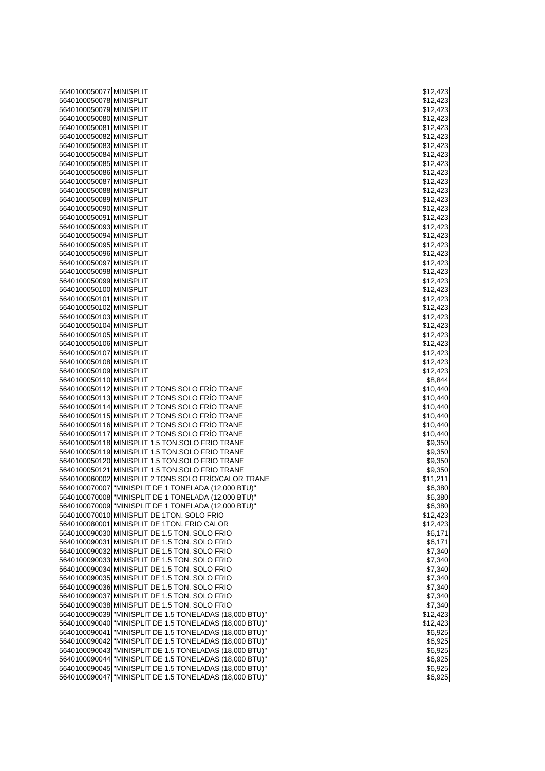| | | | |
|---|---|---|---|
| 5640100050077 | MINISPLIT | | $12,423 |
| 5640100050078 | MINISPLIT | | $12,423 |
| 5640100050079 | MINISPLIT | | $12,423 |
| 5640100050080 | MINISPLIT | | $12,423 |
| 5640100050081 | MINISPLIT | | $12,423 |
| 5640100050082 | MINISPLIT | | $12,423 |
| 5640100050083 | MINISPLIT | | $12,423 |
| 5640100050084 | MINISPLIT | | $12,423 |
| 5640100050085 | MINISPLIT | | $12,423 |
| 5640100050086 | MINISPLIT | | $12,423 |
| 5640100050087 | MINISPLIT | | $12,423 |
| 5640100050088 | MINISPLIT | | $12,423 |
| 5640100050089 | MINISPLIT | | $12,423 |
| 5640100050090 | MINISPLIT | | $12,423 |
| 5640100050091 | MINISPLIT | | $12,423 |
| 5640100050093 | MINISPLIT | | $12,423 |
| 5640100050094 | MINISPLIT | | $12,423 |
| 5640100050095 | MINISPLIT | | $12,423 |
| 5640100050096 | MINISPLIT | | $12,423 |
| 5640100050097 | MINISPLIT | | $12,423 |
| 5640100050098 | MINISPLIT | | $12,423 |
| 5640100050099 | MINISPLIT | | $12,423 |
| 5640100050100 | MINISPLIT | | $12,423 |
| 5640100050101 | MINISPLIT | | $12,423 |
| 5640100050102 | MINISPLIT | | $12,423 |
| 5640100050103 | MINISPLIT | | $12,423 |
| 5640100050104 | MINISPLIT | | $12,423 |
| 5640100050105 | MINISPLIT | | $12,423 |
| 5640100050106 | MINISPLIT | | $12,423 |
| 5640100050107 | MINISPLIT | | $12,423 |
| 5640100050108 | MINISPLIT | | $12,423 |
| 5640100050109 | MINISPLIT | | $12,423 |
| 5640100050110 | MINISPLIT | | $8,844 |
| 5640100050112 | MINISPLIT 2 TONS SOLO FRÍO TRANE | | $10,440 |
| 5640100050113 | MINISPLIT 2 TONS SOLO FRÍO TRANE | | $10,440 |
| 5640100050114 | MINISPLIT 2 TONS SOLO FRÍO TRANE | | $10,440 |
| 5640100050115 | MINISPLIT 2 TONS SOLO FRÍO TRANE | | $10,440 |
| 5640100050116 | MINISPLIT 2 TONS SOLO FRÍO TRANE | | $10,440 |
| 5640100050117 | MINISPLIT 2 TONS SOLO FRÍO TRANE | | $10,440 |
| 5640100050118 | MINISPLIT 1.5 TON.SOLO FRIO TRANE | | $9,350 |
| 5640100050119 | MINISPLIT 1.5 TON.SOLO FRIO TRANE | | $9,350 |
| 5640100050120 | MINISPLIT 1.5 TON.SOLO FRIO TRANE | | $9,350 |
| 5640100050121 | MINISPLIT 1.5 TON.SOLO FRIO TRANE | | $9,350 |
| 5640100060002 | MINISPLIT 2 TONS SOLO FRÍO/CALOR TRANE | | $11,211 |
| 5640100070007 | "MINISPLIT DE 1 TONELADA (12,000 BTU)" | | $6,380 |
| 5640100070008 | "MINISPLIT DE 1 TONELADA (12,000 BTU)" | | $6,380 |
| 5640100070009 | "MINISPLIT DE 1 TONELADA (12,000 BTU)" | | $6,380 |
| 5640100070010 | MINISPLIT DE 1TON. SOLO FRIO | | $12,423 |
| 5640100080001 | MINISPLIT DE 1TON. FRIO CALOR | | $12,423 |
| 5640100090030 | MINISPLIT DE 1.5 TON. SOLO FRIO | | $6,171 |
| 5640100090031 | MINISPLIT DE 1.5 TON. SOLO FRIO | | $6,171 |
| 5640100090032 | MINISPLIT DE 1.5 TON. SOLO FRIO | | $7,340 |
| 5640100090033 | MINISPLIT DE 1.5 TON. SOLO FRIO | | $7,340 |
| 5640100090034 | MINISPLIT DE 1.5 TON. SOLO FRIO | | $7,340 |
| 5640100090035 | MINISPLIT DE 1.5 TON. SOLO FRIO | | $7,340 |
| 5640100090036 | MINISPLIT DE 1.5 TON. SOLO FRIO | | $7,340 |
| 5640100090037 | MINISPLIT DE 1.5 TON. SOLO FRIO | | $7,340 |
| 5640100090038 | MINISPLIT DE 1.5 TON. SOLO FRIO | | $7,340 |
| 5640100090039 | "MINISPLIT DE 1.5 TONELADAS (18,000 BTU)" | | $12,423 |
| 5640100090040 | "MINISPLIT DE 1.5 TONELADAS (18,000 BTU)" | | $12,423 |
| 5640100090041 | "MINISPLIT DE 1.5 TONELADAS (18,000 BTU)" | | $6,925 |
| 5640100090042 | "MINISPLIT DE 1.5 TONELADAS (18,000 BTU)" | | $6,925 |
| 5640100090043 | "MINISPLIT DE 1.5 TONELADAS (18,000 BTU)" | | $6,925 |
| 5640100090044 | "MINISPLIT DE 1.5 TONELADAS (18,000 BTU)" | | $6,925 |
| 5640100090045 | "MINISPLIT DE 1.5 TONELADAS (18,000 BTU)" | | $6,925 |
| 5640100090047 | "MINISPLIT DE 1.5 TONELADAS (18,000 BTU)" | | $6,925 |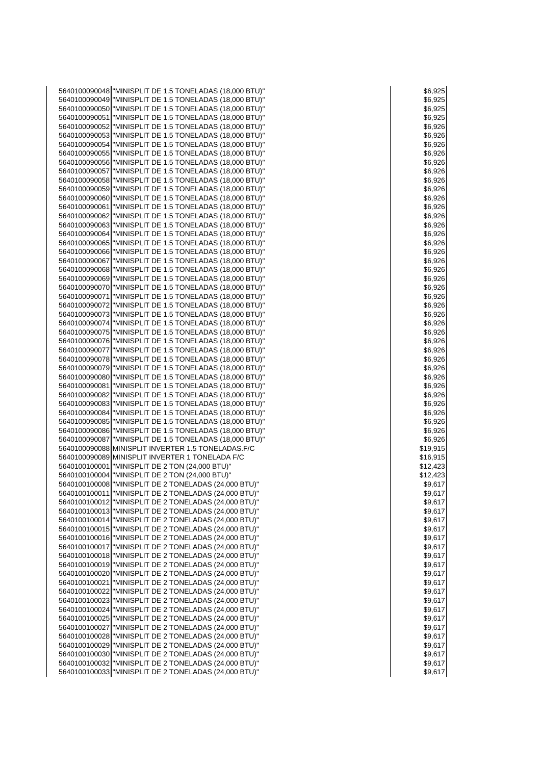| | | |
|---|---|---|
| 5640100090048 | "MINISPLIT DE 1.5 TONELADAS (18,000 BTU)" | $6,925 |
| 5640100090049 | "MINISPLIT DE 1.5 TONELADAS (18,000 BTU)" | $6,925 |
| 5640100090050 | "MINISPLIT DE 1.5 TONELADAS (18,000 BTU)" | $6,925 |
| 5640100090051 | "MINISPLIT DE 1.5 TONELADAS (18,000 BTU)" | $6,925 |
| 5640100090052 | "MINISPLIT DE 1.5 TONELADAS (18,000 BTU)" | $6,926 |
| 5640100090053 | "MINISPLIT DE 1.5 TONELADAS (18,000 BTU)" | $6,926 |
| 5640100090054 | "MINISPLIT DE 1.5 TONELADAS (18,000 BTU)" | $6,926 |
| 5640100090055 | "MINISPLIT DE 1.5 TONELADAS (18,000 BTU)" | $6,926 |
| 5640100090056 | "MINISPLIT DE 1.5 TONELADAS (18,000 BTU)" | $6,926 |
| 5640100090057 | "MINISPLIT DE 1.5 TONELADAS (18,000 BTU)" | $6,926 |
| 5640100090058 | "MINISPLIT DE 1.5 TONELADAS (18,000 BTU)" | $6,926 |
| 5640100090059 | "MINISPLIT DE 1.5 TONELADAS (18,000 BTU)" | $6,926 |
| 5640100090060 | "MINISPLIT DE 1.5 TONELADAS (18,000 BTU)" | $6,926 |
| 5640100090061 | "MINISPLIT DE 1.5 TONELADAS (18,000 BTU)" | $6,926 |
| 5640100090062 | "MINISPLIT DE 1.5 TONELADAS (18,000 BTU)" | $6,926 |
| 5640100090063 | "MINISPLIT DE 1.5 TONELADAS (18,000 BTU)" | $6,926 |
| 5640100090064 | "MINISPLIT DE 1.5 TONELADAS (18,000 BTU)" | $6,926 |
| 5640100090065 | "MINISPLIT DE 1.5 TONELADAS (18,000 BTU)" | $6,926 |
| 5640100090066 | "MINISPLIT DE 1.5 TONELADAS (18,000 BTU)" | $6,926 |
| 5640100090067 | "MINISPLIT DE 1.5 TONELADAS (18,000 BTU)" | $6,926 |
| 5640100090068 | "MINISPLIT DE 1.5 TONELADAS (18,000 BTU)" | $6,926 |
| 5640100090069 | "MINISPLIT DE 1.5 TONELADAS (18,000 BTU)" | $6,926 |
| 5640100090070 | "MINISPLIT DE 1.5 TONELADAS (18,000 BTU)" | $6,926 |
| 5640100090071 | "MINISPLIT DE 1.5 TONELADAS (18,000 BTU)" | $6,926 |
| 5640100090072 | "MINISPLIT DE 1.5 TONELADAS (18,000 BTU)" | $6,926 |
| 5640100090073 | "MINISPLIT DE 1.5 TONELADAS (18,000 BTU)" | $6,926 |
| 5640100090074 | "MINISPLIT DE 1.5 TONELADAS (18,000 BTU)" | $6,926 |
| 5640100090075 | "MINISPLIT DE 1.5 TONELADAS (18,000 BTU)" | $6,926 |
| 5640100090076 | "MINISPLIT DE 1.5 TONELADAS (18,000 BTU)" | $6,926 |
| 5640100090077 | "MINISPLIT DE 1.5 TONELADAS (18,000 BTU)" | $6,926 |
| 5640100090078 | "MINISPLIT DE 1.5 TONELADAS (18,000 BTU)" | $6,926 |
| 5640100090079 | "MINISPLIT DE 1.5 TONELADAS (18,000 BTU)" | $6,926 |
| 5640100090080 | "MINISPLIT DE 1.5 TONELADAS (18,000 BTU)" | $6,926 |
| 5640100090081 | "MINISPLIT DE 1.5 TONELADAS (18,000 BTU)" | $6,926 |
| 5640100090082 | "MINISPLIT DE 1.5 TONELADAS (18,000 BTU)" | $6,926 |
| 5640100090083 | "MINISPLIT DE 1.5 TONELADAS (18,000 BTU)" | $6,926 |
| 5640100090084 | "MINISPLIT DE 1.5 TONELADAS (18,000 BTU)" | $6,926 |
| 5640100090085 | "MINISPLIT DE 1.5 TONELADAS (18,000 BTU)" | $6,926 |
| 5640100090086 | "MINISPLIT DE 1.5 TONELADAS (18,000 BTU)" | $6,926 |
| 5640100090087 | "MINISPLIT DE 1.5 TONELADAS (18,000 BTU)" | $6,926 |
| 5640100090088 | MINISPLIT INVERTER 1.5 TONELADAS.F/C | $19,915 |
| 5640100090089 | MINISPLIT INVERTER 1 TONELADA F/C | $16,915 |
| 5640100100001 | "MINISPLIT DE 2 TON (24,000 BTU)" | $12,423 |
| 5640100100004 | "MINISPLIT DE 2 TON (24,000 BTU)" | $12,423 |
| 5640100100008 | "MINISPLIT DE 2 TONELADAS (24,000 BTU)" | $9,617 |
| 5640100100011 | "MINISPLIT DE 2 TONELADAS (24,000 BTU)" | $9,617 |
| 5640100100012 | "MINISPLIT DE 2 TONELADAS (24,000 BTU)" | $9,617 |
| 5640100100013 | "MINISPLIT DE 2 TONELADAS (24,000 BTU)" | $9,617 |
| 5640100100014 | "MINISPLIT DE 2 TONELADAS (24,000 BTU)" | $9,617 |
| 5640100100015 | "MINISPLIT DE 2 TONELADAS (24,000 BTU)" | $9,617 |
| 5640100100016 | "MINISPLIT DE 2 TONELADAS (24,000 BTU)" | $9,617 |
| 5640100100017 | "MINISPLIT DE 2 TONELADAS (24,000 BTU)" | $9,617 |
| 5640100100018 | "MINISPLIT DE 2 TONELADAS (24,000 BTU)" | $9,617 |
| 5640100100019 | "MINISPLIT DE 2 TONELADAS (24,000 BTU)" | $9,617 |
| 5640100100020 | "MINISPLIT DE 2 TONELADAS (24,000 BTU)" | $9,617 |
| 5640100100021 | "MINISPLIT DE 2 TONELADAS (24,000 BTU)" | $9,617 |
| 5640100100022 | "MINISPLIT DE 2 TONELADAS (24,000 BTU)" | $9,617 |
| 5640100100023 | "MINISPLIT DE 2 TONELADAS (24,000 BTU)" | $9,617 |
| 5640100100024 | "MINISPLIT DE 2 TONELADAS (24,000 BTU)" | $9,617 |
| 5640100100025 | "MINISPLIT DE 2 TONELADAS (24,000 BTU)" | $9,617 |
| 5640100100027 | "MINISPLIT DE 2 TONELADAS (24,000 BTU)" | $9,617 |
| 5640100100028 | "MINISPLIT DE 2 TONELADAS (24,000 BTU)" | $9,617 |
| 5640100100029 | "MINISPLIT DE 2 TONELADAS (24,000 BTU)" | $9,617 |
| 5640100100030 | "MINISPLIT DE 2 TONELADAS (24,000 BTU)" | $9,617 |
| 5640100100032 | "MINISPLIT DE 2 TONELADAS (24,000 BTU)" | $9,617 |
| 5640100100033 | "MINISPLIT DE 2 TONELADAS (24,000 BTU)" | $9,617 |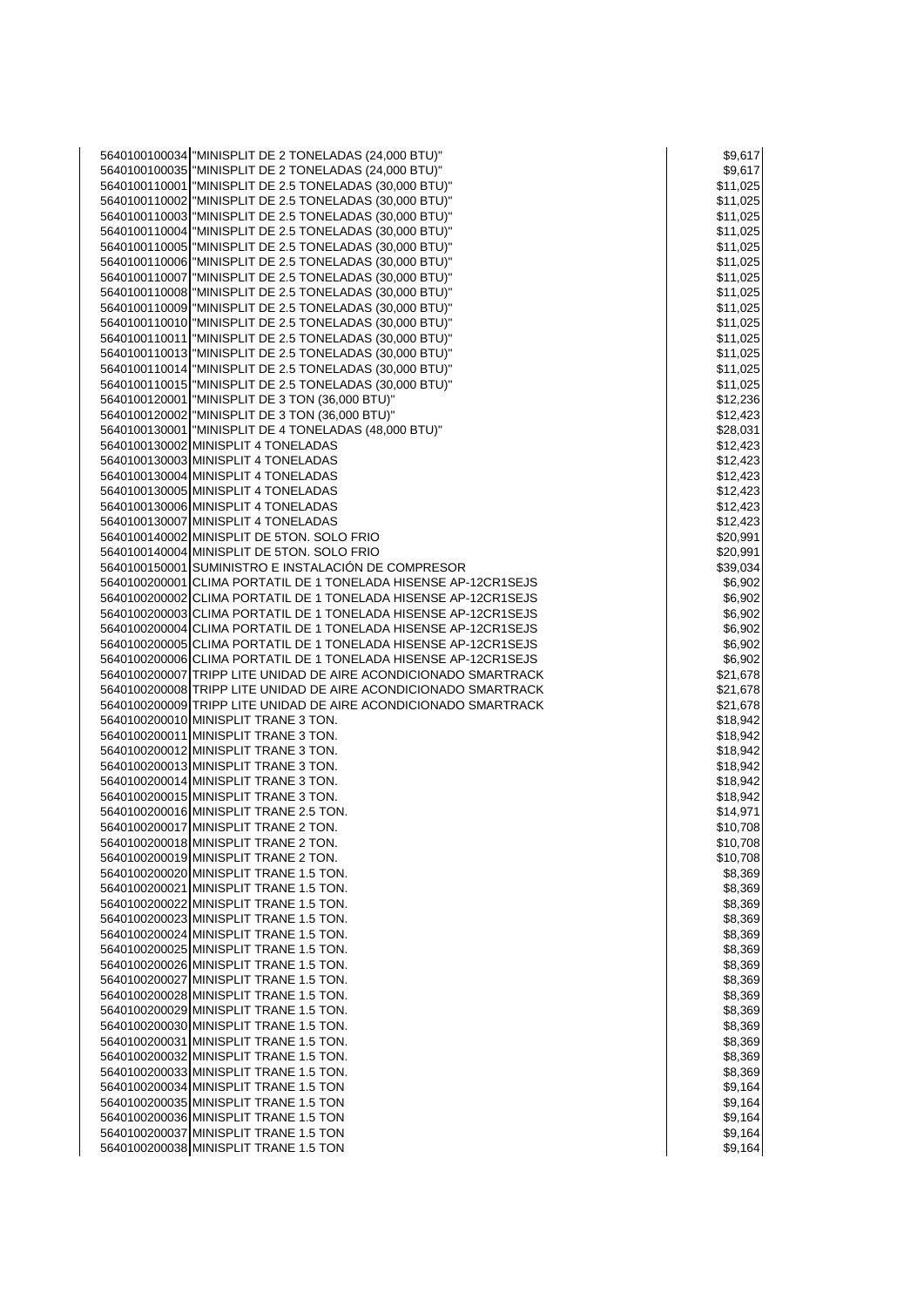| | | |
|---|---|---|
| 5640100100034 | "MINISPLIT DE 2 TONELADAS (24,000 BTU)" | $9,617 |
| 5640100100035 | "MINISPLIT DE 2 TONELADAS (24,000 BTU)" | $9,617 |
| 5640100110001 | "MINISPLIT DE 2.5 TONELADAS (30,000 BTU)" | $11,025 |
| 5640100110002 | "MINISPLIT DE 2.5 TONELADAS (30,000 BTU)" | $11,025 |
| 5640100110003 | "MINISPLIT DE 2.5 TONELADAS (30,000 BTU)" | $11,025 |
| 5640100110004 | "MINISPLIT DE 2.5 TONELADAS (30,000 BTU)" | $11,025 |
| 5640100110005 | "MINISPLIT DE 2.5 TONELADAS (30,000 BTU)" | $11,025 |
| 5640100110006 | "MINISPLIT DE 2.5 TONELADAS (30,000 BTU)" | $11,025 |
| 5640100110007 | "MINISPLIT DE 2.5 TONELADAS (30,000 BTU)" | $11,025 |
| 5640100110008 | "MINISPLIT DE 2.5 TONELADAS (30,000 BTU)" | $11,025 |
| 5640100110009 | "MINISPLIT DE 2.5 TONELADAS (30,000 BTU)" | $11,025 |
| 5640100110010 | "MINISPLIT DE 2.5 TONELADAS (30,000 BTU)" | $11,025 |
| 5640100110011 | "MINISPLIT DE 2.5 TONELADAS (30,000 BTU)" | $11,025 |
| 5640100110013 | "MINISPLIT DE 2.5 TONELADAS (30,000 BTU)" | $11,025 |
| 5640100110014 | "MINISPLIT DE 2.5 TONELADAS (30,000 BTU)" | $11,025 |
| 5640100110015 | "MINISPLIT DE 2.5 TONELADAS (30,000 BTU)" | $11,025 |
| 5640100120001 | "MINISPLIT DE 3 TON (36,000 BTU)" | $12,236 |
| 5640100120002 | "MINISPLIT DE 3 TON (36,000 BTU)" | $12,423 |
| 5640100130001 | "MINISPLIT DE 4 TONELADAS (48,000 BTU)" | $28,031 |
| 5640100130002 | MINISPLIT 4 TONELADAS | $12,423 |
| 5640100130003 | MINISPLIT 4 TONELADAS | $12,423 |
| 5640100130004 | MINISPLIT 4 TONELADAS | $12,423 |
| 5640100130005 | MINISPLIT 4 TONELADAS | $12,423 |
| 5640100130006 | MINISPLIT 4 TONELADAS | $12,423 |
| 5640100130007 | MINISPLIT 4 TONELADAS | $12,423 |
| 5640100140002 | MINISPLIT DE 5TON. SOLO FRIO | $20,991 |
| 5640100140004 | MINISPLIT DE 5TON. SOLO FRIO | $20,991 |
| 5640100150001 | SUMINISTRO E INSTALACIÓN DE COMPRESOR | $39,034 |
| 5640100200001 | CLIMA PORTATIL DE 1 TONELADA HISENSE AP-12CR1SEJS | $6,902 |
| 5640100200002 | CLIMA PORTATIL DE 1 TONELADA HISENSE AP-12CR1SEJS | $6,902 |
| 5640100200003 | CLIMA PORTATIL DE 1 TONELADA HISENSE AP-12CR1SEJS | $6,902 |
| 5640100200004 | CLIMA PORTATIL DE 1 TONELADA HISENSE AP-12CR1SEJS | $6,902 |
| 5640100200005 | CLIMA PORTATIL DE 1 TONELADA HISENSE AP-12CR1SEJS | $6,902 |
| 5640100200006 | CLIMA PORTATIL DE 1 TONELADA HISENSE AP-12CR1SEJS | $6,902 |
| 5640100200007 | TRIPP LITE UNIDAD DE AIRE ACONDICIONADO SMARTRACK | $21,678 |
| 5640100200008 | TRIPP LITE UNIDAD DE AIRE ACONDICIONADO SMARTRACK | $21,678 |
| 5640100200009 | TRIPP LITE UNIDAD DE AIRE ACONDICIONADO SMARTRACK | $21,678 |
| 5640100200010 | MINISPLIT TRANE 3 TON. | $18,942 |
| 5640100200011 | MINISPLIT TRANE 3 TON. | $18,942 |
| 5640100200012 | MINISPLIT TRANE 3 TON. | $18,942 |
| 5640100200013 | MINISPLIT TRANE 3 TON. | $18,942 |
| 5640100200014 | MINISPLIT TRANE 3 TON. | $18,942 |
| 5640100200015 | MINISPLIT TRANE 3 TON. | $18,942 |
| 5640100200016 | MINISPLIT TRANE 2.5 TON. | $14,971 |
| 5640100200017 | MINISPLIT TRANE 2 TON. | $10,708 |
| 5640100200018 | MINISPLIT TRANE 2 TON. | $10,708 |
| 5640100200019 | MINISPLIT TRANE 2 TON. | $10,708 |
| 5640100200020 | MINISPLIT TRANE 1.5 TON. | $8,369 |
| 5640100200021 | MINISPLIT TRANE 1.5 TON. | $8,369 |
| 5640100200022 | MINISPLIT TRANE 1.5 TON. | $8,369 |
| 5640100200023 | MINISPLIT TRANE 1.5 TON. | $8,369 |
| 5640100200024 | MINISPLIT TRANE 1.5 TON. | $8,369 |
| 5640100200025 | MINISPLIT TRANE 1.5 TON. | $8,369 |
| 5640100200026 | MINISPLIT TRANE 1.5 TON. | $8,369 |
| 5640100200027 | MINISPLIT TRANE 1.5 TON. | $8,369 |
| 5640100200028 | MINISPLIT TRANE 1.5 TON. | $8,369 |
| 5640100200029 | MINISPLIT TRANE 1.5 TON. | $8,369 |
| 5640100200030 | MINISPLIT TRANE 1.5 TON. | $8,369 |
| 5640100200031 | MINISPLIT TRANE 1.5 TON. | $8,369 |
| 5640100200032 | MINISPLIT TRANE 1.5 TON. | $8,369 |
| 5640100200033 | MINISPLIT TRANE 1.5 TON. | $8,369 |
| 5640100200034 | MINISPLIT TRANE 1.5 TON | $9,164 |
| 5640100200035 | MINISPLIT TRANE 1.5 TON | $9,164 |
| 5640100200036 | MINISPLIT TRANE 1.5 TON | $9,164 |
| 5640100200037 | MINISPLIT TRANE 1.5 TON | $9,164 |
| 5640100200038 | MINISPLIT TRANE 1.5 TON | $9,164 |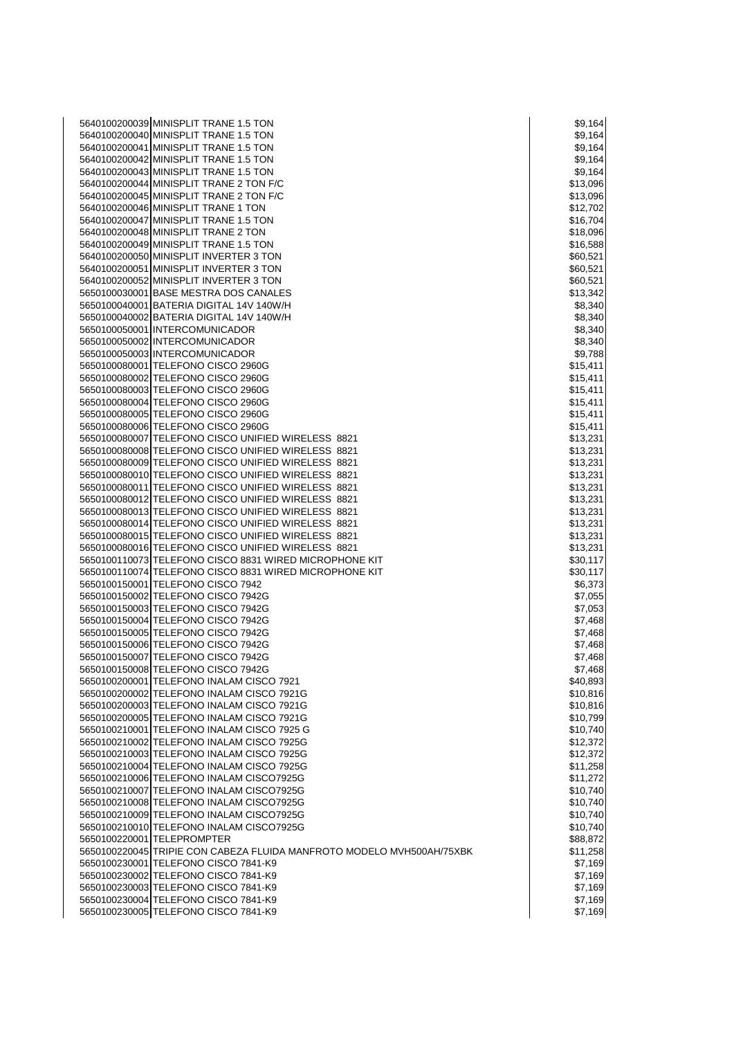| | | | |
|---|---|---|---|
| 5640100200039 | MINISPLIT TRANE 1.5 TON | | $9,164 |
| 5640100200040 | MINISPLIT TRANE 1.5 TON | | $9,164 |
| 5640100200041 | MINISPLIT TRANE 1.5 TON | | $9,164 |
| 5640100200042 | MINISPLIT TRANE 1.5 TON | | $9,164 |
| 5640100200043 | MINISPLIT TRANE 1.5 TON | | $9,164 |
| 5640100200044 | MINISPLIT TRANE 2 TON F/C | | $13,096 |
| 5640100200045 | MINISPLIT TRANE 2 TON F/C | | $13,096 |
| 5640100200046 | MINISPLIT TRANE 1 TON | | $12,702 |
| 5640100200047 | MINISPLIT TRANE 1.5 TON | | $16,704 |
| 5640100200048 | MINISPLIT TRANE 2 TON | | $18,096 |
| 5640100200049 | MINISPLIT TRANE 1.5 TON | | $16,588 |
| 5640100200050 | MINISPLIT INVERTER 3 TON | | $60,521 |
| 5640100200051 | MINISPLIT INVERTER 3 TON | | $60,521 |
| 5640100200052 | MINISPLIT INVERTER 3 TON | | $60,521 |
| 5650100030001 | BASE MESTRA DOS CANALES | | $13,342 |
| 5650100040001 | BATERIA DIGITAL 14V 140W/H | | $8,340 |
| 5650100040002 | BATERIA DIGITAL 14V 140W/H | | $8,340 |
| 5650100050001 | INTERCOMUNICADOR | | $8,340 |
| 5650100050002 | INTERCOMUNICADOR | | $8,340 |
| 5650100050003 | INTERCOMUNICADOR | | $9,788 |
| 5650100080001 | TELEFONO CISCO 2960G | | $15,411 |
| 5650100080002 | TELEFONO CISCO 2960G | | $15,411 |
| 5650100080003 | TELEFONO CISCO 2960G | | $15,411 |
| 5650100080004 | TELEFONO CISCO 2960G | | $15,411 |
| 5650100080005 | TELEFONO CISCO 2960G | | $15,411 |
| 5650100080006 | TELEFONO CISCO 2960G | | $15,411 |
| 5650100080007 | TELEFONO CISCO UNIFIED WIRELESS 8821 | | $13,231 |
| 5650100080008 | TELEFONO CISCO UNIFIED WIRELESS 8821 | | $13,231 |
| 5650100080009 | TELEFONO CISCO UNIFIED WIRELESS 8821 | | $13,231 |
| 5650100080010 | TELEFONO CISCO UNIFIED WIRELESS 8821 | | $13,231 |
| 5650100080011 | TELEFONO CISCO UNIFIED WIRELESS 8821 | | $13,231 |
| 5650100080012 | TELEFONO CISCO UNIFIED WIRELESS 8821 | | $13,231 |
| 5650100080013 | TELEFONO CISCO UNIFIED WIRELESS 8821 | | $13,231 |
| 5650100080014 | TELEFONO CISCO UNIFIED WIRELESS 8821 | | $13,231 |
| 5650100080015 | TELEFONO CISCO UNIFIED WIRELESS 8821 | | $13,231 |
| 5650100080016 | TELEFONO CISCO UNIFIED WIRELESS 8821 | | $13,231 |
| 5650100110073 | TELEFONO CISCO 8831 WIRED MICROPHONE KIT | | $30,117 |
| 5650100110074 | TELEFONO CISCO 8831 WIRED MICROPHONE KIT | | $30,117 |
| 5650100150001 | TELEFONO CISCO 7942 | | $6,373 |
| 5650100150002 | TELEFONO CISCO 7942G | | $7,055 |
| 5650100150003 | TELEFONO CISCO 7942G | | $7,053 |
| 5650100150004 | TELEFONO CISCO 7942G | | $7,468 |
| 5650100150005 | TELEFONO CISCO 7942G | | $7,468 |
| 5650100150006 | TELEFONO CISCO 7942G | | $7,468 |
| 5650100150007 | TELEFONO CISCO 7942G | | $7,468 |
| 5650100150008 | TELEFONO CISCO 7942G | | $7,468 |
| 5650100200001 | TELEFONO INALAM CISCO 7921 | | $40,893 |
| 5650100200002 | TELEFONO INALAM CISCO 7921G | | $10,816 |
| 5650100200003 | TELEFONO INALAM CISCO 7921G | | $10,816 |
| 5650100200005 | TELEFONO INALAM CISCO 7921G | | $10,799 |
| 5650100210001 | TELEFONO INALAM CISCO 7925 G | | $10,740 |
| 5650100210002 | TELEFONO INALAM CISCO 7925G | | $12,372 |
| 5650100210003 | TELEFONO INALAM CISCO 7925G | | $12,372 |
| 5650100210004 | TELEFONO INALAM CISCO 7925G | | $11,258 |
| 5650100210006 | TELEFONO INALAM CISCO7925G | | $11,272 |
| 5650100210007 | TELEFONO INALAM CISCO7925G | | $10,740 |
| 5650100210008 | TELEFONO INALAM CISCO7925G | | $10,740 |
| 5650100210009 | TELEFONO INALAM CISCO7925G | | $10,740 |
| 5650100210010 | TELEFONO INALAM CISCO7925G | | $10,740 |
| 5650100220001 | TELEPROMPTER | | $88,872 |
| 5650100220045 | TRIPIE CON CABEZA FLUIDA MANFROTO MODELO MVH500AH/75XBK | | $11,258 |
| 5650100230001 | TELEFONO CISCO 7841-K9 | | $7,169 |
| 5650100230002 | TELEFONO CISCO 7841-K9 | | $7,169 |
| 5650100230003 | TELEFONO CISCO 7841-K9 | | $7,169 |
| 5650100230004 | TELEFONO CISCO 7841-K9 | | $7,169 |
| 5650100230005 | TELEFONO CISCO 7841-K9 | | $7,169 |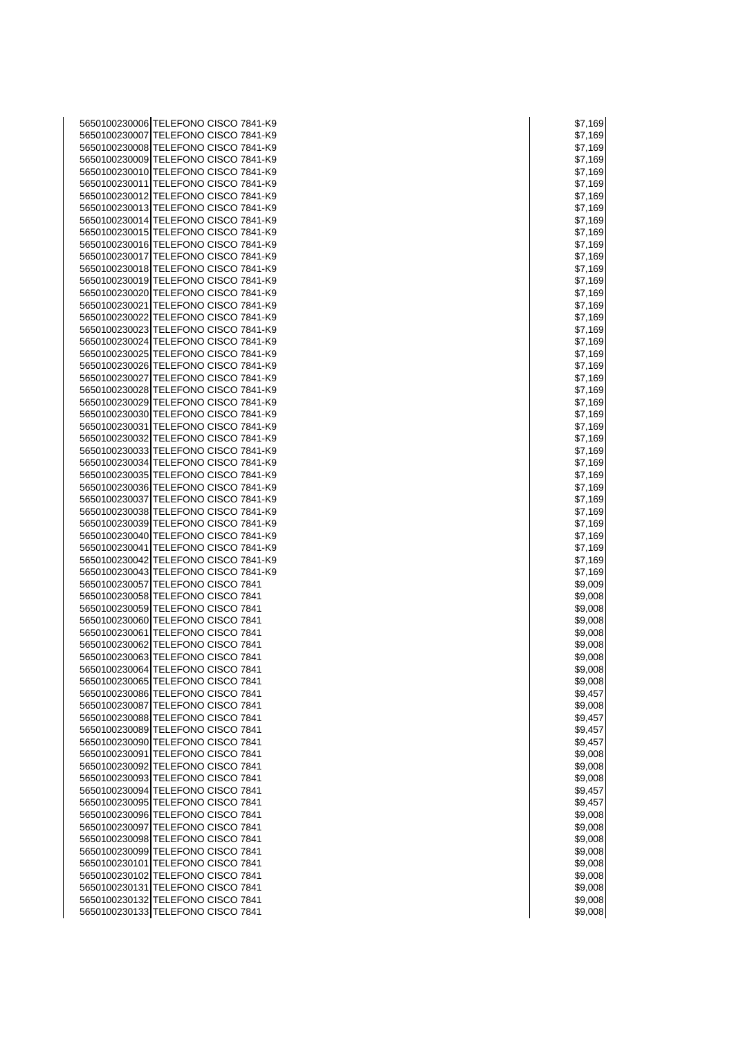| | | | |
|---|---|---|---|
| 5650100230006 | TELEFONO CISCO 7841-K9 | | $7,169 |
| 5650100230007 | TELEFONO CISCO 7841-K9 | | $7,169 |
| 5650100230008 | TELEFONO CISCO 7841-K9 | | $7,169 |
| 5650100230009 | TELEFONO CISCO 7841-K9 | | $7,169 |
| 5650100230010 | TELEFONO CISCO 7841-K9 | | $7,169 |
| 5650100230011 | TELEFONO CISCO 7841-K9 | | $7,169 |
| 5650100230012 | TELEFONO CISCO 7841-K9 | | $7,169 |
| 5650100230013 | TELEFONO CISCO 7841-K9 | | $7,169 |
| 5650100230014 | TELEFONO CISCO 7841-K9 | | $7,169 |
| 5650100230015 | TELEFONO CISCO 7841-K9 | | $7,169 |
| 5650100230016 | TELEFONO CISCO 7841-K9 | | $7,169 |
| 5650100230017 | TELEFONO CISCO 7841-K9 | | $7,169 |
| 5650100230018 | TELEFONO CISCO 7841-K9 | | $7,169 |
| 5650100230019 | TELEFONO CISCO 7841-K9 | | $7,169 |
| 5650100230020 | TELEFONO CISCO 7841-K9 | | $7,169 |
| 5650100230021 | TELEFONO CISCO 7841-K9 | | $7,169 |
| 5650100230022 | TELEFONO CISCO 7841-K9 | | $7,169 |
| 5650100230023 | TELEFONO CISCO 7841-K9 | | $7,169 |
| 5650100230024 | TELEFONO CISCO 7841-K9 | | $7,169 |
| 5650100230025 | TELEFONO CISCO 7841-K9 | | $7,169 |
| 5650100230026 | TELEFONO CISCO 7841-K9 | | $7,169 |
| 5650100230027 | TELEFONO CISCO 7841-K9 | | $7,169 |
| 5650100230028 | TELEFONO CISCO 7841-K9 | | $7,169 |
| 5650100230029 | TELEFONO CISCO 7841-K9 | | $7,169 |
| 5650100230030 | TELEFONO CISCO 7841-K9 | | $7,169 |
| 5650100230031 | TELEFONO CISCO 7841-K9 | | $7,169 |
| 5650100230032 | TELEFONO CISCO 7841-K9 | | $7,169 |
| 5650100230033 | TELEFONO CISCO 7841-K9 | | $7,169 |
| 5650100230034 | TELEFONO CISCO 7841-K9 | | $7,169 |
| 5650100230035 | TELEFONO CISCO 7841-K9 | | $7,169 |
| 5650100230036 | TELEFONO CISCO 7841-K9 | | $7,169 |
| 5650100230037 | TELEFONO CISCO 7841-K9 | | $7,169 |
| 5650100230038 | TELEFONO CISCO 7841-K9 | | $7,169 |
| 5650100230039 | TELEFONO CISCO 7841-K9 | | $7,169 |
| 5650100230040 | TELEFONO CISCO 7841-K9 | | $7,169 |
| 5650100230041 | TELEFONO CISCO 7841-K9 | | $7,169 |
| 5650100230042 | TELEFONO CISCO 7841-K9 | | $7,169 |
| 5650100230043 | TELEFONO CISCO 7841-K9 | | $7,169 |
| 5650100230057 | TELEFONO CISCO 7841 | | $9,009 |
| 5650100230058 | TELEFONO CISCO 7841 | | $9,008 |
| 5650100230059 | TELEFONO CISCO 7841 | | $9,008 |
| 5650100230060 | TELEFONO CISCO 7841 | | $9,008 |
| 5650100230061 | TELEFONO CISCO 7841 | | $9,008 |
| 5650100230062 | TELEFONO CISCO 7841 | | $9,008 |
| 5650100230063 | TELEFONO CISCO 7841 | | $9,008 |
| 5650100230064 | TELEFONO CISCO 7841 | | $9,008 |
| 5650100230065 | TELEFONO CISCO 7841 | | $9,008 |
| 5650100230086 | TELEFONO CISCO 7841 | | $9,457 |
| 5650100230087 | TELEFONO CISCO 7841 | | $9,008 |
| 5650100230088 | TELEFONO CISCO 7841 | | $9,457 |
| 5650100230089 | TELEFONO CISCO 7841 | | $9,457 |
| 5650100230090 | TELEFONO CISCO 7841 | | $9,457 |
| 5650100230091 | TELEFONO CISCO 7841 | | $9,008 |
| 5650100230092 | TELEFONO CISCO 7841 | | $9,008 |
| 5650100230093 | TELEFONO CISCO 7841 | | $9,008 |
| 5650100230094 | TELEFONO CISCO 7841 | | $9,457 |
| 5650100230095 | TELEFONO CISCO 7841 | | $9,457 |
| 5650100230096 | TELEFONO CISCO 7841 | | $9,008 |
| 5650100230097 | TELEFONO CISCO 7841 | | $9,008 |
| 5650100230098 | TELEFONO CISCO 7841 | | $9,008 |
| 5650100230099 | TELEFONO CISCO 7841 | | $9,008 |
| 5650100230101 | TELEFONO CISCO 7841 | | $9,008 |
| 5650100230102 | TELEFONO CISCO 7841 | | $9,008 |
| 5650100230131 | TELEFONO CISCO 7841 | | $9,008 |
| 5650100230132 | TELEFONO CISCO 7841 | | $9,008 |
| 5650100230133 | TELEFONO CISCO 7841 | | $9,008 |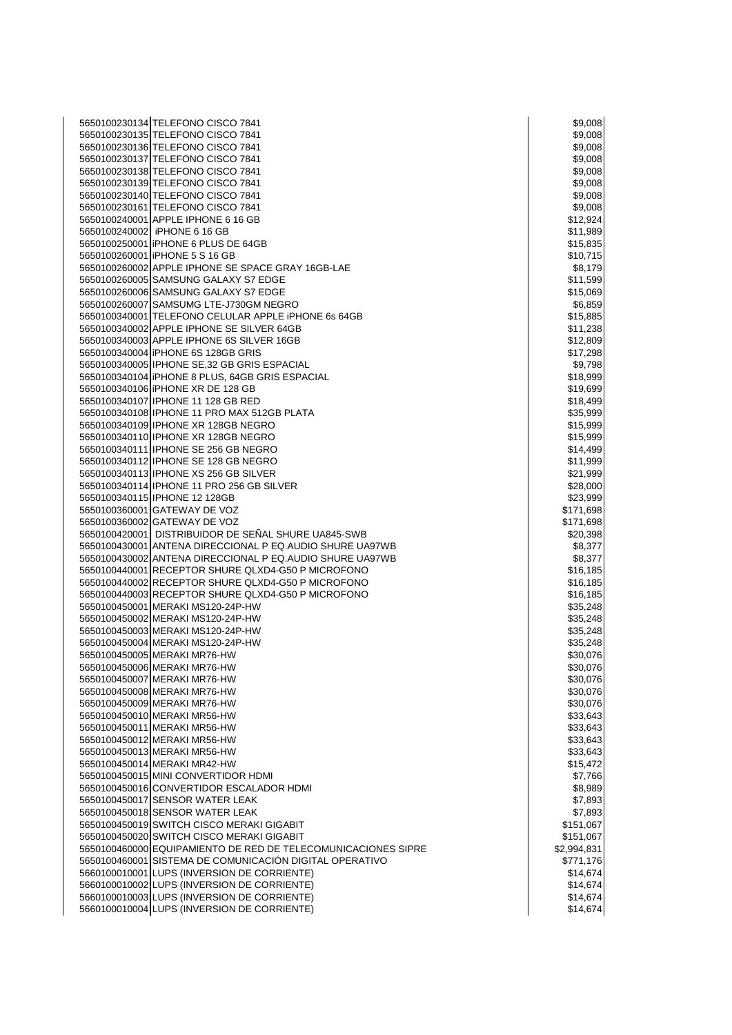| | | |
|---|---|---|
| 5650100230134 | TELEFONO CISCO 7841 | $9,008 |
| 5650100230135 | TELEFONO CISCO 7841 | $9,008 |
| 5650100230136 | TELEFONO CISCO 7841 | $9,008 |
| 5650100230137 | TELEFONO CISCO 7841 | $9,008 |
| 5650100230138 | TELEFONO CISCO 7841 | $9,008 |
| 5650100230139 | TELEFONO CISCO 7841 | $9,008 |
| 5650100230140 | TELEFONO CISCO 7841 | $9,008 |
| 5650100230161 | TELEFONO CISCO 7841 | $9,008 |
| 5650100240001 | APPLE IPHONE 6 16 GB | $12,924 |
| 5650100240002 | iPHONE 6 16 GB | $11,989 |
| 5650100250001 | iPHONE 6 PLUS DE 64GB | $15,835 |
| 5650100260001 | iPHONE 5 S 16 GB | $10,715 |
| 5650100260002 | APPLE IPHONE SE SPACE GRAY 16GB-LAE | $8,179 |
| 5650100260005 | SAMSUNG GALAXY S7 EDGE | $11,599 |
| 5650100260006 | SAMSUNG GALAXY S7 EDGE | $15,069 |
| 5650100260007 | SAMSUMG LTE-J730GM NEGRO | $6,859 |
| 5650100340001 | TELEFONO CELULAR APPLE iPHONE 6s 64GB | $15,885 |
| 5650100340002 | APPLE IPHONE SE SILVER 64GB | $11,238 |
| 5650100340003 | APPLE IPHONE 6S SILVER 16GB | $12,809 |
| 5650100340004 | iPHONE 6S 128GB GRIS | $17,298 |
| 5650100340005 | IPHONE SE,32 GB GRIS ESPACIAL | $9,798 |
| 5650100340104 | iPHONE 8 PLUS, 64GB GRIS ESPACIAL | $18,999 |
| 5650100340106 | iPHONE XR DE 128 GB | $19,699 |
| 5650100340107 | IPHONE 11 128 GB RED | $18,499 |
| 5650100340108 | IPHONE 11 PRO MAX 512GB PLATA | $35,999 |
| 5650100340109 | IPHONE XR 128GB NEGRO | $15,999 |
| 5650100340110 | IPHONE XR 128GB NEGRO | $15,999 |
| 5650100340111 | IPHONE SE 256 GB NEGRO | $14,499 |
| 5650100340112 | IPHONE SE 128 GB NEGRO | $11,999 |
| 5650100340113 | IPHONE XS 256 GB SILVER | $21,999 |
| 5650100340114 | IPHONE 11 PRO 256 GB SILVER | $28,000 |
| 5650100340115 | IPHONE 12 128GB | $23,999 |
| 5650100360001 | GATEWAY DE VOZ | $171,698 |
| 5650100360002 | GATEWAY DE VOZ | $171,698 |
| 5650100420001 | DISTRIBUIDOR DE SEÑAL SHURE UA845-SWB | $20,398 |
| 5650100430001 | ANTENA DIRECCIONAL P EQ.AUDIO SHURE UA97WB | $8,377 |
| 5650100430002 | ANTENA DIRECCIONAL P EQ.AUDIO SHURE UA97WB | $8,377 |
| 5650100440001 | RECEPTOR SHURE QLXD4-G50 P MICROFONO | $16,185 |
| 5650100440002 | RECEPTOR SHURE QLXD4-G50 P MICROFONO | $16,185 |
| 5650100440003 | RECEPTOR SHURE QLXD4-G50 P MICROFONO | $16,185 |
| 5650100450001 | MERAKI MS120-24P-HW | $35,248 |
| 5650100450002 | MERAKI MS120-24P-HW | $35,248 |
| 5650100450003 | MERAKI MS120-24P-HW | $35,248 |
| 5650100450004 | MERAKI MS120-24P-HW | $35,248 |
| 5650100450005 | MERAKI MR76-HW | $30,076 |
| 5650100450006 | MERAKI MR76-HW | $30,076 |
| 5650100450007 | MERAKI MR76-HW | $30,076 |
| 5650100450008 | MERAKI MR76-HW | $30,076 |
| 5650100450009 | MERAKI MR76-HW | $30,076 |
| 5650100450010 | MERAKI MR56-HW | $33,643 |
| 5650100450011 | MERAKI MR56-HW | $33,643 |
| 5650100450012 | MERAKI MR56-HW | $33,643 |
| 5650100450013 | MERAKI MR56-HW | $33,643 |
| 5650100450014 | MERAKI MR42-HW | $15,472 |
| 5650100450015 | MINI CONVERTIDOR HDMI | $7,766 |
| 5650100450016 | CONVERTIDOR ESCALADOR HDMI | $8,989 |
| 5650100450017 | SENSOR WATER LEAK | $7,893 |
| 5650100450018 | SENSOR WATER LEAK | $7,893 |
| 5650100450019 | SWITCH CISCO MERAKI GIGABIT | $151,067 |
| 5650100450020 | SWITCH CISCO MERAKI GIGABIT | $151,067 |
| 5650100460000 | EQUIPAMIENTO DE RED DE TELECOMUNICACIONES SIPRE | $2,994,831 |
| 5650100460001 | SISTEMA DE COMUNICACIÓN DIGITAL OPERATIVO | $771,176 |
| 5660100010001 | LUPS (INVERSION DE CORRIENTE) | $14,674 |
| 5660100010002 | LUPS (INVERSION DE CORRIENTE) | $14,674 |
| 5660100010003 | LUPS (INVERSION DE CORRIENTE) | $14,674 |
| 5660100010004 | LUPS (INVERSION DE CORRIENTE) | $14,674 |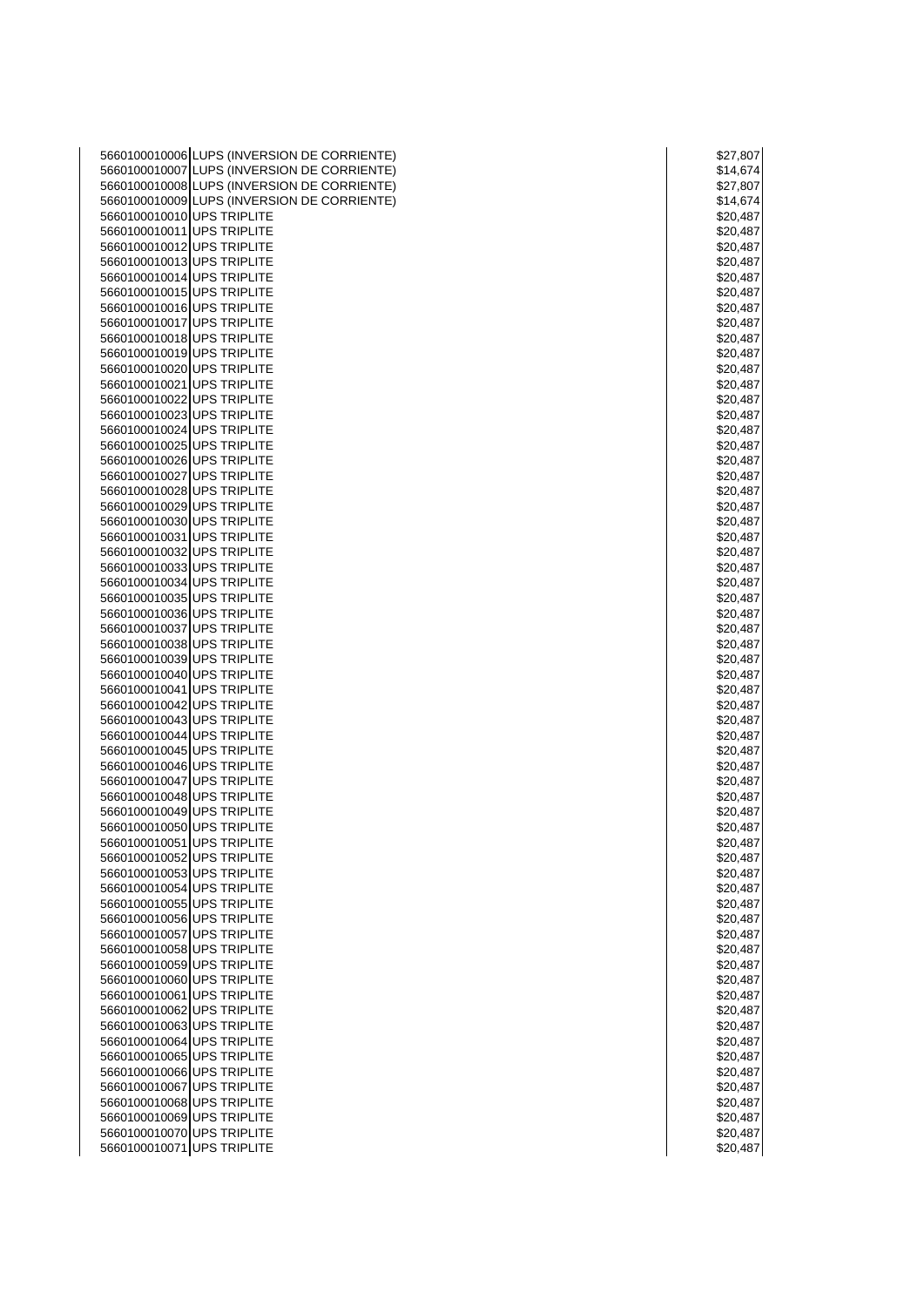| | | |
|---|---|---|
| 5660100010006 | LUPS (INVERSION DE CORRIENTE) | $27,807 |
| 5660100010007 | LUPS (INVERSION DE CORRIENTE) | $14,674 |
| 5660100010008 | LUPS (INVERSION DE CORRIENTE) | $27,807 |
| 5660100010009 | LUPS (INVERSION DE CORRIENTE) | $14,674 |
| 5660100010010 | UPS TRIPLITE | $20,487 |
| 5660100010011 | UPS TRIPLITE | $20,487 |
| 5660100010012 | UPS TRIPLITE | $20,487 |
| 5660100010013 | UPS TRIPLITE | $20,487 |
| 5660100010014 | UPS TRIPLITE | $20,487 |
| 5660100010015 | UPS TRIPLITE | $20,487 |
| 5660100010016 | UPS TRIPLITE | $20,487 |
| 5660100010017 | UPS TRIPLITE | $20,487 |
| 5660100010018 | UPS TRIPLITE | $20,487 |
| 5660100010019 | UPS TRIPLITE | $20,487 |
| 5660100010020 | UPS TRIPLITE | $20,487 |
| 5660100010021 | UPS TRIPLITE | $20,487 |
| 5660100010022 | UPS TRIPLITE | $20,487 |
| 5660100010023 | UPS TRIPLITE | $20,487 |
| 5660100010024 | UPS TRIPLITE | $20,487 |
| 5660100010025 | UPS TRIPLITE | $20,487 |
| 5660100010026 | UPS TRIPLITE | $20,487 |
| 5660100010027 | UPS TRIPLITE | $20,487 |
| 5660100010028 | UPS TRIPLITE | $20,487 |
| 5660100010029 | UPS TRIPLITE | $20,487 |
| 5660100010030 | UPS TRIPLITE | $20,487 |
| 5660100010031 | UPS TRIPLITE | $20,487 |
| 5660100010032 | UPS TRIPLITE | $20,487 |
| 5660100010033 | UPS TRIPLITE | $20,487 |
| 5660100010034 | UPS TRIPLITE | $20,487 |
| 5660100010035 | UPS TRIPLITE | $20,487 |
| 5660100010036 | UPS TRIPLITE | $20,487 |
| 5660100010037 | UPS TRIPLITE | $20,487 |
| 5660100010038 | UPS TRIPLITE | $20,487 |
| 5660100010039 | UPS TRIPLITE | $20,487 |
| 5660100010040 | UPS TRIPLITE | $20,487 |
| 5660100010041 | UPS TRIPLITE | $20,487 |
| 5660100010042 | UPS TRIPLITE | $20,487 |
| 5660100010043 | UPS TRIPLITE | $20,487 |
| 5660100010044 | UPS TRIPLITE | $20,487 |
| 5660100010045 | UPS TRIPLITE | $20,487 |
| 5660100010046 | UPS TRIPLITE | $20,487 |
| 5660100010047 | UPS TRIPLITE | $20,487 |
| 5660100010048 | UPS TRIPLITE | $20,487 |
| 5660100010049 | UPS TRIPLITE | $20,487 |
| 5660100010050 | UPS TRIPLITE | $20,487 |
| 5660100010051 | UPS TRIPLITE | $20,487 |
| 5660100010052 | UPS TRIPLITE | $20,487 |
| 5660100010053 | UPS TRIPLITE | $20,487 |
| 5660100010054 | UPS TRIPLITE | $20,487 |
| 5660100010055 | UPS TRIPLITE | $20,487 |
| 5660100010056 | UPS TRIPLITE | $20,487 |
| 5660100010057 | UPS TRIPLITE | $20,487 |
| 5660100010058 | UPS TRIPLITE | $20,487 |
| 5660100010059 | UPS TRIPLITE | $20,487 |
| 5660100010060 | UPS TRIPLITE | $20,487 |
| 5660100010061 | UPS TRIPLITE | $20,487 |
| 5660100010062 | UPS TRIPLITE | $20,487 |
| 5660100010063 | UPS TRIPLITE | $20,487 |
| 5660100010064 | UPS TRIPLITE | $20,487 |
| 5660100010065 | UPS TRIPLITE | $20,487 |
| 5660100010066 | UPS TRIPLITE | $20,487 |
| 5660100010067 | UPS TRIPLITE | $20,487 |
| 5660100010068 | UPS TRIPLITE | $20,487 |
| 5660100010069 | UPS TRIPLITE | $20,487 |
| 5660100010070 | UPS TRIPLITE | $20,487 |
| 5660100010071 | UPS TRIPLITE | $20,487 |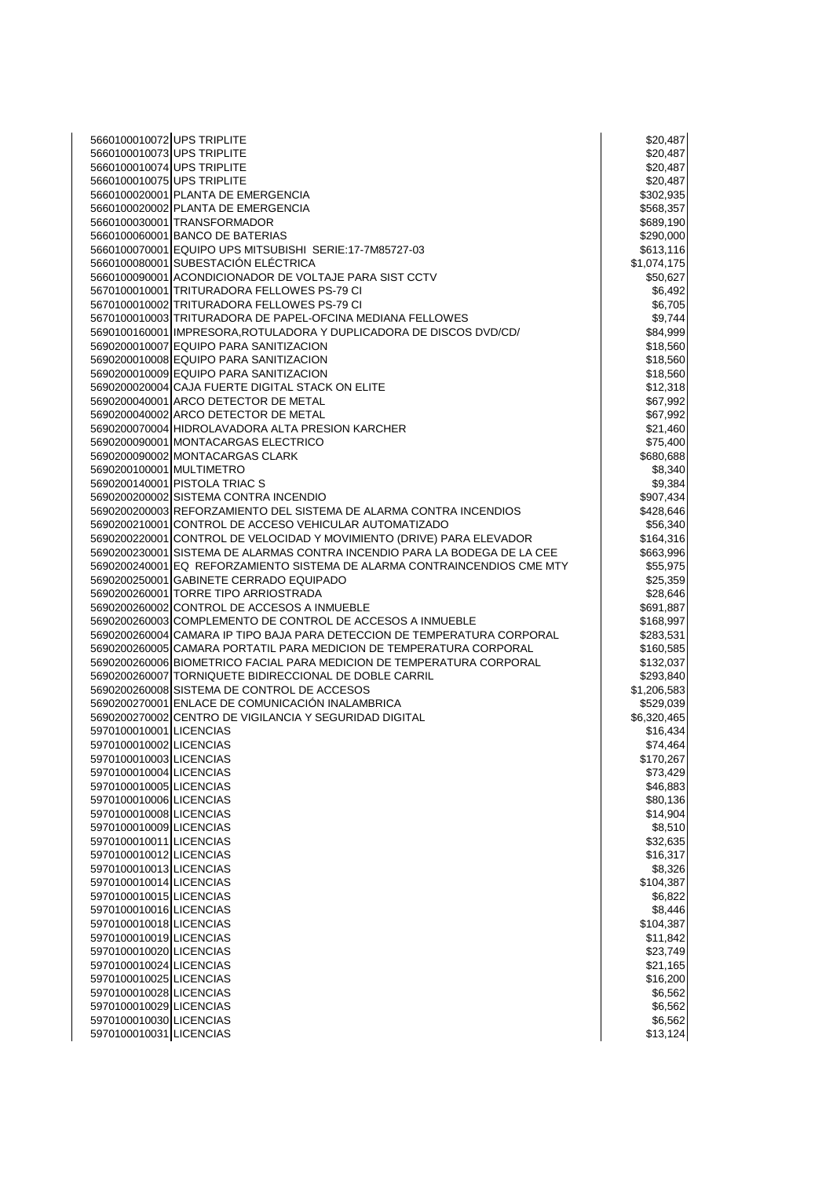| | | |
|---|---|---|
| 5660100010072 | UPS TRIPLITE | $20,487 |
| 5660100010073 | UPS TRIPLITE | $20,487 |
| 5660100010074 | UPS TRIPLITE | $20,487 |
| 5660100010075 | UPS TRIPLITE | $20,487 |
| 5660100020001 | PLANTA DE EMERGENCIA | $302,935 |
| 5660100020002 | PLANTA DE EMERGENCIA | $568,357 |
| 5660100030001 | TRANSFORMADOR | $689,190 |
| 5660100060001 | BANCO DE BATERIAS | $290,000 |
| 5660100070001 | EQUIPO UPS MITSUBISHI SERIE:17-7M85727-03 | $613,116 |
| 5660100080001 | SUBESTACIÓN ELÉCTRICA | $1,074,175 |
| 5660100090001 | ACONDICIONADOR DE VOLTAJE PARA SIST CCTV | $50,627 |
| 5670100010001 | TRITURADORA FELLOWES PS-79 CI | $6,492 |
| 5670100010002 | TRITURADORA FELLOWES PS-79 CI | $6,705 |
| 5670100010003 | TRITURADORA DE PAPEL-OFCINA MEDIANA FELLOWES | $9,744 |
| 5690100160001 | IMPRESORA,ROTULADORA Y DUPLICADORA DE DISCOS DVD/CD/ | $84,999 |
| 5690200010007 | EQUIPO PARA SANITIZACION | $18,560 |
| 5690200010008 | EQUIPO PARA SANITIZACION | $18,560 |
| 5690200010009 | EQUIPO PARA SANITIZACION | $18,560 |
| 5690200020004 | CAJA FUERTE DIGITAL STACK ON ELITE | $12,318 |
| 5690200040001 | ARCO DETECTOR DE METAL | $67,992 |
| 5690200040002 | ARCO DETECTOR DE METAL | $67,992 |
| 5690200070004 | HIDROLAVADORA ALTA PRESION KARCHER | $21,460 |
| 5690200090001 | MONTACARGAS ELECTRICO | $75,400 |
| 5690200090002 | MONTACARGAS CLARK | $680,688 |
| 5690200100001 | MULTIMETRO | $8,340 |
| 5690200140001 | PISTOLA TRIAC S | $9,384 |
| 5690200200002 | SISTEMA CONTRA INCENDIO | $907,434 |
| 5690200200003 | REFORZAMIENTO DEL SISTEMA DE ALARMA CONTRA INCENDIOS | $428,646 |
| 5690200210001 | CONTROL DE ACCESO VEHICULAR AUTOMATIZADO | $56,340 |
| 5690200220001 | CONTROL DE VELOCIDAD Y MOVIMIENTO (DRIVE) PARA ELEVADOR | $164,316 |
| 5690200230001 | SISTEMA DE ALARMAS CONTRA INCENDIO PARA LA BODEGA DE LA CEE | $663,996 |
| 5690200240001 | EQ REFORZAMIENTO SISTEMA DE ALARMA CONTRAINCENDIOS CME MTY | $55,975 |
| 5690200250001 | GABINETE CERRADO EQUIPADO | $25,359 |
| 5690200260001 | TORRE TIPO ARRIOSTRADA | $28,646 |
| 5690200260002 | CONTROL DE ACCESOS A INMUEBLE | $691,887 |
| 5690200260003 | COMPLEMENTO DE CONTROL DE ACCESOS A INMUEBLE | $168,997 |
| 5690200260004 | CAMARA IP TIPO BAJA PARA DETECCION DE TEMPERATURA CORPORAL | $283,531 |
| 5690200260005 | CAMARA PORTATIL PARA MEDICION DE TEMPERATURA CORPORAL | $160,585 |
| 5690200260006 | BIOMETRICO FACIAL PARA MEDICION DE TEMPERATURA CORPORAL | $132,037 |
| 5690200260007 | TORNIQUETE BIDIRECCIONAL DE DOBLE CARRIL | $293,840 |
| 5690200260008 | SISTEMA DE CONTROL DE ACCESOS | $1,206,583 |
| 5690200270001 | ENLACE DE COMUNICACIÓN INALAMBRICA | $529,039 |
| 5690200270002 | CENTRO DE VIGILANCIA Y SEGURIDAD DIGITAL | $6,320,465 |
| 5970100010001 | LICENCIAS | $16,434 |
| 5970100010002 | LICENCIAS | $74,464 |
| 5970100010003 | LICENCIAS | $170,267 |
| 5970100010004 | LICENCIAS | $73,429 |
| 5970100010005 | LICENCIAS | $46,883 |
| 5970100010006 | LICENCIAS | $80,136 |
| 5970100010008 | LICENCIAS | $14,904 |
| 5970100010009 | LICENCIAS | $8,510 |
| 5970100010011 | LICENCIAS | $32,635 |
| 5970100010012 | LICENCIAS | $16,317 |
| 5970100010013 | LICENCIAS | $8,326 |
| 5970100010014 | LICENCIAS | $104,387 |
| 5970100010015 | LICENCIAS | $6,822 |
| 5970100010016 | LICENCIAS | $8,446 |
| 5970100010018 | LICENCIAS | $104,387 |
| 5970100010019 | LICENCIAS | $11,842 |
| 5970100010020 | LICENCIAS | $23,749 |
| 5970100010024 | LICENCIAS | $21,165 |
| 5970100010025 | LICENCIAS | $16,200 |
| 5970100010028 | LICENCIAS | $6,562 |
| 5970100010029 | LICENCIAS | $6,562 |
| 5970100010030 | LICENCIAS | $6,562 |
| 5970100010031 | LICENCIAS | $13,124 |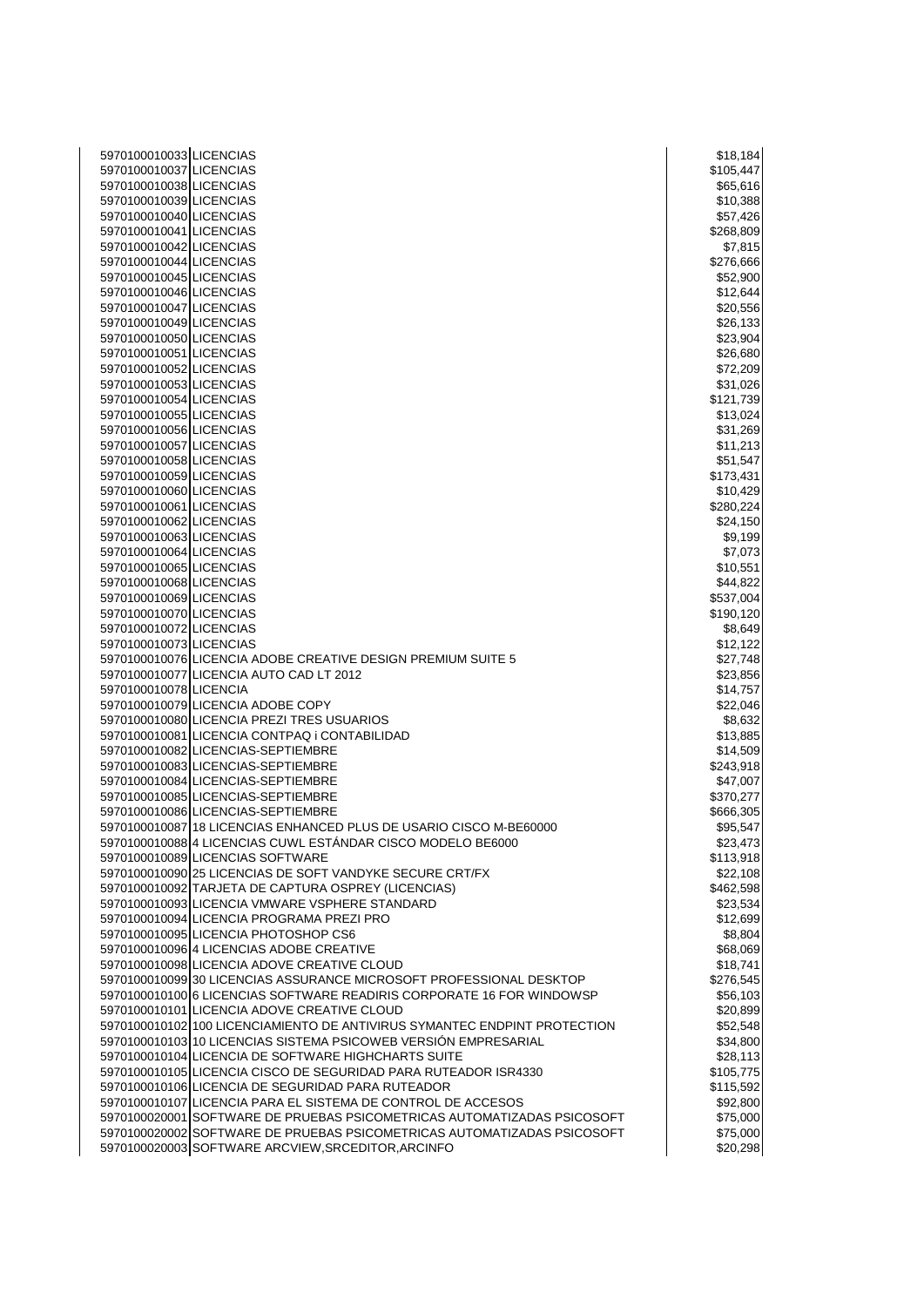| | | |
|---|---|---|
| 5970100010033 | LICENCIAS | $18,184 |
| 5970100010037 | LICENCIAS | $105,447 |
| 5970100010038 | LICENCIAS | $65,616 |
| 5970100010039 | LICENCIAS | $10,388 |
| 5970100010040 | LICENCIAS | $57,426 |
| 5970100010041 | LICENCIAS | $268,809 |
| 5970100010042 | LICENCIAS | $7,815 |
| 5970100010044 | LICENCIAS | $276,666 |
| 5970100010045 | LICENCIAS | $52,900 |
| 5970100010046 | LICENCIAS | $12,644 |
| 5970100010047 | LICENCIAS | $20,556 |
| 5970100010049 | LICENCIAS | $26,133 |
| 5970100010050 | LICENCIAS | $23,904 |
| 5970100010051 | LICENCIAS | $26,680 |
| 5970100010052 | LICENCIAS | $72,209 |
| 5970100010053 | LICENCIAS | $31,026 |
| 5970100010054 | LICENCIAS | $121,739 |
| 5970100010055 | LICENCIAS | $13,024 |
| 5970100010056 | LICENCIAS | $31,269 |
| 5970100010057 | LICENCIAS | $11,213 |
| 5970100010058 | LICENCIAS | $51,547 |
| 5970100010059 | LICENCIAS | $173,431 |
| 5970100010060 | LICENCIAS | $10,429 |
| 5970100010061 | LICENCIAS | $280,224 |
| 5970100010062 | LICENCIAS | $24,150 |
| 5970100010063 | LICENCIAS | $9,199 |
| 5970100010064 | LICENCIAS | $7,073 |
| 5970100010065 | LICENCIAS | $10,551 |
| 5970100010068 | LICENCIAS | $44,822 |
| 5970100010069 | LICENCIAS | $537,004 |
| 5970100010070 | LICENCIAS | $190,120 |
| 5970100010072 | LICENCIAS | $8,649 |
| 5970100010073 | LICENCIAS | $12,122 |
| 5970100010076 | LICENCIA ADOBE CREATIVE DESIGN PREMIUM SUITE 5 | $27,748 |
| 5970100010077 | LICENCIA AUTO CAD LT 2012 | $23,856 |
| 5970100010078 | LICENCIA | $14,757 |
| 5970100010079 | LICENCIA ADOBE COPY | $22,046 |
| 5970100010080 | LICENCIA PREZI TRES USUARIOS | $8,632 |
| 5970100010081 | LICENCIA CONTPAQ i CONTABILIDAD | $13,885 |
| 5970100010082 | LICENCIAS-SEPTIEMBRE | $14,509 |
| 5970100010083 | LICENCIAS-SEPTIEMBRE | $243,918 |
| 5970100010084 | LICENCIAS-SEPTIEMBRE | $47,007 |
| 5970100010085 | LICENCIAS-SEPTIEMBRE | $370,277 |
| 5970100010086 | LICENCIAS-SEPTIEMBRE | $666,305 |
| 5970100010087 | 18 LICENCIAS ENHANCED PLUS DE USARIO CISCO M-BE60000 | $95,547 |
| 5970100010088 | 4 LICENCIAS CUWL ESTÁNDAR CISCO MODELO BE6000 | $23,473 |
| 5970100010089 | LICENCIAS SOFTWARE | $113,918 |
| 5970100010090 | 25 LICENCIAS DE SOFT VANDYKE SECURE CRT/FX | $22,108 |
| 5970100010092 | TARJETA DE CAPTURA OSPREY (LICENCIAS) | $462,598 |
| 5970100010093 | LICENCIA VMWARE VSPHERE STANDARD | $23,534 |
| 5970100010094 | LICENCIA PROGRAMA PREZI PRO | $12,699 |
| 5970100010095 | LICENCIA PHOTOSHOP CS6 | $8,804 |
| 5970100010096 | 4 LICENCIAS ADOBE CREATIVE | $68,069 |
| 5970100010098 | LICENCIA ADOVE CREATIVE CLOUD | $18,741 |
| 5970100010099 | 30 LICENCIAS ASSURANCE MICROSOFT PROFESSIONAL DESKTOP | $276,545 |
| 5970100010100 | 6 LICENCIAS SOFTWARE READIRIS CORPORATE 16 FOR WINDOWSP | $56,103 |
| 5970100010101 | LICENCIA ADOVE CREATIVE CLOUD | $20,899 |
| 5970100010102 | 100 LICENCIAMIENTO DE ANTIVIRUS SYMANTEC ENDPINT PROTECTION | $52,548 |
| 5970100010103 | 10 LICENCIAS SISTEMA PSICOWEB VERSIÓN EMPRESARIAL | $34,800 |
| 5970100010104 | LICENCIA DE SOFTWARE HIGHCHARTS SUITE | $28,113 |
| 5970100010105 | LICENCIA CISCO DE SEGURIDAD PARA RUTEADOR ISR4330 | $105,775 |
| 5970100010106 | LICENCIA DE SEGURIDAD PARA RUTEADOR | $115,592 |
| 5970100010107 | LICENCIA PARA EL SISTEMA DE CONTROL DE ACCESOS | $92,800 |
| 5970100020001 | SOFTWARE DE PRUEBAS PSICOMETRICAS AUTOMATIZADAS PSICOSOFT | $75,000 |
| 5970100020002 | SOFTWARE DE PRUEBAS PSICOMETRICAS AUTOMATIZADAS PSICOSOFT | $75,000 |
| 5970100020003 | SOFTWARE ARCVIEW,SRCEDITOR,ARCINFO | $20,298 |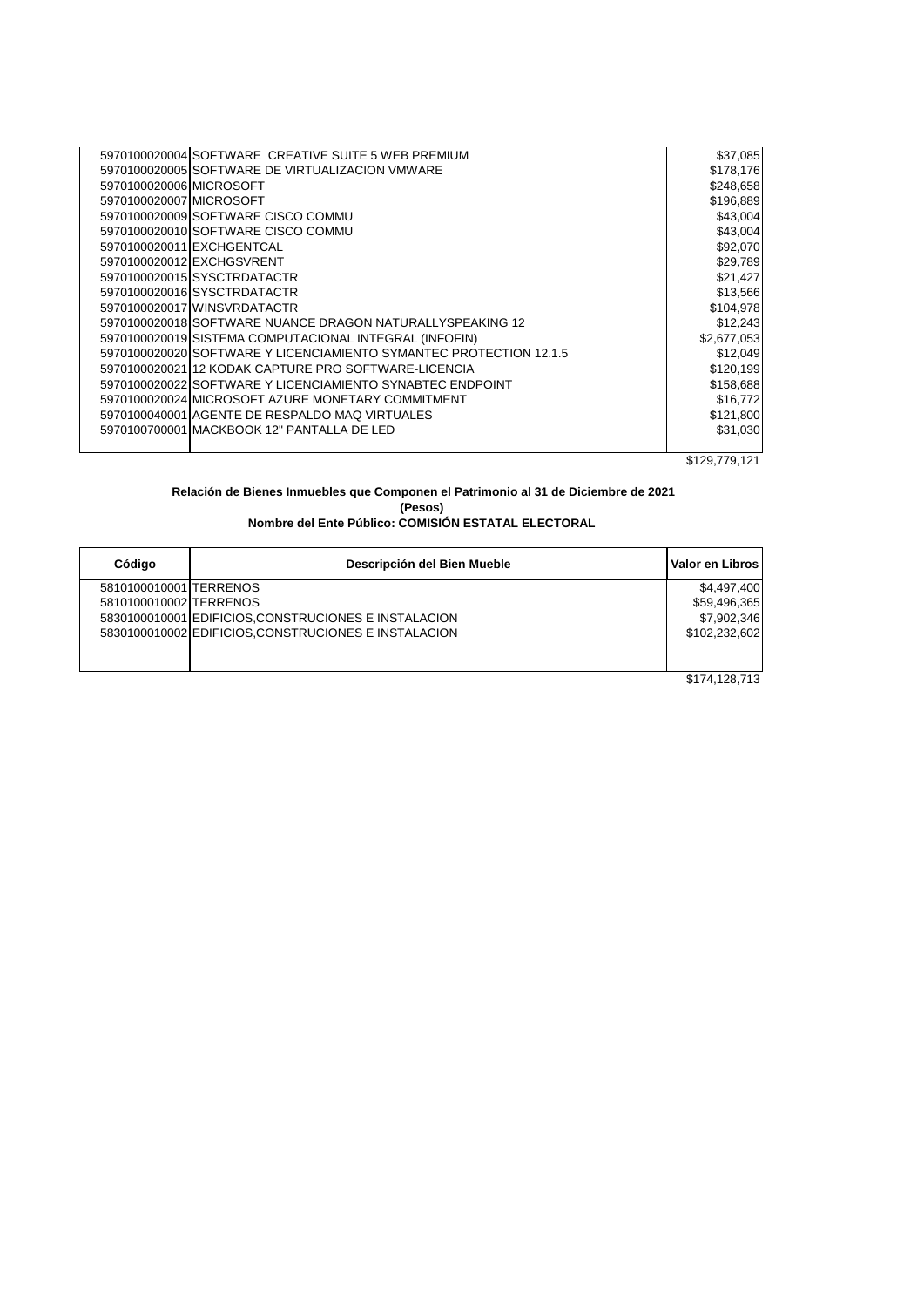| | | |
|---|---|---|
| 5970100020004 | SOFTWARE CREATIVE SUITE 5 WEB PREMIUM | $37,085 |
| 5970100020005 | SOFTWARE DE VIRTUALIZACION VMWARE | $178,176 |
| 5970100020006 | MICROSOFT | $248,658 |
| 5970100020007 | MICROSOFT | $196,889 |
| 5970100020009 | SOFTWARE CISCO COMMU | $43,004 |
| 5970100020010 | SOFTWARE CISCO COMMU | $43,004 |
| 5970100020011 | EXCHGENTCAL | $92,070 |
| 5970100020012 | EXCHGSVRENT | $29,789 |
| 5970100020015 | SYSCTRDATACTR | $21,427 |
| 5970100020016 | SYSCTRDATACTR | $13,566 |
| 5970100020017 | WINSVRDATACTR | $104,978 |
| 5970100020018 | SOFTWARE NUANCE DRAGON NATURALLYSPEAKING 12 | $12,243 |
| 5970100020019 | SISTEMA COMPUTACIONAL INTEGRAL (INFOFIN) | $2,677,053 |
| 5970100020020 | SOFTWARE Y LICENCIAMIENTO SYMANTEC PROTECTION 12.1.5 | $12,049 |
| 5970100020021 | 12 KODAK CAPTURE PRO SOFTWARE-LICENCIA | $120,199 |
| 5970100020022 | SOFTWARE Y LICENCIAMIENTO SYNABTEC ENDPOINT | $158,688 |
| 5970100020024 | MICROSOFT AZURE MONETARY COMMITMENT | $16,772 |
| 5970100040001 | AGENTE DE RESPALDO MAQ VIRTUALES | $121,800 |
| 5970100700001 | MACKBOOK 12" PANTALLA DE LED | $31,030 |
| | | $129,779,121 |

**Relación de Bienes Inmuebles que Componen el Patrimonio al 31 de Diciembre de 2021**

**(Pesos)**

**Nombre del Ente Público: COMISIÓN ESTATAL ELECTORAL**

| Código | Descripción del Bien Mueble | Valor en Libros |
|---|---|---|
| 5810100010001 | TERRENOS | $4,497,400 |
| 5810100010002 | TERRENOS | $59,496,365 |
| 5830100010001 | EDIFICIOS,CONSTRUCIONES E INSTALACION | $7,902,346 |
| 5830100010002 | EDIFICIOS,CONSTRUCIONES E INSTALACION | $102,232,602 |
| | | $174,128,713 |